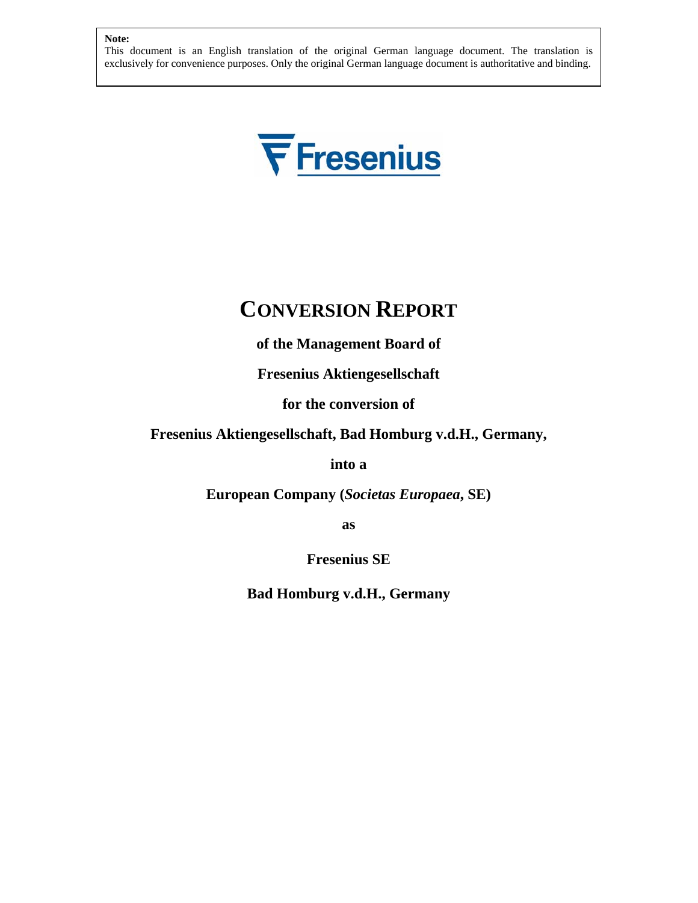**Note:**
This document is an English translation of the original German language document. The translation is exclusively for convenience purposes. Only the original German language document is authoritative and binding.

Fresenius

# CONVERSION REPORT

**of the Management Board of**

**Fresenius Aktiengesellschaft**

**for the conversion of**

**Fresenius Aktiengesellschaft, Bad Homburg v.d.H., Germany,**

**into a**

**European Company (*Societas Europaea*, SE)**

**as**

**Fresenius SE**

**Bad Homburg v.d.H., Germany**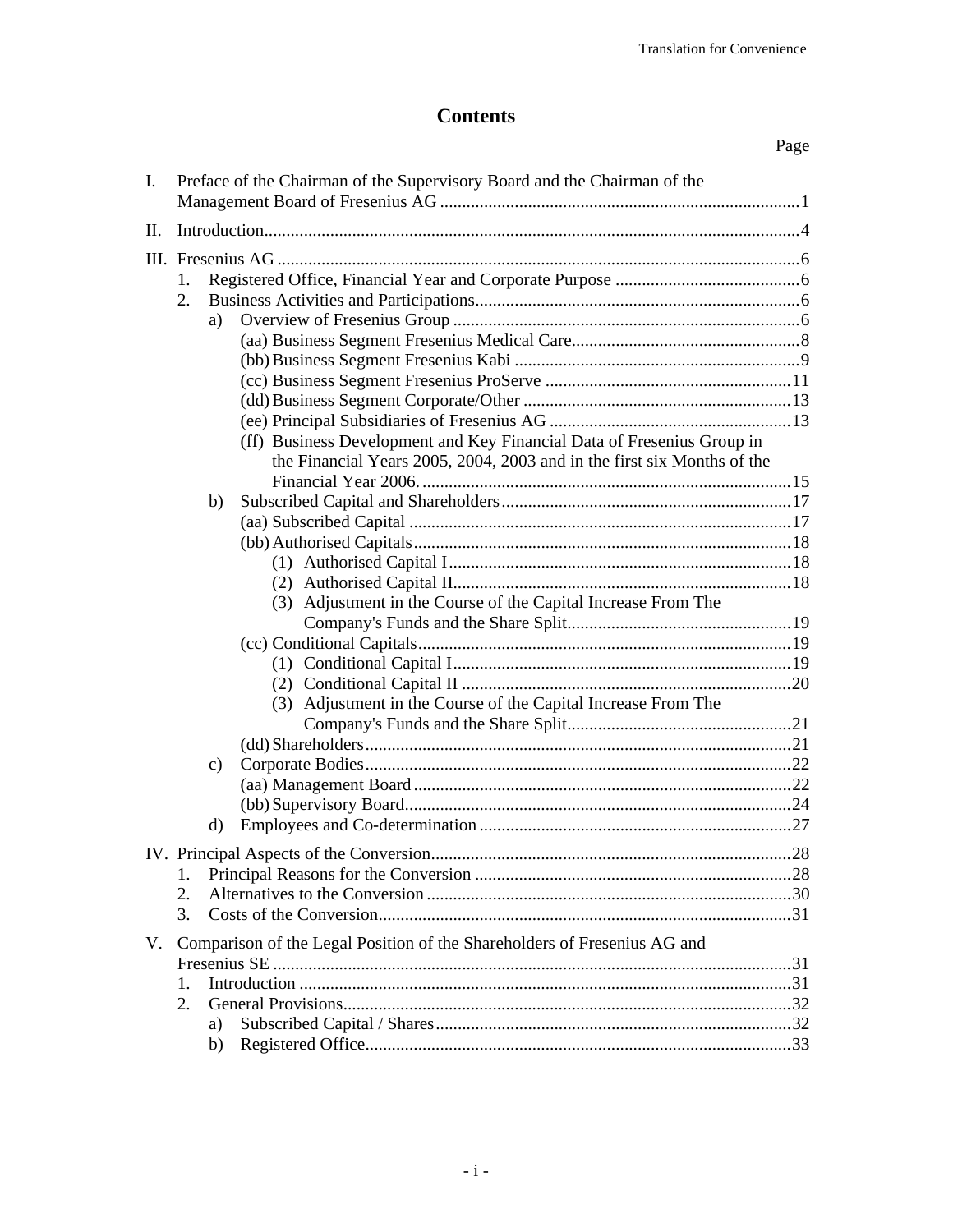Translation for Convenience

# Contents

| | Page |
|---|---|
| I. Preface of the Chairman of the Supervisory Board and the Chairman of the Management Board of Fresenius AG | 1 |
| II. Introduction | 4 |
| III. Fresenius AG | 6 |
| 1. Registered Office, Financial Year and Corporate Purpose | 6 |
| 2. Business Activities and Participations | 6 |
| a) Overview of Fresenius Group | 6 |
| (aa) Business Segment Fresenius Medical Care | 8 |
| (bb) Business Segment Fresenius Kabi | 9 |
| (cc) Business Segment Fresenius ProServe | 11 |
| (dd) Business Segment Corporate/Other | 13 |
| (ee) Principal Subsidiaries of Fresenius AG | 13 |
| (ff) Business Development and Key Financial Data of Fresenius Group in the Financial Years 2005, 2004, 2003 and in the first six Months of the Financial Year 2006. | 15 |
| b) Subscribed Capital and Shareholders | 17 |
| (aa) Subscribed Capital | 17 |
| (bb) Authorised Capitals | 18 |
| (1) Authorised Capital I | 18 |
| (2) Authorised Capital II | 18 |
| (3) Adjustment in the Course of the Capital Increase From The Company's Funds and the Share Split | 19 |
| (cc) Conditional Capitals | 19 |
| (1) Conditional Capital I | 19 |
| (2) Conditional Capital II | 20 |
| (3) Adjustment in the Course of the Capital Increase From The Company's Funds and the Share Split | 21 |
| (dd) Shareholders | 21 |
| c) Corporate Bodies | 22 |
| (aa) Management Board | 22 |
| (bb) Supervisory Board | 24 |
| d) Employees and Co-determination | 27 |
| IV. Principal Aspects of the Conversion | 28 |
| 1. Principal Reasons for the Conversion | 28 |
| 2. Alternatives to the Conversion | 30 |
| 3. Costs of the Conversion | 31 |
| V. Comparison of the Legal Position of the Shareholders of Fresenius AG and Fresenius SE | 31 |
| 1. Introduction | 31 |
| 2. General Provisions | 32 |
| a) Subscribed Capital / Shares | 32 |
| b) Registered Office | 33 |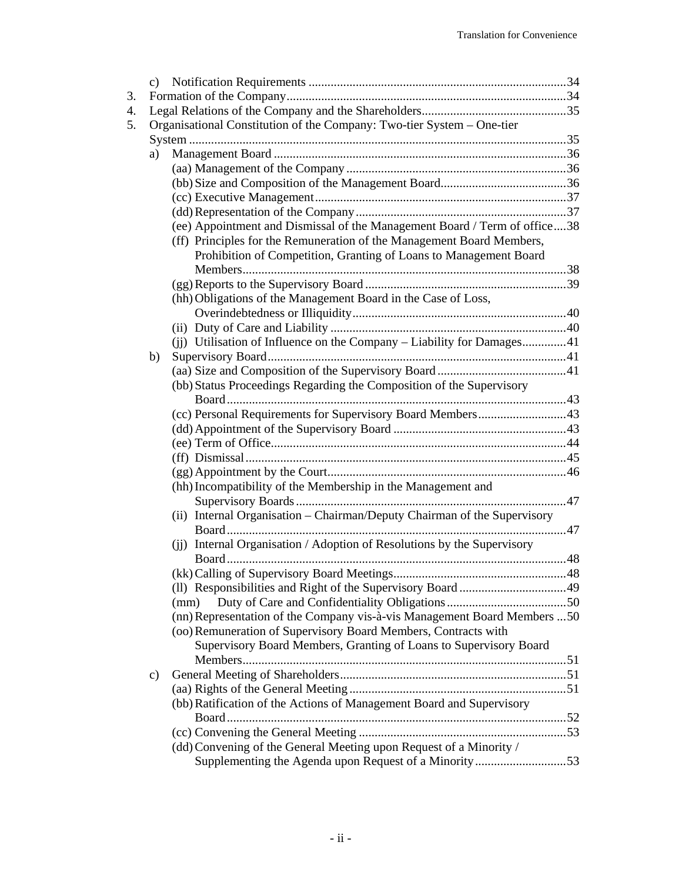- c) Notification Requirements ...................................................................................34
3. Formation of the Company..........................................................................................34
4. Legal Relations of the Company and the Shareholders...............................................35
5. Organisational Constitution of the Company: Two-tier System – One-tier System ........................................................................................................................35
   - a) Management Board ...............................................................................................36
     - (aa) Management of the Company .......................................................................36
     - (bb) Size and Composition of the Management Board.........................................36
     - (cc) Executive Management.................................................................................37
     - (dd) Representation of the Company....................................................................37
     - (ee) Appointment and Dismissal of the Management Board / Term of office....38
     - (ff) Principles for the Remuneration of the Management Board Members, Prohibition of Competition, Granting of Loans to Management Board Members.......................................................................................................38
     - (gg) Reports to the Supervisory Board .................................................................39
     - (hh) Obligations of the Management Board in the Case of Loss, Overindebtedness or Illiquidity....................................................................40
     - (ii) Duty of Care and Liability ............................................................................40
     - (jj) Utilisation of Influence on the Company – Liability for Damages..............41
   - b) Supervisory Board.................................................................................................41
     - (aa) Size and Composition of the Supervisory Board .........................................41
     - (bb) Status Proceedings Regarding the Composition of the Supervisory Board............................................................................................................43
     - (cc) Personal Requirements for Supervisory Board Members............................43
     - (dd) Appointment of the Supervisory Board .......................................................43
     - (ee) Term of Office..............................................................................................44
     - (ff) Dismissal.......................................................................................................45
     - (gg) Appointment by the Court............................................................................46
     - (hh) Incompatibility of the Membership in the Management and Supervisory Boards......................................................................................47
     - (ii) Internal Organisation – Chairman/Deputy Chairman of the Supervisory Board............................................................................................................47
     - (jj) Internal Organisation / Adoption of Resolutions by the Supervisory Board............................................................................................................48
     - (kk) Calling of Supervisory Board Meetings.......................................................48
     - (ll) Responsibilities and Right of the Supervisory Board ..................................49
     - (mm) Duty of Care and Confidentiality Obligations......................................50
     - (nn) Representation of the Company vis-à-vis Management Board Members ...50
     - (oo) Remuneration of Supervisory Board Members, Contracts with Supervisory Board Members, Granting of Loans to Supervisory Board Members.......................................................................................................51
   - c) General Meeting of Shareholders.........................................................................51
     - (aa) Rights of the General Meeting.....................................................................51
     - (bb) Ratification of the Actions of Management Board and Supervisory Board............................................................................................................52
     - (cc) Convening the General Meeting ..................................................................53
     - (dd) Convening of the General Meeting upon Request of a Minority / Supplementing the Agenda upon Request of a Minority.............................53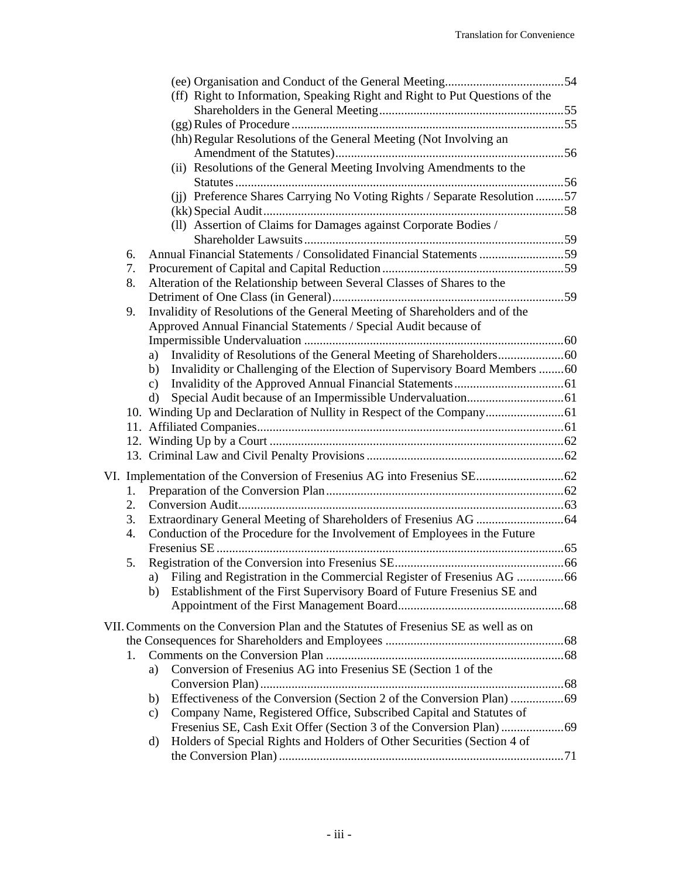(ee) Organisation and Conduct of the General Meeting......................................54
(ff) Right to Information, Speaking Right and Right to Put Questions of the Shareholders in the General Meeting...........................................................55
(gg) Rules of Procedure......................................................................................55
(hh) Regular Resolutions of the General Meeting (Not Involving an Amendment of the Statutes).........................................................................56
(ii) Resolutions of the General Meeting Involving Amendments to the Statutes........................................................................................................56
(jj) Preference Shares Carrying No Voting Rights / Separate Resolution.........57
(kk) Special Audit...............................................................................................58
(ll) Assertion of Claims for Damages against Corporate Bodies / Shareholder Lawsuits..................................................................................59

6. Annual Financial Statements / Consolidated Financial Statements...........................59
7. Procurement of Capital and Capital Reduction..........................................................59
8. Alteration of the Relationship between Several Classes of Shares to the Detriment of One Class (in General)..........................................................................59
9. Invalidity of Resolutions of the General Meeting of Shareholders and of the Approved Annual Financial Statements / Special Audit because of Impermissible Undervaluation ..................................................................................60
   a) Invalidity of Resolutions of the General Meeting of Shareholders.....................60
   b) Invalidity or Challenging of the Election of Supervisory Board Members ........60
   c) Invalidity of the Approved Annual Financial Statements...................................61
   d) Special Audit because of an Impermissible Undervaluation...............................61
10. Winding Up and Declaration of Nullity in Respect of the Company.........................61
11. Affiliated Companies.................................................................................................61
12. Winding Up by a Court .............................................................................................62
13. Criminal Law and Civil Penalty Provisions ..............................................................62

VI. Implementation of the Conversion of Fresenius AG into Fresenius SE............................62
1. Preparation of the Conversion Plan...........................................................................62
2. Conversion Audit.......................................................................................................63
3. Extraordinary General Meeting of Shareholders of Fresenius AG ............................64
4. Conduction of the Procedure for the Involvement of Employees in the Future Fresenius SE..............................................................................................................65
5. Registration of the Conversion into Fresenius SE......................................................66
   a) Filing and Registration in the Commercial Register of Fresenius AG ...............66
   b) Establishment of the First Supervisory Board of Future Fresenius SE and Appointment of the First Management Board.....................................................68

VII. Comments on the Conversion Plan and the Statutes of Fresenius SE as well as on the Consequences for Shareholders and Employees ........................................................68
1. Comments on the Conversion Plan ...........................................................................68
   a) Conversion of Fresenius AG into Fresenius SE (Section 1 of the Conversion Plan)................................................................................................68
   b) Effectiveness of the Conversion (Section 2 of the Conversion Plan) .................69
   c) Company Name, Registered Office, Subscribed Capital and Statutes of Fresenius SE, Cash Exit Offer (Section 3 of the Conversion Plan)....................69
   d) Holders of Special Rights and Holders of Other Securities (Section 4 of the Conversion Plan)..........................................................................................71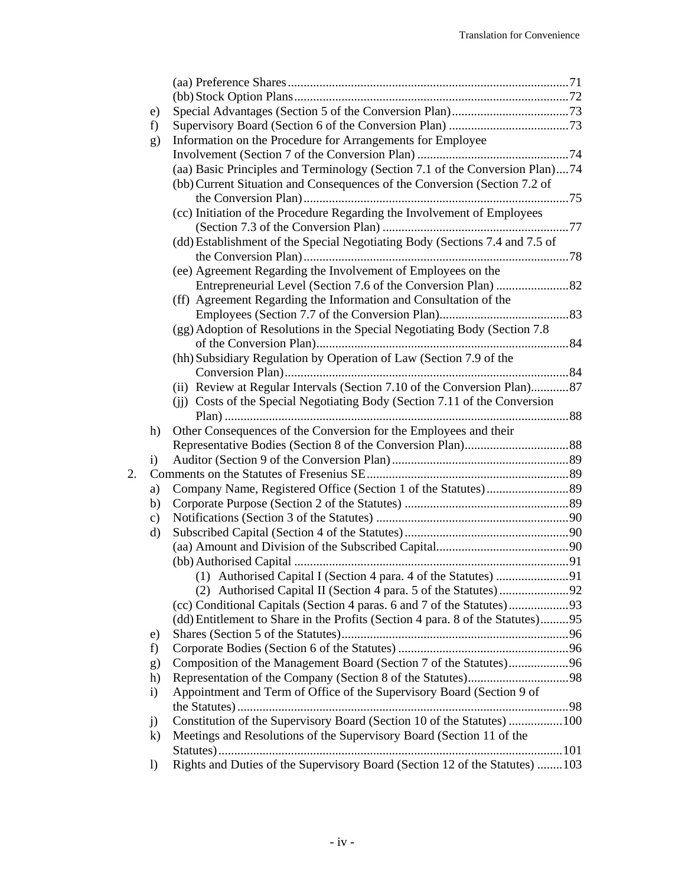(aa) Preference Shares ........................................................................................ 71

(bb) Stock Option Plans ....................................................................................... 72

e) Special Advantages (Section 5 of the Conversion Plan) ..................................... 73

f) Supervisory Board (Section 6 of the Conversion Plan) ...................................... 73

g) Information on the Procedure for Arrangements for Employee Involvement (Section 7 of the Conversion Plan) ................................................ 74

(aa) Basic Principles and Terminology (Section 7.1 of the Conversion Plan) .... 74

(bb) Current Situation and Consequences of the Conversion (Section 7.2 of the Conversion Plan) ................................................................................... 75

(cc) Initiation of the Procedure Regarding the Involvement of Employees (Section 7.3 of the Conversion Plan) ........................................................... 77

(dd) Establishment of the Special Negotiating Body (Sections 7.4 and 7.5 of the Conversion Plan) ................................................................................... 78

(ee) Agreement Regarding the Involvement of Employees on the Entrepreneurial Level (Section 7.6 of the Conversion Plan) ....................... 82

(ff) Agreement Regarding the Information and Consultation of the Employees (Section 7.7 of the Conversion Plan) ......................................... 83

(gg) Adoption of Resolutions in the Special Negotiating Body (Section 7.8 of the Conversion Plan) ................................................................................ 84

(hh) Subsidiary Regulation by Operation of Law (Section 7.9 of the Conversion Plan) ......................................................................................... 84

(ii) Review at Regular Intervals (Section 7.10 of the Conversion Plan) ............ 87

(jj) Costs of the Special Negotiating Body (Section 7.11 of the Conversion Plan) ............................................................................................................ 88

h) Other Consequences of the Conversion for the Employees and their Representative Bodies (Section 8 of the Conversion Plan) ................................. 88

i) Auditor (Section 9 of the Conversion Plan) ........................................................ 89

2. Comments on the Statutes of Fresenius SE ................................................................ 89

a) Company Name, Registered Office (Section 1 of the Statutes) .......................... 89

b) Corporate Purpose (Section 2 of the Statutes) .................................................... 89

c) Notifications (Section 3 of the Statutes) ............................................................. 90

d) Subscribed Capital (Section 4 of the Statutes) .................................................... 90

(aa) Amount and Division of the Subscribed Capital .......................................... 90

(bb) Authorised Capital ....................................................................................... 91

(1) Authorised Capital I (Section 4 para. 4 of the Statutes) ....................... 91

(2) Authorised Capital II (Section 4 para. 5 of the Statutes) ...................... 92

(cc) Conditional Capitals (Section 4 paras. 6 and 7 of the Statutes) ................... 93

(dd) Entitlement to Share in the Profits (Section 4 para. 8 of the Statutes) ......... 95

e) Shares (Section 5 of the Statutes) ........................................................................ 96

f) Corporate Bodies (Section 6 of the Statutes) ...................................................... 96

g) Composition of the Management Board (Section 7 of the Statutes) ................... 96

h) Representation of the Company (Section 8 of the Statutes) ................................ 98

i) Appointment and Term of Office of the Supervisory Board (Section 9 of the Statutes) ......................................................................................................... 98

j) Constitution of the Supervisory Board (Section 10 of the Statutes) ................. 100

k) Meetings and Resolutions of the Supervisory Board (Section 11 of the Statutes) ............................................................................................................ 101

l) Rights and Duties of the Supervisory Board (Section 12 of the Statutes) ........ 103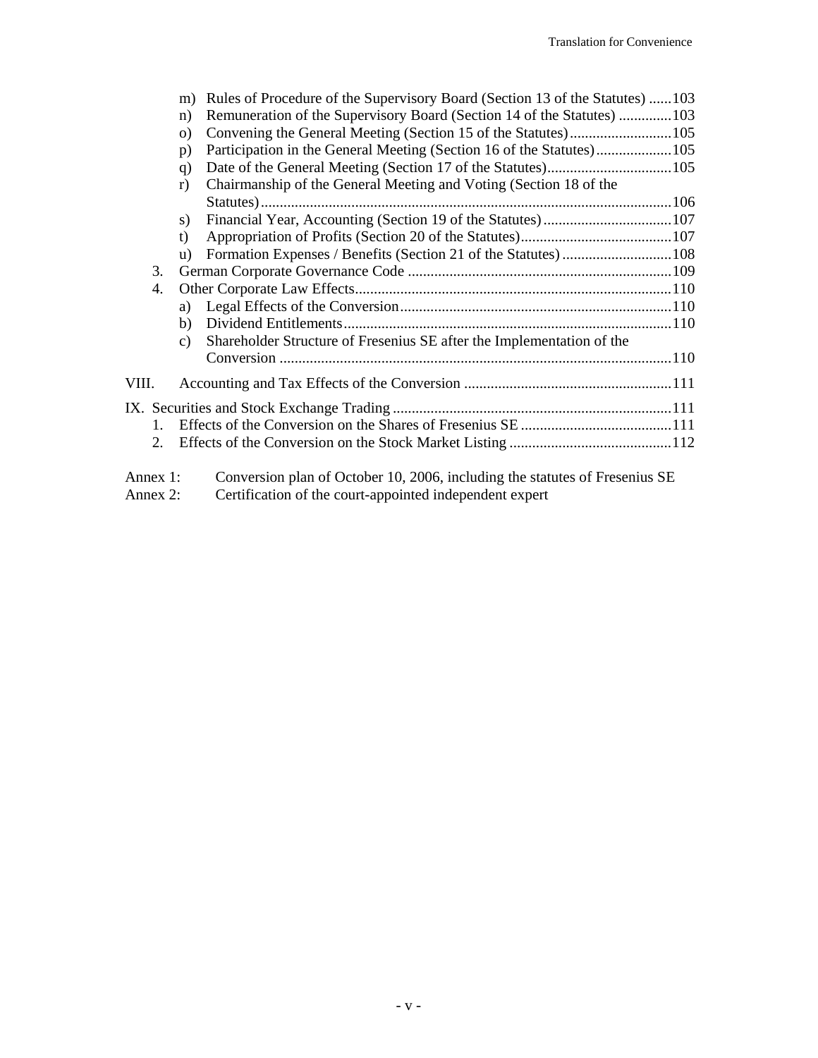- m) Rules of Procedure of the Supervisory Board (Section 13 of the Statutes) ......103
- n) Remuneration of the Supervisory Board (Section 14 of the Statutes) .............103
- o) Convening the General Meeting (Section 15 of the Statutes)...........................105
- p) Participation in the General Meeting (Section 16 of the Statutes)....................105
- q) Date of the General Meeting (Section 17 of the Statutes).................................105
- r) Chairmanship of the General Meeting and Voting (Section 18 of the Statutes)............................................................................................................106
- s) Financial Year, Accounting (Section 19 of the Statutes)..................................107
- t) Appropriation of Profits (Section 20 of the Statutes)........................................107
- u) Formation Expenses / Benefits (Section 21 of the Statutes).............................108

3. German Corporate Governance Code .....................................................................109
4. Other Corporate Law Effects...................................................................................110
   - a) Legal Effects of the Conversion.......................................................................110
   - b) Dividend Entitlements......................................................................................110
   - c) Shareholder Structure of Fresenius SE after the Implementation of the Conversion ........................................................................................................110

VIII. Accounting and Tax Effects of the Conversion ......................................................111

IX. Securities and Stock Exchange Trading .........................................................................111
1. Effects of the Conversion on the Shares of Fresenius SE ........................................111
2. Effects of the Conversion on the Stock Market Listing ...........................................112

Annex 1: Conversion plan of October 10, 2006, including the statutes of Fresenius SE
Annex 2: Certification of the court-appointed independent expert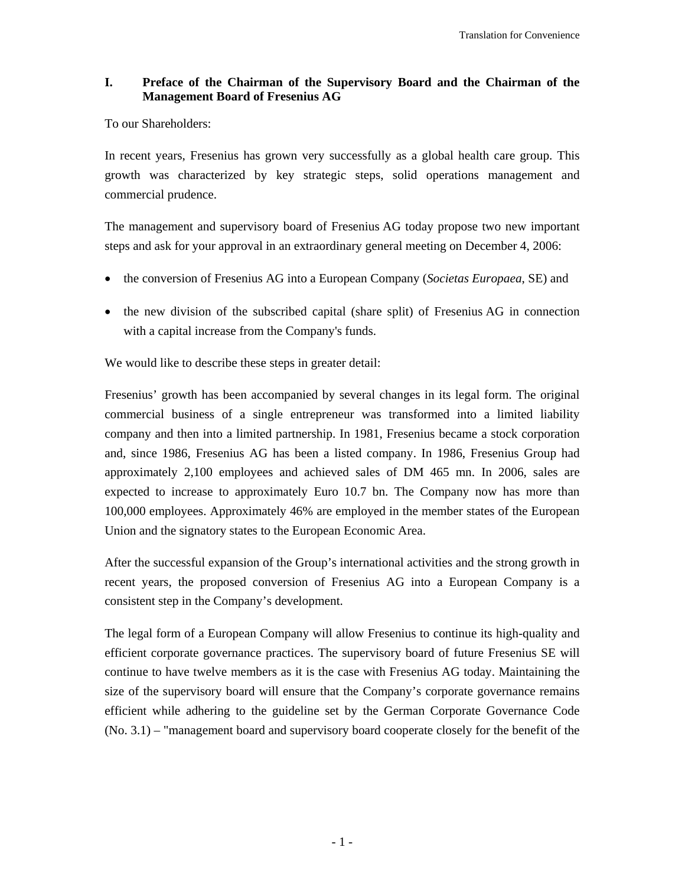## I. Preface of the Chairman of the Supervisory Board and the Chairman of the Management Board of Fresenius AG

To our Shareholders:

In recent years, Fresenius has grown very successfully as a global health care group. This growth was characterized by key strategic steps, solid operations management and commercial prudence.

The management and supervisory board of Fresenius AG today propose two new important steps and ask for your approval in an extraordinary general meeting on December 4, 2006:

- the conversion of Fresenius AG into a European Company (*Societas Europaea*, SE) and
- the new division of the subscribed capital (share split) of Fresenius AG in connection with a capital increase from the Company's funds.

We would like to describe these steps in greater detail:

Fresenius' growth has been accompanied by several changes in its legal form. The original commercial business of a single entrepreneur was transformed into a limited liability company and then into a limited partnership. In 1981, Fresenius became a stock corporation and, since 1986, Fresenius AG has been a listed company. In 1986, Fresenius Group had approximately 2,100 employees and achieved sales of DM 465 mn. In 2006, sales are expected to increase to approximately Euro 10.7 bn. The Company now has more than 100,000 employees. Approximately 46% are employed in the member states of the European Union and the signatory states to the European Economic Area.

After the successful expansion of the Group's international activities and the strong growth in recent years, the proposed conversion of Fresenius AG into a European Company is a consistent step in the Company's development.

The legal form of a European Company will allow Fresenius to continue its high-quality and efficient corporate governance practices. The supervisory board of future Fresenius SE will continue to have twelve members as it is the case with Fresenius AG today. Maintaining the size of the supervisory board will ensure that the Company's corporate governance remains efficient while adhering to the guideline set by the German Corporate Governance Code (No. 3.1) – "management board and supervisory board cooperate closely for the benefit of the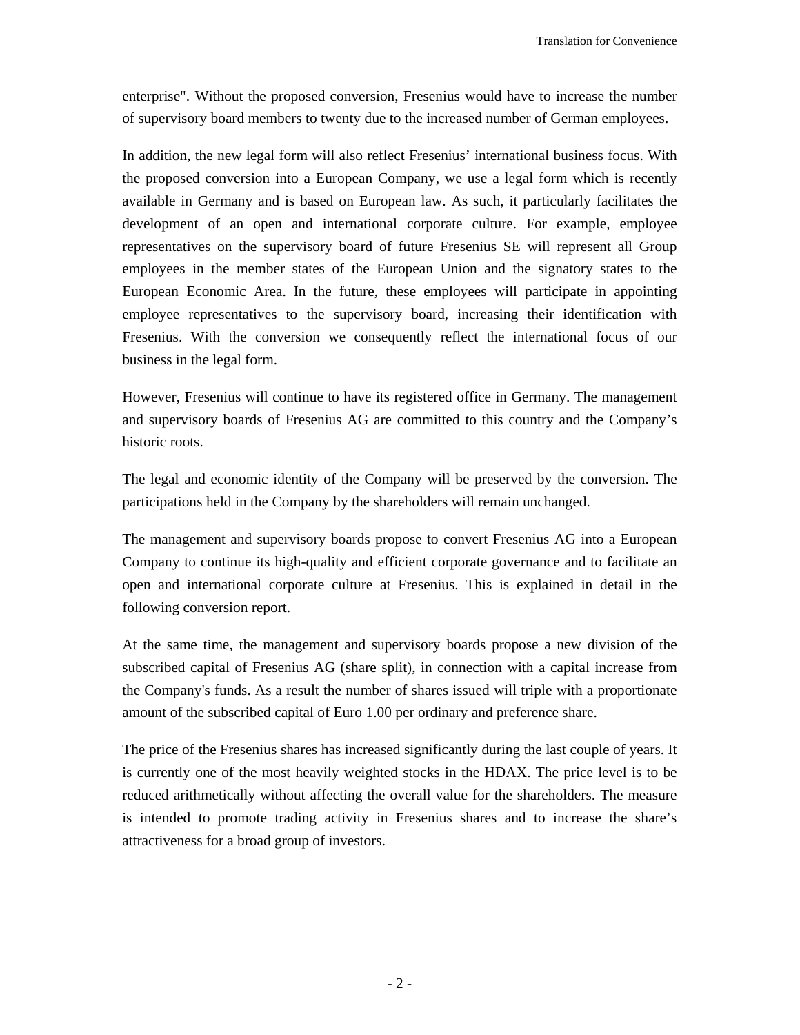enterprise". Without the proposed conversion, Fresenius would have to increase the number of supervisory board members to twenty due to the increased number of German employees.

In addition, the new legal form will also reflect Fresenius' international business focus. With the proposed conversion into a European Company, we use a legal form which is recently available in Germany and is based on European law. As such, it particularly facilitates the development of an open and international corporate culture. For example, employee representatives on the supervisory board of future Fresenius SE will represent all Group employees in the member states of the European Union and the signatory states to the European Economic Area. In the future, these employees will participate in appointing employee representatives to the supervisory board, increasing their identification with Fresenius. With the conversion we consequently reflect the international focus of our business in the legal form.

However, Fresenius will continue to have its registered office in Germany. The management and supervisory boards of Fresenius AG are committed to this country and the Company's historic roots.

The legal and economic identity of the Company will be preserved by the conversion. The participations held in the Company by the shareholders will remain unchanged.

The management and supervisory boards propose to convert Fresenius AG into a European Company to continue its high-quality and efficient corporate governance and to facilitate an open and international corporate culture at Fresenius. This is explained in detail in the following conversion report.

At the same time, the management and supervisory boards propose a new division of the subscribed capital of Fresenius AG (share split), in connection with a capital increase from the Company's funds. As a result the number of shares issued will triple with a proportionate amount of the subscribed capital of Euro 1.00 per ordinary and preference share.

The price of the Fresenius shares has increased significantly during the last couple of years. It is currently one of the most heavily weighted stocks in the HDAX. The price level is to be reduced arithmetically without affecting the overall value for the shareholders. The measure is intended to promote trading activity in Fresenius shares and to increase the share's attractiveness for a broad group of investors.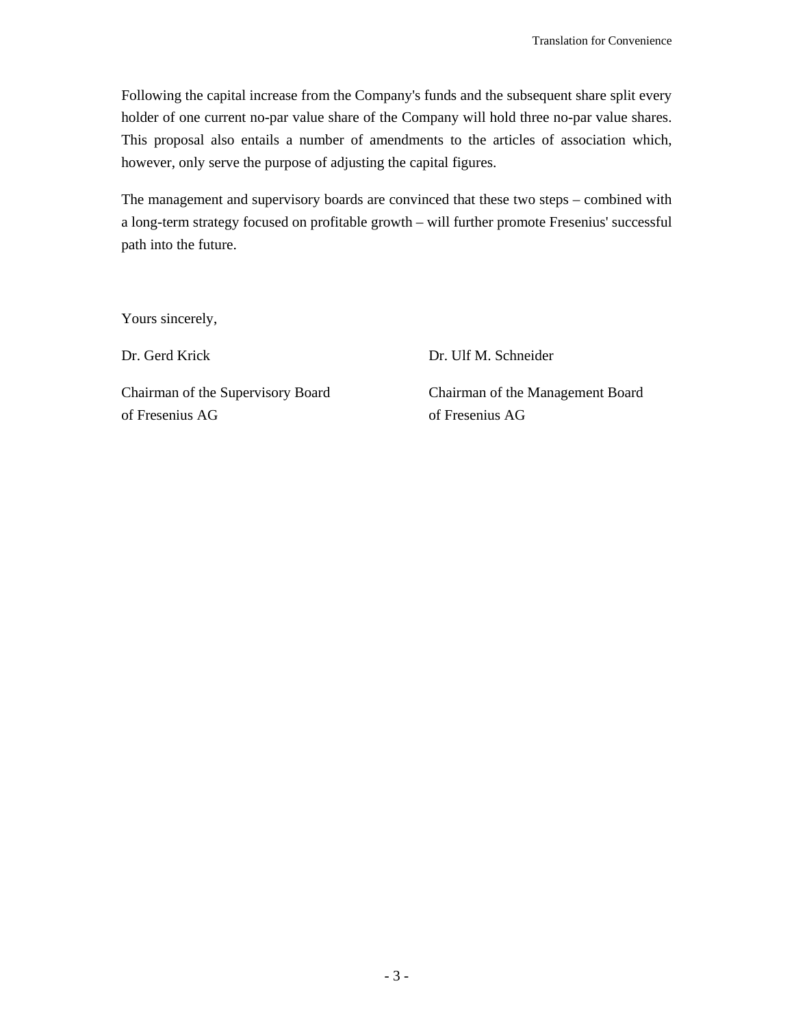Following the capital increase from the Company's funds and the subsequent share split every holder of one current no-par value share of the Company will hold three no-par value shares. This proposal also entails a number of amendments to the articles of association which, however, only serve the purpose of adjusting the capital figures.

The management and supervisory boards are convinced that these two steps – combined with a long-term strategy focused on profitable growth – will further promote Fresenius' successful path into the future.

Yours sincerely,

| | |
|---|---|
| Dr. Gerd Krick | Dr. Ulf M. Schneider |
| Chairman of the Supervisory Board of Fresenius AG | Chairman of the Management Board of Fresenius AG |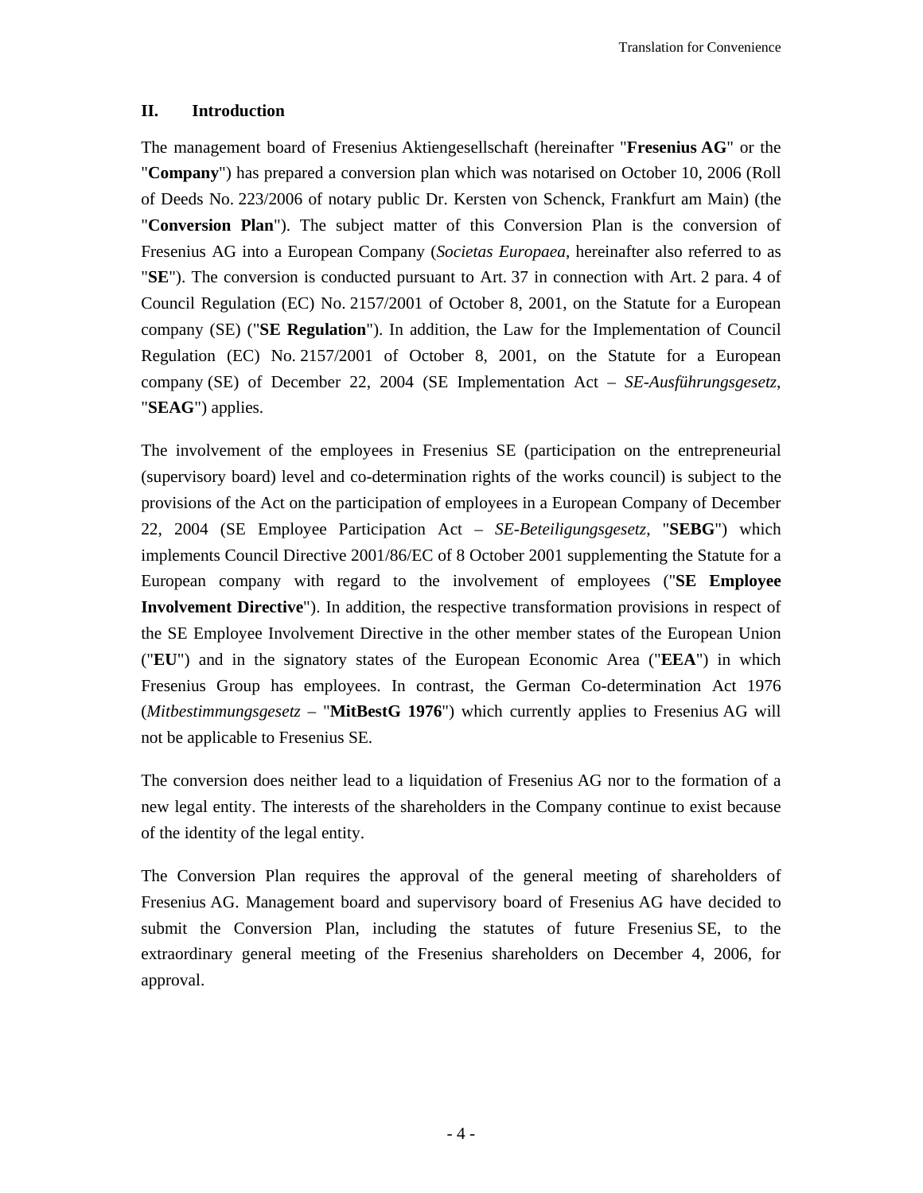## II. Introduction

The management board of Fresenius Aktiengesellschaft (hereinafter "**Fresenius AG**" or the "**Company**") has prepared a conversion plan which was notarised on October 10, 2006 (Roll of Deeds No. 223/2006 of notary public Dr. Kersten von Schenck, Frankfurt am Main) (the "**Conversion Plan**"). The subject matter of this Conversion Plan is the conversion of Fresenius AG into a European Company (*Societas Europaea*, hereinafter also referred to as "**SE**"). The conversion is conducted pursuant to Art. 37 in connection with Art. 2 para. 4 of Council Regulation (EC) No. 2157/2001 of October 8, 2001, on the Statute for a European company (SE) ("**SE Regulation**"). In addition, the Law for the Implementation of Council Regulation (EC) No. 2157/2001 of October 8, 2001, on the Statute for a European company (SE) of December 22, 2004 (SE Implementation Act – *SE-Ausführungsgesetz*, "**SEAG**") applies.

The involvement of the employees in Fresenius SE (participation on the entrepreneurial (supervisory board) level and co-determination rights of the works council) is subject to the provisions of the Act on the participation of employees in a European Company of December 22, 2004 (SE Employee Participation Act – *SE-Beteiligungsgesetz*, "**SEBG**") which implements Council Directive 2001/86/EC of 8 October 2001 supplementing the Statute for a European company with regard to the involvement of employees ("**SE Employee Involvement Directive**"). In addition, the respective transformation provisions in respect of the SE Employee Involvement Directive in the other member states of the European Union ("**EU**") and in the signatory states of the European Economic Area ("**EEA**") in which Fresenius Group has employees. In contrast, the German Co-determination Act 1976 (*Mitbestimmungsgesetz* – "**MitBestG 1976**") which currently applies to Fresenius AG will not be applicable to Fresenius SE.

The conversion does neither lead to a liquidation of Fresenius AG nor to the formation of a new legal entity. The interests of the shareholders in the Company continue to exist because of the identity of the legal entity.

The Conversion Plan requires the approval of the general meeting of shareholders of Fresenius AG. Management board and supervisory board of Fresenius AG have decided to submit the Conversion Plan, including the statutes of future Fresenius SE, to the extraordinary general meeting of the Fresenius shareholders on December 4, 2006, for approval.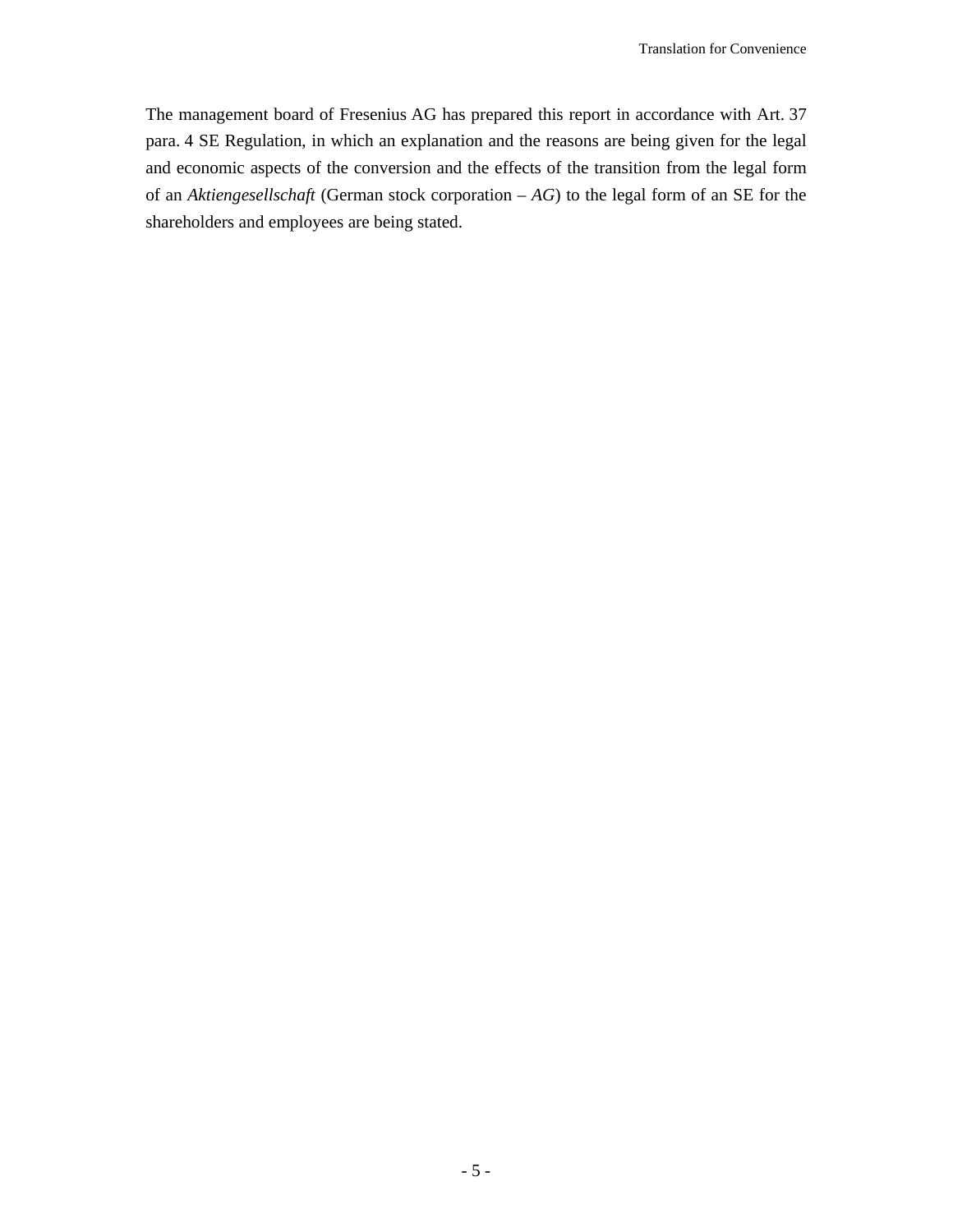The management board of Fresenius AG has prepared this report in accordance with Art. 37 para. 4 SE Regulation, in which an explanation and the reasons are being given for the legal and economic aspects of the conversion and the effects of the transition from the legal form of an *Aktiengesellschaft* (German stock corporation – *AG*) to the legal form of an SE for the shareholders and employees are being stated.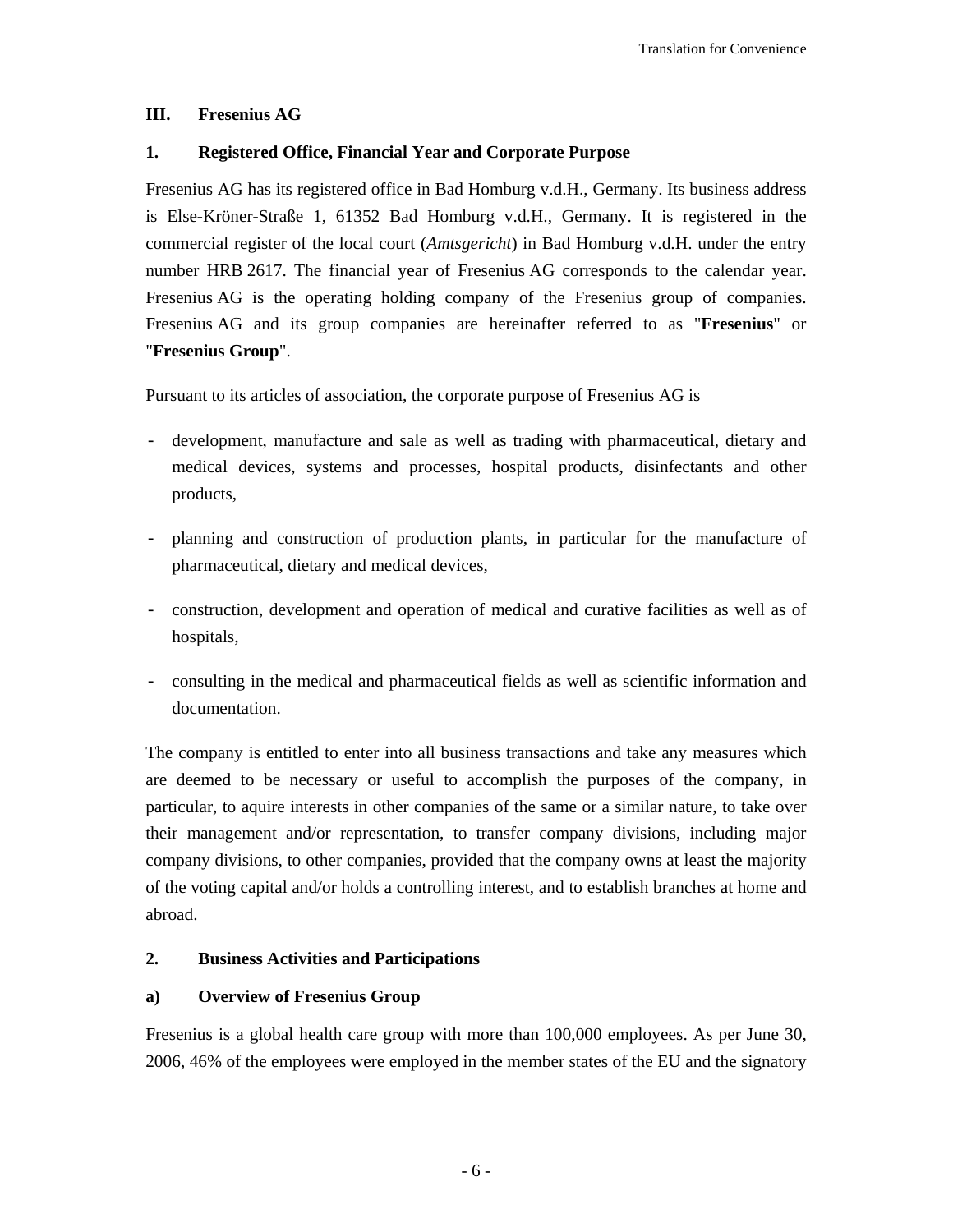## III. Fresenius AG

### 1. Registered Office, Financial Year and Corporate Purpose

Fresenius AG has its registered office in Bad Homburg v.d.H., Germany. Its business address is Else-Kröner-Straße 1, 61352 Bad Homburg v.d.H., Germany. It is registered in the commercial register of the local court (*Amtsgericht*) in Bad Homburg v.d.H. under the entry number HRB 2617. The financial year of Fresenius AG corresponds to the calendar year. Fresenius AG is the operating holding company of the Fresenius group of companies. Fresenius AG and its group companies are hereinafter referred to as "**Fresenius**" or "**Fresenius Group**".

Pursuant to its articles of association, the corporate purpose of Fresenius AG is

- development, manufacture and sale as well as trading with pharmaceutical, dietary and medical devices, systems and processes, hospital products, disinfectants and other products,
- planning and construction of production plants, in particular for the manufacture of pharmaceutical, dietary and medical devices,
- construction, development and operation of medical and curative facilities as well as of hospitals,
- consulting in the medical and pharmaceutical fields as well as scientific information and documentation.

The company is entitled to enter into all business transactions and take any measures which are deemed to be necessary or useful to accomplish the purposes of the company, in particular, to aquire interests in other companies of the same or a similar nature, to take over their management and/or representation, to transfer company divisions, including major company divisions, to other companies, provided that the company owns at least the majority of the voting capital and/or holds a controlling interest, and to establish branches at home and abroad.

### 2. Business Activities and Participations

#### a) Overview of Fresenius Group

Fresenius is a global health care group with more than 100,000 employees. As per June 30, 2006, 46% of the employees were employed in the member states of the EU and the signatory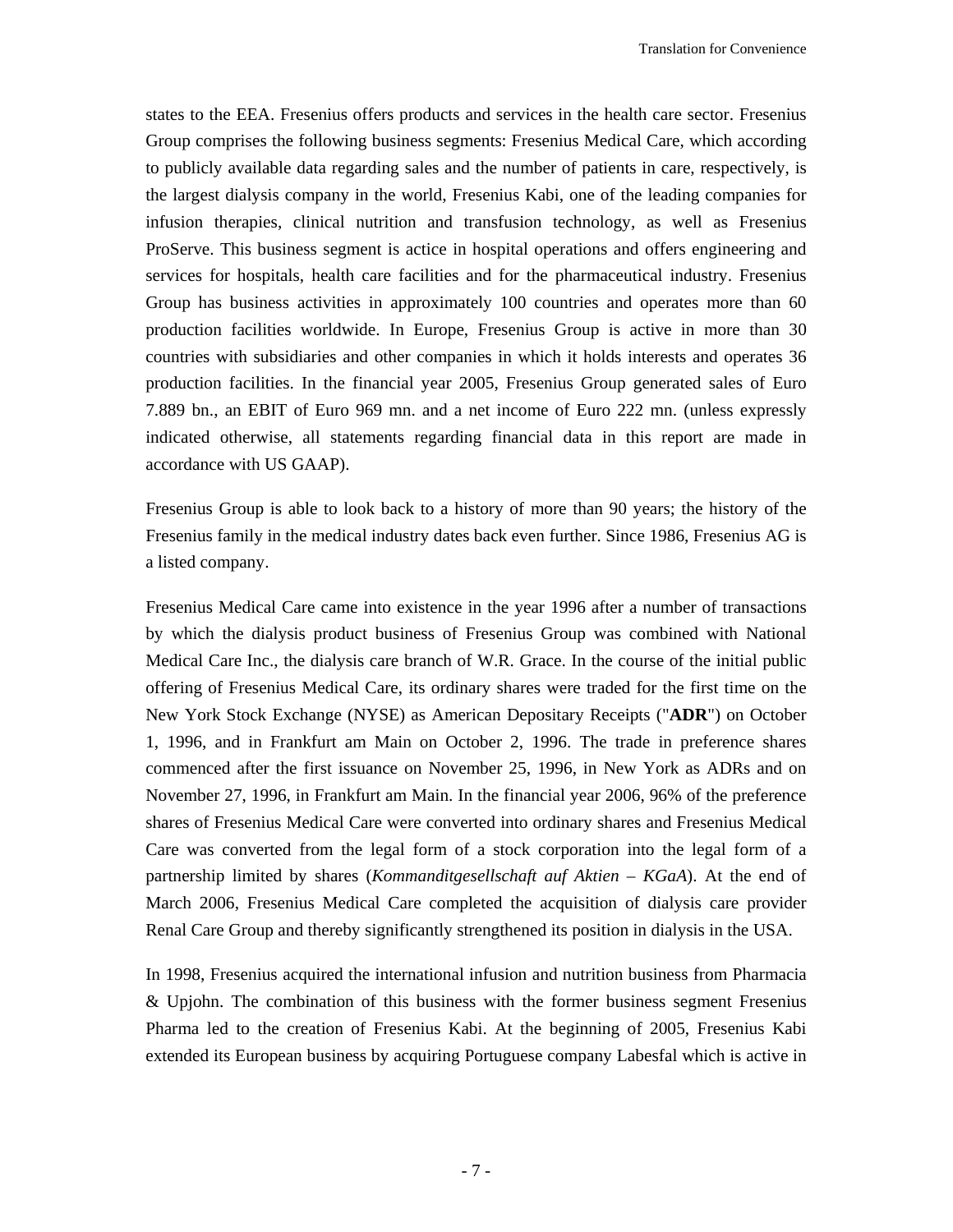states to the EEA. Fresenius offers products and services in the health care sector. Fresenius Group comprises the following business segments: Fresenius Medical Care, which according to publicly available data regarding sales and the number of patients in care, respectively, is the largest dialysis company in the world, Fresenius Kabi, one of the leading companies for infusion therapies, clinical nutrition and transfusion technology, as well as Fresenius ProServe. This business segment is actice in hospital operations and offers engineering and services for hospitals, health care facilities and for the pharmaceutical industry. Fresenius Group has business activities in approximately 100 countries and operates more than 60 production facilities worldwide. In Europe, Fresenius Group is active in more than 30 countries with subsidiaries and other companies in which it holds interests and operates 36 production facilities. In the financial year 2005, Fresenius Group generated sales of Euro 7.889 bn., an EBIT of Euro 969 mn. and a net income of Euro 222 mn. (unless expressly indicated otherwise, all statements regarding financial data in this report are made in accordance with US GAAP).

Fresenius Group is able to look back to a history of more than 90 years; the history of the Fresenius family in the medical industry dates back even further. Since 1986, Fresenius AG is a listed company.

Fresenius Medical Care came into existence in the year 1996 after a number of transactions by which the dialysis product business of Fresenius Group was combined with National Medical Care Inc., the dialysis care branch of W.R. Grace. In the course of the initial public offering of Fresenius Medical Care, its ordinary shares were traded for the first time on the New York Stock Exchange (NYSE) as American Depositary Receipts ("**ADR**") on October 1, 1996, and in Frankfurt am Main on October 2, 1996. The trade in preference shares commenced after the first issuance on November 25, 1996, in New York as ADRs and on November 27, 1996, in Frankfurt am Main. In the financial year 2006, 96% of the preference shares of Fresenius Medical Care were converted into ordinary shares and Fresenius Medical Care was converted from the legal form of a stock corporation into the legal form of a partnership limited by shares (*Kommanditgesellschaft auf Aktien – KGaA*). At the end of March 2006, Fresenius Medical Care completed the acquisition of dialysis care provider Renal Care Group and thereby significantly strengthened its position in dialysis in the USA.

In 1998, Fresenius acquired the international infusion and nutrition business from Pharmacia & Upjohn. The combination of this business with the former business segment Fresenius Pharma led to the creation of Fresenius Kabi. At the beginning of 2005, Fresenius Kabi extended its European business by acquiring Portuguese company Labesfal which is active in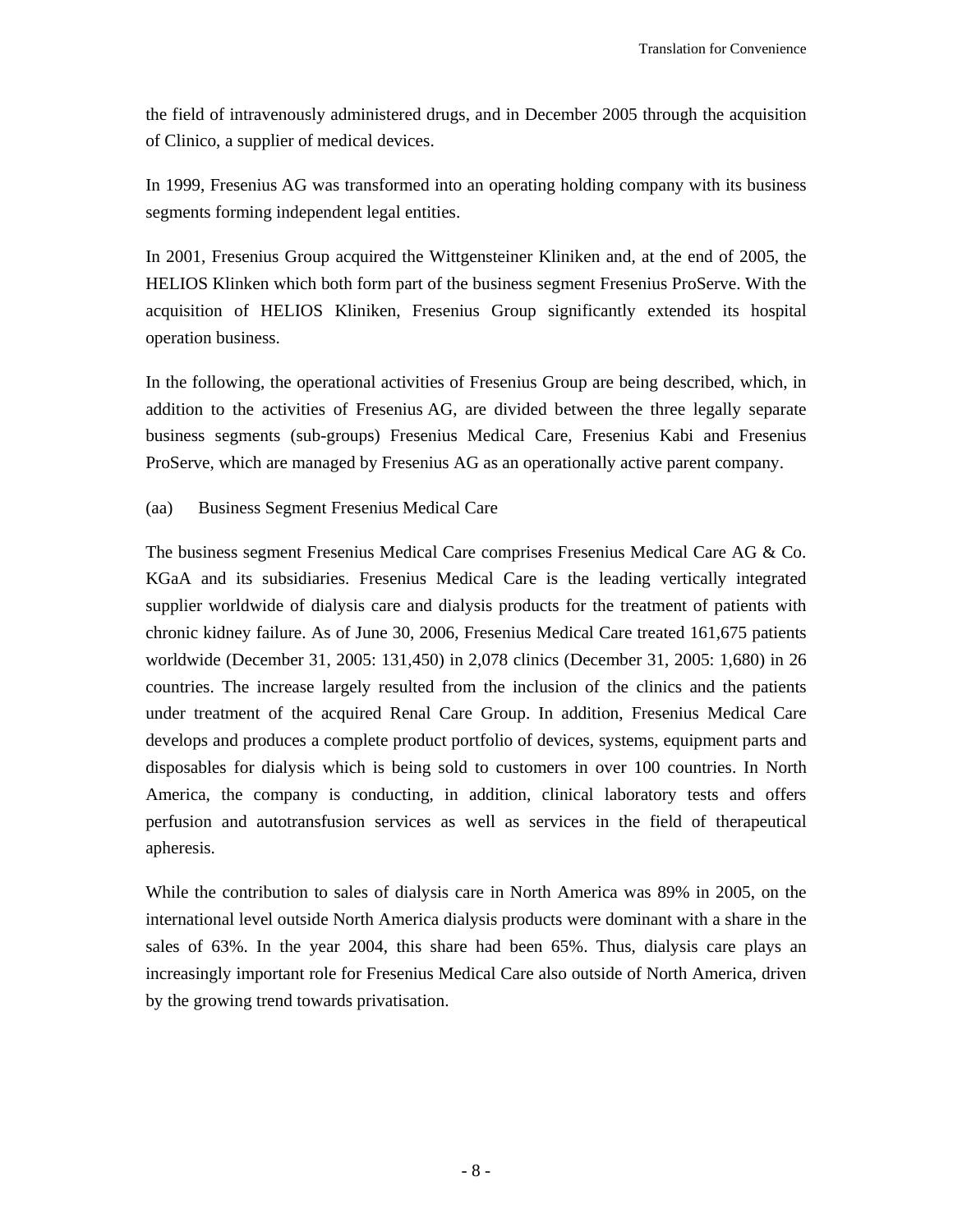the field of intravenously administered drugs, and in December 2005 through the acquisition of Clinico, a supplier of medical devices.

In 1999, Fresenius AG was transformed into an operating holding company with its business segments forming independent legal entities.

In 2001, Fresenius Group acquired the Wittgensteiner Kliniken and, at the end of 2005, the HELIOS Klinken which both form part of the business segment Fresenius ProServe. With the acquisition of HELIOS Kliniken, Fresenius Group significantly extended its hospital operation business.

In the following, the operational activities of Fresenius Group are being described, which, in addition to the activities of Fresenius AG, are divided between the three legally separate business segments (sub-groups) Fresenius Medical Care, Fresenius Kabi and Fresenius ProServe, which are managed by Fresenius AG as an operationally active parent company.

(aa) Business Segment Fresenius Medical Care

The business segment Fresenius Medical Care comprises Fresenius Medical Care AG & Co. KGaA and its subsidiaries. Fresenius Medical Care is the leading vertically integrated supplier worldwide of dialysis care and dialysis products for the treatment of patients with chronic kidney failure. As of June 30, 2006, Fresenius Medical Care treated 161,675 patients worldwide (December 31, 2005: 131,450) in 2,078 clinics (December 31, 2005: 1,680) in 26 countries. The increase largely resulted from the inclusion of the clinics and the patients under treatment of the acquired Renal Care Group. In addition, Fresenius Medical Care develops and produces a complete product portfolio of devices, systems, equipment parts and disposables for dialysis which is being sold to customers in over 100 countries. In North America, the company is conducting, in addition, clinical laboratory tests and offers perfusion and autotransfusion services as well as services in the field of therapeutical apheresis.

While the contribution to sales of dialysis care in North America was 89% in 2005, on the international level outside North America dialysis products were dominant with a share in the sales of 63%. In the year 2004, this share had been 65%. Thus, dialysis care plays an increasingly important role for Fresenius Medical Care also outside of North America, driven by the growing trend towards privatisation.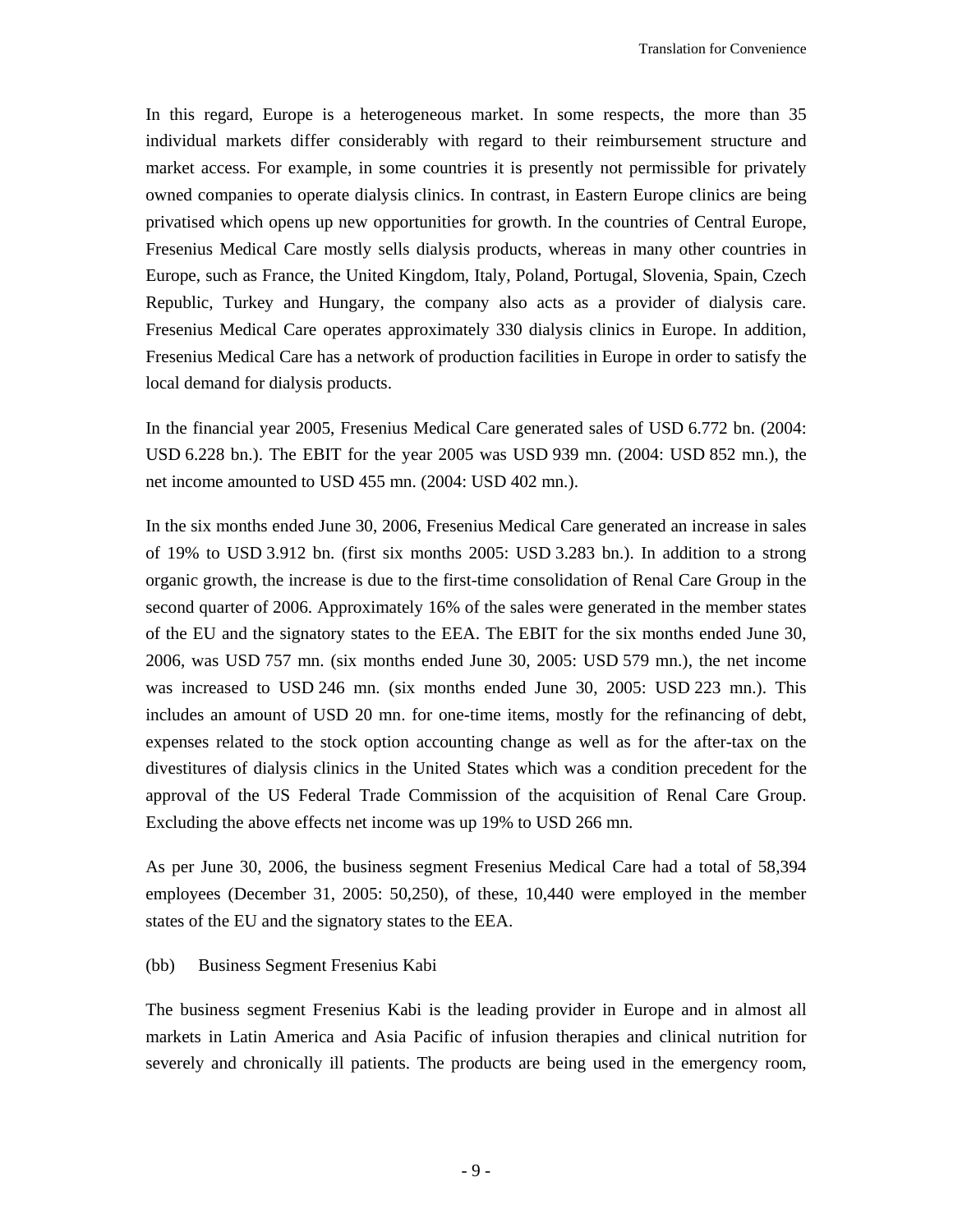In this regard, Europe is a heterogeneous market. In some respects, the more than 35 individual markets differ considerably with regard to their reimbursement structure and market access. For example, in some countries it is presently not permissible for privately owned companies to operate dialysis clinics. In contrast, in Eastern Europe clinics are being privatised which opens up new opportunities for growth. In the countries of Central Europe, Fresenius Medical Care mostly sells dialysis products, whereas in many other countries in Europe, such as France, the United Kingdom, Italy, Poland, Portugal, Slovenia, Spain, Czech Republic, Turkey and Hungary, the company also acts as a provider of dialysis care. Fresenius Medical Care operates approximately 330 dialysis clinics in Europe. In addition, Fresenius Medical Care has a network of production facilities in Europe in order to satisfy the local demand for dialysis products.

In the financial year 2005, Fresenius Medical Care generated sales of USD 6.772 bn. (2004: USD 6.228 bn.). The EBIT for the year 2005 was USD 939 mn. (2004: USD 852 mn.), the net income amounted to USD 455 mn. (2004: USD 402 mn.).

In the six months ended June 30, 2006, Fresenius Medical Care generated an increase in sales of 19% to USD 3.912 bn. (first six months 2005: USD 3.283 bn.). In addition to a strong organic growth, the increase is due to the first-time consolidation of Renal Care Group in the second quarter of 2006. Approximately 16% of the sales were generated in the member states of the EU and the signatory states to the EEA. The EBIT for the six months ended June 30, 2006, was USD 757 mn. (six months ended June 30, 2005: USD 579 mn.), the net income was increased to USD 246 mn. (six months ended June 30, 2005: USD 223 mn.). This includes an amount of USD 20 mn. for one-time items, mostly for the refinancing of debt, expenses related to the stock option accounting change as well as for the after-tax on the divestitures of dialysis clinics in the United States which was a condition precedent for the approval of the US Federal Trade Commission of the acquisition of Renal Care Group. Excluding the above effects net income was up 19% to USD 266 mn.

As per June 30, 2006, the business segment Fresenius Medical Care had a total of 58,394 employees (December 31, 2005: 50,250), of these, 10,440 were employed in the member states of the EU and the signatory states to the EEA.

(bb) Business Segment Fresenius Kabi

The business segment Fresenius Kabi is the leading provider in Europe and in almost all markets in Latin America and Asia Pacific of infusion therapies and clinical nutrition for severely and chronically ill patients. The products are being used in the emergency room,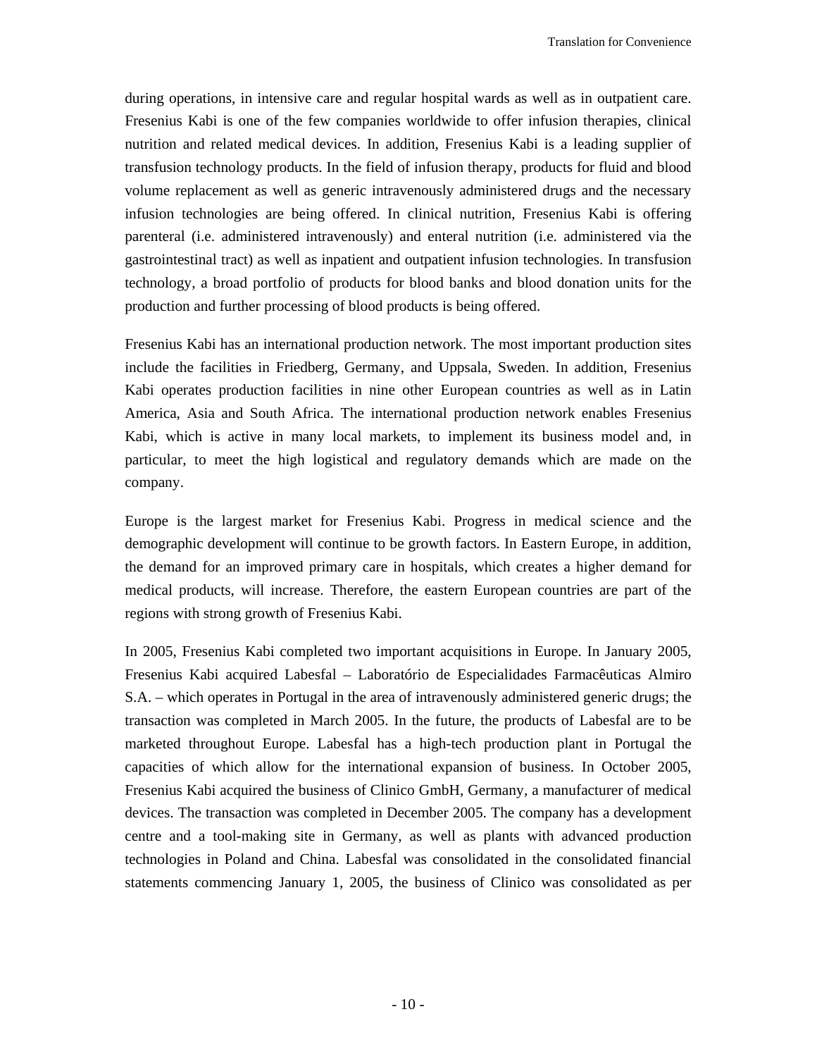during operations, in intensive care and regular hospital wards as well as in outpatient care. Fresenius Kabi is one of the few companies worldwide to offer infusion therapies, clinical nutrition and related medical devices. In addition, Fresenius Kabi is a leading supplier of transfusion technology products. In the field of infusion therapy, products for fluid and blood volume replacement as well as generic intravenously administered drugs and the necessary infusion technologies are being offered. In clinical nutrition, Fresenius Kabi is offering parenteral (i.e. administered intravenously) and enteral nutrition (i.e. administered via the gastrointestinal tract) as well as inpatient and outpatient infusion technologies. In transfusion technology, a broad portfolio of products for blood banks and blood donation units for the production and further processing of blood products is being offered.

Fresenius Kabi has an international production network. The most important production sites include the facilities in Friedberg, Germany, and Uppsala, Sweden. In addition, Fresenius Kabi operates production facilities in nine other European countries as well as in Latin America, Asia and South Africa. The international production network enables Fresenius Kabi, which is active in many local markets, to implement its business model and, in particular, to meet the high logistical and regulatory demands which are made on the company.

Europe is the largest market for Fresenius Kabi. Progress in medical science and the demographic development will continue to be growth factors. In Eastern Europe, in addition, the demand for an improved primary care in hospitals, which creates a higher demand for medical products, will increase. Therefore, the eastern European countries are part of the regions with strong growth of Fresenius Kabi.

In 2005, Fresenius Kabi completed two important acquisitions in Europe. In January 2005, Fresenius Kabi acquired Labesfal – Laboratório de Especialidades Farmacêuticas Almiro S.A. – which operates in Portugal in the area of intravenously administered generic drugs; the transaction was completed in March 2005. In the future, the products of Labesfal are to be marketed throughout Europe. Labesfal has a high-tech production plant in Portugal the capacities of which allow for the international expansion of business. In October 2005, Fresenius Kabi acquired the business of Clinico GmbH, Germany, a manufacturer of medical devices. The transaction was completed in December 2005. The company has a development centre and a tool-making site in Germany, as well as plants with advanced production technologies in Poland and China. Labesfal was consolidated in the consolidated financial statements commencing January 1, 2005, the business of Clinico was consolidated as per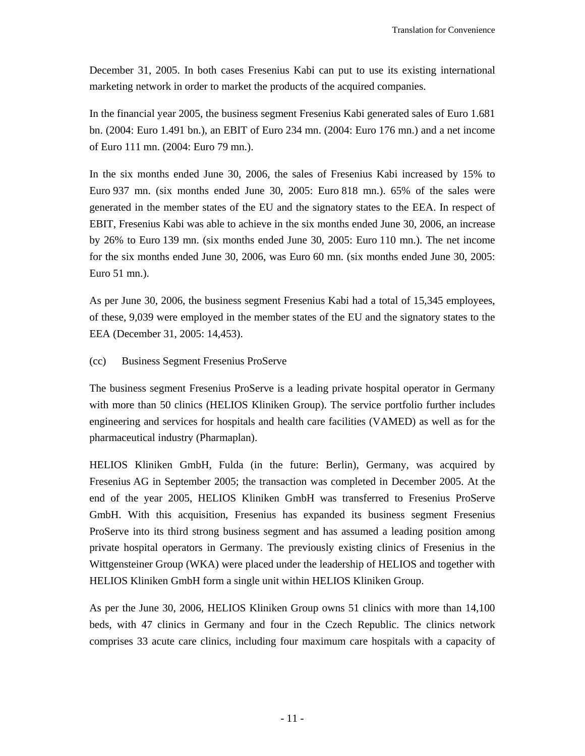December 31, 2005. In both cases Fresenius Kabi can put to use its existing international marketing network in order to market the products of the acquired companies.

In the financial year 2005, the business segment Fresenius Kabi generated sales of Euro 1.681 bn. (2004: Euro 1.491 bn.), an EBIT of Euro 234 mn. (2004: Euro 176 mn.) and a net income of Euro 111 mn. (2004: Euro 79 mn.).

In the six months ended June 30, 2006, the sales of Fresenius Kabi increased by 15% to Euro 937 mn. (six months ended June 30, 2005: Euro 818 mn.). 65% of the sales were generated in the member states of the EU and the signatory states to the EEA. In respect of EBIT, Fresenius Kabi was able to achieve in the six months ended June 30, 2006, an increase by 26% to Euro 139 mn. (six months ended June 30, 2005: Euro 110 mn.). The net income for the six months ended June 30, 2006, was Euro 60 mn. (six months ended June 30, 2005: Euro 51 mn.).

As per June 30, 2006, the business segment Fresenius Kabi had a total of 15,345 employees, of these, 9,039 were employed in the member states of the EU and the signatory states to the EEA (December 31, 2005: 14,453).

(cc) Business Segment Fresenius ProServe

The business segment Fresenius ProServe is a leading private hospital operator in Germany with more than 50 clinics (HELIOS Kliniken Group). The service portfolio further includes engineering and services for hospitals and health care facilities (VAMED) as well as for the pharmaceutical industry (Pharmaplan).

HELIOS Kliniken GmbH, Fulda (in the future: Berlin), Germany, was acquired by Fresenius AG in September 2005; the transaction was completed in December 2005. At the end of the year 2005, HELIOS Kliniken GmbH was transferred to Fresenius ProServe GmbH. With this acquisition, Fresenius has expanded its business segment Fresenius ProServe into its third strong business segment and has assumed a leading position among private hospital operators in Germany. The previously existing clinics of Fresenius in the Wittgensteiner Group (WKA) were placed under the leadership of HELIOS and together with HELIOS Kliniken GmbH form a single unit within HELIOS Kliniken Group.

As per the June 30, 2006, HELIOS Kliniken Group owns 51 clinics with more than 14,100 beds, with 47 clinics in Germany and four in the Czech Republic. The clinics network comprises 33 acute care clinics, including four maximum care hospitals with a capacity of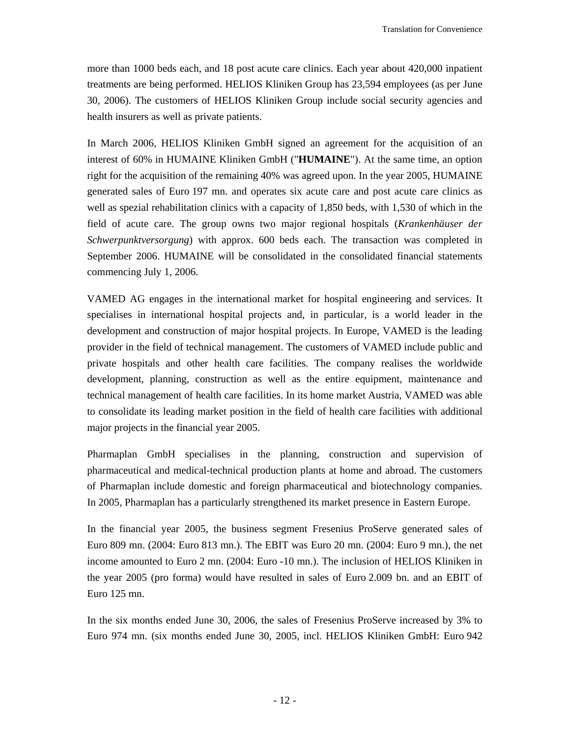more than 1000 beds each, and 18 post acute care clinics. Each year about 420,000 inpatient treatments are being performed. HELIOS Kliniken Group has 23,594 employees (as per June 30, 2006). The customers of HELIOS Kliniken Group include social security agencies and health insurers as well as private patients.

In March 2006, HELIOS Kliniken GmbH signed an agreement for the acquisition of an interest of 60% in HUMAINE Kliniken GmbH ("**HUMAINE**"). At the same time, an option right for the acquisition of the remaining 40% was agreed upon. In the year 2005, HUMAINE generated sales of Euro 197 mn. and operates six acute care and post acute care clinics as well as spezial rehabilitation clinics with a capacity of 1,850 beds, with 1,530 of which in the field of acute care. The group owns two major regional hospitals (*Krankenhäuser der Schwerpunktversorgung*) with approx. 600 beds each. The transaction was completed in September 2006. HUMAINE will be consolidated in the consolidated financial statements commencing July 1, 2006.

VAMED AG engages in the international market for hospital engineering and services. It specialises in international hospital projects and, in particular, is a world leader in the development and construction of major hospital projects. In Europe, VAMED is the leading provider in the field of technical management. The customers of VAMED include public and private hospitals and other health care facilities. The company realises the worldwide development, planning, construction as well as the entire equipment, maintenance and technical management of health care facilities. In its home market Austria, VAMED was able to consolidate its leading market position in the field of health care facilities with additional major projects in the financial year 2005.

Pharmaplan GmbH specialises in the planning, construction and supervision of pharmaceutical and medical-technical production plants at home and abroad. The customers of Pharmaplan include domestic and foreign pharmaceutical and biotechnology companies. In 2005, Pharmaplan has a particularly strengthened its market presence in Eastern Europe.

In the financial year 2005, the business segment Fresenius ProServe generated sales of Euro 809 mn. (2004: Euro 813 mn.). The EBIT was Euro 20 mn. (2004: Euro 9 mn.), the net income amounted to Euro 2 mn. (2004: Euro -10 mn.). The inclusion of HELIOS Kliniken in the year 2005 (pro forma) would have resulted in sales of Euro 2.009 bn. and an EBIT of Euro 125 mn.

In the six months ended June 30, 2006, the sales of Fresenius ProServe increased by 3% to Euro 974 mn. (six months ended June 30, 2005, incl. HELIOS Kliniken GmbH: Euro 942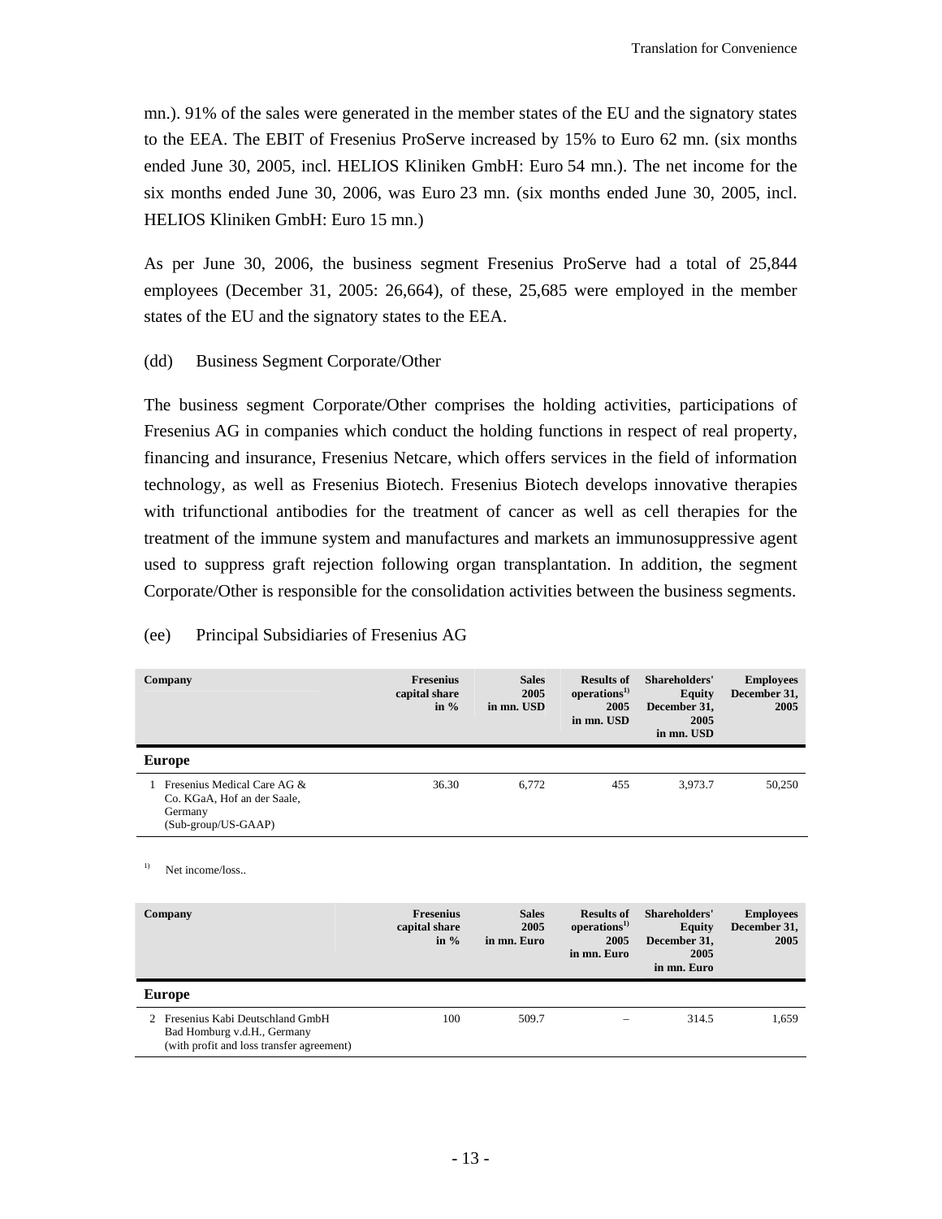mn.). 91% of the sales were generated in the member states of the EU and the signatory states to the EEA. The EBIT of Fresenius ProServe increased by 15% to Euro 62 mn. (six months ended June 30, 2005, incl. HELIOS Kliniken GmbH: Euro 54 mn.). The net income for the six months ended June 30, 2006, was Euro 23 mn. (six months ended June 30, 2005, incl. HELIOS Kliniken GmbH: Euro 15 mn.)

As per June 30, 2006, the business segment Fresenius ProServe had a total of 25,844 employees (December 31, 2005: 26,664), of these, 25,685 were employed in the member states of the EU and the signatory states to the EEA.

(dd) Business Segment Corporate/Other

The business segment Corporate/Other comprises the holding activities, participations of Fresenius AG in companies which conduct the holding functions in respect of real property, financing and insurance, Fresenius Netcare, which offers services in the field of information technology, as well as Fresenius Biotech. Fresenius Biotech develops innovative therapies with trifunctional antibodies for the treatment of cancer as well as cell therapies for the treatment of the immune system and manufactures and markets an immunosuppressive agent used to suppress graft rejection following organ transplantation. In addition, the segment Corporate/Other is responsible for the consolidation activities between the business segments.

(ee) Principal Subsidiaries of Fresenius AG

| Company | Fresenius capital share in % | Sales 2005 in mn. USD | Results of operations[1] 2005 in mn. USD | Shareholders' Equity December 31, 2005 in mn. USD | Employees December 31, 2005 |
|---|---|---|---|---|---|
| **Europe** | | | | | |
| 1 Fresenius Medical Care AG & Co. KGaA, Hof an der Saale, Germany (Sub-group/US-GAAP) | 36.30 | 6,772 | 455 | 3,973.7 | 50,250 |

[1] Net income/loss..

| Company | Fresenius capital share in % | Sales 2005 in mn. Euro | Results of operations[1] 2005 in mn. Euro | Shareholders' Equity December 31, 2005 in mn. Euro | Employees December 31, 2005 |
|---|---|---|---|---|---|
| **Europe** | | | | | |
| 2 Fresenius Kabi Deutschland GmbH Bad Homburg v.d.H., Germany (with profit and loss transfer agreement) | 100 | 509.7 | – | 314.5 | 1,659 |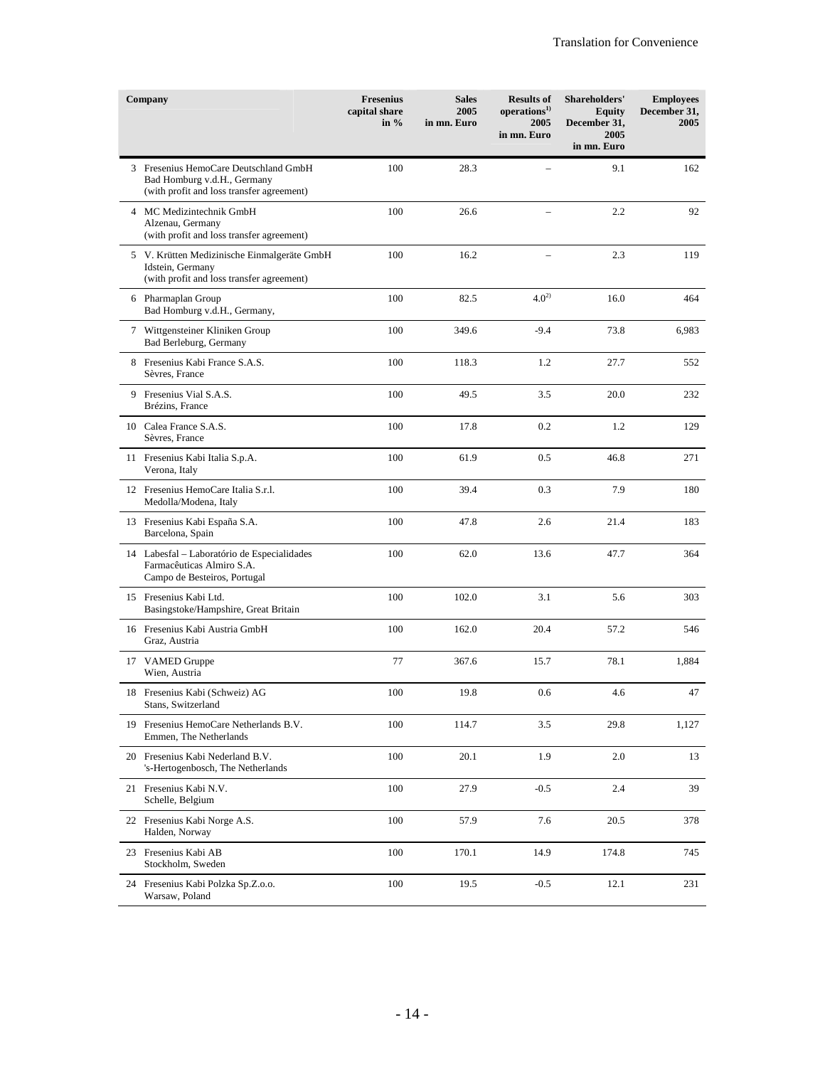| | Company | Fresenius capital share in % | Sales 2005 in mn. Euro | Results of operations[1] 2005 in mn. Euro | Shareholders' Equity December 31, 2005 in mn. Euro | Employees December 31, 2005 |
|---|---|---|---|---|---|---|
| 3 | Fresenius HemoCare Deutschland GmbH<br>Bad Homburg v.d.H., Germany<br>(with profit and loss transfer agreement) | 100 | 28.3 | – | 9.1 | 162 |
| 4 | MC Medizintechnik GmbH<br>Alzenau, Germany<br>(with profit and loss transfer agreement) | 100 | 26.6 | – | 2.2 | 92 |
| 5 | V. Krütten Medizinische Einmalgeräte GmbH<br>Idstein, Germany<br>(with profit and loss transfer agreement) | 100 | 16.2 | – | 2.3 | 119 |
| 6 | Pharmaplan Group<br>Bad Homburg v.d.H., Germany, | 100 | 82.5 | 4.0[2] | 16.0 | 464 |
| 7 | Wittgensteiner Kliniken Group<br>Bad Berleburg, Germany | 100 | 349.6 | -9.4 | 73.8 | 6,983 |
| 8 | Fresenius Kabi France S.A.S.<br>Sèvres, France | 100 | 118.3 | 1.2 | 27.7 | 552 |
| 9 | Fresenius Vial S.A.S.<br>Brézins, France | 100 | 49.5 | 3.5 | 20.0 | 232 |
| 10 | Calea France S.A.S.<br>Sèvres, France | 100 | 17.8 | 0.2 | 1.2 | 129 |
| 11 | Fresenius Kabi Italia S.p.A.<br>Verona, Italy | 100 | 61.9 | 0.5 | 46.8 | 271 |
| 12 | Fresenius HemoCare Italia S.r.l.<br>Medolla/Modena, Italy | 100 | 39.4 | 0.3 | 7.9 | 180 |
| 13 | Fresenius Kabi España S.A.<br>Barcelona, Spain | 100 | 47.8 | 2.6 | 21.4 | 183 |
| 14 | Labesfal – Laboratório de Especialidades Farmacêuticas Almiro S.A.<br>Campo de Besteiros, Portugal | 100 | 62.0 | 13.6 | 47.7 | 364 |
| 15 | Fresenius Kabi Ltd.<br>Basingstoke/Hampshire, Great Britain | 100 | 102.0 | 3.1 | 5.6 | 303 |
| 16 | Fresenius Kabi Austria GmbH<br>Graz, Austria | 100 | 162.0 | 20.4 | 57.2 | 546 |
| 17 | VAMED Gruppe<br>Wien, Austria | 77 | 367.6 | 15.7 | 78.1 | 1,884 |
| 18 | Fresenius Kabi (Schweiz) AG<br>Stans, Switzerland | 100 | 19.8 | 0.6 | 4.6 | 47 |
| 19 | Fresenius HemoCare Netherlands B.V.<br>Emmen, The Netherlands | 100 | 114.7 | 3.5 | 29.8 | 1,127 |
| 20 | Fresenius Kabi Nederland B.V.<br>'s-Hertogenbosch, The Netherlands | 100 | 20.1 | 1.9 | 2.0 | 13 |
| 21 | Fresenius Kabi N.V.<br>Schelle, Belgium | 100 | 27.9 | -0.5 | 2.4 | 39 |
| 22 | Fresenius Kabi Norge A.S.<br>Halden, Norway | 100 | 57.9 | 7.6 | 20.5 | 378 |
| 23 | Fresenius Kabi AB<br>Stockholm, Sweden | 100 | 170.1 | 14.9 | 174.8 | 745 |
| 24 | Fresenius Kabi Polzka Sp.Z.o.o.<br>Warsaw, Poland | 100 | 19.5 | -0.5 | 12.1 | 231 |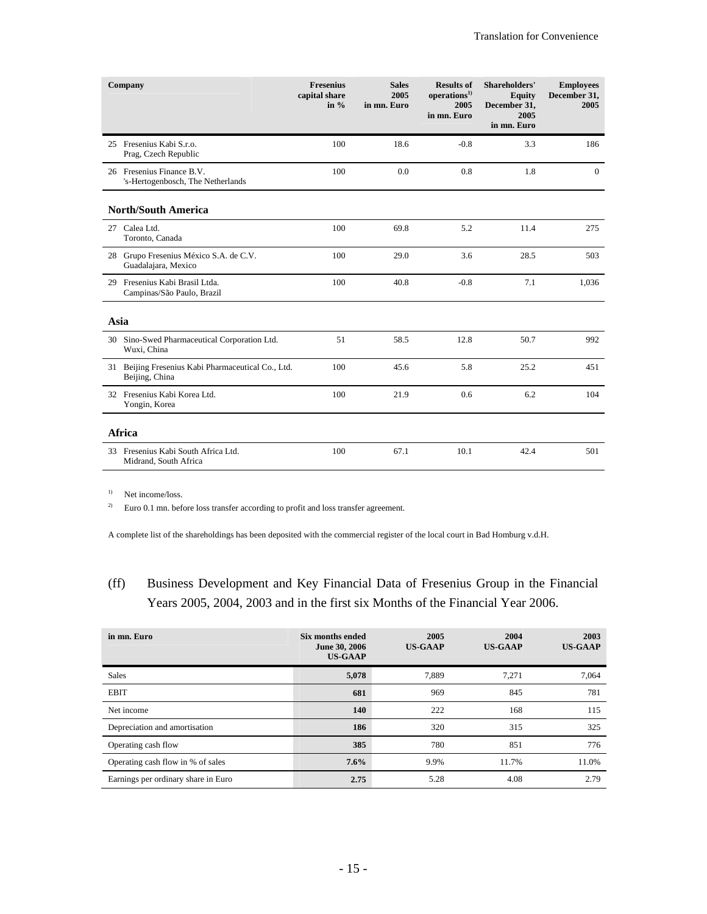| Company | Fresenius capital share in % | Sales 2005 in mn. Euro | Results of operations[1] 2005 in mn. Euro | Shareholders' Equity December 31, 2005 in mn. Euro | Employees December 31, 2005 |
|---|---|---|---|---|---|
| 25 Fresenius Kabi S.r.o. Prag, Czech Republic | 100 | 18.6 | -0.8 | 3.3 | 186 |
| 26 Fresenius Finance B.V. 's-Hertogenbosch, The Netherlands | 100 | 0.0 | 0.8 | 1.8 | 0 |
| **North/South America** | | | | | |
| 27 Calea Ltd. Toronto, Canada | 100 | 69.8 | 5.2 | 11.4 | 275 |
| 28 Grupo Fresenius México S.A. de C.V. Guadalajara, Mexico | 100 | 29.0 | 3.6 | 28.5 | 503 |
| 29 Fresenius Kabi Brasil Ltda. Campinas/São Paulo, Brazil | 100 | 40.8 | -0.8 | 7.1 | 1,036 |
| **Asia** | | | | | |
| 30 Sino-Swed Pharmaceutical Corporation Ltd. Wuxi, China | 51 | 58.5 | 12.8 | 50.7 | 992 |
| 31 Beijing Fresenius Kabi Pharmaceutical Co., Ltd. Beijing, China | 100 | 45.6 | 5.8 | 25.2 | 451 |
| 32 Fresenius Kabi Korea Ltd. Yongin, Korea | 100 | 21.9 | 0.6 | 6.2 | 104 |
| **Africa** | | | | | |
| 33 Fresenius Kabi South Africa Ltd. Midrand, South Africa | 100 | 67.1 | 10.1 | 42.4 | 501 |

[1] Net income/loss.

[2] Euro 0.1 mn. before loss transfer according to profit and loss transfer agreement.

A complete list of the shareholdings has been deposited with the commercial register of the local court in Bad Homburg v.d.H.

## (ff) Business Development and Key Financial Data of Fresenius Group in the Financial Years 2005, 2004, 2003 and in the first six Months of the Financial Year 2006.

| in mn. Euro | Six months ended June 30, 2006 US-GAAP | 2005 US-GAAP | 2004 US-GAAP | 2003 US-GAAP |
|---|---|---|---|---|
| Sales | **5,078** | 7,889 | 7,271 | 7,064 |
| EBIT | **681** | 969 | 845 | 781 |
| Net income | **140** | 222 | 168 | 115 |
| Depreciation and amortisation | **186** | 320 | 315 | 325 |
| Operating cash flow | **385** | 780 | 851 | 776 |
| Operating cash flow in % of sales | **7.6%** | 9.9% | 11.7% | 11.0% |
| Earnings per ordinary share in Euro | **2.75** | 5.28 | 4.08 | 2.79 |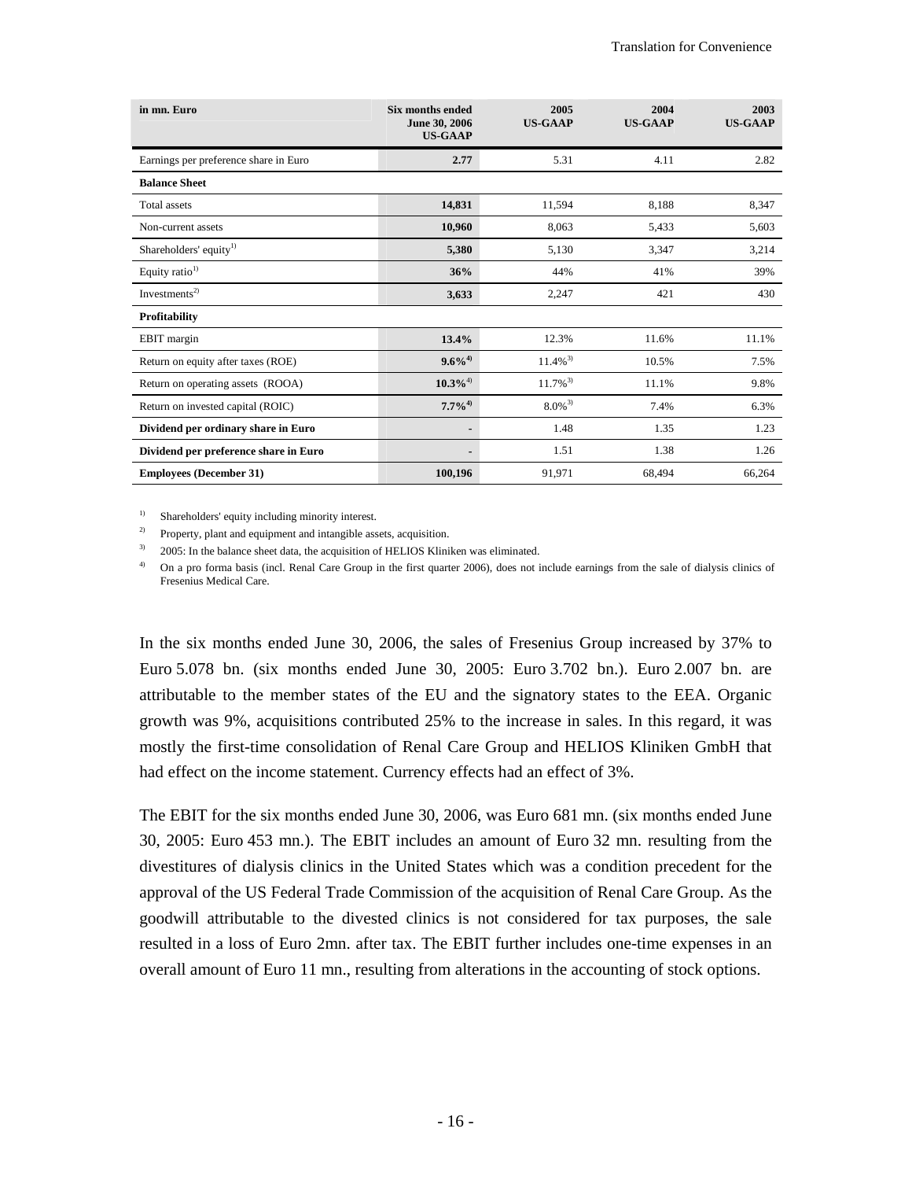| in mn. Euro | Six months ended June 30, 2006 US-GAAP | 2005 US-GAAP | 2004 US-GAAP | 2003 US-GAAP |
|---|---|---|---|---|
| Earnings per preference share in Euro | **2.77** | 5.31 | 4.11 | 2.82 |
| **Balance Sheet** | | | | |
| Total assets | **14,831** | 11,594 | 8,188 | 8,347 |
| Non-current assets | **10,960** | 8,063 | 5,433 | 5,603 |
| Shareholders' equity[1] | **5,380** | 5,130 | 3,347 | 3,214 |
| Equity ratio[1] | **36%** | 44% | 41% | 39% |
| Investments[2] | **3,633** | 2,247 | 421 | 430 |
| **Profitability** | | | | |
| EBIT margin | **13.4%** | 12.3% | 11.6% | 11.1% |
| Return on equity after taxes (ROE) | **9.6%[4]** | 11.4%[3] | 10.5% | 7.5% |
| Return on operating assets (ROOA) | **10.3%[4]** | 11.7%[3] | 11.1% | 9.8% |
| Return on invested capital (ROIC) | **7.7%[4]** | 8.0%[3] | 7.4% | 6.3% |
| **Dividend per ordinary share in Euro** | - | 1.48 | 1.35 | 1.23 |
| **Dividend per preference share in Euro** | - | 1.51 | 1.38 | 1.26 |
| **Employees (December 31)** | **100,196** | 91,971 | 68,494 | 66,264 |

[1] Shareholders' equity including minority interest.

[2] Property, plant and equipment and intangible assets, acquisition.

[3] 2005: In the balance sheet data, the acquisition of HELIOS Kliniken was eliminated.

[4] On a pro forma basis (incl. Renal Care Group in the first quarter 2006), does not include earnings from the sale of dialysis clinics of Fresenius Medical Care.

In the six months ended June 30, 2006, the sales of Fresenius Group increased by 37% to Euro 5.078 bn. (six months ended June 30, 2005: Euro 3.702 bn.). Euro 2.007 bn. are attributable to the member states of the EU and the signatory states to the EEA. Organic growth was 9%, acquisitions contributed 25% to the increase in sales. In this regard, it was mostly the first-time consolidation of Renal Care Group and HELIOS Kliniken GmbH that had effect on the income statement. Currency effects had an effect of 3%.

The EBIT for the six months ended June 30, 2006, was Euro 681 mn. (six months ended June 30, 2005: Euro 453 mn.). The EBIT includes an amount of Euro 32 mn. resulting from the divestitures of dialysis clinics in the United States which was a condition precedent for the approval of the US Federal Trade Commission of the acquisition of Renal Care Group. As the goodwill attributable to the divested clinics is not considered for tax purposes, the sale resulted in a loss of Euro 2mn. after tax. The EBIT further includes one-time expenses in an overall amount of Euro 11 mn., resulting from alterations in the accounting of stock options.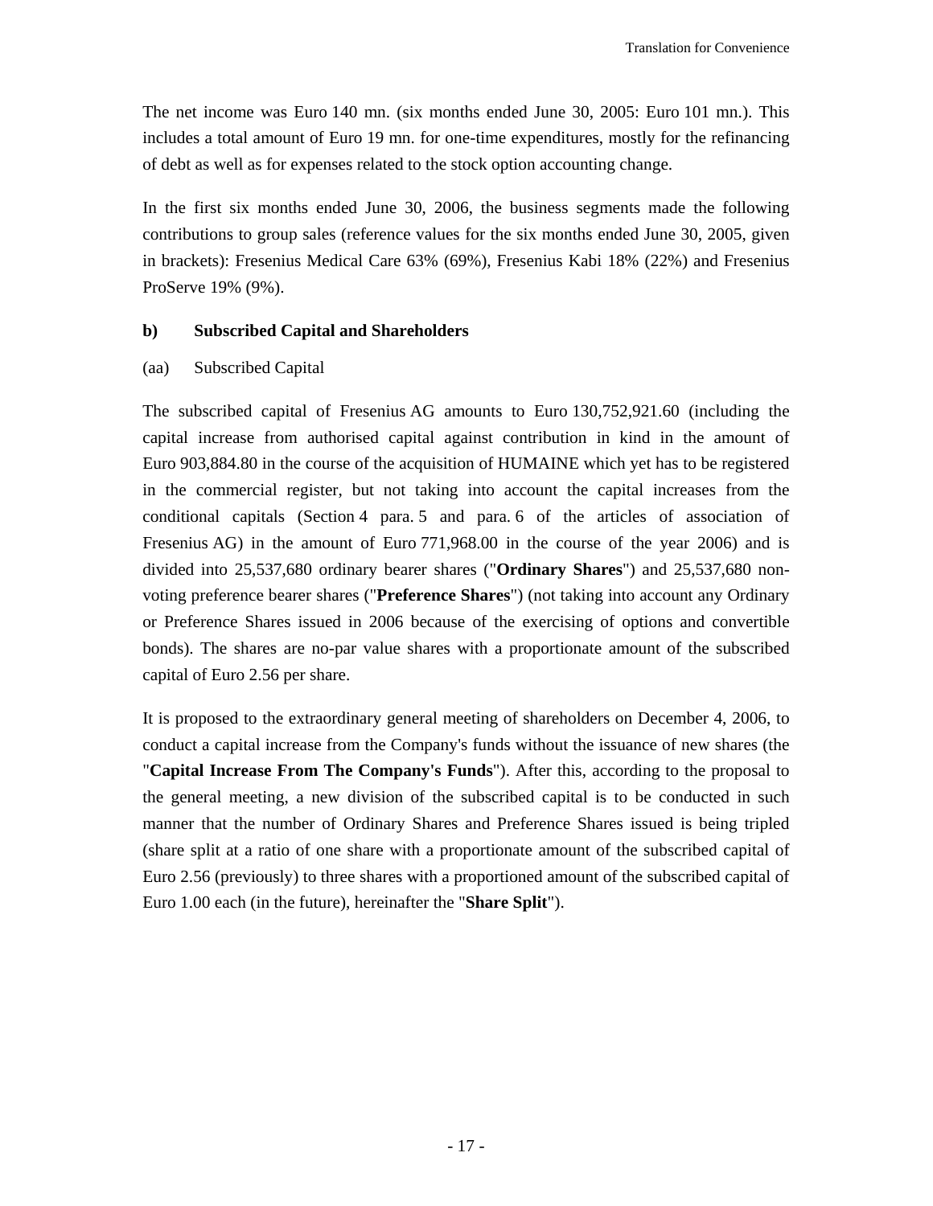The net income was Euro 140 mn. (six months ended June 30, 2005: Euro 101 mn.). This includes a total amount of Euro 19 mn. for one-time expenditures, mostly for the refinancing of debt as well as for expenses related to the stock option accounting change.

In the first six months ended June 30, 2006, the business segments made the following contributions to group sales (reference values for the six months ended June 30, 2005, given in brackets): Fresenius Medical Care 63% (69%), Fresenius Kabi 18% (22%) and Fresenius ProServe 19% (9%).

**b) Subscribed Capital and Shareholders**

(aa) Subscribed Capital

The subscribed capital of Fresenius AG amounts to Euro 130,752,921.60 (including the capital increase from authorised capital against contribution in kind in the amount of Euro 903,884.80 in the course of the acquisition of HUMAINE which yet has to be registered in the commercial register, but not taking into account the capital increases from the conditional capitals (Section 4 para. 5 and para. 6 of the articles of association of Fresenius AG) in the amount of Euro 771,968.00 in the course of the year 2006) and is divided into 25,537,680 ordinary bearer shares ("**Ordinary Shares**") and 25,537,680 non-voting preference bearer shares ("**Preference Shares**") (not taking into account any Ordinary or Preference Shares issued in 2006 because of the exercising of options and convertible bonds). The shares are no-par value shares with a proportionate amount of the subscribed capital of Euro 2.56 per share.

It is proposed to the extraordinary general meeting of shareholders on December 4, 2006, to conduct a capital increase from the Company's funds without the issuance of new shares (the "**Capital Increase From The Company's Funds**"). After this, according to the proposal to the general meeting, a new division of the subscribed capital is to be conducted in such manner that the number of Ordinary Shares and Preference Shares issued is being tripled (share split at a ratio of one share with a proportionate amount of the subscribed capital of Euro 2.56 (previously) to three shares with a proportioned amount of the subscribed capital of Euro 1.00 each (in the future), hereinafter the "**Share Split**").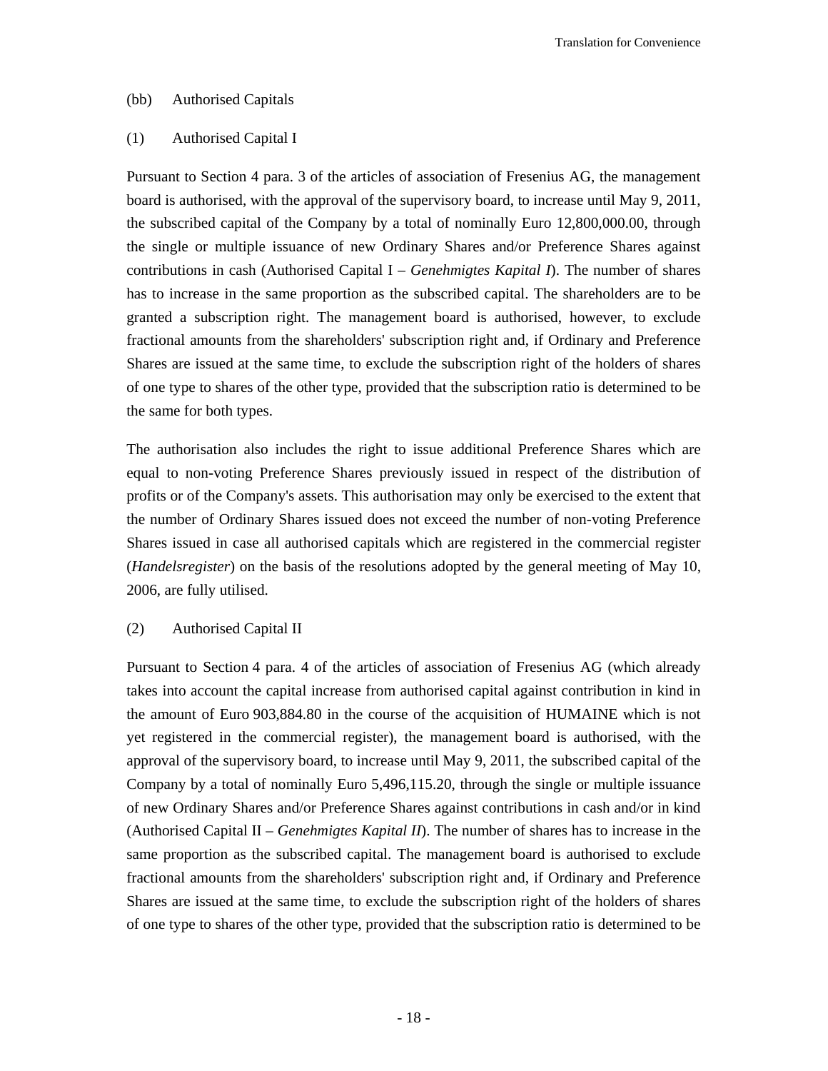(bb) Authorised Capitals

(1) Authorised Capital I

Pursuant to Section 4 para. 3 of the articles of association of Fresenius AG, the management board is authorised, with the approval of the supervisory board, to increase until May 9, 2011, the subscribed capital of the Company by a total of nominally Euro 12,800,000.00, through the single or multiple issuance of new Ordinary Shares and/or Preference Shares against contributions in cash (Authorised Capital I – *Genehmigtes Kapital I*). The number of shares has to increase in the same proportion as the subscribed capital. The shareholders are to be granted a subscription right. The management board is authorised, however, to exclude fractional amounts from the shareholders' subscription right and, if Ordinary and Preference Shares are issued at the same time, to exclude the subscription right of the holders of shares of one type to shares of the other type, provided that the subscription ratio is determined to be the same for both types.

The authorisation also includes the right to issue additional Preference Shares which are equal to non-voting Preference Shares previously issued in respect of the distribution of profits or of the Company's assets. This authorisation may only be exercised to the extent that the number of Ordinary Shares issued does not exceed the number of non-voting Preference Shares issued in case all authorised capitals which are registered in the commercial register (*Handelsregister*) on the basis of the resolutions adopted by the general meeting of May 10, 2006, are fully utilised.

(2) Authorised Capital II

Pursuant to Section 4 para. 4 of the articles of association of Fresenius AG (which already takes into account the capital increase from authorised capital against contribution in kind in the amount of Euro 903,884.80 in the course of the acquisition of HUMAINE which is not yet registered in the commercial register), the management board is authorised, with the approval of the supervisory board, to increase until May 9, 2011, the subscribed capital of the Company by a total of nominally Euro 5,496,115.20, through the single or multiple issuance of new Ordinary Shares and/or Preference Shares against contributions in cash and/or in kind (Authorised Capital II – *Genehmigtes Kapital II*). The number of shares has to increase in the same proportion as the subscribed capital. The management board is authorised to exclude fractional amounts from the shareholders' subscription right and, if Ordinary and Preference Shares are issued at the same time, to exclude the subscription right of the holders of shares of one type to shares of the other type, provided that the subscription ratio is determined to be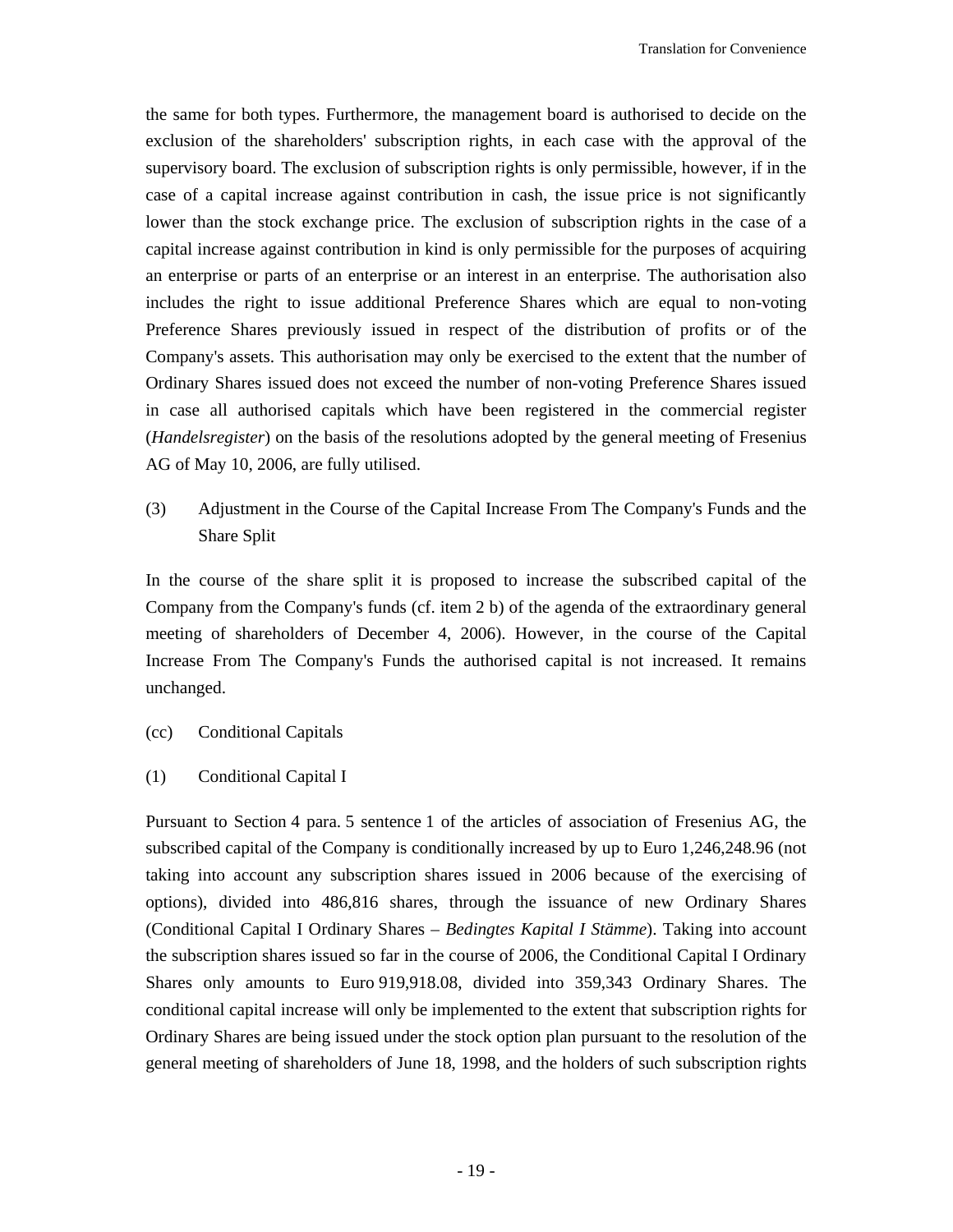the same for both types. Furthermore, the management board is authorised to decide on the exclusion of the shareholders' subscription rights, in each case with the approval of the supervisory board. The exclusion of subscription rights is only permissible, however, if in the case of a capital increase against contribution in cash, the issue price is not significantly lower than the stock exchange price. The exclusion of subscription rights in the case of a capital increase against contribution in kind is only permissible for the purposes of acquiring an enterprise or parts of an enterprise or an interest in an enterprise. The authorisation also includes the right to issue additional Preference Shares which are equal to non-voting Preference Shares previously issued in respect of the distribution of profits or of the Company's assets. This authorisation may only be exercised to the extent that the number of Ordinary Shares issued does not exceed the number of non-voting Preference Shares issued in case all authorised capitals which have been registered in the commercial register (*Handelsregister*) on the basis of the resolutions adopted by the general meeting of Fresenius AG of May 10, 2006, are fully utilised.

(3) Adjustment in the Course of the Capital Increase From The Company's Funds and the Share Split

In the course of the share split it is proposed to increase the subscribed capital of the Company from the Company's funds (cf. item 2 b) of the agenda of the extraordinary general meeting of shareholders of December 4, 2006). However, in the course of the Capital Increase From The Company's Funds the authorised capital is not increased. It remains unchanged.

(cc) Conditional Capitals

(1) Conditional Capital I

Pursuant to Section 4 para. 5 sentence 1 of the articles of association of Fresenius AG, the subscribed capital of the Company is conditionally increased by up to Euro 1,246,248.96 (not taking into account any subscription shares issued in 2006 because of the exercising of options), divided into 486,816 shares, through the issuance of new Ordinary Shares (Conditional Capital I Ordinary Shares – *Bedingtes Kapital I Stämme*). Taking into account the subscription shares issued so far in the course of 2006, the Conditional Capital I Ordinary Shares only amounts to Euro 919,918.08, divided into 359,343 Ordinary Shares. The conditional capital increase will only be implemented to the extent that subscription rights for Ordinary Shares are being issued under the stock option plan pursuant to the resolution of the general meeting of shareholders of June 18, 1998, and the holders of such subscription rights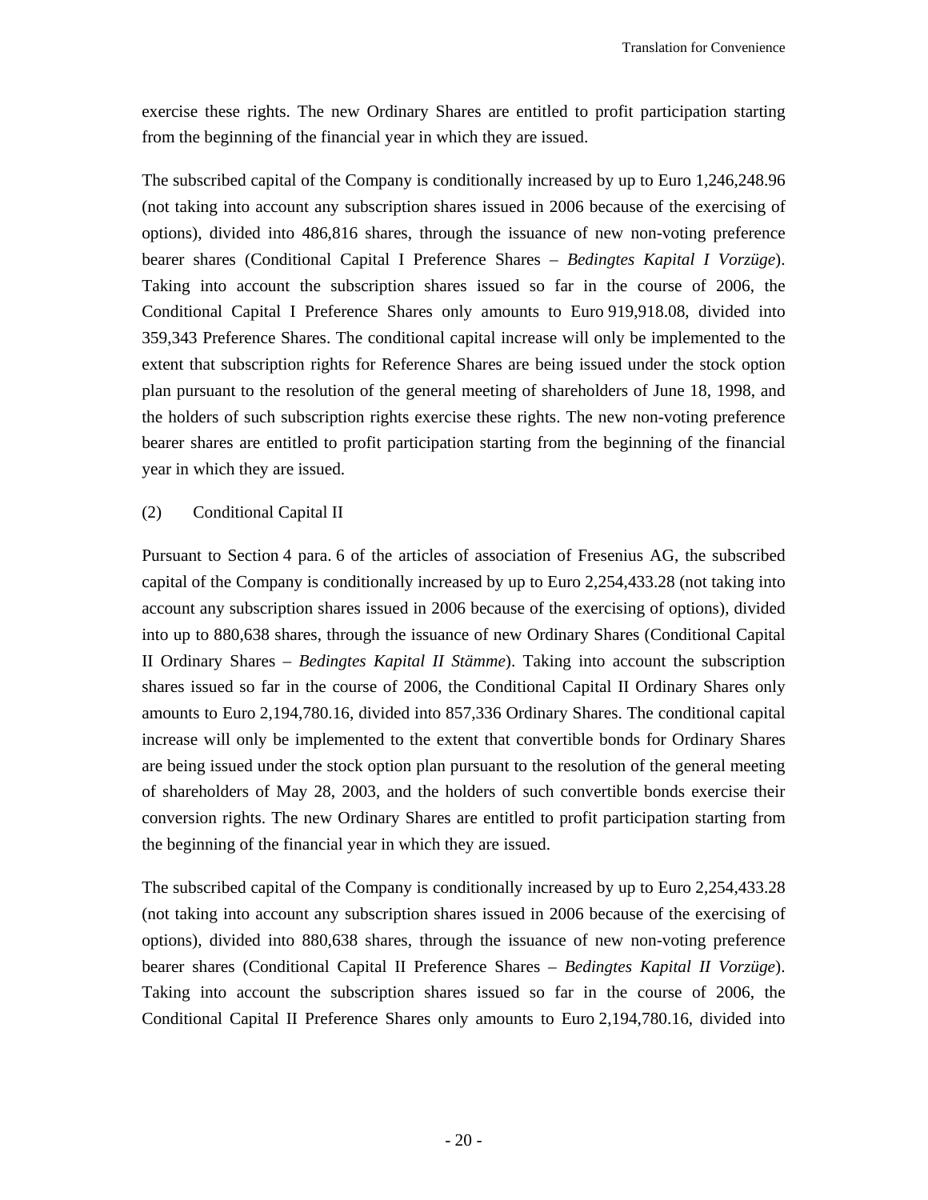exercise these rights. The new Ordinary Shares are entitled to profit participation starting from the beginning of the financial year in which they are issued.

The subscribed capital of the Company is conditionally increased by up to Euro 1,246,248.96 (not taking into account any subscription shares issued in 2006 because of the exercising of options), divided into 486,816 shares, through the issuance of new non-voting preference bearer shares (Conditional Capital I Preference Shares – *Bedingtes Kapital I Vorzüge*). Taking into account the subscription shares issued so far in the course of 2006, the Conditional Capital I Preference Shares only amounts to Euro 919,918.08, divided into 359,343 Preference Shares. The conditional capital increase will only be implemented to the extent that subscription rights for Reference Shares are being issued under the stock option plan pursuant to the resolution of the general meeting of shareholders of June 18, 1998, and the holders of such subscription rights exercise these rights. The new non-voting preference bearer shares are entitled to profit participation starting from the beginning of the financial year in which they are issued.

(2) Conditional Capital II

Pursuant to Section 4 para. 6 of the articles of association of Fresenius AG, the subscribed capital of the Company is conditionally increased by up to Euro 2,254,433.28 (not taking into account any subscription shares issued in 2006 because of the exercising of options), divided into up to 880,638 shares, through the issuance of new Ordinary Shares (Conditional Capital II Ordinary Shares – *Bedingtes Kapital II Stämme*). Taking into account the subscription shares issued so far in the course of 2006, the Conditional Capital II Ordinary Shares only amounts to Euro 2,194,780.16, divided into 857,336 Ordinary Shares. The conditional capital increase will only be implemented to the extent that convertible bonds for Ordinary Shares are being issued under the stock option plan pursuant to the resolution of the general meeting of shareholders of May 28, 2003, and the holders of such convertible bonds exercise their conversion rights. The new Ordinary Shares are entitled to profit participation starting from the beginning of the financial year in which they are issued.

The subscribed capital of the Company is conditionally increased by up to Euro 2,254,433.28 (not taking into account any subscription shares issued in 2006 because of the exercising of options), divided into 880,638 shares, through the issuance of new non-voting preference bearer shares (Conditional Capital II Preference Shares – *Bedingtes Kapital II Vorzüge*). Taking into account the subscription shares issued so far in the course of 2006, the Conditional Capital II Preference Shares only amounts to Euro 2,194,780.16, divided into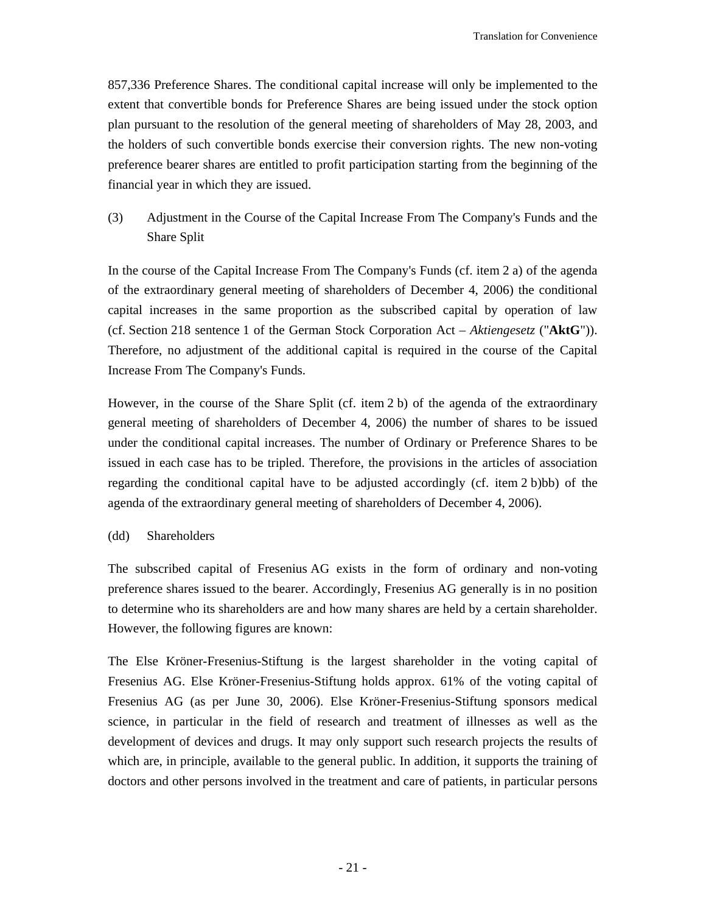857,336 Preference Shares. The conditional capital increase will only be implemented to the extent that convertible bonds for Preference Shares are being issued under the stock option plan pursuant to the resolution of the general meeting of shareholders of May 28, 2003, and the holders of such convertible bonds exercise their conversion rights. The new non-voting preference bearer shares are entitled to profit participation starting from the beginning of the financial year in which they are issued.

(3) Adjustment in the Course of the Capital Increase From The Company's Funds and the Share Split

In the course of the Capital Increase From The Company's Funds (cf. item 2 a) of the agenda of the extraordinary general meeting of shareholders of December 4, 2006) the conditional capital increases in the same proportion as the subscribed capital by operation of law (cf. Section 218 sentence 1 of the German Stock Corporation Act – *Aktiengesetz* ("**AktG**")). Therefore, no adjustment of the additional capital is required in the course of the Capital Increase From The Company's Funds.

However, in the course of the Share Split (cf. item 2 b) of the agenda of the extraordinary general meeting of shareholders of December 4, 2006) the number of shares to be issued under the conditional capital increases. The number of Ordinary or Preference Shares to be issued in each case has to be tripled. Therefore, the provisions in the articles of association regarding the conditional capital have to be adjusted accordingly (cf. item 2 b)bb) of the agenda of the extraordinary general meeting of shareholders of December 4, 2006).

(dd) Shareholders

The subscribed capital of Fresenius AG exists in the form of ordinary and non-voting preference shares issued to the bearer. Accordingly, Fresenius AG generally is in no position to determine who its shareholders are and how many shares are held by a certain shareholder. However, the following figures are known:

The Else Kröner-Fresenius-Stiftung is the largest shareholder in the voting capital of Fresenius AG. Else Kröner-Fresenius-Stiftung holds approx. 61% of the voting capital of Fresenius AG (as per June 30, 2006). Else Kröner-Fresenius-Stiftung sponsors medical science, in particular in the field of research and treatment of illnesses as well as the development of devices and drugs. It may only support such research projects the results of which are, in principle, available to the general public. In addition, it supports the training of doctors and other persons involved in the treatment and care of patients, in particular persons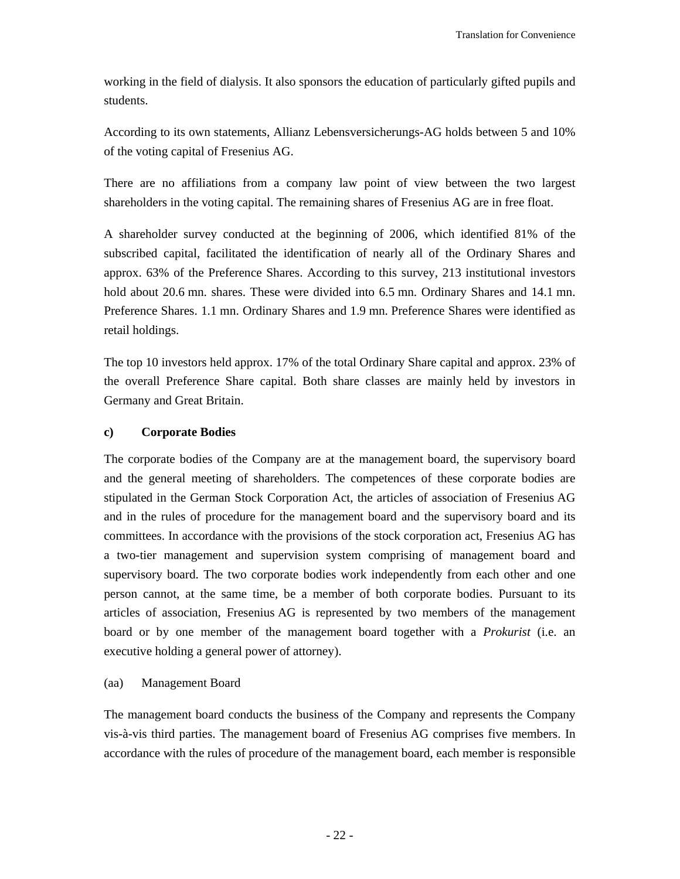working in the field of dialysis. It also sponsors the education of particularly gifted pupils and students.

According to its own statements, Allianz Lebensversicherungs-AG holds between 5 and 10% of the voting capital of Fresenius AG.

There are no affiliations from a company law point of view between the two largest shareholders in the voting capital. The remaining shares of Fresenius AG are in free float.

A shareholder survey conducted at the beginning of 2006, which identified 81% of the subscribed capital, facilitated the identification of nearly all of the Ordinary Shares and approx. 63% of the Preference Shares. According to this survey, 213 institutional investors hold about 20.6 mn. shares. These were divided into 6.5 mn. Ordinary Shares and 14.1 mn. Preference Shares. 1.1 mn. Ordinary Shares and 1.9 mn. Preference Shares were identified as retail holdings.

The top 10 investors held approx. 17% of the total Ordinary Share capital and approx. 23% of the overall Preference Share capital. Both share classes are mainly held by investors in Germany and Great Britain.

### c) Corporate Bodies

The corporate bodies of the Company are at the management board, the supervisory board and the general meeting of shareholders. The competences of these corporate bodies are stipulated in the German Stock Corporation Act, the articles of association of Fresenius AG and in the rules of procedure for the management board and the supervisory board and its committees. In accordance with the provisions of the stock corporation act, Fresenius AG has a two-tier management and supervision system comprising of management board and supervisory board. The two corporate bodies work independently from each other and one person cannot, at the same time, be a member of both corporate bodies. Pursuant to its articles of association, Fresenius AG is represented by two members of the management board or by one member of the management board together with a *Prokurist* (i.e. an executive holding a general power of attorney).

#### (aa) Management Board

The management board conducts the business of the Company and represents the Company vis-à-vis third parties. The management board of Fresenius AG comprises five members. In accordance with the rules of procedure of the management board, each member is responsible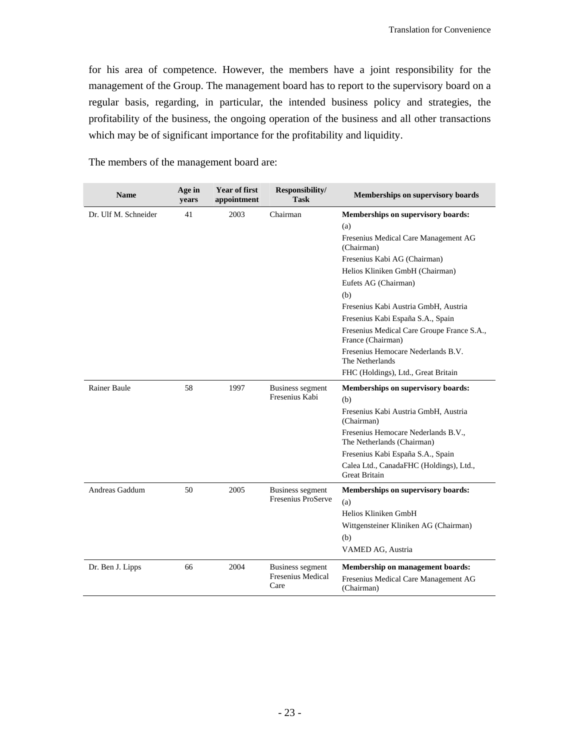for his area of competence. However, the members have a joint responsibility for the management of the Group. The management board has to report to the supervisory board on a regular basis, regarding, in particular, the intended business policy and strategies, the profitability of the business, the ongoing operation of the business and all other transactions which may be of significant importance for the profitability and liquidity.

The members of the management board are:

| Name | Age in years | Year of first appointment | Responsibility/ Task | Memberships on supervisory boards |
|---|---|---|---|---|
| Dr. Ulf M. Schneider | 41 | 2003 | Chairman | **Memberships on supervisory boards:**<br>(a)<br>Fresenius Medical Care Management AG (Chairman)<br>Fresenius Kabi AG (Chairman)<br>Helios Kliniken GmbH (Chairman)<br>Eufets AG (Chairman)<br>(b)<br>Fresenius Kabi Austria GmbH, Austria<br>Fresenius Kabi España S.A., Spain<br>Fresenius Medical Care Groupe France S.A., France (Chairman)<br>Fresenius Hemocare Nederlands B.V. The Netherlands<br>FHC (Holdings), Ltd., Great Britain |
| Rainer Baule | 58 | 1997 | Business segment Fresenius Kabi | **Memberships on supervisory boards:**<br>(b)<br>Fresenius Kabi Austria GmbH, Austria (Chairman)<br>Fresenius Hemocare Nederlands B.V., The Netherlands (Chairman)<br>Fresenius Kabi España S.A., Spain<br>Calea Ltd., CanadaFHC (Holdings), Ltd., Great Britain |
| Andreas Gaddum | 50 | 2005 | Business segment Fresenius ProServe | **Memberships on supervisory boards:**<br>(a)<br>Helios Kliniken GmbH<br>Wittgensteiner Kliniken AG (Chairman)<br>(b)<br>VAMED AG, Austria |
| Dr. Ben J. Lipps | 66 | 2004 | Business segment Fresenius Medical Care | **Membership on management boards:**<br>Fresenius Medical Care Management AG (Chairman) |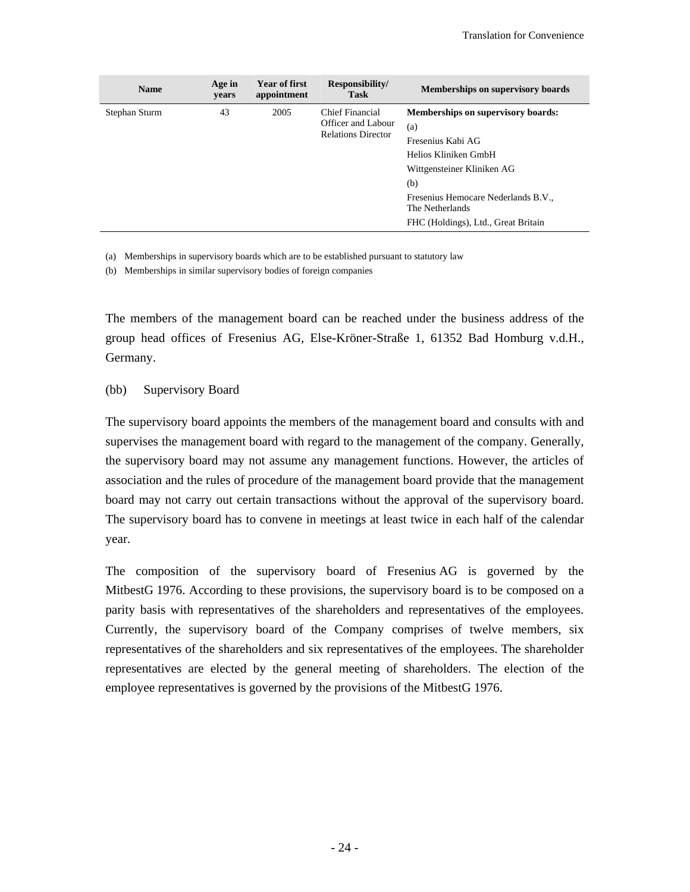| Name | Age in years | Year of first appointment | Responsibility/ Task | Memberships on supervisory boards |
|---|---|---|---|---|
| Stephan Sturm | 43 | 2005 | Chief Financial Officer and Labour Relations Director | **Memberships on supervisory boards:**<br>(a)<br>Fresenius Kabi AG<br>Helios Kliniken GmbH<br>Wittgensteiner Kliniken AG<br>(b)<br>Fresenius Hemocare Nederlands B.V., The Netherlands<br>FHC (Holdings), Ltd., Great Britain |

(a) Memberships in supervisory boards which are to be established pursuant to statutory law

(b) Memberships in similar supervisory bodies of foreign companies

The members of the management board can be reached under the business address of the group head offices of Fresenius AG, Else-Kröner-Straße 1, 61352 Bad Homburg v.d.H., Germany.

(bb) Supervisory Board

The supervisory board appoints the members of the management board and consults with and supervises the management board with regard to the management of the company. Generally, the supervisory board may not assume any management functions. However, the articles of association and the rules of procedure of the management board provide that the management board may not carry out certain transactions without the approval of the supervisory board. The supervisory board has to convene in meetings at least twice in each half of the calendar year.

The composition of the supervisory board of Fresenius AG is governed by the MitbestG 1976. According to these provisions, the supervisory board is to be composed on a parity basis with representatives of the shareholders and representatives of the employees. Currently, the supervisory board of the Company comprises of twelve members, six representatives of the shareholders and six representatives of the employees. The shareholder representatives are elected by the general meeting of shareholders. The election of the employee representatives is governed by the provisions of the MitbestG 1976.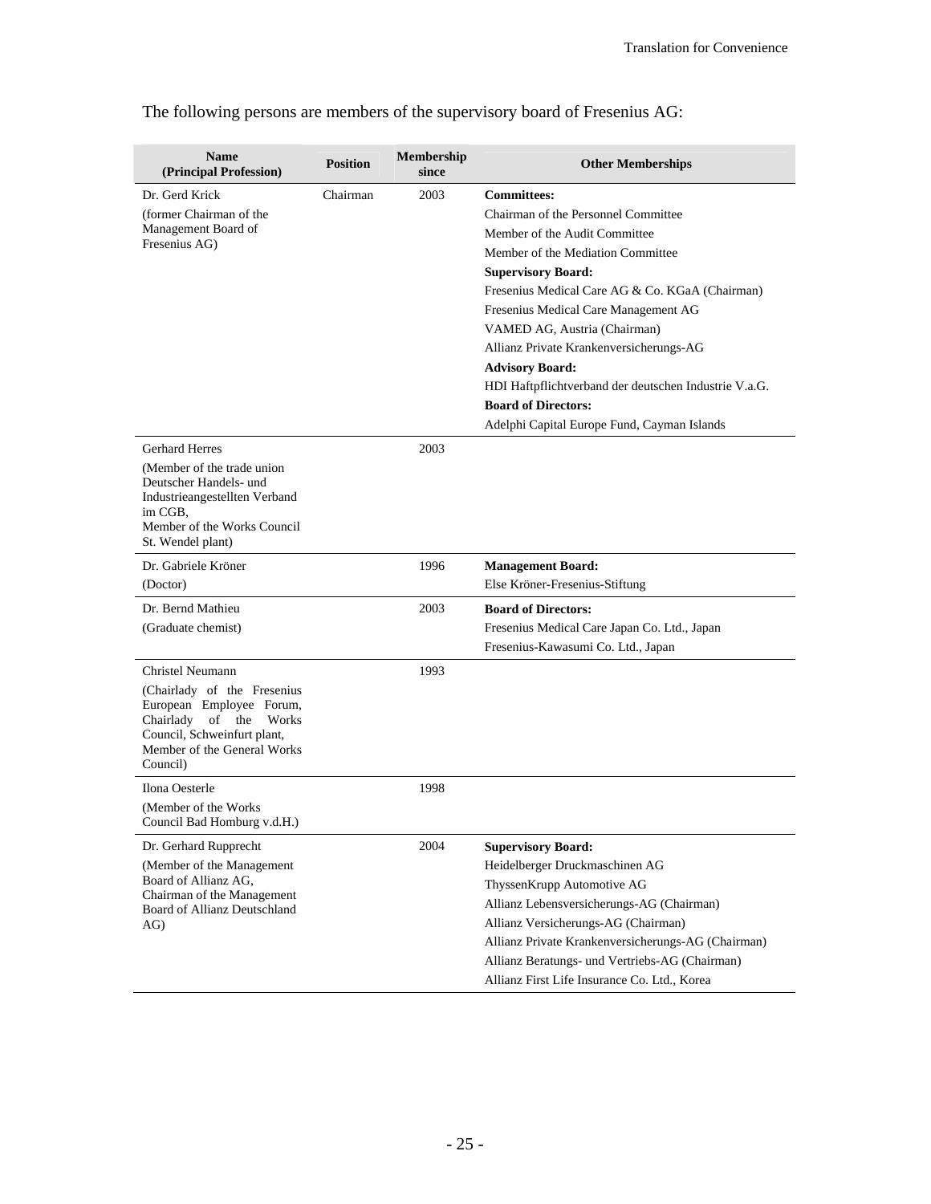The following persons are members of the supervisory board of Fresenius AG:

| Name (Principal Profession) | Position | Membership since | Other Memberships |
|---|---|---|---|
| Dr. Gerd Krick<br>(former Chairman of the Management Board of Fresenius AG) | Chairman | 2003 | **Committees:**<br>Chairman of the Personnel Committee<br>Member of the Audit Committee<br>Member of the Mediation Committee<br>**Supervisory Board:**<br>Fresenius Medical Care AG & Co. KGaA (Chairman)<br>Fresenius Medical Care Management AG<br>VAMED AG, Austria (Chairman)<br>Allianz Private Krankenversicherungs-AG<br>**Advisory Board:**<br>HDI Haftpflichtverband der deutschen Industrie V.a.G.<br>**Board of Directors:**<br>Adelphi Capital Europe Fund, Cayman Islands |
| Gerhard Herres<br>(Member of the trade union Deutscher Handels- und Industrieangestellten Verband im CGB, Member of the Works Council St. Wendel plant) | | 2003 | |
| Dr. Gabriele Kröner<br>(Doctor) | | 1996 | **Management Board:**<br>Else Kröner-Fresenius-Stiftung |
| Dr. Bernd Mathieu<br>(Graduate chemist) | | 2003 | **Board of Directors:**<br>Fresenius Medical Care Japan Co. Ltd., Japan<br>Fresenius-Kawasumi Co. Ltd., Japan |
| Christel Neumann<br>(Chairlady of the Fresenius European Employee Forum, Chairlady of the Works Council, Schweinfurt plant, Member of the General Works Council) | | 1993 | |
| Ilona Oesterle<br>(Member of the Works Council Bad Homburg v.d.H.) | | 1998 | |
| Dr. Gerhard Rupprecht<br>(Member of the Management Board of Allianz AG, Chairman of the Management Board of Allianz Deutschland AG) | | 2004 | **Supervisory Board:**<br>Heidelberger Druckmaschinen AG<br>ThyssenKrupp Automotive AG<br>Allianz Lebensversicherungs-AG (Chairman)<br>Allianz Versicherungs-AG (Chairman)<br>Allianz Private Krankenversicherungs-AG (Chairman)<br>Allianz Beratungs- und Vertriebs-AG (Chairman)<br>Allianz First Life Insurance Co. Ltd., Korea |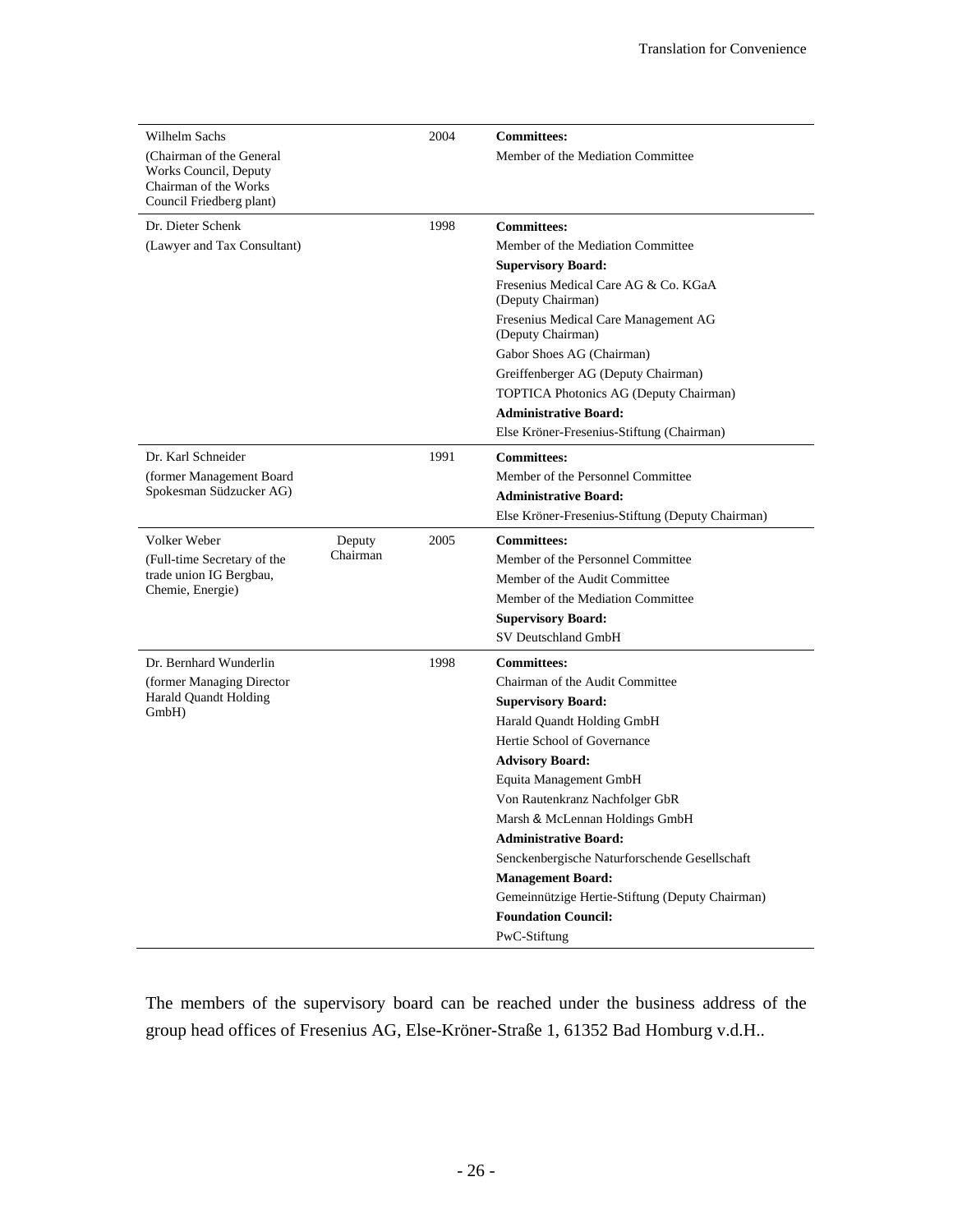| | | | |
|---|---|---|---|
| Wilhelm Sachs<br>(Chairman of the General Works Council, Deputy Chairman of the Works Council Friedberg plant) | | 2004 | **Committees:**<br>Member of the Mediation Committee |
| Dr. Dieter Schenk<br>(Lawyer and Tax Consultant) | | 1998 | **Committees:**<br>Member of the Mediation Committee<br>**Supervisory Board:**<br>Fresenius Medical Care AG & Co. KGaA (Deputy Chairman)<br>Fresenius Medical Care Management AG (Deputy Chairman)<br>Gabor Shoes AG (Chairman)<br>Greiffenberger AG (Deputy Chairman)<br>TOPTICA Photonics AG (Deputy Chairman)<br>**Administrative Board:**<br>Else Kröner-Fresenius-Stiftung (Chairman) |
| Dr. Karl Schneider<br>(former Management Board Spokesman Südzucker AG) | | 1991 | **Committees:**<br>Member of the Personnel Committee<br>**Administrative Board:**<br>Else Kröner-Fresenius-Stiftung (Deputy Chairman) |
| Volker Weber<br>(Full-time Secretary of the trade union IG Bergbau, Chemie, Energie) | Deputy Chairman | 2005 | **Committees:**<br>Member of the Personnel Committee<br>Member of the Audit Committee<br>Member of the Mediation Committee<br>**Supervisory Board:**<br>SV Deutschland GmbH |
| Dr. Bernhard Wunderlin<br>(former Managing Director Harald Quandt Holding GmbH) | | 1998 | **Committees:**<br>Chairman of the Audit Committee<br>**Supervisory Board:**<br>Harald Quandt Holding GmbH<br>Hertie School of Governance<br>**Advisory Board:**<br>Equita Management GmbH<br>Von Rautenkranz Nachfolger GbR<br>Marsh & McLennan Holdings GmbH<br>**Administrative Board:**<br>Senckenbergische Naturforschende Gesellschaft<br>**Management Board:**<br>Gemeinnützige Hertie-Stiftung (Deputy Chairman)<br>**Foundation Council:**<br>PwC-Stiftung |

The members of the supervisory board can be reached under the business address of the group head offices of Fresenius AG, Else-Kröner-Straße 1, 61352 Bad Homburg v.d.H..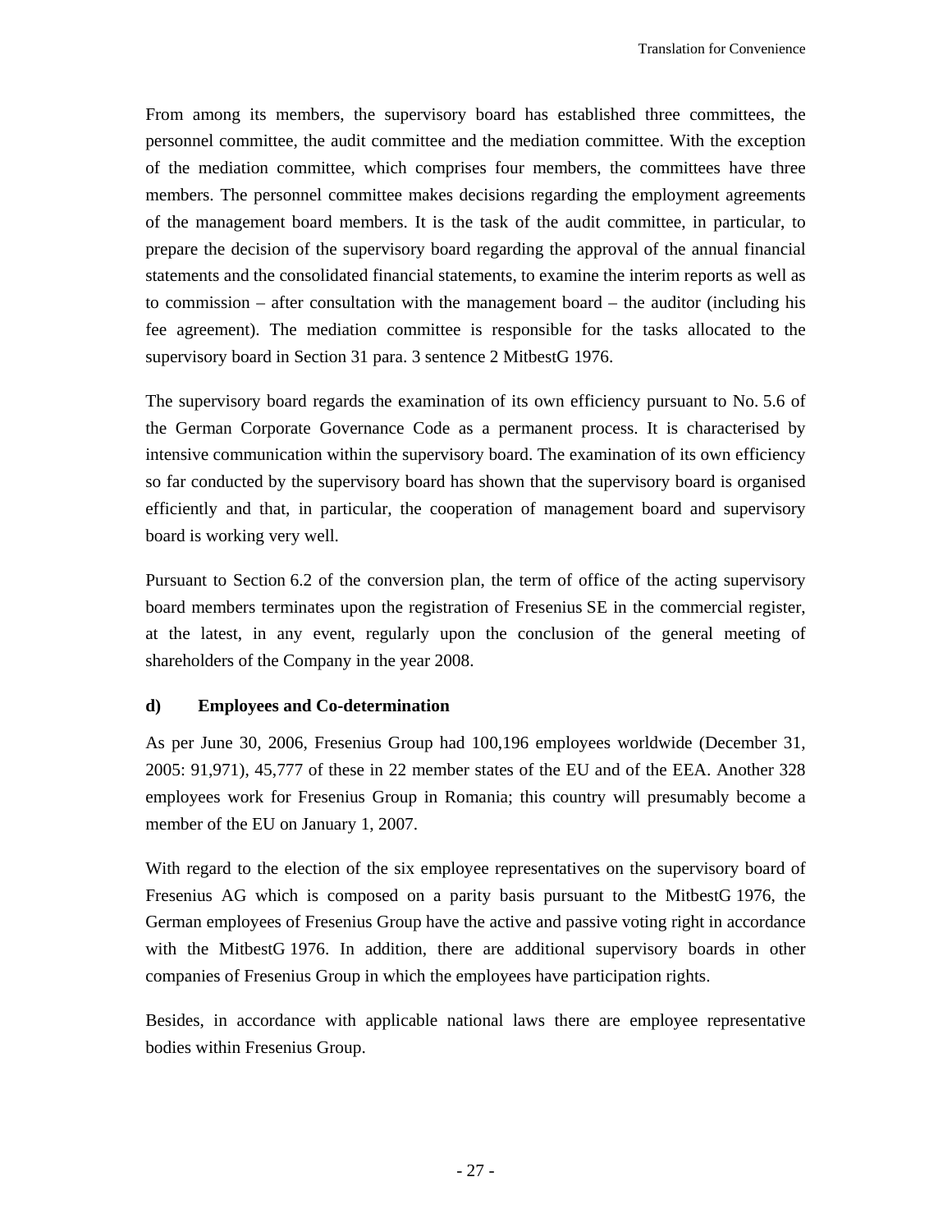From among its members, the supervisory board has established three committees, the personnel committee, the audit committee and the mediation committee. With the exception of the mediation committee, which comprises four members, the committees have three members. The personnel committee makes decisions regarding the employment agreements of the management board members. It is the task of the audit committee, in particular, to prepare the decision of the supervisory board regarding the approval of the annual financial statements and the consolidated financial statements, to examine the interim reports as well as to commission – after consultation with the management board – the auditor (including his fee agreement). The mediation committee is responsible for the tasks allocated to the supervisory board in Section 31 para. 3 sentence 2 MitbestG 1976.

The supervisory board regards the examination of its own efficiency pursuant to No. 5.6 of the German Corporate Governance Code as a permanent process. It is characterised by intensive communication within the supervisory board. The examination of its own efficiency so far conducted by the supervisory board has shown that the supervisory board is organised efficiently and that, in particular, the cooperation of management board and supervisory board is working very well.

Pursuant to Section 6.2 of the conversion plan, the term of office of the acting supervisory board members terminates upon the registration of Fresenius SE in the commercial register, at the latest, in any event, regularly upon the conclusion of the general meeting of shareholders of the Company in the year 2008.

**d) Employees and Co-determination**

As per June 30, 2006, Fresenius Group had 100,196 employees worldwide (December 31, 2005: 91,971), 45,777 of these in 22 member states of the EU and of the EEA. Another 328 employees work for Fresenius Group in Romania; this country will presumably become a member of the EU on January 1, 2007.

With regard to the election of the six employee representatives on the supervisory board of Fresenius AG which is composed on a parity basis pursuant to the MitbestG 1976, the German employees of Fresenius Group have the active and passive voting right in accordance with the MitbestG 1976. In addition, there are additional supervisory boards in other companies of Fresenius Group in which the employees have participation rights.

Besides, in accordance with applicable national laws there are employee representative bodies within Fresenius Group.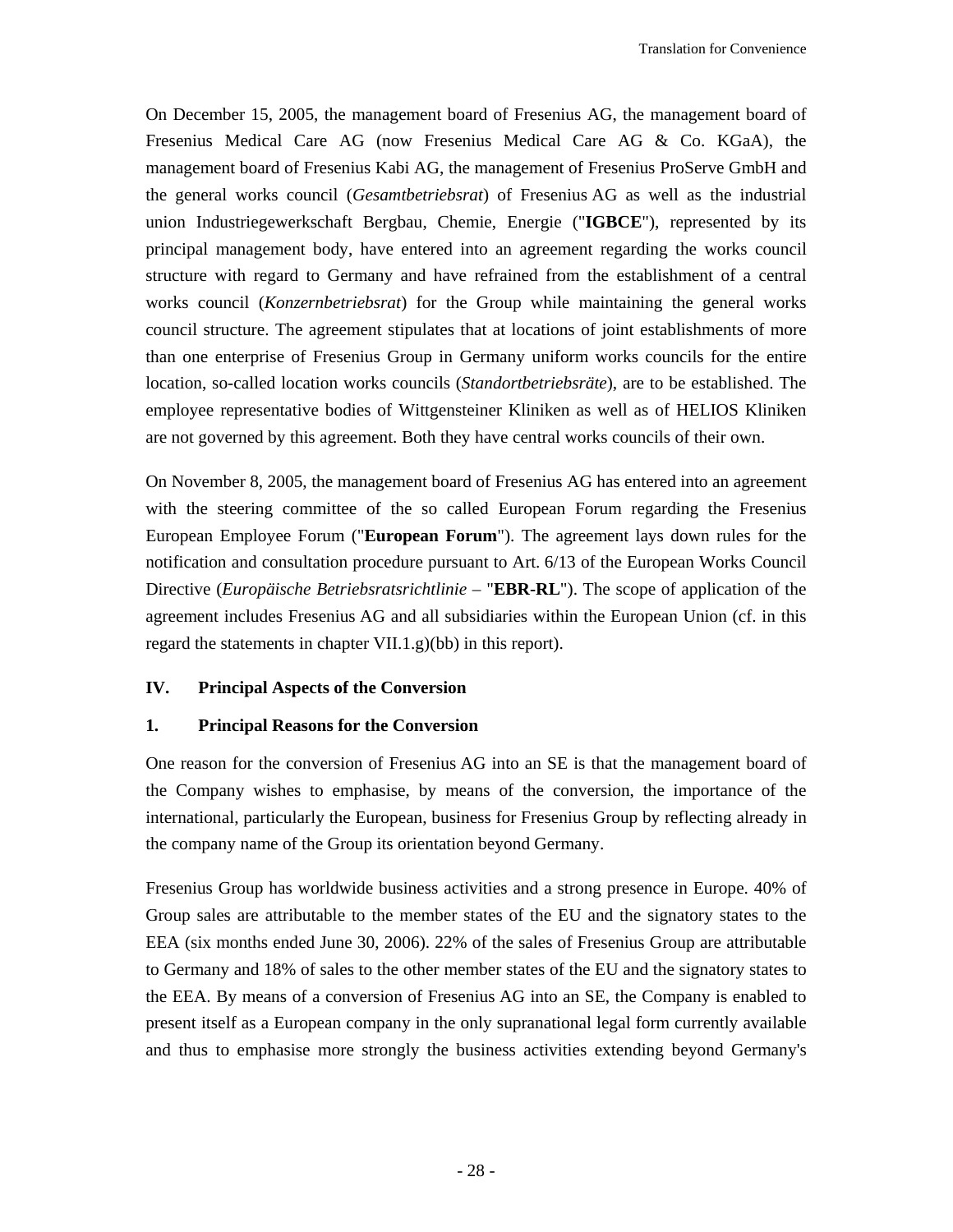On December 15, 2005, the management board of Fresenius AG, the management board of Fresenius Medical Care AG (now Fresenius Medical Care AG & Co. KGaA), the management board of Fresenius Kabi AG, the management of Fresenius ProServe GmbH and the general works council (*Gesamtbetriebsrat*) of Fresenius AG as well as the industrial union Industriegewerkschaft Bergbau, Chemie, Energie ("**IGBCE**"), represented by its principal management body, have entered into an agreement regarding the works council structure with regard to Germany and have refrained from the establishment of a central works council (*Konzernbetriebsrat*) for the Group while maintaining the general works council structure. The agreement stipulates that at locations of joint establishments of more than one enterprise of Fresenius Group in Germany uniform works councils for the entire location, so-called location works councils (*Standortbetriebsräte*), are to be established. The employee representative bodies of Wittgensteiner Kliniken as well as of HELIOS Kliniken are not governed by this agreement. Both they have central works councils of their own.

On November 8, 2005, the management board of Fresenius AG has entered into an agreement with the steering committee of the so called European Forum regarding the Fresenius European Employee Forum ("**European Forum**"). The agreement lays down rules for the notification and consultation procedure pursuant to Art. 6/13 of the European Works Council Directive (*Europäische Betriebsratsrichtlinie* – "**EBR-RL**"). The scope of application of the agreement includes Fresenius AG and all subsidiaries within the European Union (cf. in this regard the statements in chapter VII.1.g)(bb) in this report).

## IV. Principal Aspects of the Conversion

### 1. Principal Reasons for the Conversion

One reason for the conversion of Fresenius AG into an SE is that the management board of the Company wishes to emphasise, by means of the conversion, the importance of the international, particularly the European, business for Fresenius Group by reflecting already in the company name of the Group its orientation beyond Germany.

Fresenius Group has worldwide business activities and a strong presence in Europe. 40% of Group sales are attributable to the member states of the EU and the signatory states to the EEA (six months ended June 30, 2006). 22% of the sales of Fresenius Group are attributable to Germany and 18% of sales to the other member states of the EU and the signatory states to the EEA. By means of a conversion of Fresenius AG into an SE, the Company is enabled to present itself as a European company in the only supranational legal form currently available and thus to emphasise more strongly the business activities extending beyond Germany's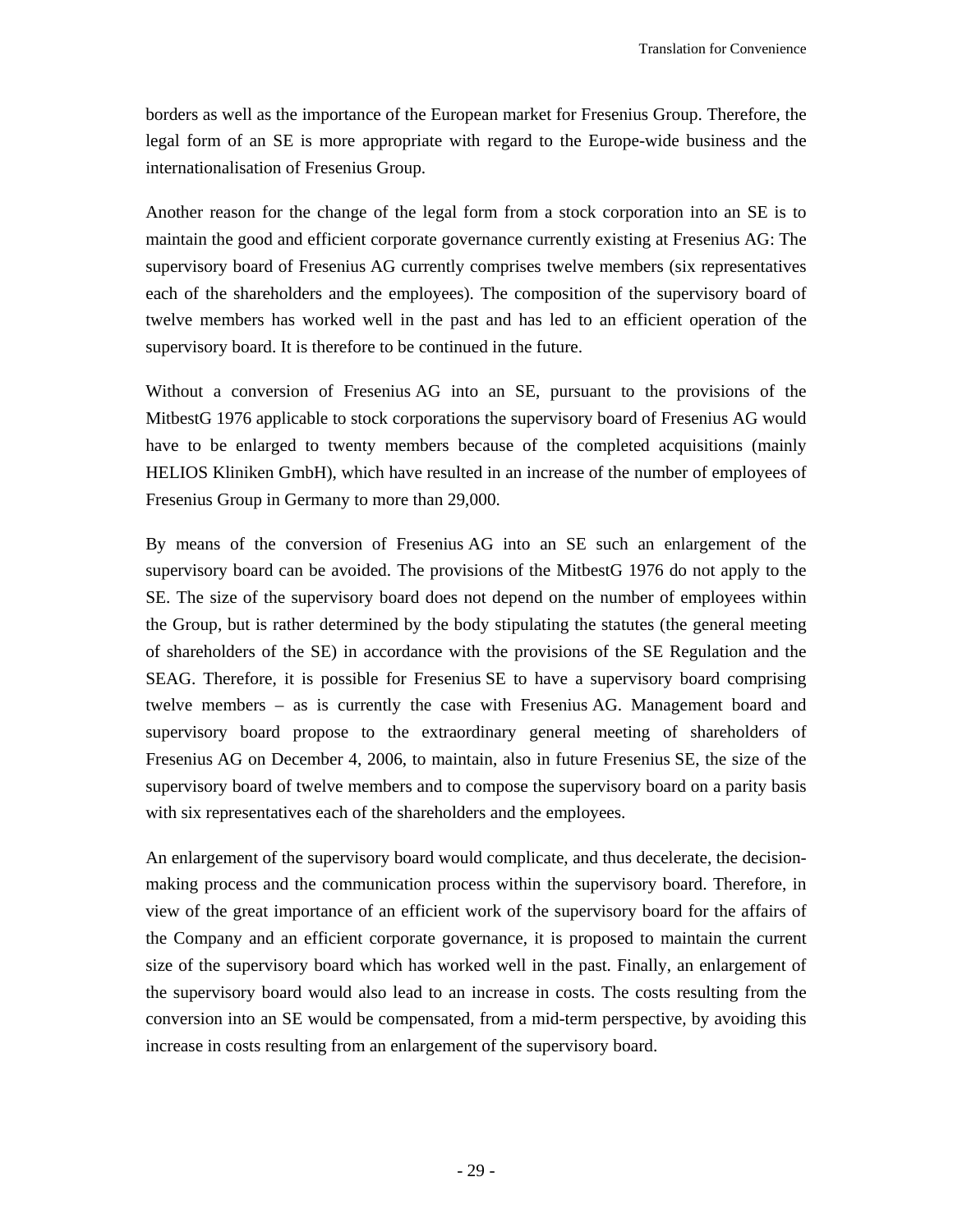borders as well as the importance of the European market for Fresenius Group. Therefore, the legal form of an SE is more appropriate with regard to the Europe-wide business and the internationalisation of Fresenius Group.

Another reason for the change of the legal form from a stock corporation into an SE is to maintain the good and efficient corporate governance currently existing at Fresenius AG: The supervisory board of Fresenius AG currently comprises twelve members (six representatives each of the shareholders and the employees). The composition of the supervisory board of twelve members has worked well in the past and has led to an efficient operation of the supervisory board. It is therefore to be continued in the future.

Without a conversion of Fresenius AG into an SE, pursuant to the provisions of the MitbestG 1976 applicable to stock corporations the supervisory board of Fresenius AG would have to be enlarged to twenty members because of the completed acquisitions (mainly HELIOS Kliniken GmbH), which have resulted in an increase of the number of employees of Fresenius Group in Germany to more than 29,000.

By means of the conversion of Fresenius AG into an SE such an enlargement of the supervisory board can be avoided. The provisions of the MitbestG 1976 do not apply to the SE. The size of the supervisory board does not depend on the number of employees within the Group, but is rather determined by the body stipulating the statutes (the general meeting of shareholders of the SE) in accordance with the provisions of the SE Regulation and the SEAG. Therefore, it is possible for Fresenius SE to have a supervisory board comprising twelve members – as is currently the case with Fresenius AG. Management board and supervisory board propose to the extraordinary general meeting of shareholders of Fresenius AG on December 4, 2006, to maintain, also in future Fresenius SE, the size of the supervisory board of twelve members and to compose the supervisory board on a parity basis with six representatives each of the shareholders and the employees.

An enlargement of the supervisory board would complicate, and thus decelerate, the decision-making process and the communication process within the supervisory board. Therefore, in view of the great importance of an efficient work of the supervisory board for the affairs of the Company and an efficient corporate governance, it is proposed to maintain the current size of the supervisory board which has worked well in the past. Finally, an enlargement of the supervisory board would also lead to an increase in costs. The costs resulting from the conversion into an SE would be compensated, from a mid-term perspective, by avoiding this increase in costs resulting from an enlargement of the supervisory board.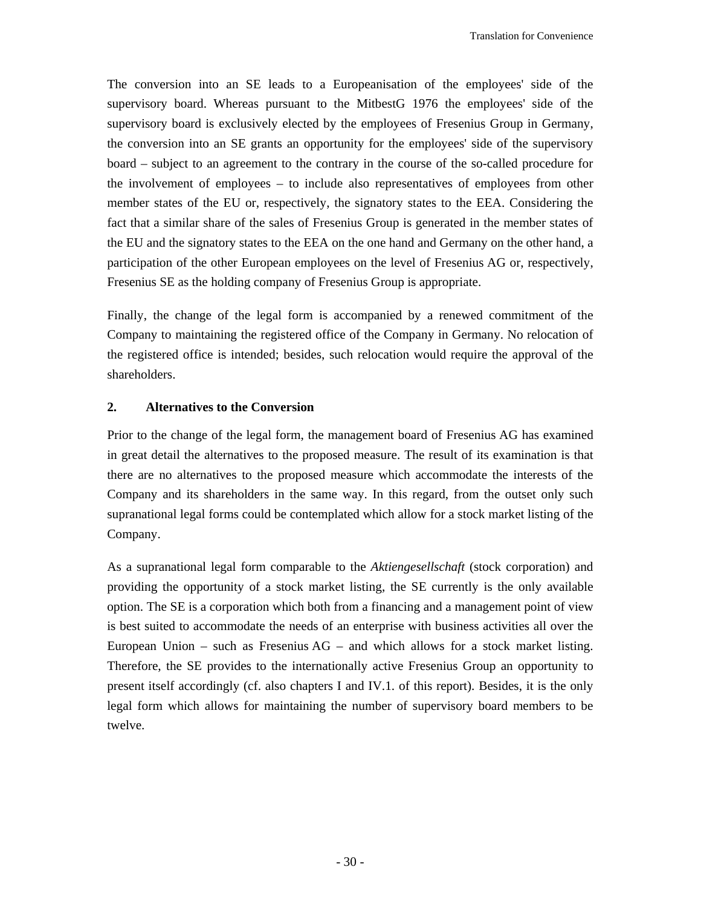The conversion into an SE leads to a Europeanisation of the employees' side of the supervisory board. Whereas pursuant to the MitbestG 1976 the employees' side of the supervisory board is exclusively elected by the employees of Fresenius Group in Germany, the conversion into an SE grants an opportunity for the employees' side of the supervisory board – subject to an agreement to the contrary in the course of the so-called procedure for the involvement of employees – to include also representatives of employees from other member states of the EU or, respectively, the signatory states to the EEA. Considering the fact that a similar share of the sales of Fresenius Group is generated in the member states of the EU and the signatory states to the EEA on the one hand and Germany on the other hand, a participation of the other European employees on the level of Fresenius AG or, respectively, Fresenius SE as the holding company of Fresenius Group is appropriate.

Finally, the change of the legal form is accompanied by a renewed commitment of the Company to maintaining the registered office of the Company in Germany. No relocation of the registered office is intended; besides, such relocation would require the approval of the shareholders.

## 2. Alternatives to the Conversion

Prior to the change of the legal form, the management board of Fresenius AG has examined in great detail the alternatives to the proposed measure. The result of its examination is that there are no alternatives to the proposed measure which accommodate the interests of the Company and its shareholders in the same way. In this regard, from the outset only such supranational legal forms could be contemplated which allow for a stock market listing of the Company.

As a supranational legal form comparable to the *Aktiengesellschaft* (stock corporation) and providing the opportunity of a stock market listing, the SE currently is the only available option. The SE is a corporation which both from a financing and a management point of view is best suited to accommodate the needs of an enterprise with business activities all over the European Union – such as Fresenius AG – and which allows for a stock market listing. Therefore, the SE provides to the internationally active Fresenius Group an opportunity to present itself accordingly (cf. also chapters I and IV.1. of this report). Besides, it is the only legal form which allows for maintaining the number of supervisory board members to be twelve.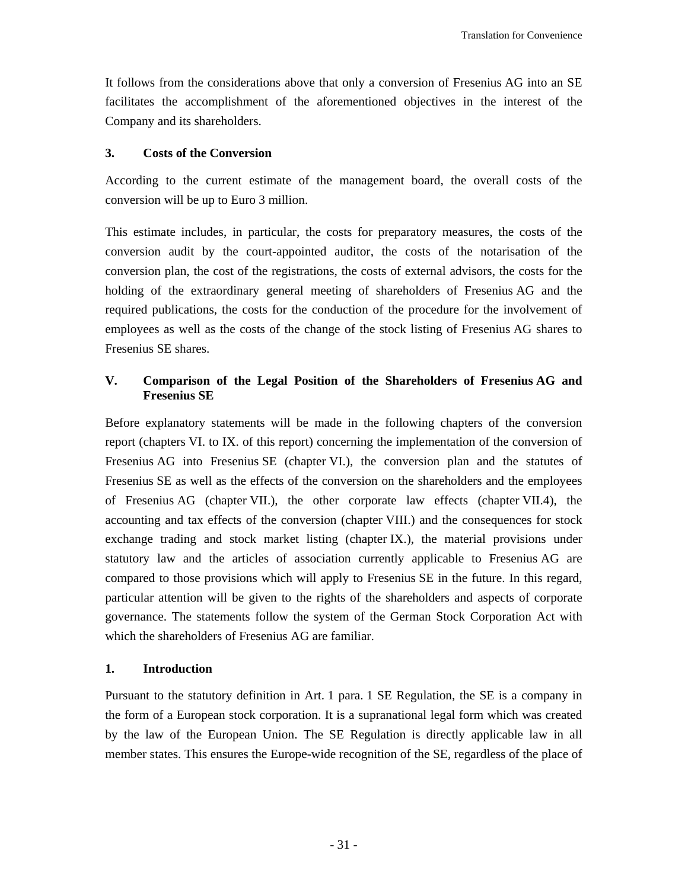It follows from the considerations above that only a conversion of Fresenius AG into an SE facilitates the accomplishment of the aforementioned objectives in the interest of the Company and its shareholders.

### 3. Costs of the Conversion

According to the current estimate of the management board, the overall costs of the conversion will be up to Euro 3 million.

This estimate includes, in particular, the costs for preparatory measures, the costs of the conversion audit by the court-appointed auditor, the costs of the notarisation of the conversion plan, the cost of the registrations, the costs of external advisors, the costs for the holding of the extraordinary general meeting of shareholders of Fresenius AG and the required publications, the costs for the conduction of the procedure for the involvement of employees as well as the costs of the change of the stock listing of Fresenius AG shares to Fresenius SE shares.

## V. Comparison of the Legal Position of the Shareholders of Fresenius AG and Fresenius SE

Before explanatory statements will be made in the following chapters of the conversion report (chapters VI. to IX. of this report) concerning the implementation of the conversion of Fresenius AG into Fresenius SE (chapter VI.), the conversion plan and the statutes of Fresenius SE as well as the effects of the conversion on the shareholders and the employees of Fresenius AG (chapter VII.), the other corporate law effects (chapter VII.4), the accounting and tax effects of the conversion (chapter VIII.) and the consequences for stock exchange trading and stock market listing (chapter IX.), the material provisions under statutory law and the articles of association currently applicable to Fresenius AG are compared to those provisions which will apply to Fresenius SE in the future. In this regard, particular attention will be given to the rights of the shareholders and aspects of corporate governance. The statements follow the system of the German Stock Corporation Act with which the shareholders of Fresenius AG are familiar.

### 1. Introduction

Pursuant to the statutory definition in Art. 1 para. 1 SE Regulation, the SE is a company in the form of a European stock corporation. It is a supranational legal form which was created by the law of the European Union. The SE Regulation is directly applicable law in all member states. This ensures the Europe-wide recognition of the SE, regardless of the place of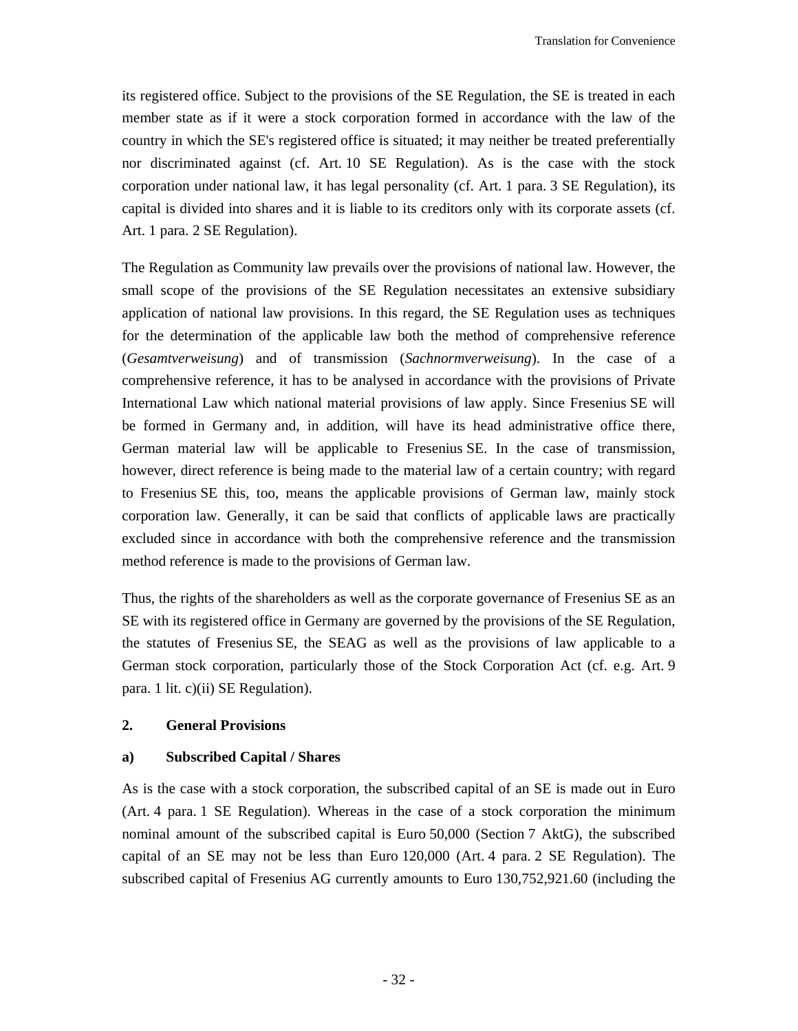its registered office. Subject to the provisions of the SE Regulation, the SE is treated in each member state as if it were a stock corporation formed in accordance with the law of the country in which the SE's registered office is situated; it may neither be treated preferentially nor discriminated against (cf. Art. 10 SE Regulation). As is the case with the stock corporation under national law, it has legal personality (cf. Art. 1 para. 3 SE Regulation), its capital is divided into shares and it is liable to its creditors only with its corporate assets (cf. Art. 1 para. 2 SE Regulation).

The Regulation as Community law prevails over the provisions of national law. However, the small scope of the provisions of the SE Regulation necessitates an extensive subsidiary application of national law provisions. In this regard, the SE Regulation uses as techniques for the determination of the applicable law both the method of comprehensive reference (*Gesamtverweisung*) and of transmission (*Sachnormverweisung*). In the case of a comprehensive reference, it has to be analysed in accordance with the provisions of Private International Law which national material provisions of law apply. Since Fresenius SE will be formed in Germany and, in addition, will have its head administrative office there, German material law will be applicable to Fresenius SE. In the case of transmission, however, direct reference is being made to the material law of a certain country; with regard to Fresenius SE this, too, means the applicable provisions of German law, mainly stock corporation law. Generally, it can be said that conflicts of applicable laws are practically excluded since in accordance with both the comprehensive reference and the transmission method reference is made to the provisions of German law.

Thus, the rights of the shareholders as well as the corporate governance of Fresenius SE as an SE with its registered office in Germany are governed by the provisions of the SE Regulation, the statutes of Fresenius SE, the SEAG as well as the provisions of law applicable to a German stock corporation, particularly those of the Stock Corporation Act (cf. e.g. Art. 9 para. 1 lit. c)(ii) SE Regulation).

**2. General Provisions**

**a) Subscribed Capital / Shares**

As is the case with a stock corporation, the subscribed capital of an SE is made out in Euro (Art. 4 para. 1 SE Regulation). Whereas in the case of a stock corporation the minimum nominal amount of the subscribed capital is Euro 50,000 (Section 7 AktG), the subscribed capital of an SE may not be less than Euro 120,000 (Art. 4 para. 2 SE Regulation). The subscribed capital of Fresenius AG currently amounts to Euro 130,752,921.60 (including the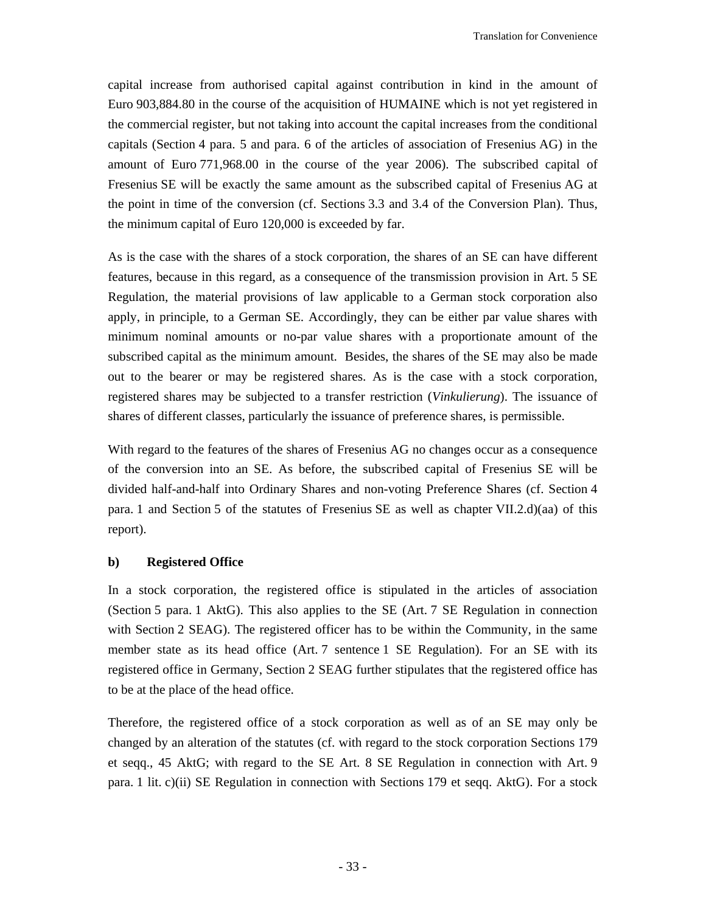capital increase from authorised capital against contribution in kind in the amount of Euro 903,884.80 in the course of the acquisition of HUMAINE which is not yet registered in the commercial register, but not taking into account the capital increases from the conditional capitals (Section 4 para. 5 and para. 6 of the articles of association of Fresenius AG) in the amount of Euro 771,968.00 in the course of the year 2006). The subscribed capital of Fresenius SE will be exactly the same amount as the subscribed capital of Fresenius AG at the point in time of the conversion (cf. Sections 3.3 and 3.4 of the Conversion Plan). Thus, the minimum capital of Euro 120,000 is exceeded by far.

As is the case with the shares of a stock corporation, the shares of an SE can have different features, because in this regard, as a consequence of the transmission provision in Art. 5 SE Regulation, the material provisions of law applicable to a German stock corporation also apply, in principle, to a German SE. Accordingly, they can be either par value shares with minimum nominal amounts or no-par value shares with a proportionate amount of the subscribed capital as the minimum amount. Besides, the shares of the SE may also be made out to the bearer or may be registered shares. As is the case with a stock corporation, registered shares may be subjected to a transfer restriction (*Vinkulierung*). The issuance of shares of different classes, particularly the issuance of preference shares, is permissible.

With regard to the features of the shares of Fresenius AG no changes occur as a consequence of the conversion into an SE. As before, the subscribed capital of Fresenius SE will be divided half-and-half into Ordinary Shares and non-voting Preference Shares (cf. Section 4 para. 1 and Section 5 of the statutes of Fresenius SE as well as chapter VII.2.d)(aa) of this report).

**b) Registered Office**

In a stock corporation, the registered office is stipulated in the articles of association (Section 5 para. 1 AktG). This also applies to the SE (Art. 7 SE Regulation in connection with Section 2 SEAG). The registered officer has to be within the Community, in the same member state as its head office (Art. 7 sentence 1 SE Regulation). For an SE with its registered office in Germany, Section 2 SEAG further stipulates that the registered office has to be at the place of the head office.

Therefore, the registered office of a stock corporation as well as of an SE may only be changed by an alteration of the statutes (cf. with regard to the stock corporation Sections 179 et seqq., 45 AktG; with regard to the SE Art. 8 SE Regulation in connection with Art. 9 para. 1 lit. c)(ii) SE Regulation in connection with Sections 179 et seqq. AktG). For a stock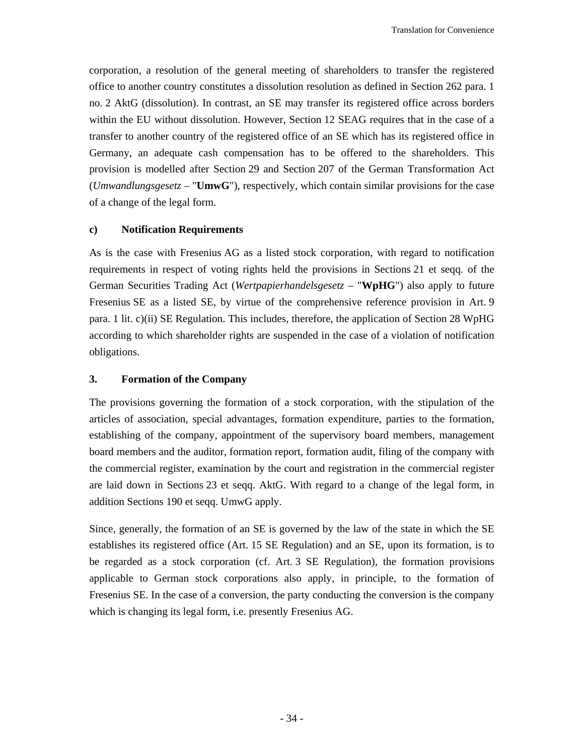corporation, a resolution of the general meeting of shareholders to transfer the registered office to another country constitutes a dissolution resolution as defined in Section 262 para. 1 no. 2 AktG (dissolution). In contrast, an SE may transfer its registered office across borders within the EU without dissolution. However, Section 12 SEAG requires that in the case of a transfer to another country of the registered office of an SE which has its registered office in Germany, an adequate cash compensation has to be offered to the shareholders. This provision is modelled after Section 29 and Section 207 of the German Transformation Act (*Umwandlungsgesetz* – "**UmwG**"), respectively, which contain similar provisions for the case of a change of the legal form.

#### c) Notification Requirements

As is the case with Fresenius AG as a listed stock corporation, with regard to notification requirements in respect of voting rights held the provisions in Sections 21 et seqq. of the German Securities Trading Act (*Wertpapierhandelsgesetz* – "**WpHG**") also apply to future Fresenius SE as a listed SE, by virtue of the comprehensive reference provision in Art. 9 para. 1 lit. c)(ii) SE Regulation. This includes, therefore, the application of Section 28 WpHG according to which shareholder rights are suspended in the case of a violation of notification obligations.

### 3. Formation of the Company

The provisions governing the formation of a stock corporation, with the stipulation of the articles of association, special advantages, formation expenditure, parties to the formation, establishing of the company, appointment of the supervisory board members, management board members and the auditor, formation report, formation audit, filing of the company with the commercial register, examination by the court and registration in the commercial register are laid down in Sections 23 et seqq. AktG. With regard to a change of the legal form, in addition Sections 190 et seqq. UmwG apply.

Since, generally, the formation of an SE is governed by the law of the state in which the SE establishes its registered office (Art. 15 SE Regulation) and an SE, upon its formation, is to be regarded as a stock corporation (cf. Art. 3 SE Regulation), the formation provisions applicable to German stock corporations also apply, in principle, to the formation of Fresenius SE. In the case of a conversion, the party conducting the conversion is the company which is changing its legal form, i.e. presently Fresenius AG.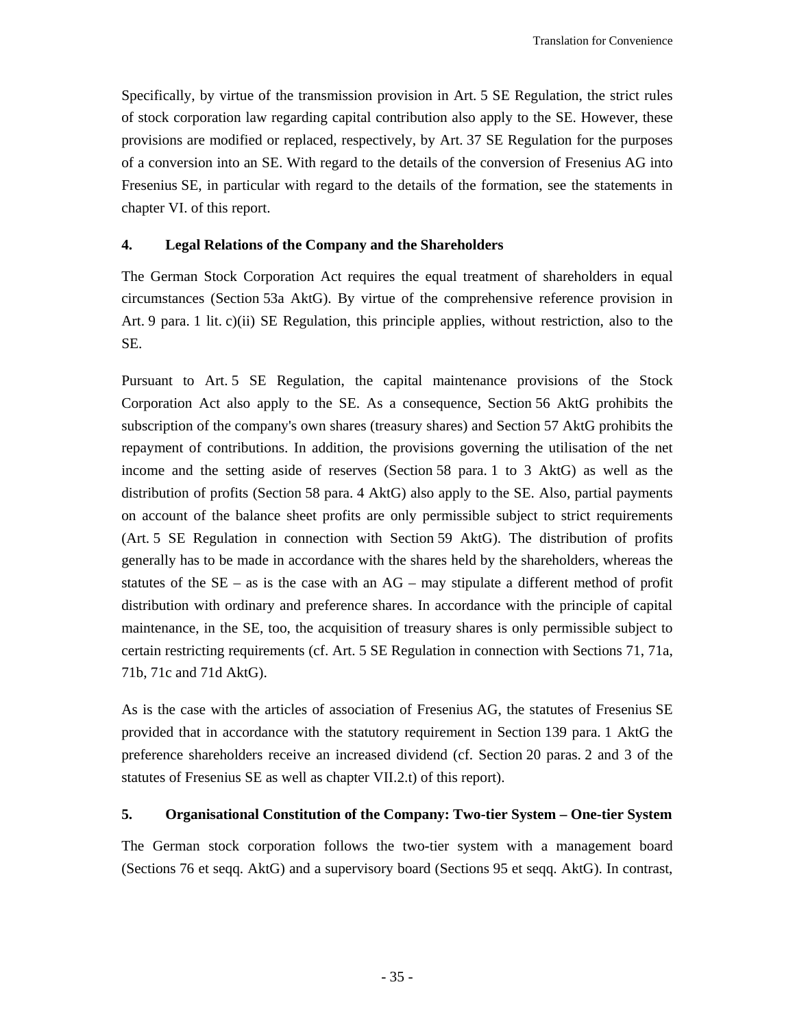Specifically, by virtue of the transmission provision in Art. 5 SE Regulation, the strict rules of stock corporation law regarding capital contribution also apply to the SE. However, these provisions are modified or replaced, respectively, by Art. 37 SE Regulation for the purposes of a conversion into an SE. With regard to the details of the conversion of Fresenius AG into Fresenius SE, in particular with regard to the details of the formation, see the statements in chapter VI. of this report.

### 4. Legal Relations of the Company and the Shareholders

The German Stock Corporation Act requires the equal treatment of shareholders in equal circumstances (Section 53a AktG). By virtue of the comprehensive reference provision in Art. 9 para. 1 lit. c)(ii) SE Regulation, this principle applies, without restriction, also to the SE.

Pursuant to Art. 5 SE Regulation, the capital maintenance provisions of the Stock Corporation Act also apply to the SE. As a consequence, Section 56 AktG prohibits the subscription of the company's own shares (treasury shares) and Section 57 AktG prohibits the repayment of contributions. In addition, the provisions governing the utilisation of the net income and the setting aside of reserves (Section 58 para. 1 to 3 AktG) as well as the distribution of profits (Section 58 para. 4 AktG) also apply to the SE. Also, partial payments on account of the balance sheet profits are only permissible subject to strict requirements (Art. 5 SE Regulation in connection with Section 59 AktG). The distribution of profits generally has to be made in accordance with the shares held by the shareholders, whereas the statutes of the SE – as is the case with an AG – may stipulate a different method of profit distribution with ordinary and preference shares. In accordance with the principle of capital maintenance, in the SE, too, the acquisition of treasury shares is only permissible subject to certain restricting requirements (cf. Art. 5 SE Regulation in connection with Sections 71, 71a, 71b, 71c and 71d AktG).

As is the case with the articles of association of Fresenius AG, the statutes of Fresenius SE provided that in accordance with the statutory requirement in Section 139 para. 1 AktG the preference shareholders receive an increased dividend (cf. Section 20 paras. 2 and 3 of the statutes of Fresenius SE as well as chapter VII.2.t) of this report).

### 5. Organisational Constitution of the Company: Two-tier System – One-tier System

The German stock corporation follows the two-tier system with a management board (Sections 76 et seqq. AktG) and a supervisory board (Sections 95 et seqq. AktG). In contrast,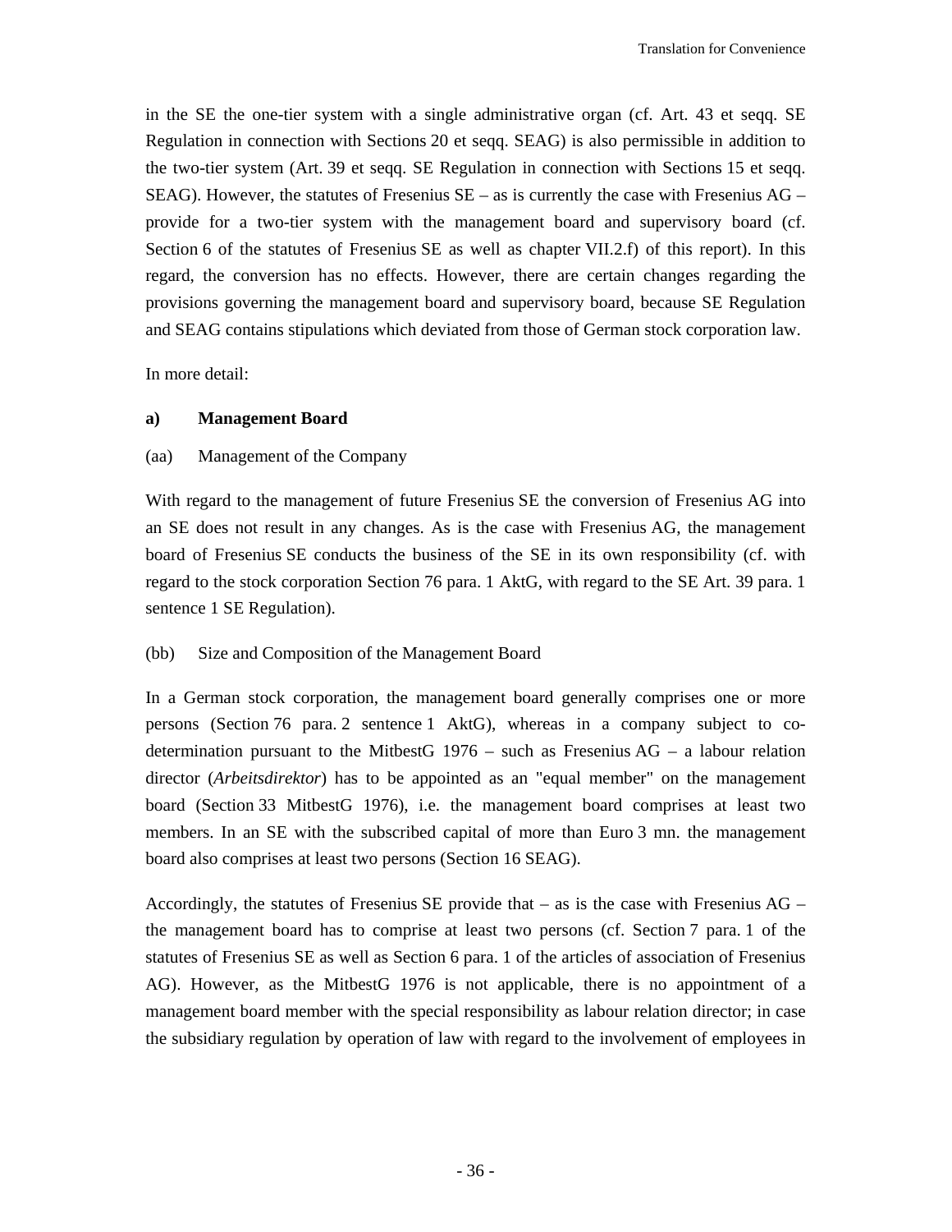in the SE the one-tier system with a single administrative organ (cf. Art. 43 et seqq. SE Regulation in connection with Sections 20 et seqq. SEAG) is also permissible in addition to the two-tier system (Art. 39 et seqq. SE Regulation in connection with Sections 15 et seqq. SEAG). However, the statutes of Fresenius SE – as is currently the case with Fresenius AG – provide for a two-tier system with the management board and supervisory board (cf. Section 6 of the statutes of Fresenius SE as well as chapter VII.2.f) of this report). In this regard, the conversion has no effects. However, there are certain changes regarding the provisions governing the management board and supervisory board, because SE Regulation and SEAG contains stipulations which deviated from those of German stock corporation law.

In more detail:

**a) Management Board**

(aa) Management of the Company

With regard to the management of future Fresenius SE the conversion of Fresenius AG into an SE does not result in any changes. As is the case with Fresenius AG, the management board of Fresenius SE conducts the business of the SE in its own responsibility (cf. with regard to the stock corporation Section 76 para. 1 AktG, with regard to the SE Art. 39 para. 1 sentence 1 SE Regulation).

(bb) Size and Composition of the Management Board

In a German stock corporation, the management board generally comprises one or more persons (Section 76 para. 2 sentence 1 AktG), whereas in a company subject to co-determination pursuant to the MitbestG 1976 – such as Fresenius AG – a labour relation director (*Arbeitsdirektor*) has to be appointed as an "equal member" on the management board (Section 33 MitbestG 1976), i.e. the management board comprises at least two members. In an SE with the subscribed capital of more than Euro 3 mn. the management board also comprises at least two persons (Section 16 SEAG).

Accordingly, the statutes of Fresenius SE provide that – as is the case with Fresenius AG – the management board has to comprise at least two persons (cf. Section 7 para. 1 of the statutes of Fresenius SE as well as Section 6 para. 1 of the articles of association of Fresenius AG). However, as the MitbestG 1976 is not applicable, there is no appointment of a management board member with the special responsibility as labour relation director; in case the subsidiary regulation by operation of law with regard to the involvement of employees in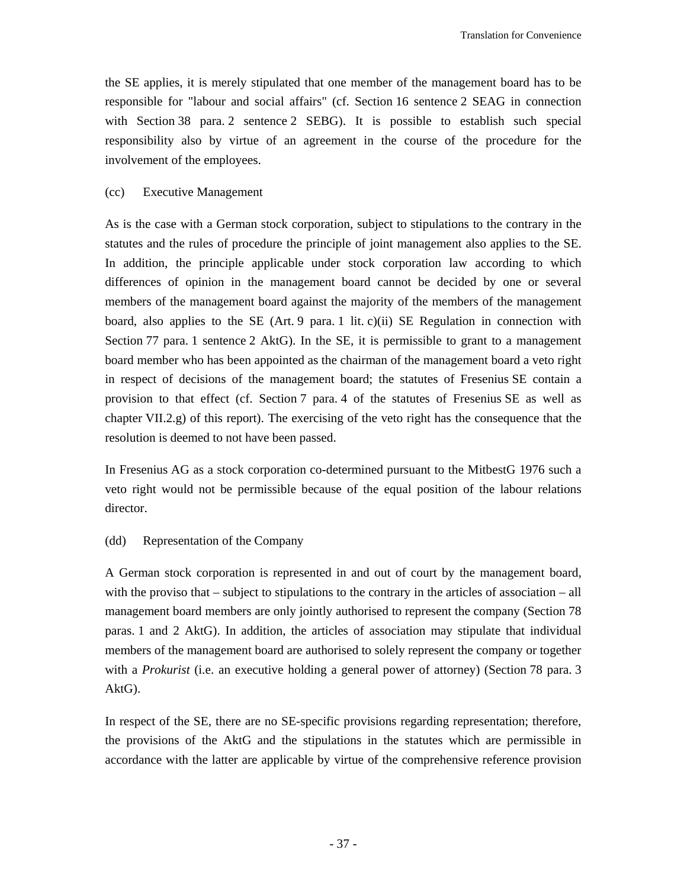the SE applies, it is merely stipulated that one member of the management board has to be responsible for "labour and social affairs" (cf. Section 16 sentence 2 SEAG in connection with Section 38 para. 2 sentence 2 SEBG). It is possible to establish such special responsibility also by virtue of an agreement in the course of the procedure for the involvement of the employees.

(cc) Executive Management

As is the case with a German stock corporation, subject to stipulations to the contrary in the statutes and the rules of procedure the principle of joint management also applies to the SE. In addition, the principle applicable under stock corporation law according to which differences of opinion in the management board cannot be decided by one or several members of the management board against the majority of the members of the management board, also applies to the SE (Art. 9 para. 1 lit. c)(ii) SE Regulation in connection with Section 77 para. 1 sentence 2 AktG). In the SE, it is permissible to grant to a management board member who has been appointed as the chairman of the management board a veto right in respect of decisions of the management board; the statutes of Fresenius SE contain a provision to that effect (cf. Section 7 para. 4 of the statutes of Fresenius SE as well as chapter VII.2.g) of this report). The exercising of the veto right has the consequence that the resolution is deemed to not have been passed.

In Fresenius AG as a stock corporation co-determined pursuant to the MitbestG 1976 such a veto right would not be permissible because of the equal position of the labour relations director.

(dd) Representation of the Company

A German stock corporation is represented in and out of court by the management board, with the proviso that – subject to stipulations to the contrary in the articles of association – all management board members are only jointly authorised to represent the company (Section 78 paras. 1 and 2 AktG). In addition, the articles of association may stipulate that individual members of the management board are authorised to solely represent the company or together with a *Prokurist* (i.e. an executive holding a general power of attorney) (Section 78 para. 3 AktG).

In respect of the SE, there are no SE-specific provisions regarding representation; therefore, the provisions of the AktG and the stipulations in the statutes which are permissible in accordance with the latter are applicable by virtue of the comprehensive reference provision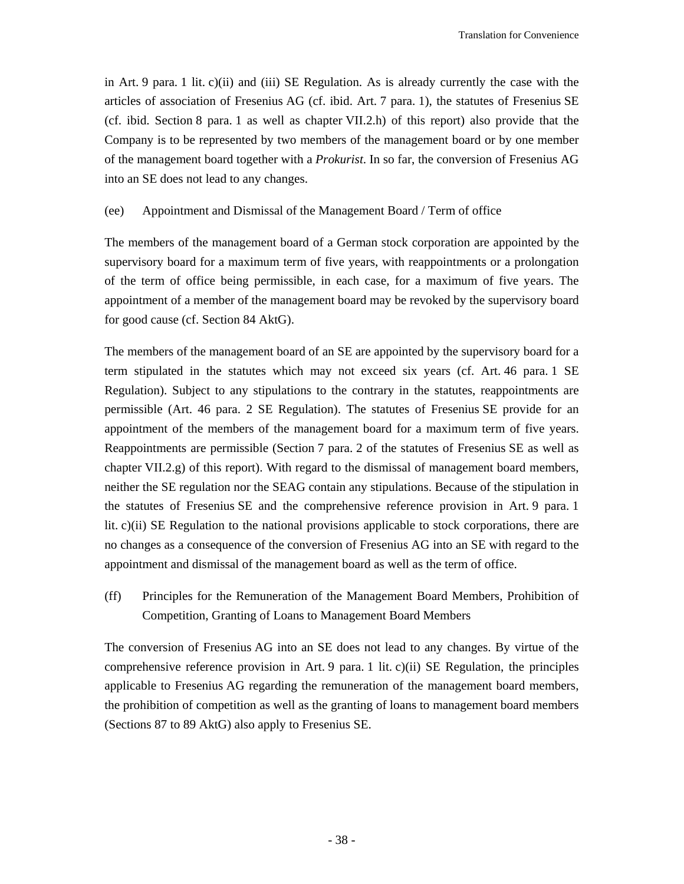in Art. 9 para. 1 lit. c)(ii) and (iii) SE Regulation. As is already currently the case with the articles of association of Fresenius AG (cf. ibid. Art. 7 para. 1), the statutes of Fresenius SE (cf. ibid. Section 8 para. 1 as well as chapter VII.2.h) of this report) also provide that the Company is to be represented by two members of the management board or by one member of the management board together with a *Prokurist*. In so far, the conversion of Fresenius AG into an SE does not lead to any changes.

(ee) Appointment and Dismissal of the Management Board / Term of office

The members of the management board of a German stock corporation are appointed by the supervisory board for a maximum term of five years, with reappointments or a prolongation of the term of office being permissible, in each case, for a maximum of five years. The appointment of a member of the management board may be revoked by the supervisory board for good cause (cf. Section 84 AktG).

The members of the management board of an SE are appointed by the supervisory board for a term stipulated in the statutes which may not exceed six years (cf. Art. 46 para. 1 SE Regulation). Subject to any stipulations to the contrary in the statutes, reappointments are permissible (Art. 46 para. 2 SE Regulation). The statutes of Fresenius SE provide for an appointment of the members of the management board for a maximum term of five years. Reappointments are permissible (Section 7 para. 2 of the statutes of Fresenius SE as well as chapter VII.2.g) of this report). With regard to the dismissal of management board members, neither the SE regulation nor the SEAG contain any stipulations. Because of the stipulation in the statutes of Fresenius SE and the comprehensive reference provision in Art. 9 para. 1 lit. c)(ii) SE Regulation to the national provisions applicable to stock corporations, there are no changes as a consequence of the conversion of Fresenius AG into an SE with regard to the appointment and dismissal of the management board as well as the term of office.

(ff) Principles for the Remuneration of the Management Board Members, Prohibition of Competition, Granting of Loans to Management Board Members

The conversion of Fresenius AG into an SE does not lead to any changes. By virtue of the comprehensive reference provision in Art. 9 para. 1 lit. c)(ii) SE Regulation, the principles applicable to Fresenius AG regarding the remuneration of the management board members, the prohibition of competition as well as the granting of loans to management board members (Sections 87 to 89 AktG) also apply to Fresenius SE.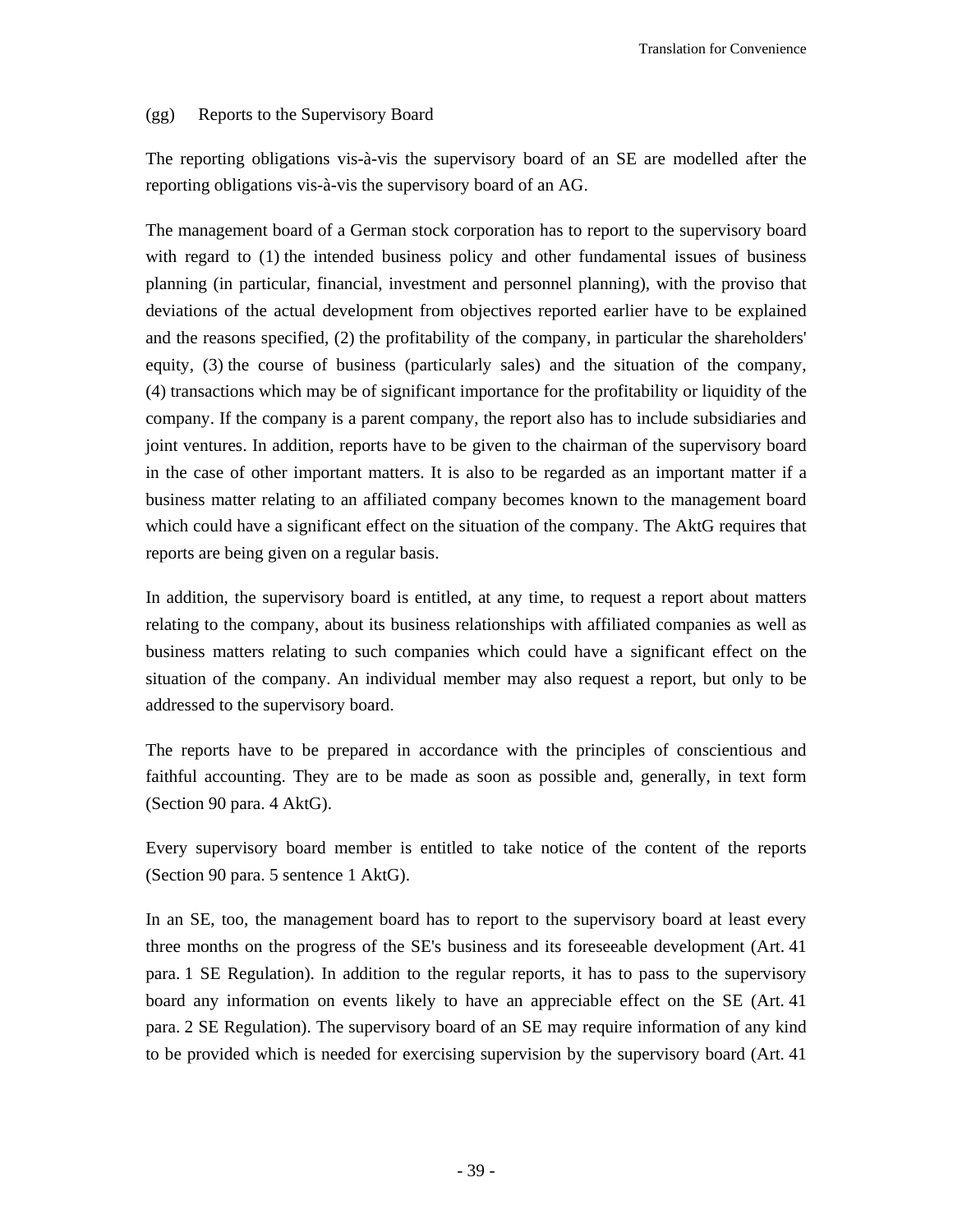(gg) Reports to the Supervisory Board

The reporting obligations vis-à-vis the supervisory board of an SE are modelled after the reporting obligations vis-à-vis the supervisory board of an AG.

The management board of a German stock corporation has to report to the supervisory board with regard to (1) the intended business policy and other fundamental issues of business planning (in particular, financial, investment and personnel planning), with the proviso that deviations of the actual development from objectives reported earlier have to be explained and the reasons specified, (2) the profitability of the company, in particular the shareholders' equity, (3) the course of business (particularly sales) and the situation of the company, (4) transactions which may be of significant importance for the profitability or liquidity of the company. If the company is a parent company, the report also has to include subsidiaries and joint ventures. In addition, reports have to be given to the chairman of the supervisory board in the case of other important matters. It is also to be regarded as an important matter if a business matter relating to an affiliated company becomes known to the management board which could have a significant effect on the situation of the company. The AktG requires that reports are being given on a regular basis.

In addition, the supervisory board is entitled, at any time, to request a report about matters relating to the company, about its business relationships with affiliated companies as well as business matters relating to such companies which could have a significant effect on the situation of the company. An individual member may also request a report, but only to be addressed to the supervisory board.

The reports have to be prepared in accordance with the principles of conscientious and faithful accounting. They are to be made as soon as possible and, generally, in text form (Section 90 para. 4 AktG).

Every supervisory board member is entitled to take notice of the content of the reports (Section 90 para. 5 sentence 1 AktG).

In an SE, too, the management board has to report to the supervisory board at least every three months on the progress of the SE's business and its foreseeable development (Art. 41 para. 1 SE Regulation). In addition to the regular reports, it has to pass to the supervisory board any information on events likely to have an appreciable effect on the SE (Art. 41 para. 2 SE Regulation). The supervisory board of an SE may require information of any kind to be provided which is needed for exercising supervision by the supervisory board (Art. 41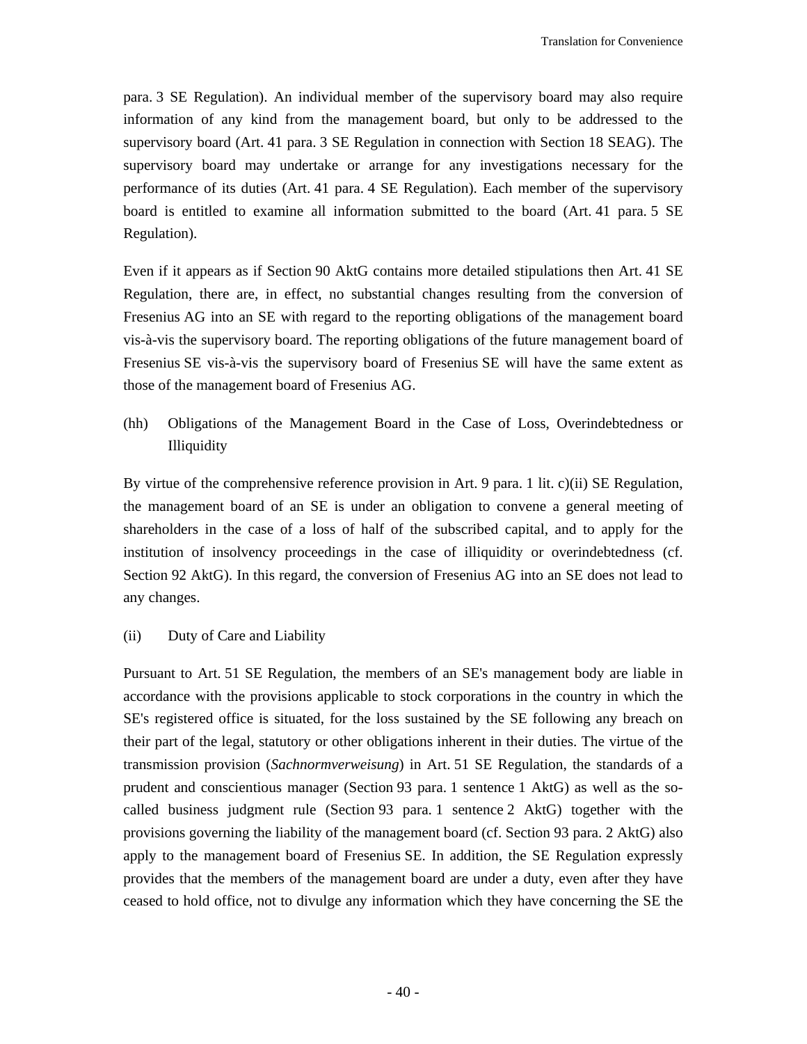para. 3 SE Regulation). An individual member of the supervisory board may also require information of any kind from the management board, but only to be addressed to the supervisory board (Art. 41 para. 3 SE Regulation in connection with Section 18 SEAG). The supervisory board may undertake or arrange for any investigations necessary for the performance of its duties (Art. 41 para. 4 SE Regulation). Each member of the supervisory board is entitled to examine all information submitted to the board (Art. 41 para. 5 SE Regulation).

Even if it appears as if Section 90 AktG contains more detailed stipulations then Art. 41 SE Regulation, there are, in effect, no substantial changes resulting from the conversion of Fresenius AG into an SE with regard to the reporting obligations of the management board vis-à-vis the supervisory board. The reporting obligations of the future management board of Fresenius SE vis-à-vis the supervisory board of Fresenius SE will have the same extent as those of the management board of Fresenius AG.

(hh) Obligations of the Management Board in the Case of Loss, Overindebtedness or Illiquidity

By virtue of the comprehensive reference provision in Art. 9 para. 1 lit. c)(ii) SE Regulation, the management board of an SE is under an obligation to convene a general meeting of shareholders in the case of a loss of half of the subscribed capital, and to apply for the institution of insolvency proceedings in the case of illiquidity or overindebtedness (cf. Section 92 AktG). In this regard, the conversion of Fresenius AG into an SE does not lead to any changes.

(ii) Duty of Care and Liability

Pursuant to Art. 51 SE Regulation, the members of an SE's management body are liable in accordance with the provisions applicable to stock corporations in the country in which the SE's registered office is situated, for the loss sustained by the SE following any breach on their part of the legal, statutory or other obligations inherent in their duties. The virtue of the transmission provision (*Sachnormverweisung*) in Art. 51 SE Regulation, the standards of a prudent and conscientious manager (Section 93 para. 1 sentence 1 AktG) as well as the so-called business judgment rule (Section 93 para. 1 sentence 2 AktG) together with the provisions governing the liability of the management board (cf. Section 93 para. 2 AktG) also apply to the management board of Fresenius SE. In addition, the SE Regulation expressly provides that the members of the management board are under a duty, even after they have ceased to hold office, not to divulge any information which they have concerning the SE the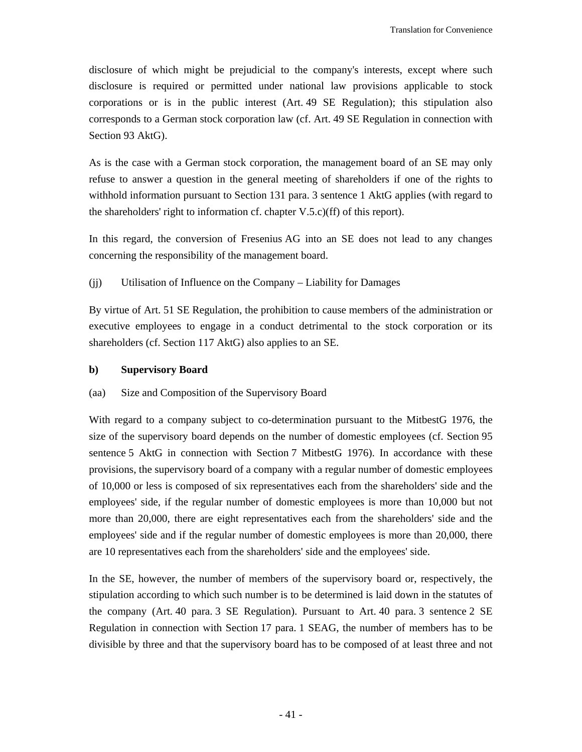disclosure of which might be prejudicial to the company's interests, except where such disclosure is required or permitted under national law provisions applicable to stock corporations or is in the public interest (Art. 49 SE Regulation); this stipulation also corresponds to a German stock corporation law (cf. Art. 49 SE Regulation in connection with Section 93 AktG).

As is the case with a German stock corporation, the management board of an SE may only refuse to answer a question in the general meeting of shareholders if one of the rights to withhold information pursuant to Section 131 para. 3 sentence 1 AktG applies (with regard to the shareholders' right to information cf. chapter V.5.c)(ff) of this report).

In this regard, the conversion of Fresenius AG into an SE does not lead to any changes concerning the responsibility of the management board.

(jj) Utilisation of Influence on the Company – Liability for Damages

By virtue of Art. 51 SE Regulation, the prohibition to cause members of the administration or executive employees to engage in a conduct detrimental to the stock corporation or its shareholders (cf. Section 117 AktG) also applies to an SE.

**b) Supervisory Board**

(aa) Size and Composition of the Supervisory Board

With regard to a company subject to co-determination pursuant to the MitbestG 1976, the size of the supervisory board depends on the number of domestic employees (cf. Section 95 sentence 5 AktG in connection with Section 7 MitbestG 1976). In accordance with these provisions, the supervisory board of a company with a regular number of domestic employees of 10,000 or less is composed of six representatives each from the shareholders' side and the employees' side, if the regular number of domestic employees is more than 10,000 but not more than 20,000, there are eight representatives each from the shareholders' side and the employees' side and if the regular number of domestic employees is more than 20,000, there are 10 representatives each from the shareholders' side and the employees' side.

In the SE, however, the number of members of the supervisory board or, respectively, the stipulation according to which such number is to be determined is laid down in the statutes of the company (Art. 40 para. 3 SE Regulation). Pursuant to Art. 40 para. 3 sentence 2 SE Regulation in connection with Section 17 para. 1 SEAG, the number of members has to be divisible by three and that the supervisory board has to be composed of at least three and not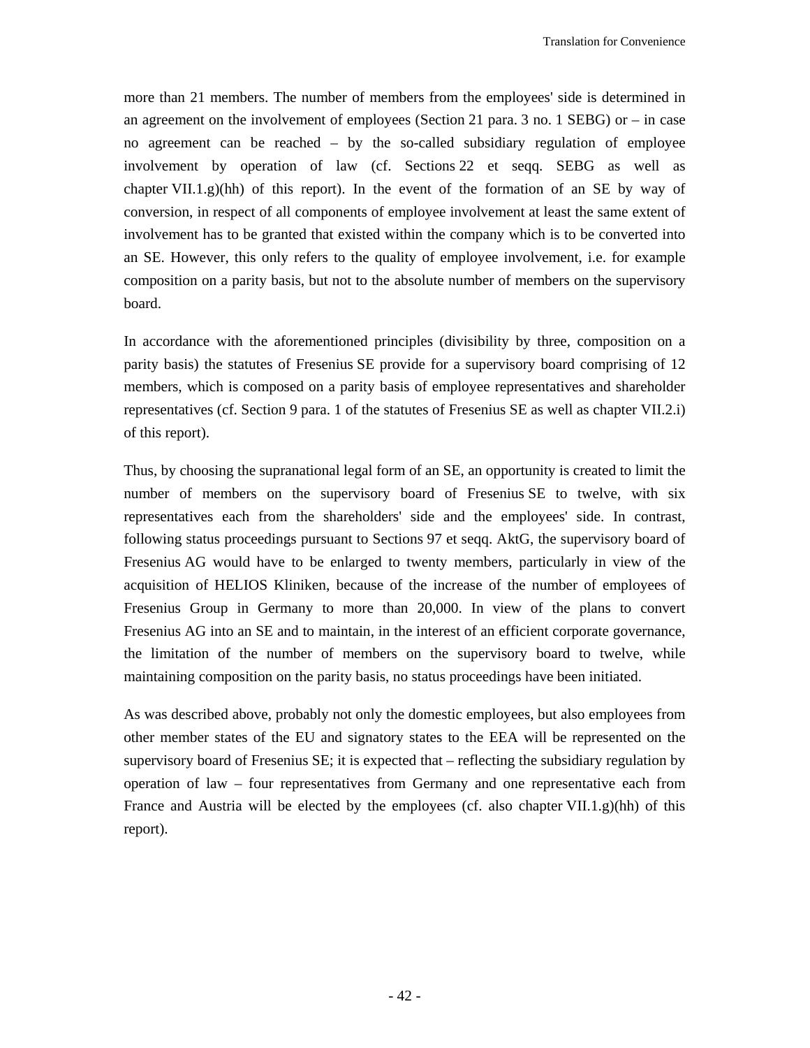more than 21 members. The number of members from the employees' side is determined in an agreement on the involvement of employees (Section 21 para. 3 no. 1 SEBG) or – in case no agreement can be reached – by the so-called subsidiary regulation of employee involvement by operation of law (cf. Sections 22 et seqq. SEBG as well as chapter VII.1.g)(hh) of this report). In the event of the formation of an SE by way of conversion, in respect of all components of employee involvement at least the same extent of involvement has to be granted that existed within the company which is to be converted into an SE. However, this only refers to the quality of employee involvement, i.e. for example composition on a parity basis, but not to the absolute number of members on the supervisory board.

In accordance with the aforementioned principles (divisibility by three, composition on a parity basis) the statutes of Fresenius SE provide for a supervisory board comprising of 12 members, which is composed on a parity basis of employee representatives and shareholder representatives (cf. Section 9 para. 1 of the statutes of Fresenius SE as well as chapter VII.2.i) of this report).

Thus, by choosing the supranational legal form of an SE, an opportunity is created to limit the number of members on the supervisory board of Fresenius SE to twelve, with six representatives each from the shareholders' side and the employees' side. In contrast, following status proceedings pursuant to Sections 97 et seqq. AktG, the supervisory board of Fresenius AG would have to be enlarged to twenty members, particularly in view of the acquisition of HELIOS Kliniken, because of the increase of the number of employees of Fresenius Group in Germany to more than 20,000. In view of the plans to convert Fresenius AG into an SE and to maintain, in the interest of an efficient corporate governance, the limitation of the number of members on the supervisory board to twelve, while maintaining composition on the parity basis, no status proceedings have been initiated.

As was described above, probably not only the domestic employees, but also employees from other member states of the EU and signatory states to the EEA will be represented on the supervisory board of Fresenius SE; it is expected that – reflecting the subsidiary regulation by operation of law – four representatives from Germany and one representative each from France and Austria will be elected by the employees (cf. also chapter VII.1.g)(hh) of this report).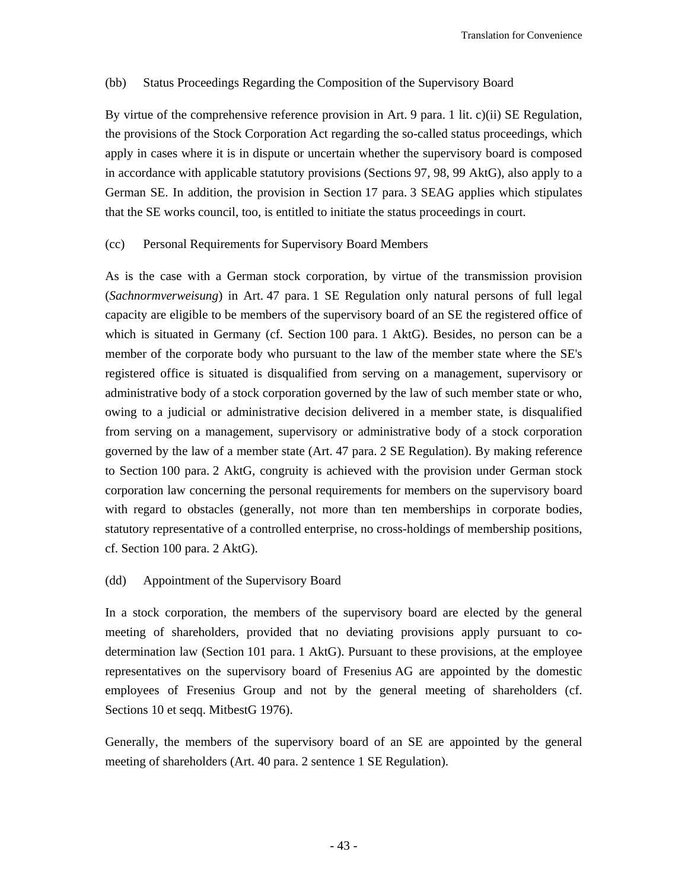(bb) Status Proceedings Regarding the Composition of the Supervisory Board

By virtue of the comprehensive reference provision in Art. 9 para. 1 lit. c)(ii) SE Regulation, the provisions of the Stock Corporation Act regarding the so-called status proceedings, which apply in cases where it is in dispute or uncertain whether the supervisory board is composed in accordance with applicable statutory provisions (Sections 97, 98, 99 AktG), also apply to a German SE. In addition, the provision in Section 17 para. 3 SEAG applies which stipulates that the SE works council, too, is entitled to initiate the status proceedings in court.

(cc) Personal Requirements for Supervisory Board Members

As is the case with a German stock corporation, by virtue of the transmission provision (*Sachnormverweisung*) in Art. 47 para. 1 SE Regulation only natural persons of full legal capacity are eligible to be members of the supervisory board of an SE the registered office of which is situated in Germany (cf. Section 100 para. 1 AktG). Besides, no person can be a member of the corporate body who pursuant to the law of the member state where the SE's registered office is situated is disqualified from serving on a management, supervisory or administrative body of a stock corporation governed by the law of such member state or who, owing to a judicial or administrative decision delivered in a member state, is disqualified from serving on a management, supervisory or administrative body of a stock corporation governed by the law of a member state (Art. 47 para. 2 SE Regulation). By making reference to Section 100 para. 2 AktG, congruity is achieved with the provision under German stock corporation law concerning the personal requirements for members on the supervisory board with regard to obstacles (generally, not more than ten memberships in corporate bodies, statutory representative of a controlled enterprise, no cross-holdings of membership positions, cf. Section 100 para. 2 AktG).

(dd) Appointment of the Supervisory Board

In a stock corporation, the members of the supervisory board are elected by the general meeting of shareholders, provided that no deviating provisions apply pursuant to co-determination law (Section 101 para. 1 AktG). Pursuant to these provisions, at the employee representatives on the supervisory board of Fresenius AG are appointed by the domestic employees of Fresenius Group and not by the general meeting of shareholders (cf. Sections 10 et seqq. MitbestG 1976).

Generally, the members of the supervisory board of an SE are appointed by the general meeting of shareholders (Art. 40 para. 2 sentence 1 SE Regulation).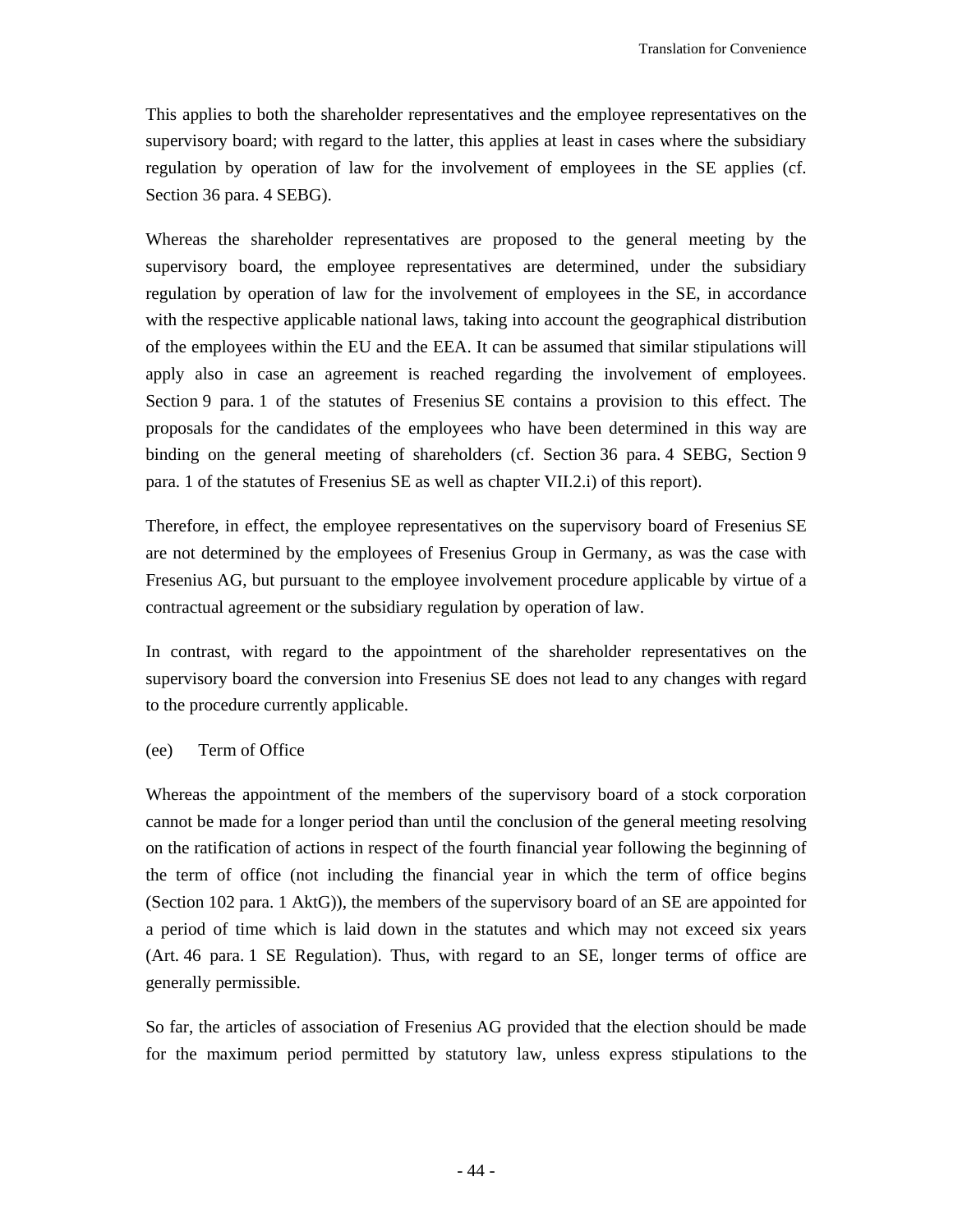This applies to both the shareholder representatives and the employee representatives on the supervisory board; with regard to the latter, this applies at least in cases where the subsidiary regulation by operation of law for the involvement of employees in the SE applies (cf. Section 36 para. 4 SEBG).

Whereas the shareholder representatives are proposed to the general meeting by the supervisory board, the employee representatives are determined, under the subsidiary regulation by operation of law for the involvement of employees in the SE, in accordance with the respective applicable national laws, taking into account the geographical distribution of the employees within the EU and the EEA. It can be assumed that similar stipulations will apply also in case an agreement is reached regarding the involvement of employees. Section 9 para. 1 of the statutes of Fresenius SE contains a provision to this effect. The proposals for the candidates of the employees who have been determined in this way are binding on the general meeting of shareholders (cf. Section 36 para. 4 SEBG, Section 9 para. 1 of the statutes of Fresenius SE as well as chapter VII.2.i) of this report).

Therefore, in effect, the employee representatives on the supervisory board of Fresenius SE are not determined by the employees of Fresenius Group in Germany, as was the case with Fresenius AG, but pursuant to the employee involvement procedure applicable by virtue of a contractual agreement or the subsidiary regulation by operation of law.

In contrast, with regard to the appointment of the shareholder representatives on the supervisory board the conversion into Fresenius SE does not lead to any changes with regard to the procedure currently applicable.

(ee) Term of Office

Whereas the appointment of the members of the supervisory board of a stock corporation cannot be made for a longer period than until the conclusion of the general meeting resolving on the ratification of actions in respect of the fourth financial year following the beginning of the term of office (not including the financial year in which the term of office begins (Section 102 para. 1 AktG)), the members of the supervisory board of an SE are appointed for a period of time which is laid down in the statutes and which may not exceed six years (Art. 46 para. 1 SE Regulation). Thus, with regard to an SE, longer terms of office are generally permissible.

So far, the articles of association of Fresenius AG provided that the election should be made for the maximum period permitted by statutory law, unless express stipulations to the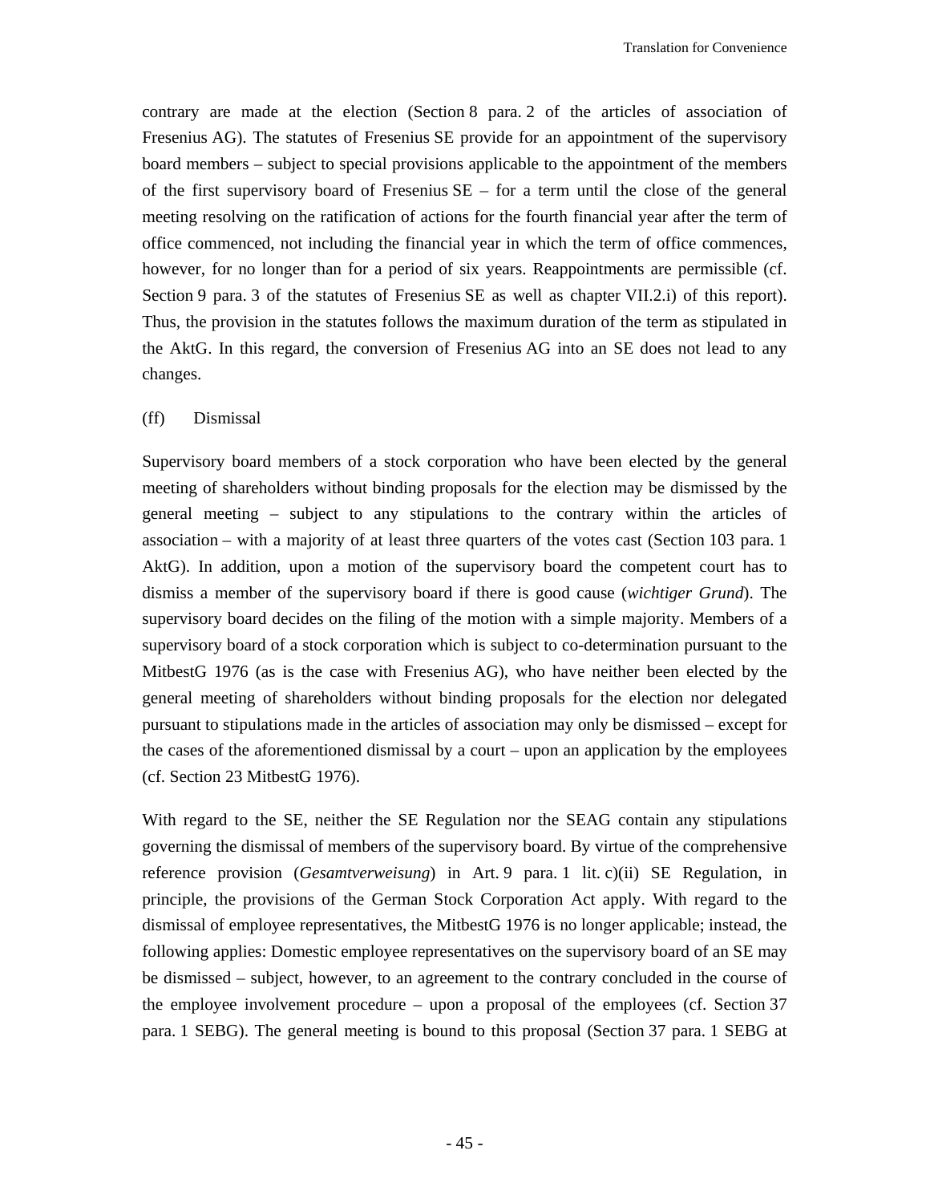contrary are made at the election (Section 8 para. 2 of the articles of association of Fresenius AG). The statutes of Fresenius SE provide for an appointment of the supervisory board members – subject to special provisions applicable to the appointment of the members of the first supervisory board of Fresenius SE – for a term until the close of the general meeting resolving on the ratification of actions for the fourth financial year after the term of office commenced, not including the financial year in which the term of office commences, however, for no longer than for a period of six years. Reappointments are permissible (cf. Section 9 para. 3 of the statutes of Fresenius SE as well as chapter VII.2.i) of this report). Thus, the provision in the statutes follows the maximum duration of the term as stipulated in the AktG. In this regard, the conversion of Fresenius AG into an SE does not lead to any changes.

(ff) Dismissal

Supervisory board members of a stock corporation who have been elected by the general meeting of shareholders without binding proposals for the election may be dismissed by the general meeting – subject to any stipulations to the contrary within the articles of association – with a majority of at least three quarters of the votes cast (Section 103 para. 1 AktG). In addition, upon a motion of the supervisory board the competent court has to dismiss a member of the supervisory board if there is good cause (*wichtiger Grund*). The supervisory board decides on the filing of the motion with a simple majority. Members of a supervisory board of a stock corporation which is subject to co-determination pursuant to the MitbestG 1976 (as is the case with Fresenius AG), who have neither been elected by the general meeting of shareholders without binding proposals for the election nor delegated pursuant to stipulations made in the articles of association may only be dismissed – except for the cases of the aforementioned dismissal by a court – upon an application by the employees (cf. Section 23 MitbestG 1976).

With regard to the SE, neither the SE Regulation nor the SEAG contain any stipulations governing the dismissal of members of the supervisory board. By virtue of the comprehensive reference provision (*Gesamtverweisung*) in Art. 9 para. 1 lit. c)(ii) SE Regulation, in principle, the provisions of the German Stock Corporation Act apply. With regard to the dismissal of employee representatives, the MitbestG 1976 is no longer applicable; instead, the following applies: Domestic employee representatives on the supervisory board of an SE may be dismissed – subject, however, to an agreement to the contrary concluded in the course of the employee involvement procedure – upon a proposal of the employees (cf. Section 37 para. 1 SEBG). The general meeting is bound to this proposal (Section 37 para. 1 SEBG at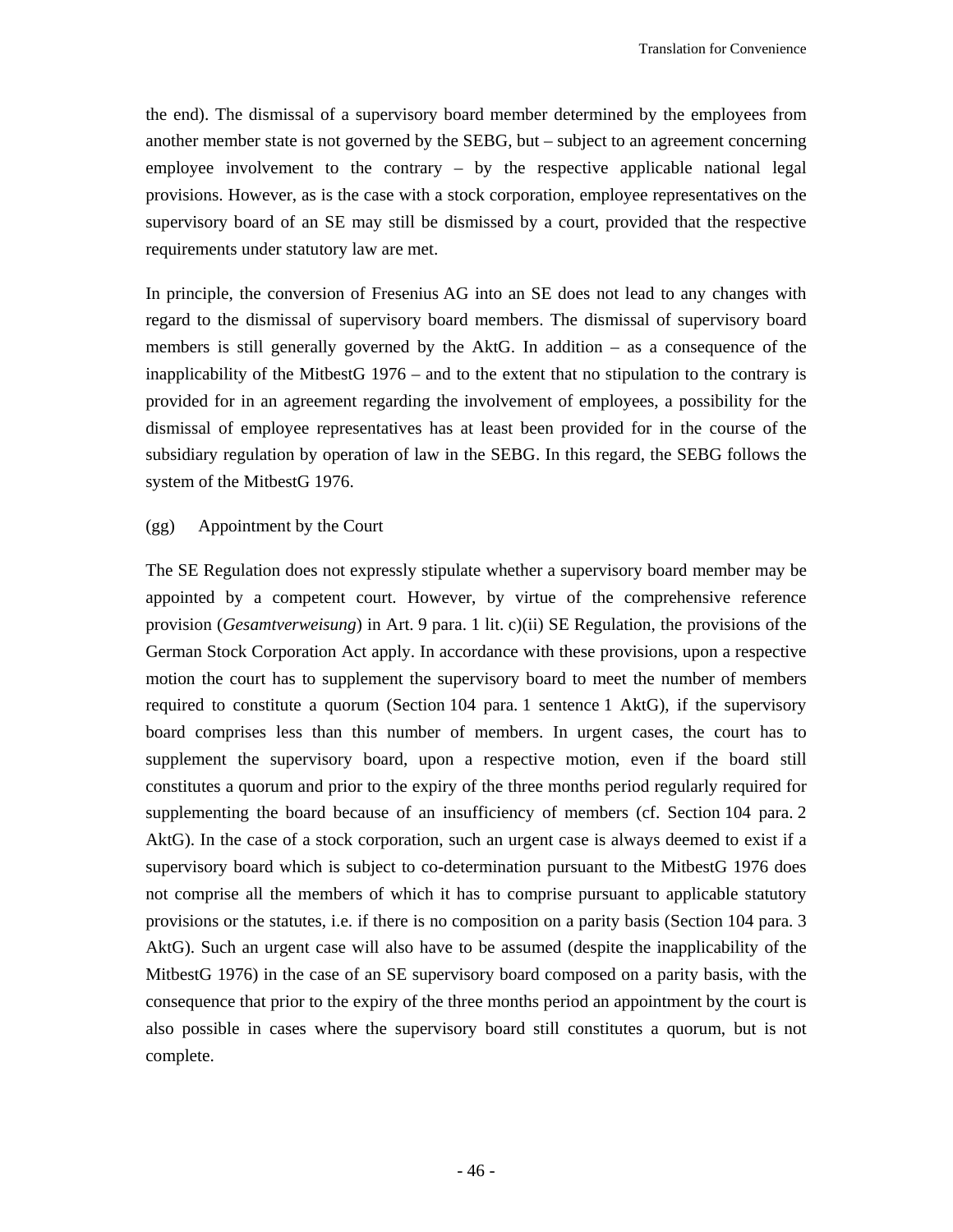the end). The dismissal of a supervisory board member determined by the employees from another member state is not governed by the SEBG, but – subject to an agreement concerning employee involvement to the contrary – by the respective applicable national legal provisions. However, as is the case with a stock corporation, employee representatives on the supervisory board of an SE may still be dismissed by a court, provided that the respective requirements under statutory law are met.

In principle, the conversion of Fresenius AG into an SE does not lead to any changes with regard to the dismissal of supervisory board members. The dismissal of supervisory board members is still generally governed by the AktG. In addition – as a consequence of the inapplicability of the MitbestG 1976 – and to the extent that no stipulation to the contrary is provided for in an agreement regarding the involvement of employees, a possibility for the dismissal of employee representatives has at least been provided for in the course of the subsidiary regulation by operation of law in the SEBG. In this regard, the SEBG follows the system of the MitbestG 1976.

(gg) Appointment by the Court

The SE Regulation does not expressly stipulate whether a supervisory board member may be appointed by a competent court. However, by virtue of the comprehensive reference provision (*Gesamtverweisung*) in Art. 9 para. 1 lit. c)(ii) SE Regulation, the provisions of the German Stock Corporation Act apply. In accordance with these provisions, upon a respective motion the court has to supplement the supervisory board to meet the number of members required to constitute a quorum (Section 104 para. 1 sentence 1 AktG), if the supervisory board comprises less than this number of members. In urgent cases, the court has to supplement the supervisory board, upon a respective motion, even if the board still constitutes a quorum and prior to the expiry of the three months period regularly required for supplementing the board because of an insufficiency of members (cf. Section 104 para. 2 AktG). In the case of a stock corporation, such an urgent case is always deemed to exist if a supervisory board which is subject to co-determination pursuant to the MitbestG 1976 does not comprise all the members of which it has to comprise pursuant to applicable statutory provisions or the statutes, i.e. if there is no composition on a parity basis (Section 104 para. 3 AktG). Such an urgent case will also have to be assumed (despite the inapplicability of the MitbestG 1976) in the case of an SE supervisory board composed on a parity basis, with the consequence that prior to the expiry of the three months period an appointment by the court is also possible in cases where the supervisory board still constitutes a quorum, but is not complete.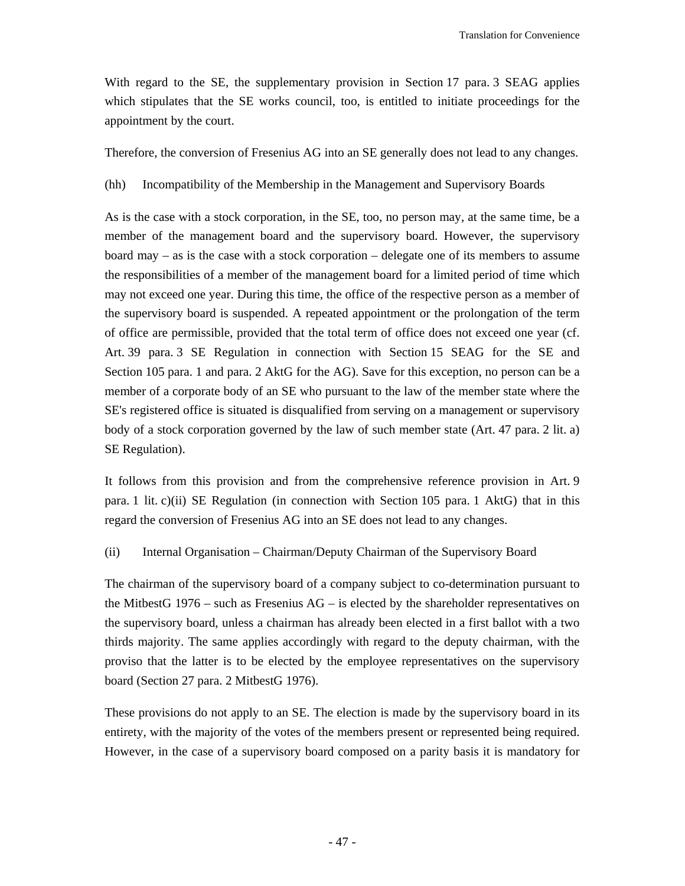With regard to the SE, the supplementary provision in Section 17 para. 3 SEAG applies which stipulates that the SE works council, too, is entitled to initiate proceedings for the appointment by the court.

Therefore, the conversion of Fresenius AG into an SE generally does not lead to any changes.

(hh) Incompatibility of the Membership in the Management and Supervisory Boards

As is the case with a stock corporation, in the SE, too, no person may, at the same time, be a member of the management board and the supervisory board. However, the supervisory board may – as is the case with a stock corporation – delegate one of its members to assume the responsibilities of a member of the management board for a limited period of time which may not exceed one year. During this time, the office of the respective person as a member of the supervisory board is suspended. A repeated appointment or the prolongation of the term of office are permissible, provided that the total term of office does not exceed one year (cf. Art. 39 para. 3 SE Regulation in connection with Section 15 SEAG for the SE and Section 105 para. 1 and para. 2 AktG for the AG). Save for this exception, no person can be a member of a corporate body of an SE who pursuant to the law of the member state where the SE's registered office is situated is disqualified from serving on a management or supervisory body of a stock corporation governed by the law of such member state (Art. 47 para. 2 lit. a) SE Regulation).

It follows from this provision and from the comprehensive reference provision in Art. 9 para. 1 lit. c)(ii) SE Regulation (in connection with Section 105 para. 1 AktG) that in this regard the conversion of Fresenius AG into an SE does not lead to any changes.

(ii) Internal Organisation – Chairman/Deputy Chairman of the Supervisory Board

The chairman of the supervisory board of a company subject to co-determination pursuant to the MitbestG 1976 – such as Fresenius AG – is elected by the shareholder representatives on the supervisory board, unless a chairman has already been elected in a first ballot with a two thirds majority. The same applies accordingly with regard to the deputy chairman, with the proviso that the latter is to be elected by the employee representatives on the supervisory board (Section 27 para. 2 MitbestG 1976).

These provisions do not apply to an SE. The election is made by the supervisory board in its entirety, with the majority of the votes of the members present or represented being required. However, in the case of a supervisory board composed on a parity basis it is mandatory for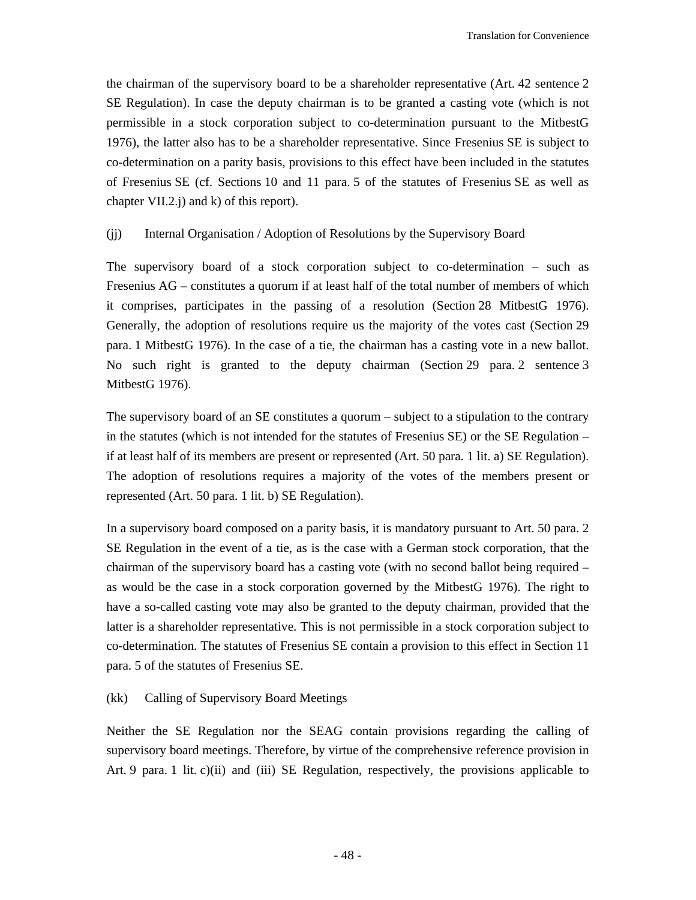the chairman of the supervisory board to be a shareholder representative (Art. 42 sentence 2 SE Regulation). In case the deputy chairman is to be granted a casting vote (which is not permissible in a stock corporation subject to co-determination pursuant to the MitbestG 1976), the latter also has to be a shareholder representative. Since Fresenius SE is subject to co-determination on a parity basis, provisions to this effect have been included in the statutes of Fresenius SE (cf. Sections 10 and 11 para. 5 of the statutes of Fresenius SE as well as chapter VII.2.j) and k) of this report).

(jj) Internal Organisation / Adoption of Resolutions by the Supervisory Board

The supervisory board of a stock corporation subject to co-determination – such as Fresenius AG – constitutes a quorum if at least half of the total number of members of which it comprises, participates in the passing of a resolution (Section 28 MitbestG 1976). Generally, the adoption of resolutions require us the majority of the votes cast (Section 29 para. 1 MitbestG 1976). In the case of a tie, the chairman has a casting vote in a new ballot. No such right is granted to the deputy chairman (Section 29 para. 2 sentence 3 MitbestG 1976).

The supervisory board of an SE constitutes a quorum – subject to a stipulation to the contrary in the statutes (which is not intended for the statutes of Fresenius SE) or the SE Regulation – if at least half of its members are present or represented (Art. 50 para. 1 lit. a) SE Regulation). The adoption of resolutions requires a majority of the votes of the members present or represented (Art. 50 para. 1 lit. b) SE Regulation).

In a supervisory board composed on a parity basis, it is mandatory pursuant to Art. 50 para. 2 SE Regulation in the event of a tie, as is the case with a German stock corporation, that the chairman of the supervisory board has a casting vote (with no second ballot being required – as would be the case in a stock corporation governed by the MitbestG 1976). The right to have a so-called casting vote may also be granted to the deputy chairman, provided that the latter is a shareholder representative. This is not permissible in a stock corporation subject to co-determination. The statutes of Fresenius SE contain a provision to this effect in Section 11 para. 5 of the statutes of Fresenius SE.

(kk) Calling of Supervisory Board Meetings

Neither the SE Regulation nor the SEAG contain provisions regarding the calling of supervisory board meetings. Therefore, by virtue of the comprehensive reference provision in Art. 9 para. 1 lit. c)(ii) and (iii) SE Regulation, respectively, the provisions applicable to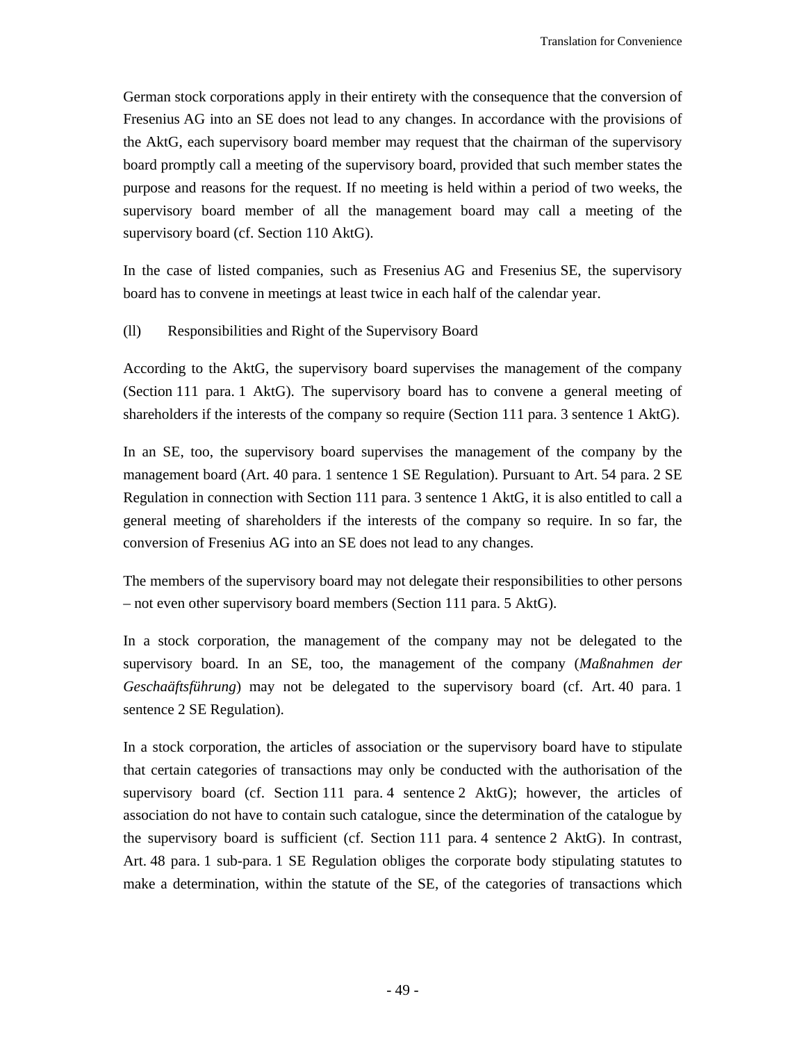German stock corporations apply in their entirety with the consequence that the conversion of Fresenius AG into an SE does not lead to any changes. In accordance with the provisions of the AktG, each supervisory board member may request that the chairman of the supervisory board promptly call a meeting of the supervisory board, provided that such member states the purpose and reasons for the request. If no meeting is held within a period of two weeks, the supervisory board member of all the management board may call a meeting of the supervisory board (cf. Section 110 AktG).

In the case of listed companies, such as Fresenius AG and Fresenius SE, the supervisory board has to convene in meetings at least twice in each half of the calendar year.

(ll) Responsibilities and Right of the Supervisory Board

According to the AktG, the supervisory board supervises the management of the company (Section 111 para. 1 AktG). The supervisory board has to convene a general meeting of shareholders if the interests of the company so require (Section 111 para. 3 sentence 1 AktG).

In an SE, too, the supervisory board supervises the management of the company by the management board (Art. 40 para. 1 sentence 1 SE Regulation). Pursuant to Art. 54 para. 2 SE Regulation in connection with Section 111 para. 3 sentence 1 AktG, it is also entitled to call a general meeting of shareholders if the interests of the company so require. In so far, the conversion of Fresenius AG into an SE does not lead to any changes.

The members of the supervisory board may not delegate their responsibilities to other persons – not even other supervisory board members (Section 111 para. 5 AktG).

In a stock corporation, the management of the company may not be delegated to the supervisory board. In an SE, too, the management of the company (*Maßnahmen der Geschaäftsführung*) may not be delegated to the supervisory board (cf. Art. 40 para. 1 sentence 2 SE Regulation).

In a stock corporation, the articles of association or the supervisory board have to stipulate that certain categories of transactions may only be conducted with the authorisation of the supervisory board (cf. Section 111 para. 4 sentence 2 AktG); however, the articles of association do not have to contain such catalogue, since the determination of the catalogue by the supervisory board is sufficient (cf. Section 111 para. 4 sentence 2 AktG). In contrast, Art. 48 para. 1 sub-para. 1 SE Regulation obliges the corporate body stipulating statutes to make a determination, within the statute of the SE, of the categories of transactions which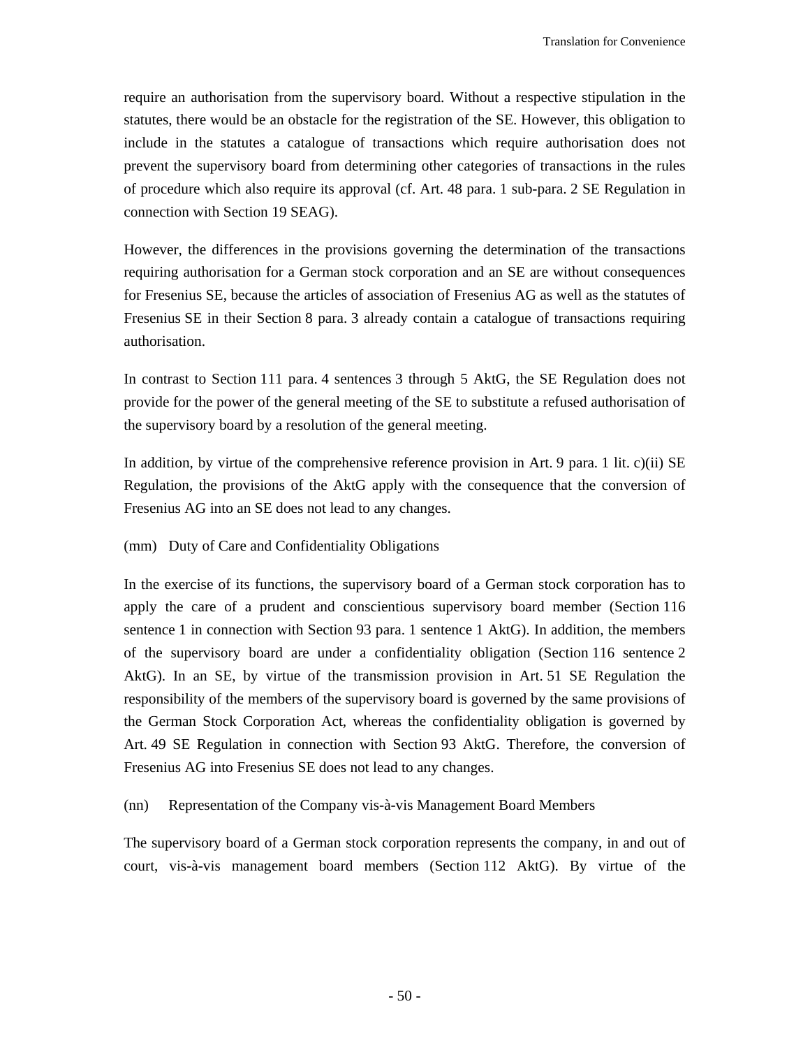require an authorisation from the supervisory board. Without a respective stipulation in the statutes, there would be an obstacle for the registration of the SE. However, this obligation to include in the statutes a catalogue of transactions which require authorisation does not prevent the supervisory board from determining other categories of transactions in the rules of procedure which also require its approval (cf. Art. 48 para. 1 sub-para. 2 SE Regulation in connection with Section 19 SEAG).

However, the differences in the provisions governing the determination of the transactions requiring authorisation for a German stock corporation and an SE are without consequences for Fresenius SE, because the articles of association of Fresenius AG as well as the statutes of Fresenius SE in their Section 8 para. 3 already contain a catalogue of transactions requiring authorisation.

In contrast to Section 111 para. 4 sentences 3 through 5 AktG, the SE Regulation does not provide for the power of the general meeting of the SE to substitute a refused authorisation of the supervisory board by a resolution of the general meeting.

In addition, by virtue of the comprehensive reference provision in Art. 9 para. 1 lit. c)(ii) SE Regulation, the provisions of the AktG apply with the consequence that the conversion of Fresenius AG into an SE does not lead to any changes.

(mm) Duty of Care and Confidentiality Obligations

In the exercise of its functions, the supervisory board of a German stock corporation has to apply the care of a prudent and conscientious supervisory board member (Section 116 sentence 1 in connection with Section 93 para. 1 sentence 1 AktG). In addition, the members of the supervisory board are under a confidentiality obligation (Section 116 sentence 2 AktG). In an SE, by virtue of the transmission provision in Art. 51 SE Regulation the responsibility of the members of the supervisory board is governed by the same provisions of the German Stock Corporation Act, whereas the confidentiality obligation is governed by Art. 49 SE Regulation in connection with Section 93 AktG. Therefore, the conversion of Fresenius AG into Fresenius SE does not lead to any changes.

(nn) Representation of the Company vis-à-vis Management Board Members

The supervisory board of a German stock corporation represents the company, in and out of court, vis-à-vis management board members (Section 112 AktG). By virtue of the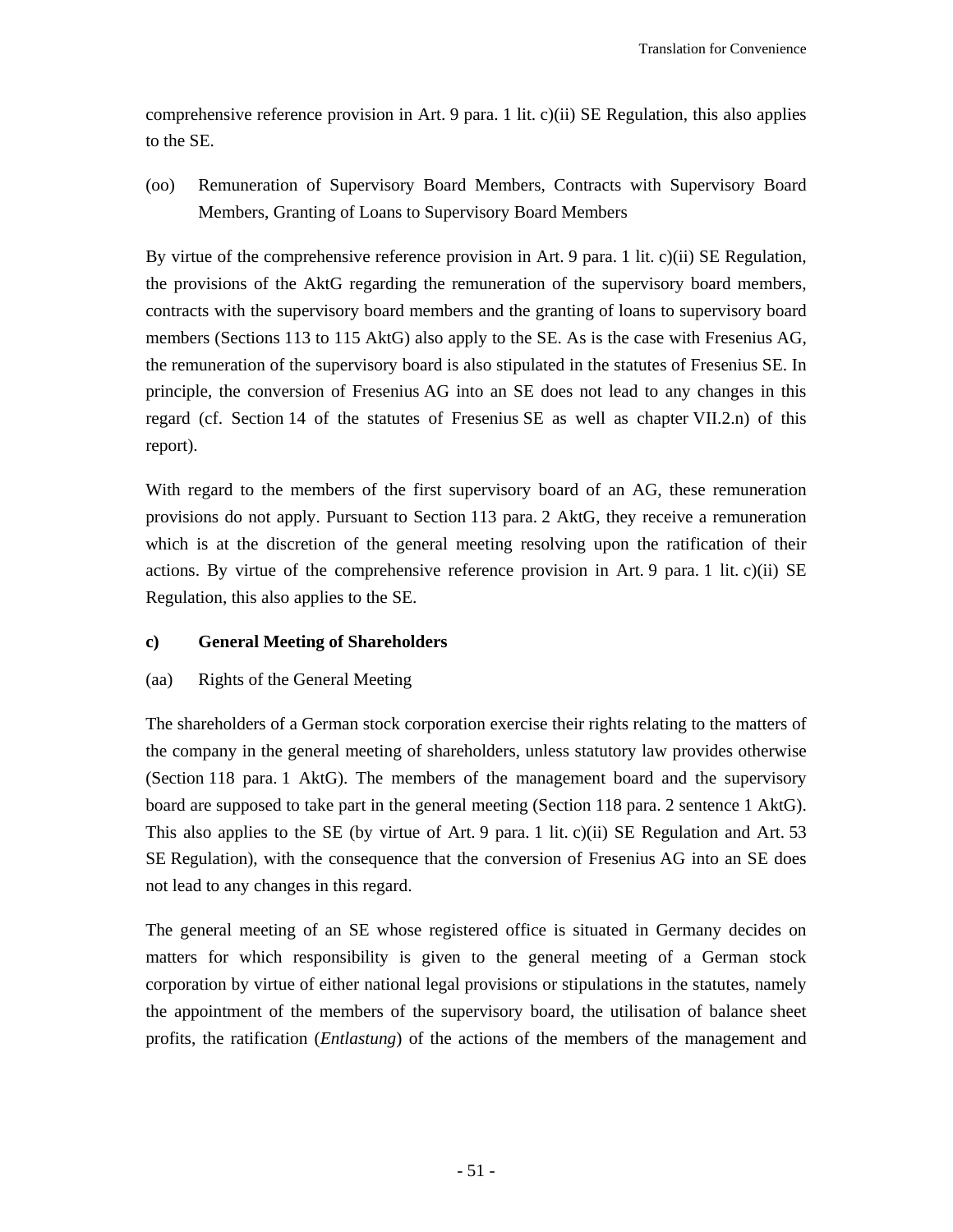comprehensive reference provision in Art. 9 para. 1 lit. c)(ii) SE Regulation, this also applies to the SE.

(oo) Remuneration of Supervisory Board Members, Contracts with Supervisory Board Members, Granting of Loans to Supervisory Board Members

By virtue of the comprehensive reference provision in Art. 9 para. 1 lit. c)(ii) SE Regulation, the provisions of the AktG regarding the remuneration of the supervisory board members, contracts with the supervisory board members and the granting of loans to supervisory board members (Sections 113 to 115 AktG) also apply to the SE. As is the case with Fresenius AG, the remuneration of the supervisory board is also stipulated in the statutes of Fresenius SE. In principle, the conversion of Fresenius AG into an SE does not lead to any changes in this regard (cf. Section 14 of the statutes of Fresenius SE as well as chapter VII.2.n) of this report).

With regard to the members of the first supervisory board of an AG, these remuneration provisions do not apply. Pursuant to Section 113 para. 2 AktG, they receive a remuneration which is at the discretion of the general meeting resolving upon the ratification of their actions. By virtue of the comprehensive reference provision in Art. 9 para. 1 lit. c)(ii) SE Regulation, this also applies to the SE.

**c) General Meeting of Shareholders**

(aa) Rights of the General Meeting

The shareholders of a German stock corporation exercise their rights relating to the matters of the company in the general meeting of shareholders, unless statutory law provides otherwise (Section 118 para. 1 AktG). The members of the management board and the supervisory board are supposed to take part in the general meeting (Section 118 para. 2 sentence 1 AktG). This also applies to the SE (by virtue of Art. 9 para. 1 lit. c)(ii) SE Regulation and Art. 53 SE Regulation), with the consequence that the conversion of Fresenius AG into an SE does not lead to any changes in this regard.

The general meeting of an SE whose registered office is situated in Germany decides on matters for which responsibility is given to the general meeting of a German stock corporation by virtue of either national legal provisions or stipulations in the statutes, namely the appointment of the members of the supervisory board, the utilisation of balance sheet profits, the ratification (*Entlastung*) of the actions of the members of the management and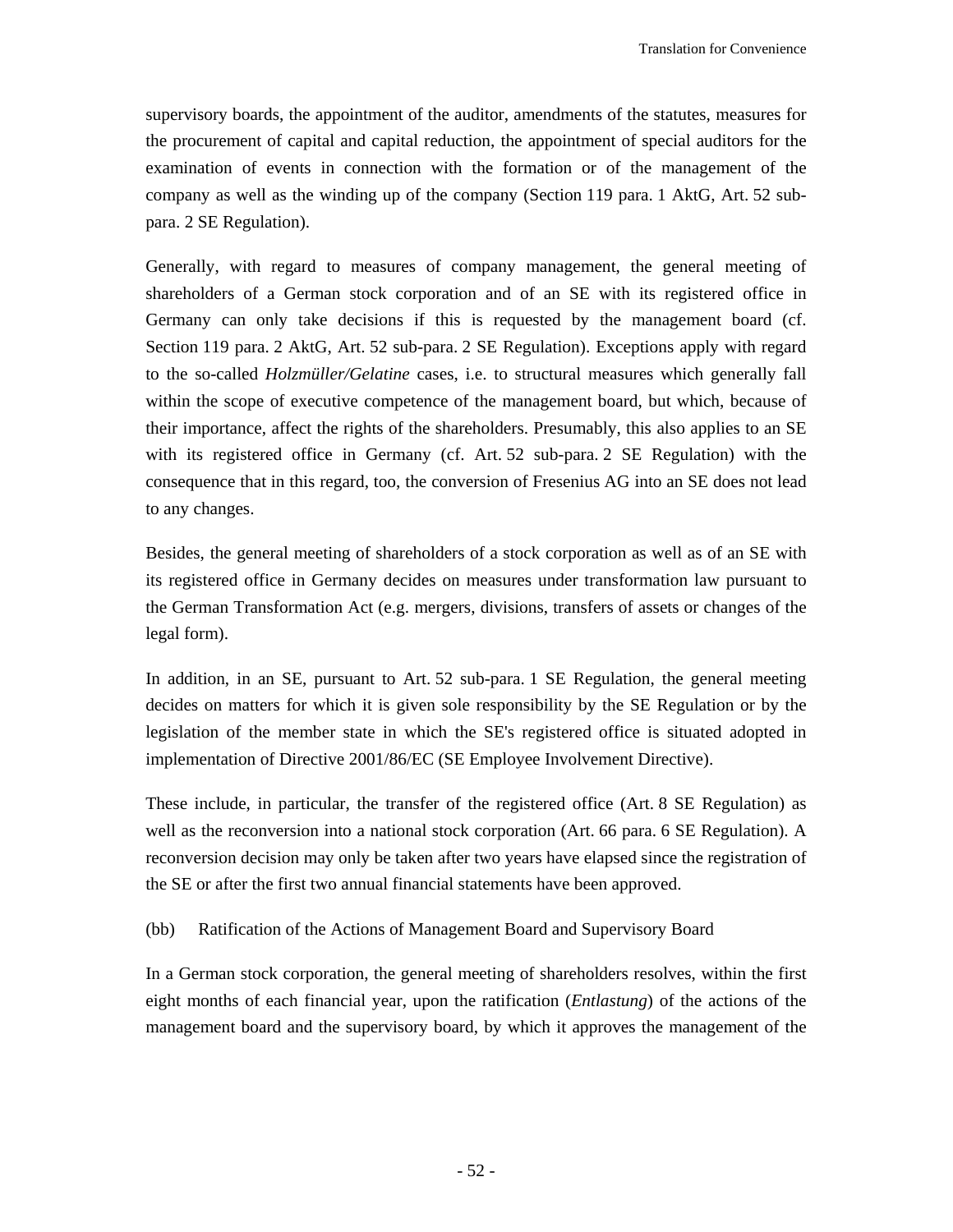supervisory boards, the appointment of the auditor, amendments of the statutes, measures for the procurement of capital and capital reduction, the appointment of special auditors for the examination of events in connection with the formation or of the management of the company as well as the winding up of the company (Section 119 para. 1 AktG, Art. 52 sub-para. 2 SE Regulation).

Generally, with regard to measures of company management, the general meeting of shareholders of a German stock corporation and of an SE with its registered office in Germany can only take decisions if this is requested by the management board (cf. Section 119 para. 2 AktG, Art. 52 sub-para. 2 SE Regulation). Exceptions apply with regard to the so-called *Holzmüller/Gelatine* cases, i.e. to structural measures which generally fall within the scope of executive competence of the management board, but which, because of their importance, affect the rights of the shareholders. Presumably, this also applies to an SE with its registered office in Germany (cf. Art. 52 sub-para. 2 SE Regulation) with the consequence that in this regard, too, the conversion of Fresenius AG into an SE does not lead to any changes.

Besides, the general meeting of shareholders of a stock corporation as well as of an SE with its registered office in Germany decides on measures under transformation law pursuant to the German Transformation Act (e.g. mergers, divisions, transfers of assets or changes of the legal form).

In addition, in an SE, pursuant to Art. 52 sub-para. 1 SE Regulation, the general meeting decides on matters for which it is given sole responsibility by the SE Regulation or by the legislation of the member state in which the SE's registered office is situated adopted in implementation of Directive 2001/86/EC (SE Employee Involvement Directive).

These include, in particular, the transfer of the registered office (Art. 8 SE Regulation) as well as the reconversion into a national stock corporation (Art. 66 para. 6 SE Regulation). A reconversion decision may only be taken after two years have elapsed since the registration of the SE or after the first two annual financial statements have been approved.

(bb) Ratification of the Actions of Management Board and Supervisory Board

In a German stock corporation, the general meeting of shareholders resolves, within the first eight months of each financial year, upon the ratification (*Entlastung*) of the actions of the management board and the supervisory board, by which it approves the management of the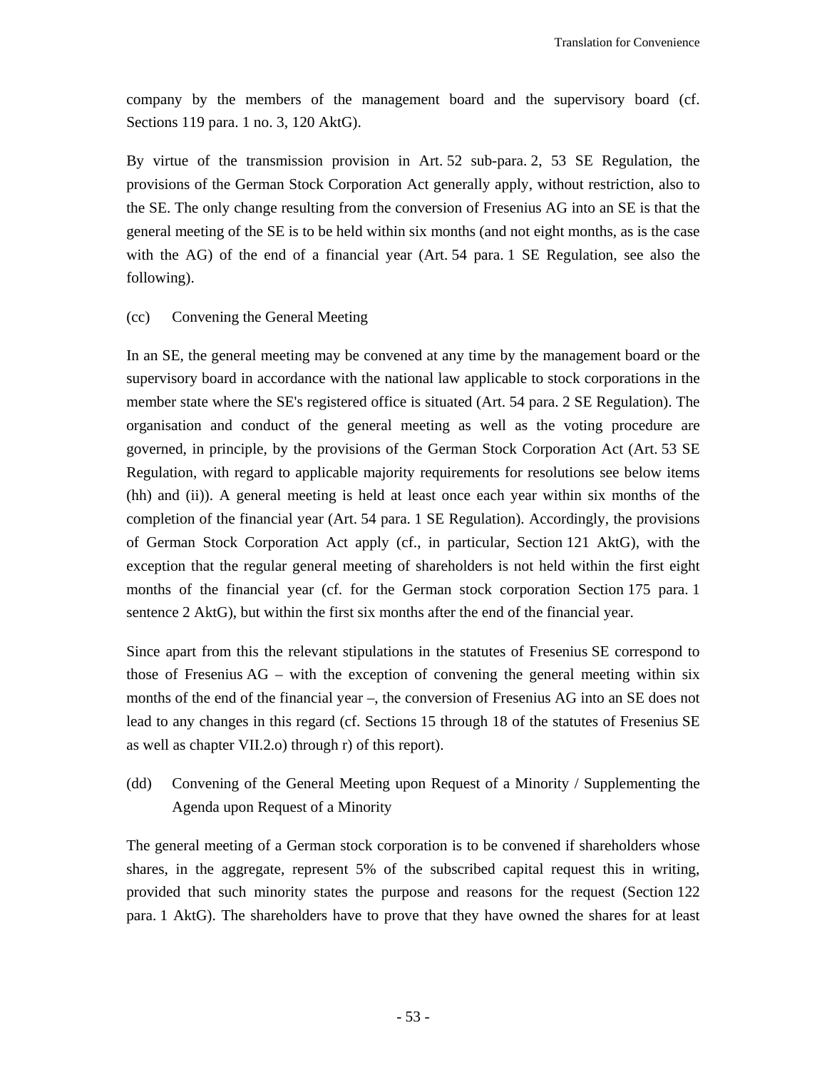company by the members of the management board and the supervisory board (cf. Sections 119 para. 1 no. 3, 120 AktG).

By virtue of the transmission provision in Art. 52 sub-para. 2, 53 SE Regulation, the provisions of the German Stock Corporation Act generally apply, without restriction, also to the SE. The only change resulting from the conversion of Fresenius AG into an SE is that the general meeting of the SE is to be held within six months (and not eight months, as is the case with the AG) of the end of a financial year (Art. 54 para. 1 SE Regulation, see also the following).

(cc) Convening the General Meeting

In an SE, the general meeting may be convened at any time by the management board or the supervisory board in accordance with the national law applicable to stock corporations in the member state where the SE's registered office is situated (Art. 54 para. 2 SE Regulation). The organisation and conduct of the general meeting as well as the voting procedure are governed, in principle, by the provisions of the German Stock Corporation Act (Art. 53 SE Regulation, with regard to applicable majority requirements for resolutions see below items (hh) and (ii)). A general meeting is held at least once each year within six months of the completion of the financial year (Art. 54 para. 1 SE Regulation). Accordingly, the provisions of German Stock Corporation Act apply (cf., in particular, Section 121 AktG), with the exception that the regular general meeting of shareholders is not held within the first eight months of the financial year (cf. for the German stock corporation Section 175 para. 1 sentence 2 AktG), but within the first six months after the end of the financial year.

Since apart from this the relevant stipulations in the statutes of Fresenius SE correspond to those of Fresenius AG – with the exception of convening the general meeting within six months of the end of the financial year –, the conversion of Fresenius AG into an SE does not lead to any changes in this regard (cf. Sections 15 through 18 of the statutes of Fresenius SE as well as chapter VII.2.o) through r) of this report).

(dd) Convening of the General Meeting upon Request of a Minority / Supplementing the Agenda upon Request of a Minority

The general meeting of a German stock corporation is to be convened if shareholders whose shares, in the aggregate, represent 5% of the subscribed capital request this in writing, provided that such minority states the purpose and reasons for the request (Section 122 para. 1 AktG). The shareholders have to prove that they have owned the shares for at least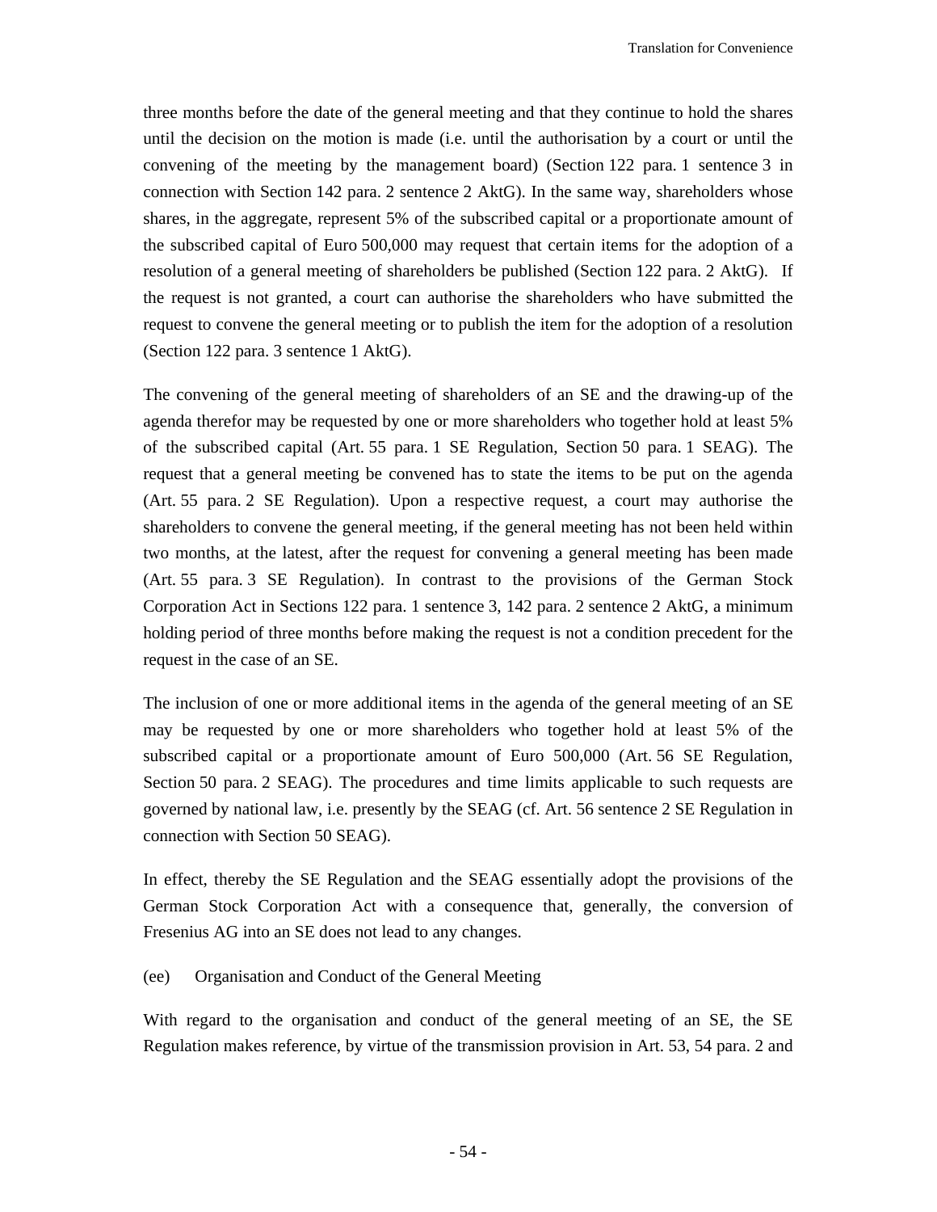three months before the date of the general meeting and that they continue to hold the shares until the decision on the motion is made (i.e. until the authorisation by a court or until the convening of the meeting by the management board) (Section 122 para. 1 sentence 3 in connection with Section 142 para. 2 sentence 2 AktG). In the same way, shareholders whose shares, in the aggregate, represent 5% of the subscribed capital or a proportionate amount of the subscribed capital of Euro 500,000 may request that certain items for the adoption of a resolution of a general meeting of shareholders be published (Section 122 para. 2 AktG). If the request is not granted, a court can authorise the shareholders who have submitted the request to convene the general meeting or to publish the item for the adoption of a resolution (Section 122 para. 3 sentence 1 AktG).

The convening of the general meeting of shareholders of an SE and the drawing-up of the agenda therefor may be requested by one or more shareholders who together hold at least 5% of the subscribed capital (Art. 55 para. 1 SE Regulation, Section 50 para. 1 SEAG). The request that a general meeting be convened has to state the items to be put on the agenda (Art. 55 para. 2 SE Regulation). Upon a respective request, a court may authorise the shareholders to convene the general meeting, if the general meeting has not been held within two months, at the latest, after the request for convening a general meeting has been made (Art. 55 para. 3 SE Regulation). In contrast to the provisions of the German Stock Corporation Act in Sections 122 para. 1 sentence 3, 142 para. 2 sentence 2 AktG, a minimum holding period of three months before making the request is not a condition precedent for the request in the case of an SE.

The inclusion of one or more additional items in the agenda of the general meeting of an SE may be requested by one or more shareholders who together hold at least 5% of the subscribed capital or a proportionate amount of Euro 500,000 (Art. 56 SE Regulation, Section 50 para. 2 SEAG). The procedures and time limits applicable to such requests are governed by national law, i.e. presently by the SEAG (cf. Art. 56 sentence 2 SE Regulation in connection with Section 50 SEAG).

In effect, thereby the SE Regulation and the SEAG essentially adopt the provisions of the German Stock Corporation Act with a consequence that, generally, the conversion of Fresenius AG into an SE does not lead to any changes.

(ee) Organisation and Conduct of the General Meeting

With regard to the organisation and conduct of the general meeting of an SE, the SE Regulation makes reference, by virtue of the transmission provision in Art. 53, 54 para. 2 and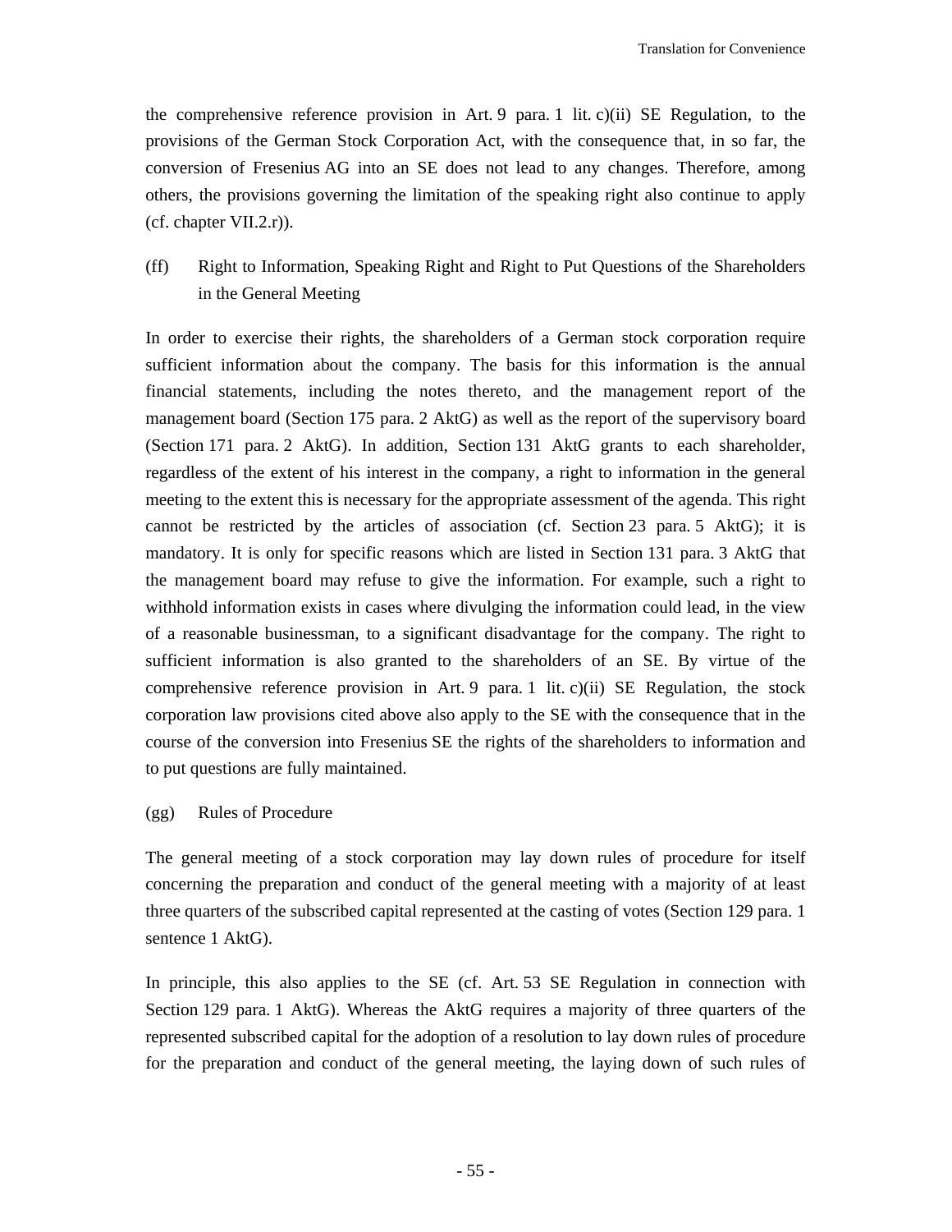the comprehensive reference provision in Art. 9 para. 1 lit. c)(ii) SE Regulation, to the provisions of the German Stock Corporation Act, with the consequence that, in so far, the conversion of Fresenius AG into an SE does not lead to any changes. Therefore, among others, the provisions governing the limitation of the speaking right also continue to apply (cf. chapter VII.2.r)).

(ff) Right to Information, Speaking Right and Right to Put Questions of the Shareholders in the General Meeting

In order to exercise their rights, the shareholders of a German stock corporation require sufficient information about the company. The basis for this information is the annual financial statements, including the notes thereto, and the management report of the management board (Section 175 para. 2 AktG) as well as the report of the supervisory board (Section 171 para. 2 AktG). In addition, Section 131 AktG grants to each shareholder, regardless of the extent of his interest in the company, a right to information in the general meeting to the extent this is necessary for the appropriate assessment of the agenda. This right cannot be restricted by the articles of association (cf. Section 23 para. 5 AktG); it is mandatory. It is only for specific reasons which are listed in Section 131 para. 3 AktG that the management board may refuse to give the information. For example, such a right to withhold information exists in cases where divulging the information could lead, in the view of a reasonable businessman, to a significant disadvantage for the company. The right to sufficient information is also granted to the shareholders of an SE. By virtue of the comprehensive reference provision in Art. 9 para. 1 lit. c)(ii) SE Regulation, the stock corporation law provisions cited above also apply to the SE with the consequence that in the course of the conversion into Fresenius SE the rights of the shareholders to information and to put questions are fully maintained.

(gg) Rules of Procedure

The general meeting of a stock corporation may lay down rules of procedure for itself concerning the preparation and conduct of the general meeting with a majority of at least three quarters of the subscribed capital represented at the casting of votes (Section 129 para. 1 sentence 1 AktG).

In principle, this also applies to the SE (cf. Art. 53 SE Regulation in connection with Section 129 para. 1 AktG). Whereas the AktG requires a majority of three quarters of the represented subscribed capital for the adoption of a resolution to lay down rules of procedure for the preparation and conduct of the general meeting, the laying down of such rules of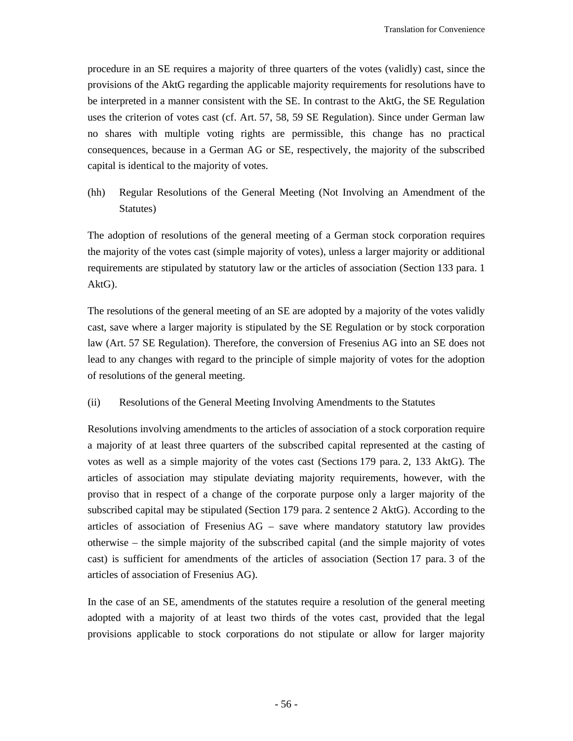procedure in an SE requires a majority of three quarters of the votes (validly) cast, since the provisions of the AktG regarding the applicable majority requirements for resolutions have to be interpreted in a manner consistent with the SE. In contrast to the AktG, the SE Regulation uses the criterion of votes cast (cf. Art. 57, 58, 59 SE Regulation). Since under German law no shares with multiple voting rights are permissible, this change has no practical consequences, because in a German AG or SE, respectively, the majority of the subscribed capital is identical to the majority of votes.

(hh) Regular Resolutions of the General Meeting (Not Involving an Amendment of the Statutes)

The adoption of resolutions of the general meeting of a German stock corporation requires the majority of the votes cast (simple majority of votes), unless a larger majority or additional requirements are stipulated by statutory law or the articles of association (Section 133 para. 1 AktG).

The resolutions of the general meeting of an SE are adopted by a majority of the votes validly cast, save where a larger majority is stipulated by the SE Regulation or by stock corporation law (Art. 57 SE Regulation). Therefore, the conversion of Fresenius AG into an SE does not lead to any changes with regard to the principle of simple majority of votes for the adoption of resolutions of the general meeting.

(ii) Resolutions of the General Meeting Involving Amendments to the Statutes

Resolutions involving amendments to the articles of association of a stock corporation require a majority of at least three quarters of the subscribed capital represented at the casting of votes as well as a simple majority of the votes cast (Sections 179 para. 2, 133 AktG). The articles of association may stipulate deviating majority requirements, however, with the proviso that in respect of a change of the corporate purpose only a larger majority of the subscribed capital may be stipulated (Section 179 para. 2 sentence 2 AktG). According to the articles of association of Fresenius AG – save where mandatory statutory law provides otherwise – the simple majority of the subscribed capital (and the simple majority of votes cast) is sufficient for amendments of the articles of association (Section 17 para. 3 of the articles of association of Fresenius AG).

In the case of an SE, amendments of the statutes require a resolution of the general meeting adopted with a majority of at least two thirds of the votes cast, provided that the legal provisions applicable to stock corporations do not stipulate or allow for larger majority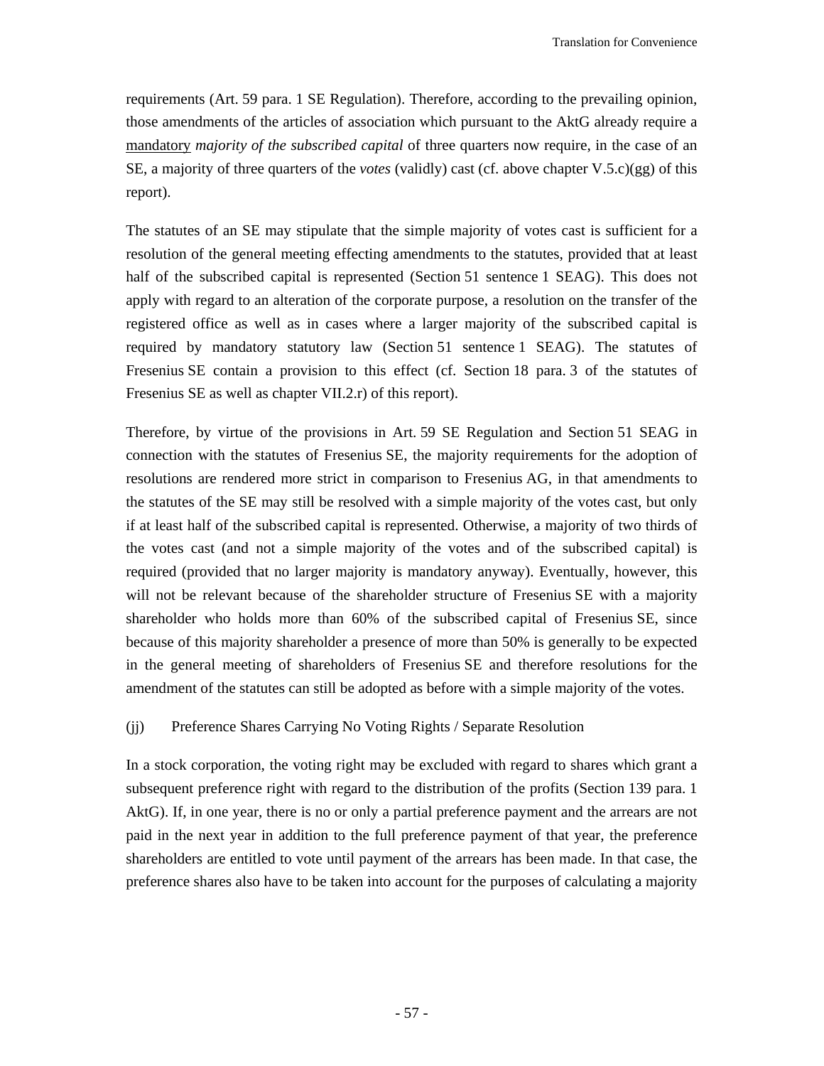requirements (Art. 59 para. 1 SE Regulation). Therefore, according to the prevailing opinion, those amendments of the articles of association which pursuant to the AktG already require a mandatory *majority of the subscribed capital* of three quarters now require, in the case of an SE, a majority of three quarters of the *votes* (validly) cast (cf. above chapter V.5.c)(gg) of this report).

The statutes of an SE may stipulate that the simple majority of votes cast is sufficient for a resolution of the general meeting effecting amendments to the statutes, provided that at least half of the subscribed capital is represented (Section 51 sentence 1 SEAG). This does not apply with regard to an alteration of the corporate purpose, a resolution on the transfer of the registered office as well as in cases where a larger majority of the subscribed capital is required by mandatory statutory law (Section 51 sentence 1 SEAG). The statutes of Fresenius SE contain a provision to this effect (cf. Section 18 para. 3 of the statutes of Fresenius SE as well as chapter VII.2.r) of this report).

Therefore, by virtue of the provisions in Art. 59 SE Regulation and Section 51 SEAG in connection with the statutes of Fresenius SE, the majority requirements for the adoption of resolutions are rendered more strict in comparison to Fresenius AG, in that amendments to the statutes of the SE may still be resolved with a simple majority of the votes cast, but only if at least half of the subscribed capital is represented. Otherwise, a majority of two thirds of the votes cast (and not a simple majority of the votes and of the subscribed capital) is required (provided that no larger majority is mandatory anyway). Eventually, however, this will not be relevant because of the shareholder structure of Fresenius SE with a majority shareholder who holds more than 60% of the subscribed capital of Fresenius SE, since because of this majority shareholder a presence of more than 50% is generally to be expected in the general meeting of shareholders of Fresenius SE and therefore resolutions for the amendment of the statutes can still be adopted as before with a simple majority of the votes.

(jj) Preference Shares Carrying No Voting Rights / Separate Resolution

In a stock corporation, the voting right may be excluded with regard to shares which grant a subsequent preference right with regard to the distribution of the profits (Section 139 para. 1 AktG). If, in one year, there is no or only a partial preference payment and the arrears are not paid in the next year in addition to the full preference payment of that year, the preference shareholders are entitled to vote until payment of the arrears has been made. In that case, the preference shares also have to be taken into account for the purposes of calculating a majority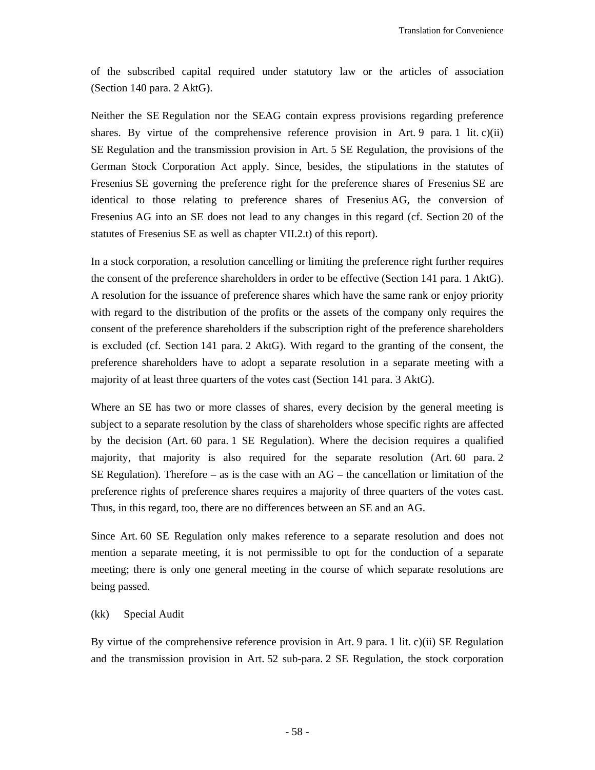of the subscribed capital required under statutory law or the articles of association (Section 140 para. 2 AktG).

Neither the SE Regulation nor the SEAG contain express provisions regarding preference shares. By virtue of the comprehensive reference provision in Art. 9 para. 1 lit. c)(ii) SE Regulation and the transmission provision in Art. 5 SE Regulation, the provisions of the German Stock Corporation Act apply. Since, besides, the stipulations in the statutes of Fresenius SE governing the preference right for the preference shares of Fresenius SE are identical to those relating to preference shares of Fresenius AG, the conversion of Fresenius AG into an SE does not lead to any changes in this regard (cf. Section 20 of the statutes of Fresenius SE as well as chapter VII.2.t) of this report).

In a stock corporation, a resolution cancelling or limiting the preference right further requires the consent of the preference shareholders in order to be effective (Section 141 para. 1 AktG). A resolution for the issuance of preference shares which have the same rank or enjoy priority with regard to the distribution of the profits or the assets of the company only requires the consent of the preference shareholders if the subscription right of the preference shareholders is excluded (cf. Section 141 para. 2 AktG). With regard to the granting of the consent, the preference shareholders have to adopt a separate resolution in a separate meeting with a majority of at least three quarters of the votes cast (Section 141 para. 3 AktG).

Where an SE has two or more classes of shares, every decision by the general meeting is subject to a separate resolution by the class of shareholders whose specific rights are affected by the decision (Art. 60 para. 1 SE Regulation). Where the decision requires a qualified majority, that majority is also required for the separate resolution (Art. 60 para. 2 SE Regulation). Therefore – as is the case with an AG – the cancellation or limitation of the preference rights of preference shares requires a majority of three quarters of the votes cast. Thus, in this regard, too, there are no differences between an SE and an AG.

Since Art. 60 SE Regulation only makes reference to a separate resolution and does not mention a separate meeting, it is not permissible to opt for the conduction of a separate meeting; there is only one general meeting in the course of which separate resolutions are being passed.

(kk) Special Audit

By virtue of the comprehensive reference provision in Art. 9 para. 1 lit. c)(ii) SE Regulation and the transmission provision in Art. 52 sub-para. 2 SE Regulation, the stock corporation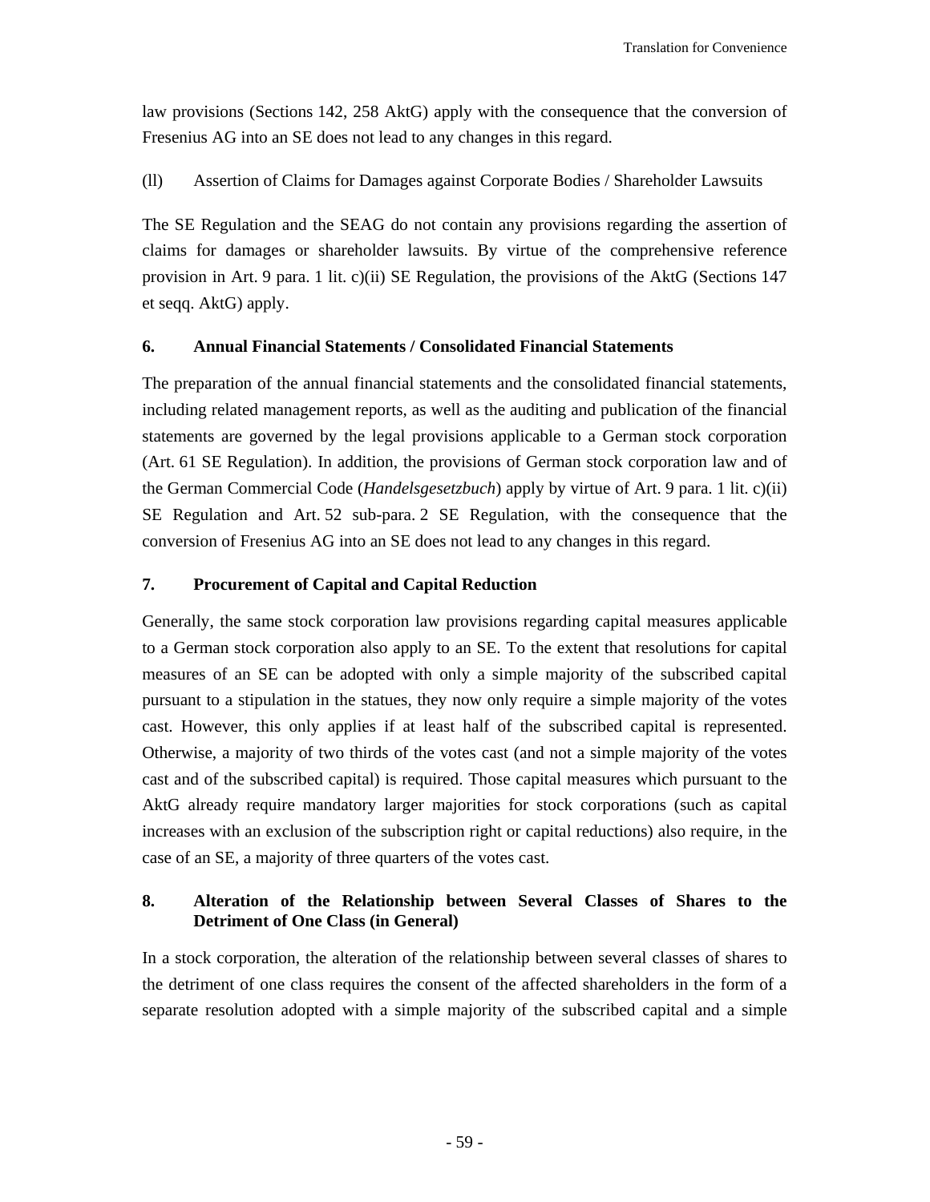law provisions (Sections 142, 258 AktG) apply with the consequence that the conversion of Fresenius AG into an SE does not lead to any changes in this regard.

(ll) Assertion of Claims for Damages against Corporate Bodies / Shareholder Lawsuits

The SE Regulation and the SEAG do not contain any provisions regarding the assertion of claims for damages or shareholder lawsuits. By virtue of the comprehensive reference provision in Art. 9 para. 1 lit. c)(ii) SE Regulation, the provisions of the AktG (Sections 147 et seqq. AktG) apply.

### 6. Annual Financial Statements / Consolidated Financial Statements

The preparation of the annual financial statements and the consolidated financial statements, including related management reports, as well as the auditing and publication of the financial statements are governed by the legal provisions applicable to a German stock corporation (Art. 61 SE Regulation). In addition, the provisions of German stock corporation law and of the German Commercial Code (*Handelsgesetzbuch*) apply by virtue of Art. 9 para. 1 lit. c)(ii) SE Regulation and Art. 52 sub-para. 2 SE Regulation, with the consequence that the conversion of Fresenius AG into an SE does not lead to any changes in this regard.

### 7. Procurement of Capital and Capital Reduction

Generally, the same stock corporation law provisions regarding capital measures applicable to a German stock corporation also apply to an SE. To the extent that resolutions for capital measures of an SE can be adopted with only a simple majority of the subscribed capital pursuant to a stipulation in the statues, they now only require a simple majority of the votes cast. However, this only applies if at least half of the subscribed capital is represented. Otherwise, a majority of two thirds of the votes cast (and not a simple majority of the votes cast and of the subscribed capital) is required. Those capital measures which pursuant to the AktG already require mandatory larger majorities for stock corporations (such as capital increases with an exclusion of the subscription right or capital reductions) also require, in the case of an SE, a majority of three quarters of the votes cast.

### 8. Alteration of the Relationship between Several Classes of Shares to the Detriment of One Class (in General)

In a stock corporation, the alteration of the relationship between several classes of shares to the detriment of one class requires the consent of the affected shareholders in the form of a separate resolution adopted with a simple majority of the subscribed capital and a simple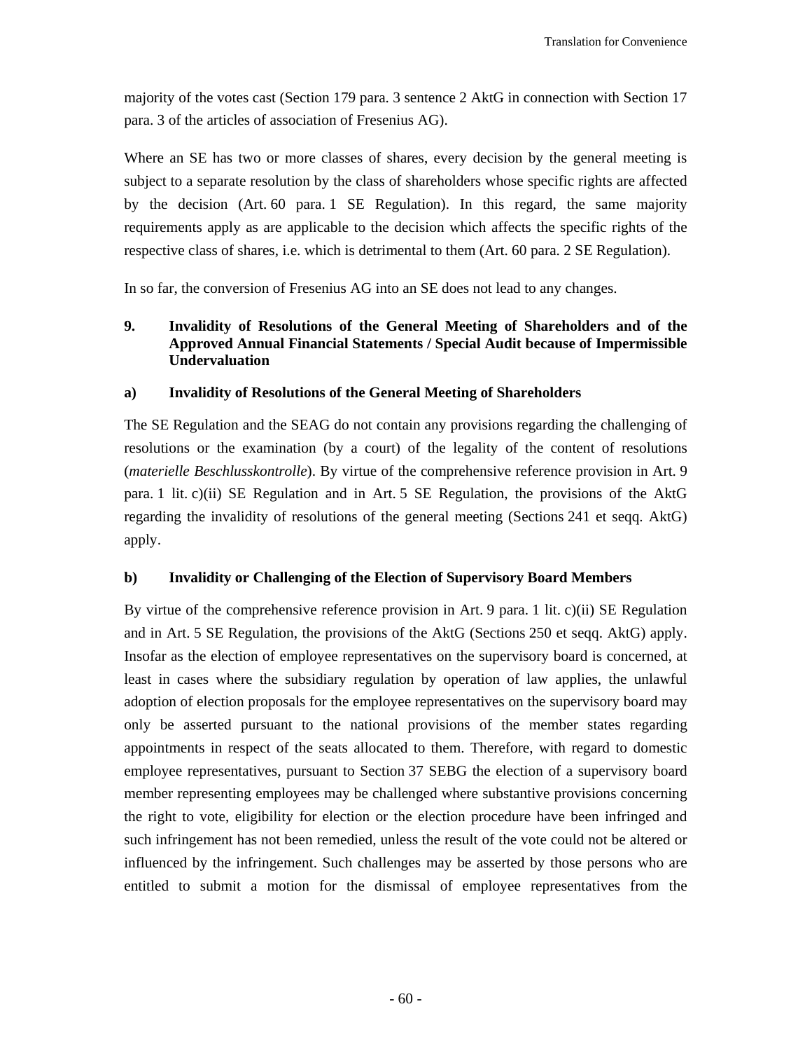majority of the votes cast (Section 179 para. 3 sentence 2 AktG in connection with Section 17 para. 3 of the articles of association of Fresenius AG).

Where an SE has two or more classes of shares, every decision by the general meeting is subject to a separate resolution by the class of shareholders whose specific rights are affected by the decision (Art. 60 para. 1 SE Regulation). In this regard, the same majority requirements apply as are applicable to the decision which affects the specific rights of the respective class of shares, i.e. which is detrimental to them (Art. 60 para. 2 SE Regulation).

In so far, the conversion of Fresenius AG into an SE does not lead to any changes.

## 9. Invalidity of Resolutions of the General Meeting of Shareholders and of the Approved Annual Financial Statements / Special Audit because of Impermissible Undervaluation

### a) Invalidity of Resolutions of the General Meeting of Shareholders

The SE Regulation and the SEAG do not contain any provisions regarding the challenging of resolutions or the examination (by a court) of the legality of the content of resolutions (*materielle Beschlusskontrolle*). By virtue of the comprehensive reference provision in Art. 9 para. 1 lit. c)(ii) SE Regulation and in Art. 5 SE Regulation, the provisions of the AktG regarding the invalidity of resolutions of the general meeting (Sections 241 et seqq. AktG) apply.

### b) Invalidity or Challenging of the Election of Supervisory Board Members

By virtue of the comprehensive reference provision in Art. 9 para. 1 lit. c)(ii) SE Regulation and in Art. 5 SE Regulation, the provisions of the AktG (Sections 250 et seqq. AktG) apply. Insofar as the election of employee representatives on the supervisory board is concerned, at least in cases where the subsidiary regulation by operation of law applies, the unlawful adoption of election proposals for the employee representatives on the supervisory board may only be asserted pursuant to the national provisions of the member states regarding appointments in respect of the seats allocated to them. Therefore, with regard to domestic employee representatives, pursuant to Section 37 SEBG the election of a supervisory board member representing employees may be challenged where substantive provisions concerning the right to vote, eligibility for election or the election procedure have been infringed and such infringement has not been remedied, unless the result of the vote could not be altered or influenced by the infringement. Such challenges may be asserted by those persons who are entitled to submit a motion for the dismissal of employee representatives from the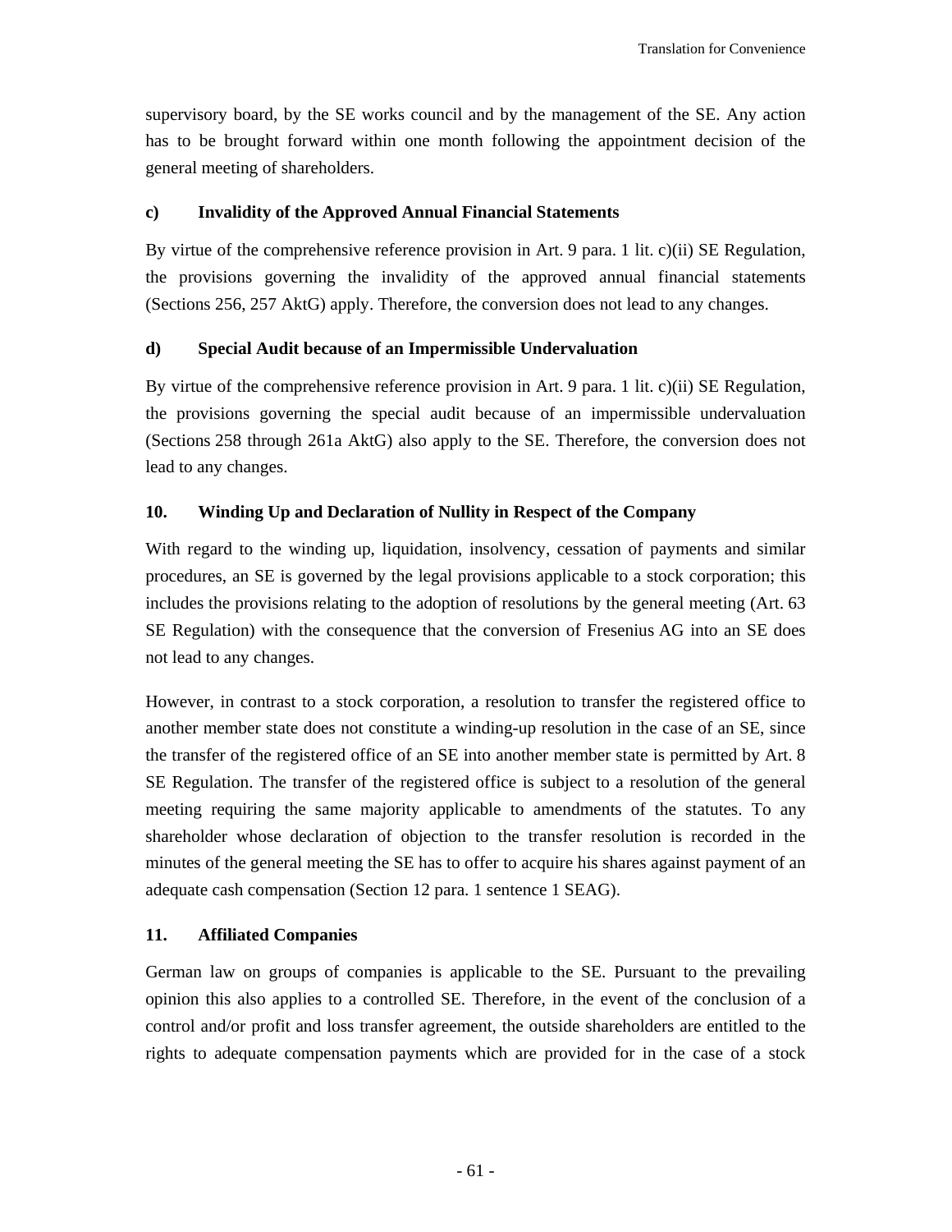supervisory board, by the SE works council and by the management of the SE. Any action has to be brought forward within one month following the appointment decision of the general meeting of shareholders.

#### c) Invalidity of the Approved Annual Financial Statements

By virtue of the comprehensive reference provision in Art. 9 para. 1 lit. c)(ii) SE Regulation, the provisions governing the invalidity of the approved annual financial statements (Sections 256, 257 AktG) apply. Therefore, the conversion does not lead to any changes.

#### d) Special Audit because of an Impermissible Undervaluation

By virtue of the comprehensive reference provision in Art. 9 para. 1 lit. c)(ii) SE Regulation, the provisions governing the special audit because of an impermissible undervaluation (Sections 258 through 261a AktG) also apply to the SE. Therefore, the conversion does not lead to any changes.

### 10. Winding Up and Declaration of Nullity in Respect of the Company

With regard to the winding up, liquidation, insolvency, cessation of payments and similar procedures, an SE is governed by the legal provisions applicable to a stock corporation; this includes the provisions relating to the adoption of resolutions by the general meeting (Art. 63 SE Regulation) with the consequence that the conversion of Fresenius AG into an SE does not lead to any changes.

However, in contrast to a stock corporation, a resolution to transfer the registered office to another member state does not constitute a winding-up resolution in the case of an SE, since the transfer of the registered office of an SE into another member state is permitted by Art. 8 SE Regulation. The transfer of the registered office is subject to a resolution of the general meeting requiring the same majority applicable to amendments of the statutes. To any shareholder whose declaration of objection to the transfer resolution is recorded in the minutes of the general meeting the SE has to offer to acquire his shares against payment of an adequate cash compensation (Section 12 para. 1 sentence 1 SEAG).

### 11. Affiliated Companies

German law on groups of companies is applicable to the SE. Pursuant to the prevailing opinion this also applies to a controlled SE. Therefore, in the event of the conclusion of a control and/or profit and loss transfer agreement, the outside shareholders are entitled to the rights to adequate compensation payments which are provided for in the case of a stock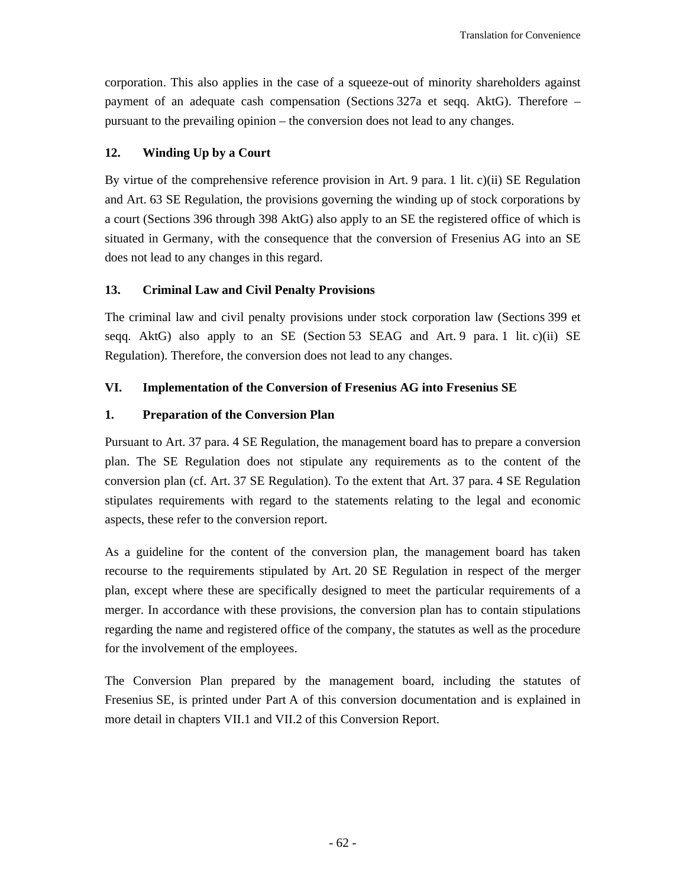corporation. This also applies in the case of a squeeze-out of minority shareholders against payment of an adequate cash compensation (Sections 327a et seqq. AktG). Therefore – pursuant to the prevailing opinion – the conversion does not lead to any changes.

### 12. Winding Up by a Court

By virtue of the comprehensive reference provision in Art. 9 para. 1 lit. c)(ii) SE Regulation and Art. 63 SE Regulation, the provisions governing the winding up of stock corporations by a court (Sections 396 through 398 AktG) also apply to an SE the registered office of which is situated in Germany, with the consequence that the conversion of Fresenius AG into an SE does not lead to any changes in this regard.

### 13. Criminal Law and Civil Penalty Provisions

The criminal law and civil penalty provisions under stock corporation law (Sections 399 et seqq. AktG) also apply to an SE (Section 53 SEAG and Art. 9 para. 1 lit. c)(ii) SE Regulation). Therefore, the conversion does not lead to any changes.

## VI. Implementation of the Conversion of Fresenius AG into Fresenius SE

### 1. Preparation of the Conversion Plan

Pursuant to Art. 37 para. 4 SE Regulation, the management board has to prepare a conversion plan. The SE Regulation does not stipulate any requirements as to the content of the conversion plan (cf. Art. 37 SE Regulation). To the extent that Art. 37 para. 4 SE Regulation stipulates requirements with regard to the statements relating to the legal and economic aspects, these refer to the conversion report.

As a guideline for the content of the conversion plan, the management board has taken recourse to the requirements stipulated by Art. 20 SE Regulation in respect of the merger plan, except where these are specifically designed to meet the particular requirements of a merger. In accordance with these provisions, the conversion plan has to contain stipulations regarding the name and registered office of the company, the statutes as well as the procedure for the involvement of the employees.

The Conversion Plan prepared by the management board, including the statutes of Fresenius SE, is printed under Part A of this conversion documentation and is explained in more detail in chapters VII.1 and VII.2 of this Conversion Report.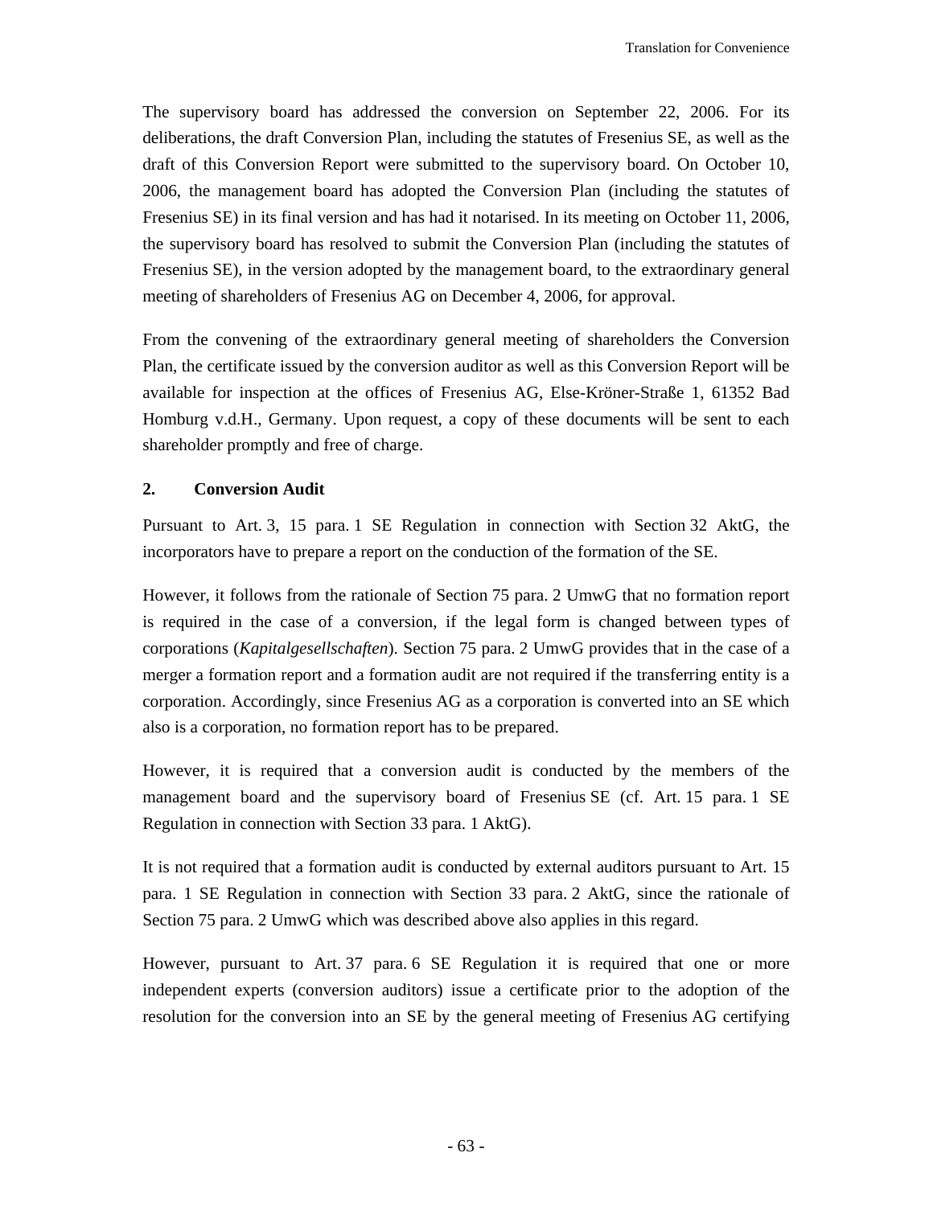The supervisory board has addressed the conversion on September 22, 2006. For its deliberations, the draft Conversion Plan, including the statutes of Fresenius SE, as well as the draft of this Conversion Report were submitted to the supervisory board. On October 10, 2006, the management board has adopted the Conversion Plan (including the statutes of Fresenius SE) in its final version and has had it notarised. In its meeting on October 11, 2006, the supervisory board has resolved to submit the Conversion Plan (including the statutes of Fresenius SE), in the version adopted by the management board, to the extraordinary general meeting of shareholders of Fresenius AG on December 4, 2006, for approval.

From the convening of the extraordinary general meeting of shareholders the Conversion Plan, the certificate issued by the conversion auditor as well as this Conversion Report will be available for inspection at the offices of Fresenius AG, Else-Kröner-Straße 1, 61352 Bad Homburg v.d.H., Germany. Upon request, a copy of these documents will be sent to each shareholder promptly and free of charge.

## 2. Conversion Audit

Pursuant to Art. 3, 15 para. 1 SE Regulation in connection with Section 32 AktG, the incorporators have to prepare a report on the conduction of the formation of the SE.

However, it follows from the rationale of Section 75 para. 2 UmwG that no formation report is required in the case of a conversion, if the legal form is changed between types of corporations (*Kapitalgesellschaften*). Section 75 para. 2 UmwG provides that in the case of a merger a formation report and a formation audit are not required if the transferring entity is a corporation. Accordingly, since Fresenius AG as a corporation is converted into an SE which also is a corporation, no formation report has to be prepared.

However, it is required that a conversion audit is conducted by the members of the management board and the supervisory board of Fresenius SE (cf. Art. 15 para. 1 SE Regulation in connection with Section 33 para. 1 AktG).

It is not required that a formation audit is conducted by external auditors pursuant to Art. 15 para. 1 SE Regulation in connection with Section 33 para. 2 AktG, since the rationale of Section 75 para. 2 UmwG which was described above also applies in this regard.

However, pursuant to Art. 37 para. 6 SE Regulation it is required that one or more independent experts (conversion auditors) issue a certificate prior to the adoption of the resolution for the conversion into an SE by the general meeting of Fresenius AG certifying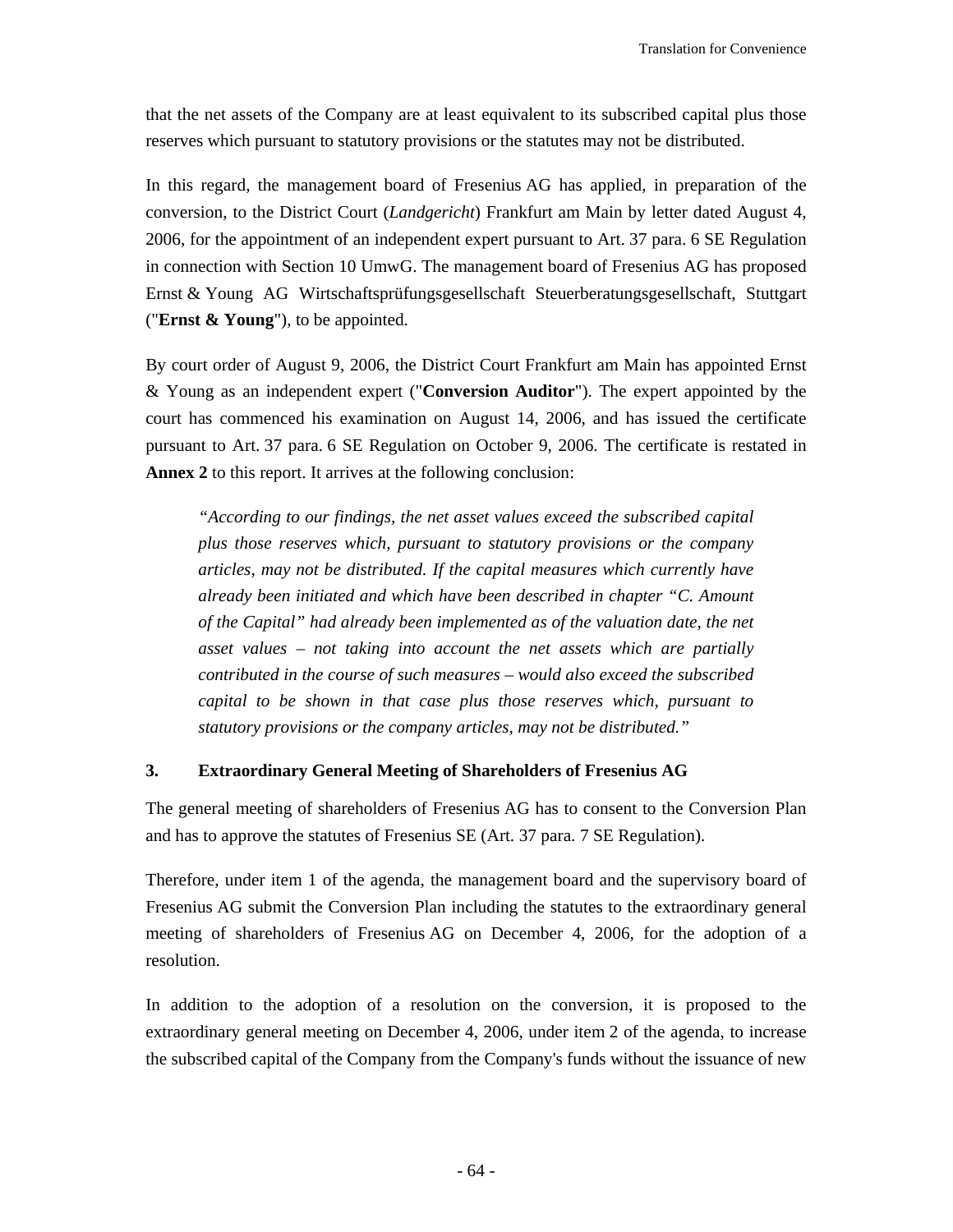that the net assets of the Company are at least equivalent to its subscribed capital plus those reserves which pursuant to statutory provisions or the statutes may not be distributed.

In this regard, the management board of Fresenius AG has applied, in preparation of the conversion, to the District Court (*Landgericht*) Frankfurt am Main by letter dated August 4, 2006, for the appointment of an independent expert pursuant to Art. 37 para. 6 SE Regulation in connection with Section 10 UmwG. The management board of Fresenius AG has proposed Ernst & Young AG Wirtschaftsprüfungsgesellschaft Steuerberatungsgesellschaft, Stuttgart ("**Ernst & Young**"), to be appointed.

By court order of August 9, 2006, the District Court Frankfurt am Main has appointed Ernst & Young as an independent expert ("**Conversion Auditor**"). The expert appointed by the court has commenced his examination on August 14, 2006, and has issued the certificate pursuant to Art. 37 para. 6 SE Regulation on October 9, 2006. The certificate is restated in **Annex 2** to this report. It arrives at the following conclusion:

> *"According to our findings, the net asset values exceed the subscribed capital plus those reserves which, pursuant to statutory provisions or the company articles, may not be distributed. If the capital measures which currently have already been initiated and which have been described in chapter "C. Amount of the Capital" had already been implemented as of the valuation date, the net asset values – not taking into account the net assets which are partially contributed in the course of such measures – would also exceed the subscribed capital to be shown in that case plus those reserves which, pursuant to statutory provisions or the company articles, may not be distributed."*

### 3. Extraordinary General Meeting of Shareholders of Fresenius AG

The general meeting of shareholders of Fresenius AG has to consent to the Conversion Plan and has to approve the statutes of Fresenius SE (Art. 37 para. 7 SE Regulation).

Therefore, under item 1 of the agenda, the management board and the supervisory board of Fresenius AG submit the Conversion Plan including the statutes to the extraordinary general meeting of shareholders of Fresenius AG on December 4, 2006, for the adoption of a resolution.

In addition to the adoption of a resolution on the conversion, it is proposed to the extraordinary general meeting on December 4, 2006, under item 2 of the agenda, to increase the subscribed capital of the Company from the Company's funds without the issuance of new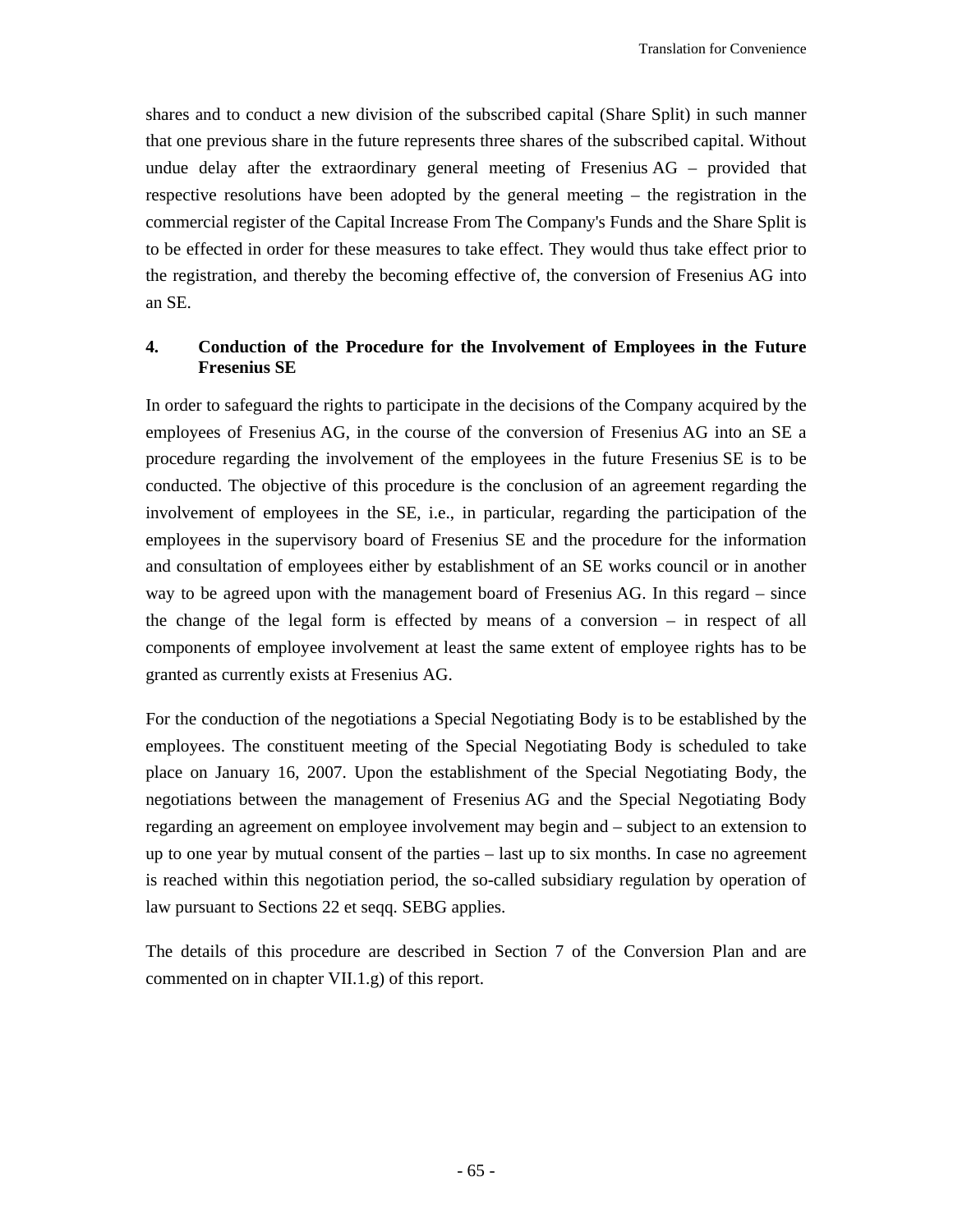shares and to conduct a new division of the subscribed capital (Share Split) in such manner that one previous share in the future represents three shares of the subscribed capital. Without undue delay after the extraordinary general meeting of Fresenius AG – provided that respective resolutions have been adopted by the general meeting – the registration in the commercial register of the Capital Increase From The Company's Funds and the Share Split is to be effected in order for these measures to take effect. They would thus take effect prior to the registration, and thereby the becoming effective of, the conversion of Fresenius AG into an SE.

## 4. Conduction of the Procedure for the Involvement of Employees in the Future Fresenius SE

In order to safeguard the rights to participate in the decisions of the Company acquired by the employees of Fresenius AG, in the course of the conversion of Fresenius AG into an SE a procedure regarding the involvement of the employees in the future Fresenius SE is to be conducted. The objective of this procedure is the conclusion of an agreement regarding the involvement of employees in the SE, i.e., in particular, regarding the participation of the employees in the supervisory board of Fresenius SE and the procedure for the information and consultation of employees either by establishment of an SE works council or in another way to be agreed upon with the management board of Fresenius AG. In this regard – since the change of the legal form is effected by means of a conversion – in respect of all components of employee involvement at least the same extent of employee rights has to be granted as currently exists at Fresenius AG.

For the conduction of the negotiations a Special Negotiating Body is to be established by the employees. The constituent meeting of the Special Negotiating Body is scheduled to take place on January 16, 2007. Upon the establishment of the Special Negotiating Body, the negotiations between the management of Fresenius AG and the Special Negotiating Body regarding an agreement on employee involvement may begin and – subject to an extension to up to one year by mutual consent of the parties – last up to six months. In case no agreement is reached within this negotiation period, the so-called subsidiary regulation by operation of law pursuant to Sections 22 et seqq. SEBG applies.

The details of this procedure are described in Section 7 of the Conversion Plan and are commented on in chapter VII.1.g) of this report.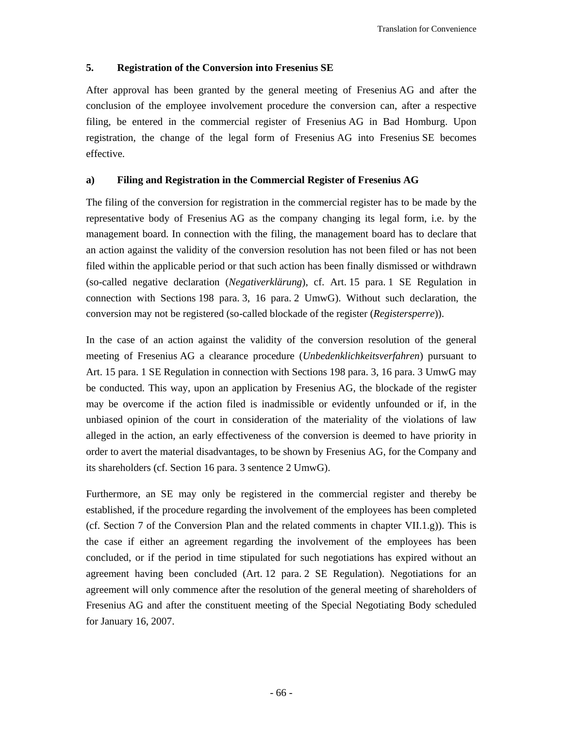## 5. Registration of the Conversion into Fresenius SE

After approval has been granted by the general meeting of Fresenius AG and after the conclusion of the employee involvement procedure the conversion can, after a respective filing, be entered in the commercial register of Fresenius AG in Bad Homburg. Upon registration, the change of the legal form of Fresenius AG into Fresenius SE becomes effective.

### a) Filing and Registration in the Commercial Register of Fresenius AG

The filing of the conversion for registration in the commercial register has to be made by the representative body of Fresenius AG as the company changing its legal form, i.e. by the management board. In connection with the filing, the management board has to declare that an action against the validity of the conversion resolution has not been filed or has not been filed within the applicable period or that such action has been finally dismissed or withdrawn (so-called negative declaration (*Negativerklärung*), cf. Art. 15 para. 1 SE Regulation in connection with Sections 198 para. 3, 16 para. 2 UmwG). Without such declaration, the conversion may not be registered (so-called blockade of the register (*Registersperre*)).

In the case of an action against the validity of the conversion resolution of the general meeting of Fresenius AG a clearance procedure (*Unbedenklichkeitsverfahren*) pursuant to Art. 15 para. 1 SE Regulation in connection with Sections 198 para. 3, 16 para. 3 UmwG may be conducted. This way, upon an application by Fresenius AG, the blockade of the register may be overcome if the action filed is inadmissible or evidently unfounded or if, in the unbiased opinion of the court in consideration of the materiality of the violations of law alleged in the action, an early effectiveness of the conversion is deemed to have priority in order to avert the material disadvantages, to be shown by Fresenius AG, for the Company and its shareholders (cf. Section 16 para. 3 sentence 2 UmwG).

Furthermore, an SE may only be registered in the commercial register and thereby be established, if the procedure regarding the involvement of the employees has been completed (cf. Section 7 of the Conversion Plan and the related comments in chapter VII.1.g)). This is the case if either an agreement regarding the involvement of the employees has been concluded, or if the period in time stipulated for such negotiations has expired without an agreement having been concluded (Art. 12 para. 2 SE Regulation). Negotiations for an agreement will only commence after the resolution of the general meeting of shareholders of Fresenius AG and after the constituent meeting of the Special Negotiating Body scheduled for January 16, 2007.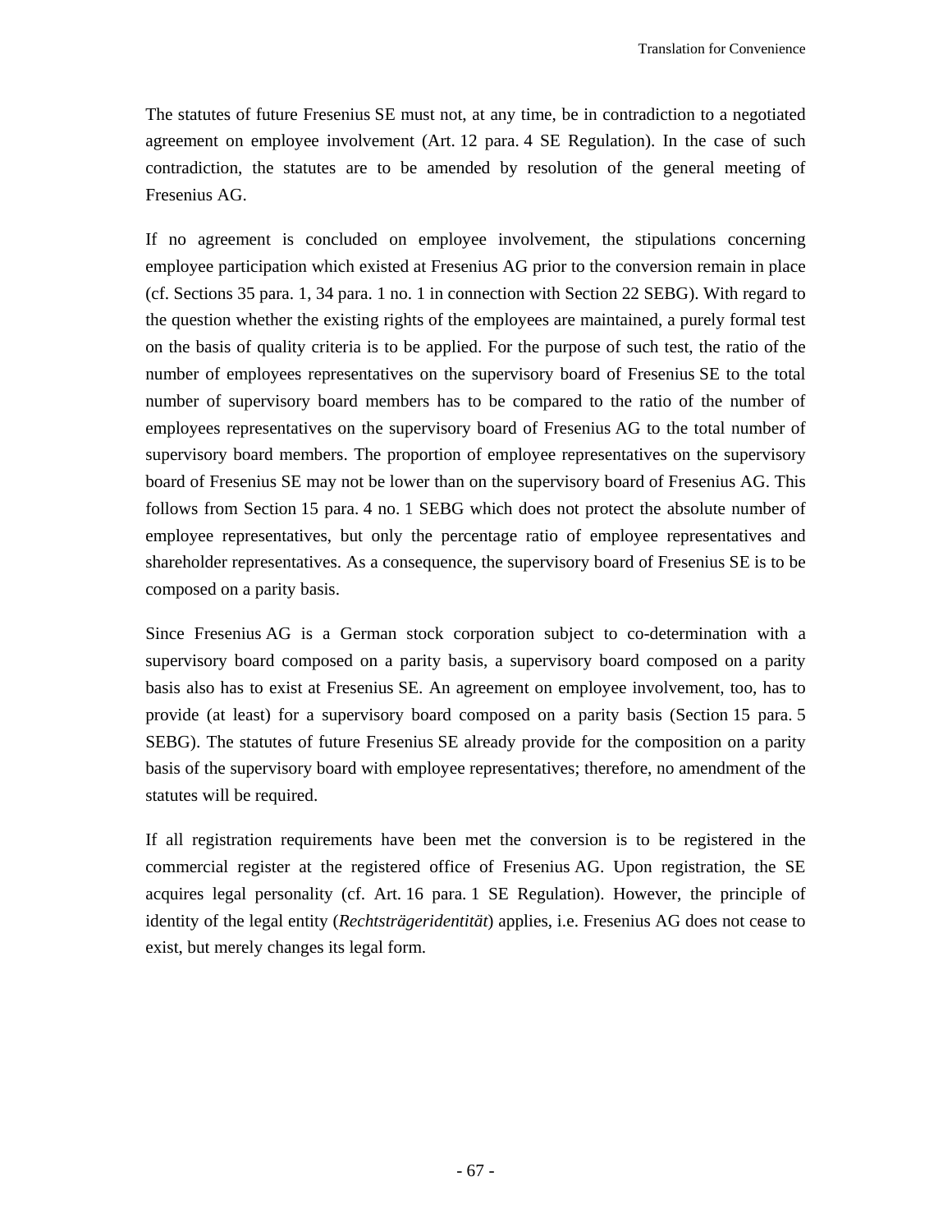The statutes of future Fresenius SE must not, at any time, be in contradiction to a negotiated agreement on employee involvement (Art. 12 para. 4 SE Regulation). In the case of such contradiction, the statutes are to be amended by resolution of the general meeting of Fresenius AG.

If no agreement is concluded on employee involvement, the stipulations concerning employee participation which existed at Fresenius AG prior to the conversion remain in place (cf. Sections 35 para. 1, 34 para. 1 no. 1 in connection with Section 22 SEBG). With regard to the question whether the existing rights of the employees are maintained, a purely formal test on the basis of quality criteria is to be applied. For the purpose of such test, the ratio of the number of employees representatives on the supervisory board of Fresenius SE to the total number of supervisory board members has to be compared to the ratio of the number of employees representatives on the supervisory board of Fresenius AG to the total number of supervisory board members. The proportion of employee representatives on the supervisory board of Fresenius SE may not be lower than on the supervisory board of Fresenius AG. This follows from Section 15 para. 4 no. 1 SEBG which does not protect the absolute number of employee representatives, but only the percentage ratio of employee representatives and shareholder representatives. As a consequence, the supervisory board of Fresenius SE is to be composed on a parity basis.

Since Fresenius AG is a German stock corporation subject to co-determination with a supervisory board composed on a parity basis, a supervisory board composed on a parity basis also has to exist at Fresenius SE. An agreement on employee involvement, too, has to provide (at least) for a supervisory board composed on a parity basis (Section 15 para. 5 SEBG). The statutes of future Fresenius SE already provide for the composition on a parity basis of the supervisory board with employee representatives; therefore, no amendment of the statutes will be required.

If all registration requirements have been met the conversion is to be registered in the commercial register at the registered office of Fresenius AG. Upon registration, the SE acquires legal personality (cf. Art. 16 para. 1 SE Regulation). However, the principle of identity of the legal entity (*Rechtsträgeridentität*) applies, i.e. Fresenius AG does not cease to exist, but merely changes its legal form.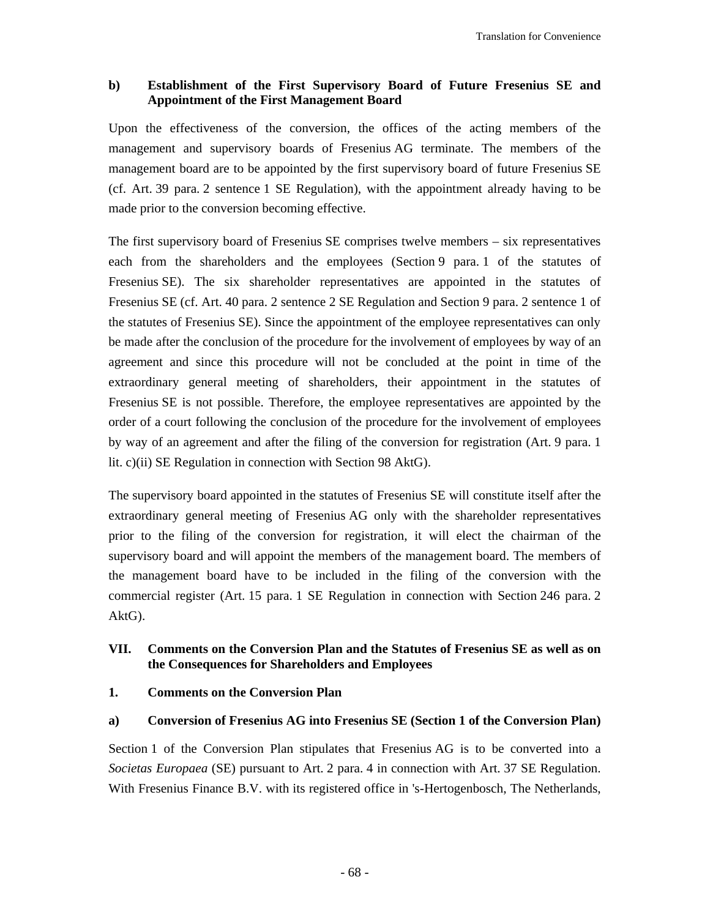**b) Establishment of the First Supervisory Board of Future Fresenius SE and Appointment of the First Management Board**

Upon the effectiveness of the conversion, the offices of the acting members of the management and supervisory boards of Fresenius AG terminate. The members of the management board are to be appointed by the first supervisory board of future Fresenius SE (cf. Art. 39 para. 2 sentence 1 SE Regulation), with the appointment already having to be made prior to the conversion becoming effective.

The first supervisory board of Fresenius SE comprises twelve members – six representatives each from the shareholders and the employees (Section 9 para. 1 of the statutes of Fresenius SE). The six shareholder representatives are appointed in the statutes of Fresenius SE (cf. Art. 40 para. 2 sentence 2 SE Regulation and Section 9 para. 2 sentence 1 of the statutes of Fresenius SE). Since the appointment of the employee representatives can only be made after the conclusion of the procedure for the involvement of employees by way of an agreement and since this procedure will not be concluded at the point in time of the extraordinary general meeting of shareholders, their appointment in the statutes of Fresenius SE is not possible. Therefore, the employee representatives are appointed by the order of a court following the conclusion of the procedure for the involvement of employees by way of an agreement and after the filing of the conversion for registration (Art. 9 para. 1 lit. c)(ii) SE Regulation in connection with Section 98 AktG).

The supervisory board appointed in the statutes of Fresenius SE will constitute itself after the extraordinary general meeting of Fresenius AG only with the shareholder representatives prior to the filing of the conversion for registration, it will elect the chairman of the supervisory board and will appoint the members of the management board. The members of the management board have to be included in the filing of the conversion with the commercial register (Art. 15 para. 1 SE Regulation in connection with Section 246 para. 2 AktG).

## VII. Comments on the Conversion Plan and the Statutes of Fresenius SE as well as on the Consequences for Shareholders and Employees

### 1. Comments on the Conversion Plan

**a) Conversion of Fresenius AG into Fresenius SE (Section 1 of the Conversion Plan)**

Section 1 of the Conversion Plan stipulates that Fresenius AG is to be converted into a *Societas Europaea* (SE) pursuant to Art. 2 para. 4 in connection with Art. 37 SE Regulation. With Fresenius Finance B.V. with its registered office in 's-Hertogenbosch, The Netherlands,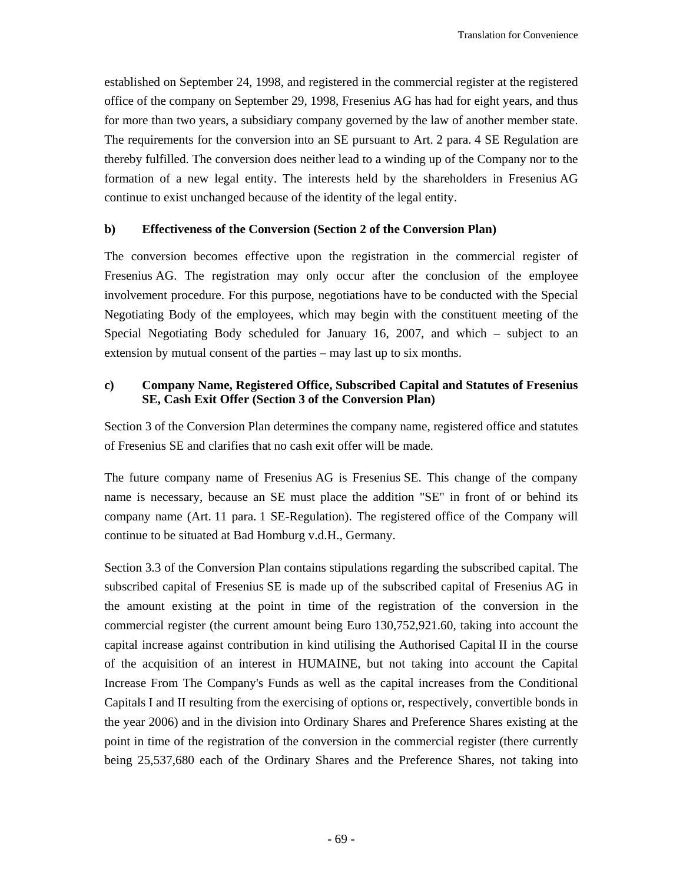established on September 24, 1998, and registered in the commercial register at the registered office of the company on September 29, 1998, Fresenius AG has had for eight years, and thus for more than two years, a subsidiary company governed by the law of another member state. The requirements for the conversion into an SE pursuant to Art. 2 para. 4 SE Regulation are thereby fulfilled. The conversion does neither lead to a winding up of the Company nor to the formation of a new legal entity. The interests held by the shareholders in Fresenius AG continue to exist unchanged because of the identity of the legal entity.

**b) Effectiveness of the Conversion (Section 2 of the Conversion Plan)**

The conversion becomes effective upon the registration in the commercial register of Fresenius AG. The registration may only occur after the conclusion of the employee involvement procedure. For this purpose, negotiations have to be conducted with the Special Negotiating Body of the employees, which may begin with the constituent meeting of the Special Negotiating Body scheduled for January 16, 2007, and which – subject to an extension by mutual consent of the parties – may last up to six months.

**c) Company Name, Registered Office, Subscribed Capital and Statutes of Fresenius SE, Cash Exit Offer (Section 3 of the Conversion Plan)**

Section 3 of the Conversion Plan determines the company name, registered office and statutes of Fresenius SE and clarifies that no cash exit offer will be made.

The future company name of Fresenius AG is Fresenius SE. This change of the company name is necessary, because an SE must place the addition "SE" in front of or behind its company name (Art. 11 para. 1 SE-Regulation). The registered office of the Company will continue to be situated at Bad Homburg v.d.H., Germany.

Section 3.3 of the Conversion Plan contains stipulations regarding the subscribed capital. The subscribed capital of Fresenius SE is made up of the subscribed capital of Fresenius AG in the amount existing at the point in time of the registration of the conversion in the commercial register (the current amount being Euro 130,752,921.60, taking into account the capital increase against contribution in kind utilising the Authorised Capital II in the course of the acquisition of an interest in HUMAINE, but not taking into account the Capital Increase From The Company's Funds as well as the capital increases from the Conditional Capitals I and II resulting from the exercising of options or, respectively, convertible bonds in the year 2006) and in the division into Ordinary Shares and Preference Shares existing at the point in time of the registration of the conversion in the commercial register (there currently being 25,537,680 each of the Ordinary Shares and the Preference Shares, not taking into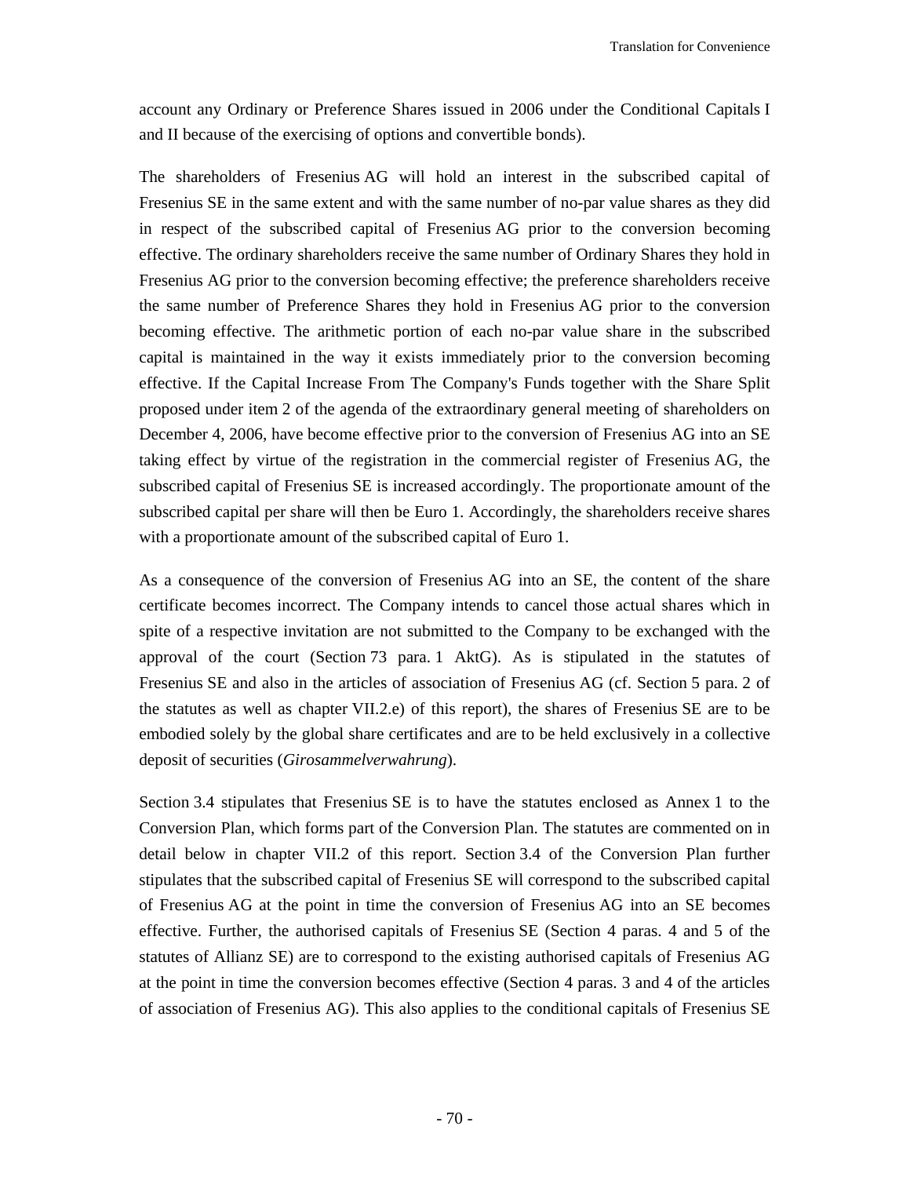account any Ordinary or Preference Shares issued in 2006 under the Conditional Capitals I and II because of the exercising of options and convertible bonds).

The shareholders of Fresenius AG will hold an interest in the subscribed capital of Fresenius SE in the same extent and with the same number of no-par value shares as they did in respect of the subscribed capital of Fresenius AG prior to the conversion becoming effective. The ordinary shareholders receive the same number of Ordinary Shares they hold in Fresenius AG prior to the conversion becoming effective; the preference shareholders receive the same number of Preference Shares they hold in Fresenius AG prior to the conversion becoming effective. The arithmetic portion of each no-par value share in the subscribed capital is maintained in the way it exists immediately prior to the conversion becoming effective. If the Capital Increase From The Company's Funds together with the Share Split proposed under item 2 of the agenda of the extraordinary general meeting of shareholders on December 4, 2006, have become effective prior to the conversion of Fresenius AG into an SE taking effect by virtue of the registration in the commercial register of Fresenius AG, the subscribed capital of Fresenius SE is increased accordingly. The proportionate amount of the subscribed capital per share will then be Euro 1. Accordingly, the shareholders receive shares with a proportionate amount of the subscribed capital of Euro 1.

As a consequence of the conversion of Fresenius AG into an SE, the content of the share certificate becomes incorrect. The Company intends to cancel those actual shares which in spite of a respective invitation are not submitted to the Company to be exchanged with the approval of the court (Section 73 para. 1 AktG). As is stipulated in the statutes of Fresenius SE and also in the articles of association of Fresenius AG (cf. Section 5 para. 2 of the statutes as well as chapter VII.2.e) of this report), the shares of Fresenius SE are to be embodied solely by the global share certificates and are to be held exclusively in a collective deposit of securities (*Girosammelverwahrung*).

Section 3.4 stipulates that Fresenius SE is to have the statutes enclosed as Annex 1 to the Conversion Plan, which forms part of the Conversion Plan. The statutes are commented on in detail below in chapter VII.2 of this report. Section 3.4 of the Conversion Plan further stipulates that the subscribed capital of Fresenius SE will correspond to the subscribed capital of Fresenius AG at the point in time the conversion of Fresenius AG into an SE becomes effective. Further, the authorised capitals of Fresenius SE (Section 4 paras. 4 and 5 of the statutes of Allianz SE) are to correspond to the existing authorised capitals of Fresenius AG at the point in time the conversion becomes effective (Section 4 paras. 3 and 4 of the articles of association of Fresenius AG). This also applies to the conditional capitals of Fresenius SE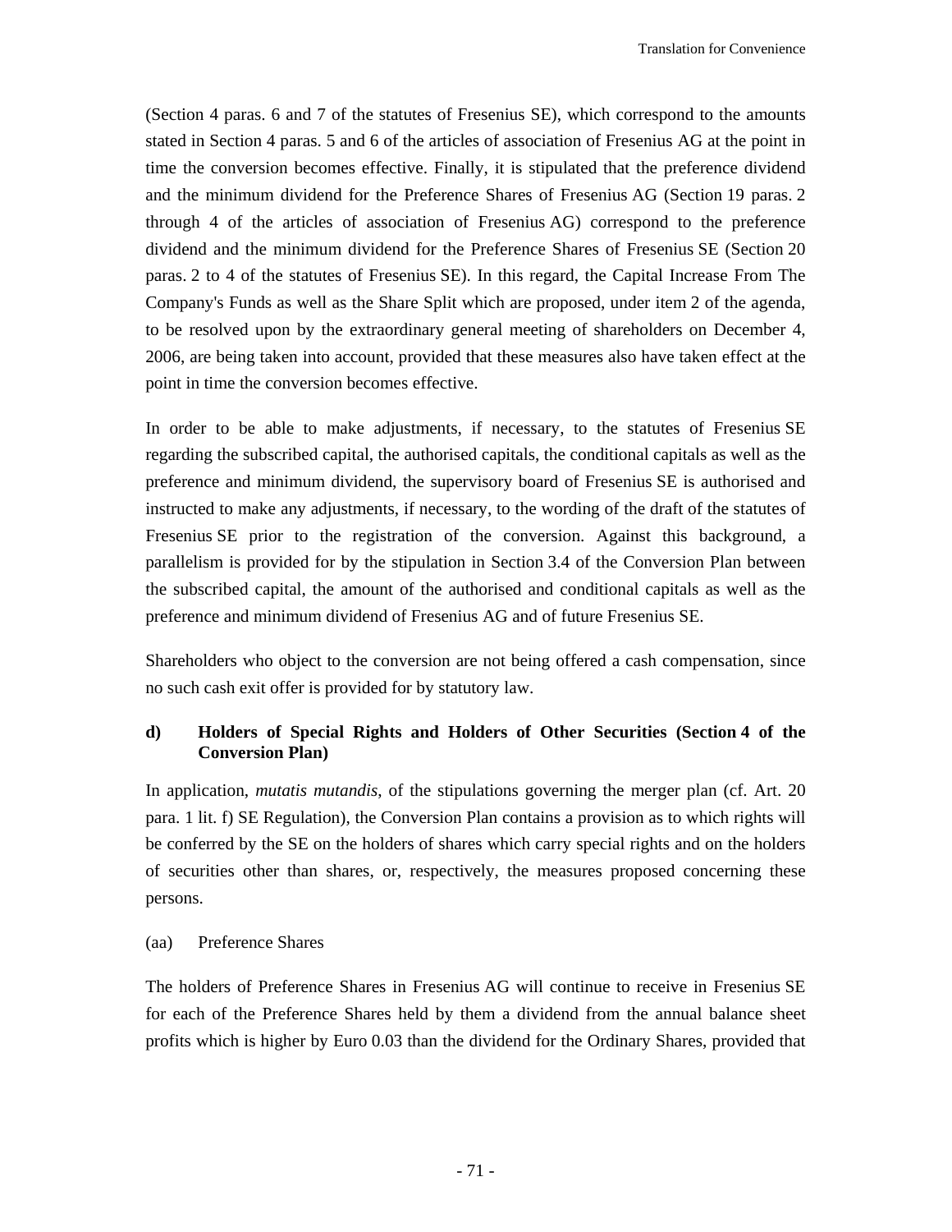(Section 4 paras. 6 and 7 of the statutes of Fresenius SE), which correspond to the amounts stated in Section 4 paras. 5 and 6 of the articles of association of Fresenius AG at the point in time the conversion becomes effective. Finally, it is stipulated that the preference dividend and the minimum dividend for the Preference Shares of Fresenius AG (Section 19 paras. 2 through 4 of the articles of association of Fresenius AG) correspond to the preference dividend and the minimum dividend for the Preference Shares of Fresenius SE (Section 20 paras. 2 to 4 of the statutes of Fresenius SE). In this regard, the Capital Increase From The Company's Funds as well as the Share Split which are proposed, under item 2 of the agenda, to be resolved upon by the extraordinary general meeting of shareholders on December 4, 2006, are being taken into account, provided that these measures also have taken effect at the point in time the conversion becomes effective.

In order to be able to make adjustments, if necessary, to the statutes of Fresenius SE regarding the subscribed capital, the authorised capitals, the conditional capitals as well as the preference and minimum dividend, the supervisory board of Fresenius SE is authorised and instructed to make any adjustments, if necessary, to the wording of the draft of the statutes of Fresenius SE prior to the registration of the conversion. Against this background, a parallelism is provided for by the stipulation in Section 3.4 of the Conversion Plan between the subscribed capital, the amount of the authorised and conditional capitals as well as the preference and minimum dividend of Fresenius AG and of future Fresenius SE.

Shareholders who object to the conversion are not being offered a cash compensation, since no such cash exit offer is provided for by statutory law.

**d) Holders of Special Rights and Holders of Other Securities (Section 4 of the Conversion Plan)**

In application, *mutatis mutandis*, of the stipulations governing the merger plan (cf. Art. 20 para. 1 lit. f) SE Regulation), the Conversion Plan contains a provision as to which rights will be conferred by the SE on the holders of shares which carry special rights and on the holders of securities other than shares, or, respectively, the measures proposed concerning these persons.

(aa) Preference Shares

The holders of Preference Shares in Fresenius AG will continue to receive in Fresenius SE for each of the Preference Shares held by them a dividend from the annual balance sheet profits which is higher by Euro 0.03 than the dividend for the Ordinary Shares, provided that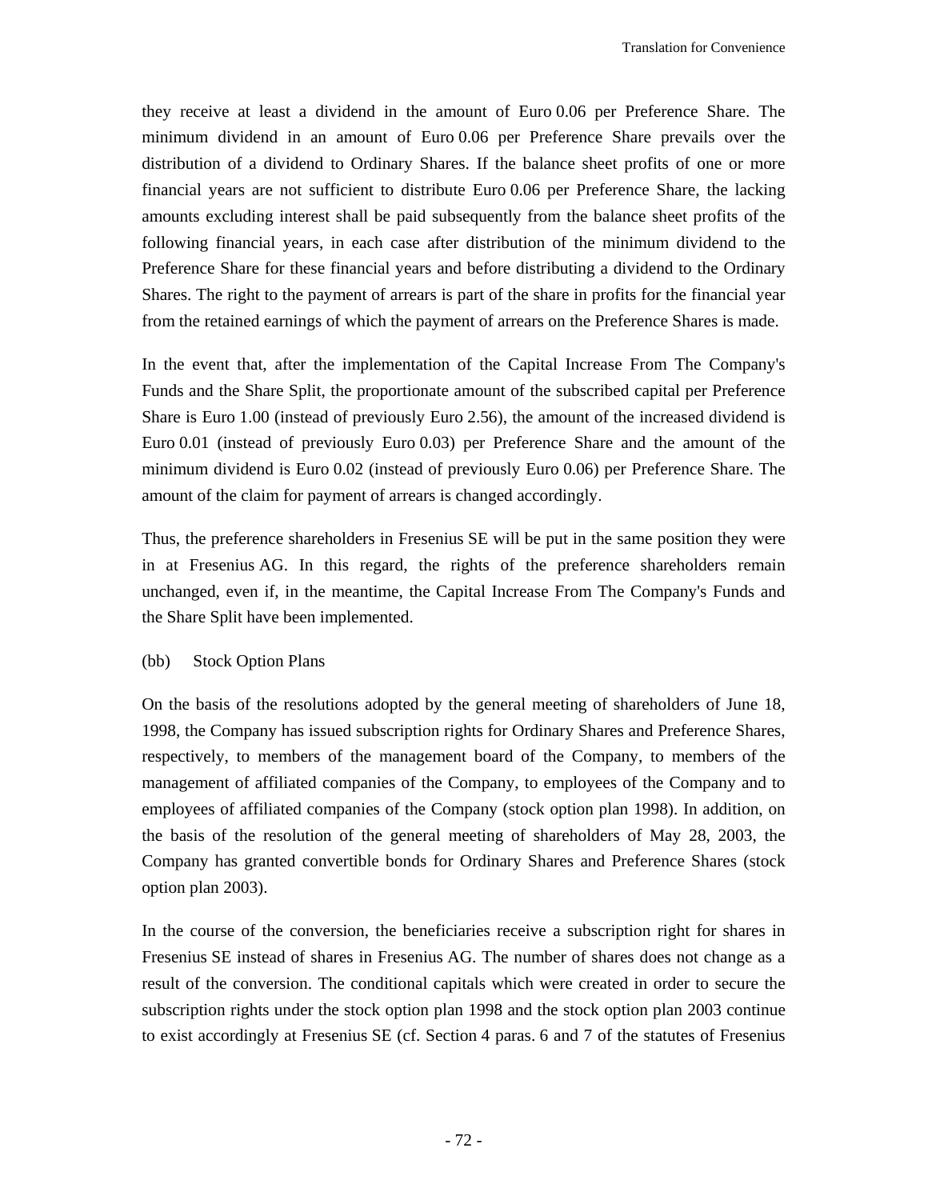they receive at least a dividend in the amount of Euro 0.06 per Preference Share. The minimum dividend in an amount of Euro 0.06 per Preference Share prevails over the distribution of a dividend to Ordinary Shares. If the balance sheet profits of one or more financial years are not sufficient to distribute Euro 0.06 per Preference Share, the lacking amounts excluding interest shall be paid subsequently from the balance sheet profits of the following financial years, in each case after distribution of the minimum dividend to the Preference Share for these financial years and before distributing a dividend to the Ordinary Shares. The right to the payment of arrears is part of the share in profits for the financial year from the retained earnings of which the payment of arrears on the Preference Shares is made.

In the event that, after the implementation of the Capital Increase From The Company's Funds and the Share Split, the proportionate amount of the subscribed capital per Preference Share is Euro 1.00 (instead of previously Euro 2.56), the amount of the increased dividend is Euro 0.01 (instead of previously Euro 0.03) per Preference Share and the amount of the minimum dividend is Euro 0.02 (instead of previously Euro 0.06) per Preference Share. The amount of the claim for payment of arrears is changed accordingly.

Thus, the preference shareholders in Fresenius SE will be put in the same position they were in at Fresenius AG. In this regard, the rights of the preference shareholders remain unchanged, even if, in the meantime, the Capital Increase From The Company's Funds and the Share Split have been implemented.

(bb) Stock Option Plans

On the basis of the resolutions adopted by the general meeting of shareholders of June 18, 1998, the Company has issued subscription rights for Ordinary Shares and Preference Shares, respectively, to members of the management board of the Company, to members of the management of affiliated companies of the Company, to employees of the Company and to employees of affiliated companies of the Company (stock option plan 1998). In addition, on the basis of the resolution of the general meeting of shareholders of May 28, 2003, the Company has granted convertible bonds for Ordinary Shares and Preference Shares (stock option plan 2003).

In the course of the conversion, the beneficiaries receive a subscription right for shares in Fresenius SE instead of shares in Fresenius AG. The number of shares does not change as a result of the conversion. The conditional capitals which were created in order to secure the subscription rights under the stock option plan 1998 and the stock option plan 2003 continue to exist accordingly at Fresenius SE (cf. Section 4 paras. 6 and 7 of the statutes of Fresenius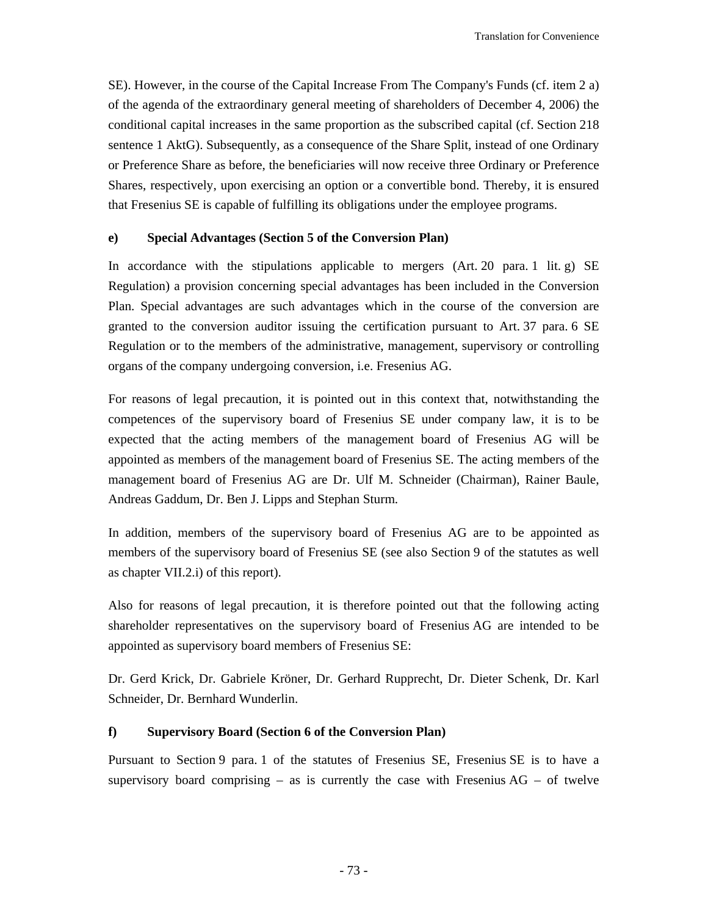SE). However, in the course of the Capital Increase From The Company's Funds (cf. item 2 a) of the agenda of the extraordinary general meeting of shareholders of December 4, 2006) the conditional capital increases in the same proportion as the subscribed capital (cf. Section 218 sentence 1 AktG). Subsequently, as a consequence of the Share Split, instead of one Ordinary or Preference Share as before, the beneficiaries will now receive three Ordinary or Preference Shares, respectively, upon exercising an option or a convertible bond. Thereby, it is ensured that Fresenius SE is capable of fulfilling its obligations under the employee programs.

**e) Special Advantages (Section 5 of the Conversion Plan)**

In accordance with the stipulations applicable to mergers (Art. 20 para. 1 lit. g) SE Regulation) a provision concerning special advantages has been included in the Conversion Plan. Special advantages are such advantages which in the course of the conversion are granted to the conversion auditor issuing the certification pursuant to Art. 37 para. 6 SE Regulation or to the members of the administrative, management, supervisory or controlling organs of the company undergoing conversion, i.e. Fresenius AG.

For reasons of legal precaution, it is pointed out in this context that, notwithstanding the competences of the supervisory board of Fresenius SE under company law, it is to be expected that the acting members of the management board of Fresenius AG will be appointed as members of the management board of Fresenius SE. The acting members of the management board of Fresenius AG are Dr. Ulf M. Schneider (Chairman), Rainer Baule, Andreas Gaddum, Dr. Ben J. Lipps and Stephan Sturm.

In addition, members of the supervisory board of Fresenius AG are to be appointed as members of the supervisory board of Fresenius SE (see also Section 9 of the statutes as well as chapter VII.2.i) of this report).

Also for reasons of legal precaution, it is therefore pointed out that the following acting shareholder representatives on the supervisory board of Fresenius AG are intended to be appointed as supervisory board members of Fresenius SE:

Dr. Gerd Krick, Dr. Gabriele Kröner, Dr. Gerhard Rupprecht, Dr. Dieter Schenk, Dr. Karl Schneider, Dr. Bernhard Wunderlin.

**f) Supervisory Board (Section 6 of the Conversion Plan)**

Pursuant to Section 9 para. 1 of the statutes of Fresenius SE, Fresenius SE is to have a supervisory board comprising – as is currently the case with Fresenius AG – of twelve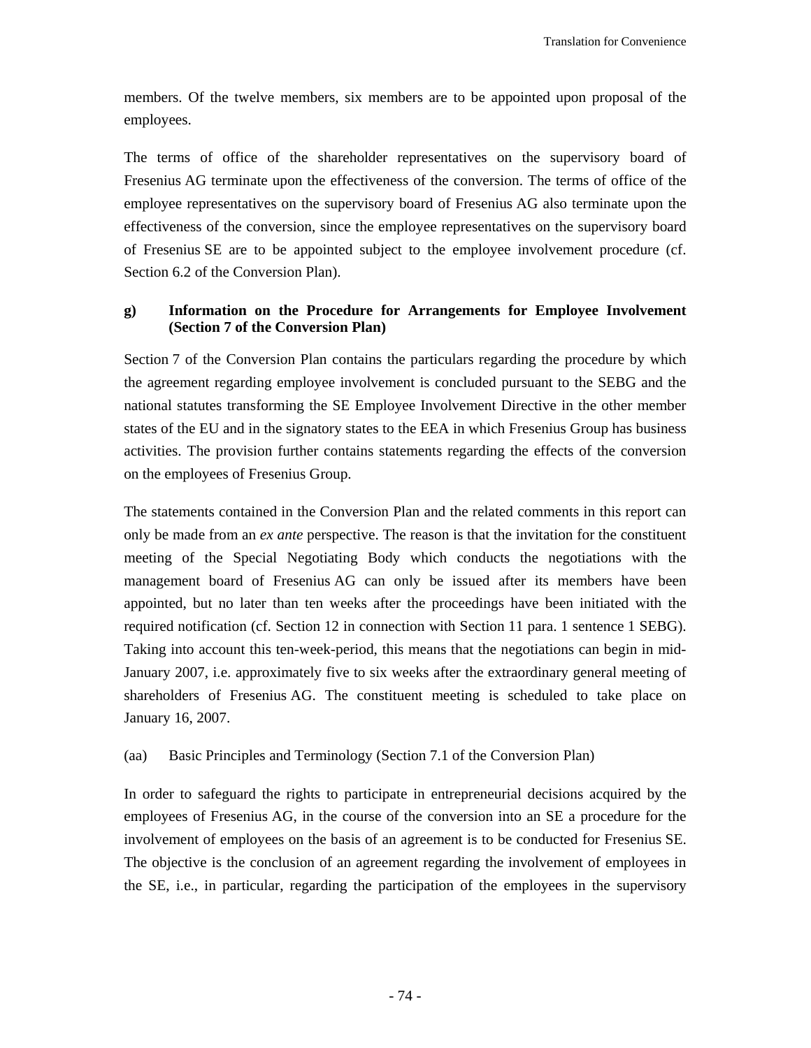members. Of the twelve members, six members are to be appointed upon proposal of the employees.

The terms of office of the shareholder representatives on the supervisory board of Fresenius AG terminate upon the effectiveness of the conversion. The terms of office of the employee representatives on the supervisory board of Fresenius AG also terminate upon the effectiveness of the conversion, since the employee representatives on the supervisory board of Fresenius SE are to be appointed subject to the employee involvement procedure (cf. Section 6.2 of the Conversion Plan).

### g) Information on the Procedure for Arrangements for Employee Involvement (Section 7 of the Conversion Plan)

Section 7 of the Conversion Plan contains the particulars regarding the procedure by which the agreement regarding employee involvement is concluded pursuant to the SEBG and the national statutes transforming the SE Employee Involvement Directive in the other member states of the EU and in the signatory states to the EEA in which Fresenius Group has business activities. The provision further contains statements regarding the effects of the conversion on the employees of Fresenius Group.

The statements contained in the Conversion Plan and the related comments in this report can only be made from an *ex ante* perspective. The reason is that the invitation for the constituent meeting of the Special Negotiating Body which conducts the negotiations with the management board of Fresenius AG can only be issued after its members have been appointed, but no later than ten weeks after the proceedings have been initiated with the required notification (cf. Section 12 in connection with Section 11 para. 1 sentence 1 SEBG). Taking into account this ten-week-period, this means that the negotiations can begin in mid-January 2007, i.e. approximately five to six weeks after the extraordinary general meeting of shareholders of Fresenius AG. The constituent meeting is scheduled to take place on January 16, 2007.

(aa) Basic Principles and Terminology (Section 7.1 of the Conversion Plan)

In order to safeguard the rights to participate in entrepreneurial decisions acquired by the employees of Fresenius AG, in the course of the conversion into an SE a procedure for the involvement of employees on the basis of an agreement is to be conducted for Fresenius SE. The objective is the conclusion of an agreement regarding the involvement of employees in the SE, i.e., in particular, regarding the participation of the employees in the supervisory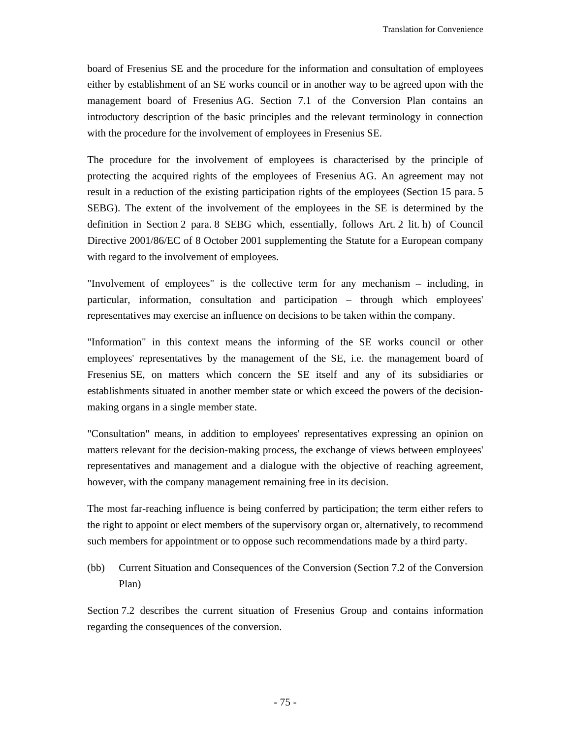board of Fresenius SE and the procedure for the information and consultation of employees either by establishment of an SE works council or in another way to be agreed upon with the management board of Fresenius AG. Section 7.1 of the Conversion Plan contains an introductory description of the basic principles and the relevant terminology in connection with the procedure for the involvement of employees in Fresenius SE.

The procedure for the involvement of employees is characterised by the principle of protecting the acquired rights of the employees of Fresenius AG. An agreement may not result in a reduction of the existing participation rights of the employees (Section 15 para. 5 SEBG). The extent of the involvement of the employees in the SE is determined by the definition in Section 2 para. 8 SEBG which, essentially, follows Art. 2 lit. h) of Council Directive 2001/86/EC of 8 October 2001 supplementing the Statute for a European company with regard to the involvement of employees.

"Involvement of employees" is the collective term for any mechanism – including, in particular, information, consultation and participation – through which employees' representatives may exercise an influence on decisions to be taken within the company.

"Information" in this context means the informing of the SE works council or other employees' representatives by the management of the SE, i.e. the management board of Fresenius SE, on matters which concern the SE itself and any of its subsidiaries or establishments situated in another member state or which exceed the powers of the decision-making organs in a single member state.

"Consultation" means, in addition to employees' representatives expressing an opinion on matters relevant for the decision-making process, the exchange of views between employees' representatives and management and a dialogue with the objective of reaching agreement, however, with the company management remaining free in its decision.

The most far-reaching influence is being conferred by participation; the term either refers to the right to appoint or elect members of the supervisory organ or, alternatively, to recommend such members for appointment or to oppose such recommendations made by a third party.

(bb) Current Situation and Consequences of the Conversion (Section 7.2 of the Conversion Plan)

Section 7.2 describes the current situation of Fresenius Group and contains information regarding the consequences of the conversion.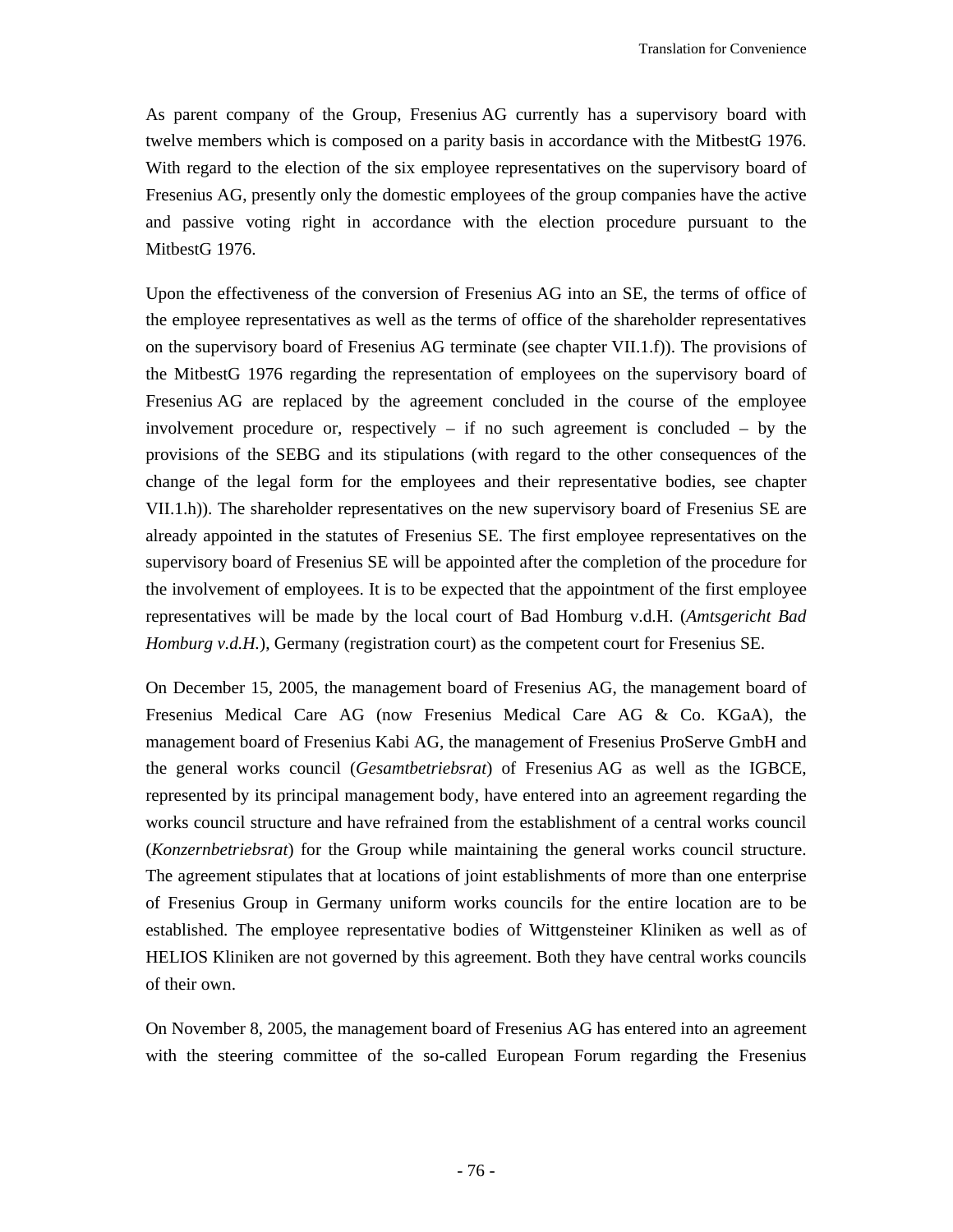As parent company of the Group, Fresenius AG currently has a supervisory board with twelve members which is composed on a parity basis in accordance with the MitbestG 1976. With regard to the election of the six employee representatives on the supervisory board of Fresenius AG, presently only the domestic employees of the group companies have the active and passive voting right in accordance with the election procedure pursuant to the MitbestG 1976.

Upon the effectiveness of the conversion of Fresenius AG into an SE, the terms of office of the employee representatives as well as the terms of office of the shareholder representatives on the supervisory board of Fresenius AG terminate (see chapter VII.1.f)). The provisions of the MitbestG 1976 regarding the representation of employees on the supervisory board of Fresenius AG are replaced by the agreement concluded in the course of the employee involvement procedure or, respectively – if no such agreement is concluded – by the provisions of the SEBG and its stipulations (with regard to the other consequences of the change of the legal form for the employees and their representative bodies, see chapter VII.1.h)). The shareholder representatives on the new supervisory board of Fresenius SE are already appointed in the statutes of Fresenius SE. The first employee representatives on the supervisory board of Fresenius SE will be appointed after the completion of the procedure for the involvement of employees. It is to be expected that the appointment of the first employee representatives will be made by the local court of Bad Homburg v.d.H. (*Amtsgericht Bad Homburg v.d.H.*), Germany (registration court) as the competent court for Fresenius SE.

On December 15, 2005, the management board of Fresenius AG, the management board of Fresenius Medical Care AG (now Fresenius Medical Care AG & Co. KGaA), the management board of Fresenius Kabi AG, the management of Fresenius ProServe GmbH and the general works council (*Gesamtbetriebsrat*) of Fresenius AG as well as the IGBCE, represented by its principal management body, have entered into an agreement regarding the works council structure and have refrained from the establishment of a central works council (*Konzernbetriebsrat*) for the Group while maintaining the general works council structure. The agreement stipulates that at locations of joint establishments of more than one enterprise of Fresenius Group in Germany uniform works councils for the entire location are to be established. The employee representative bodies of Wittgensteiner Kliniken as well as of HELIOS Kliniken are not governed by this agreement. Both they have central works councils of their own.

On November 8, 2005, the management board of Fresenius AG has entered into an agreement with the steering committee of the so-called European Forum regarding the Fresenius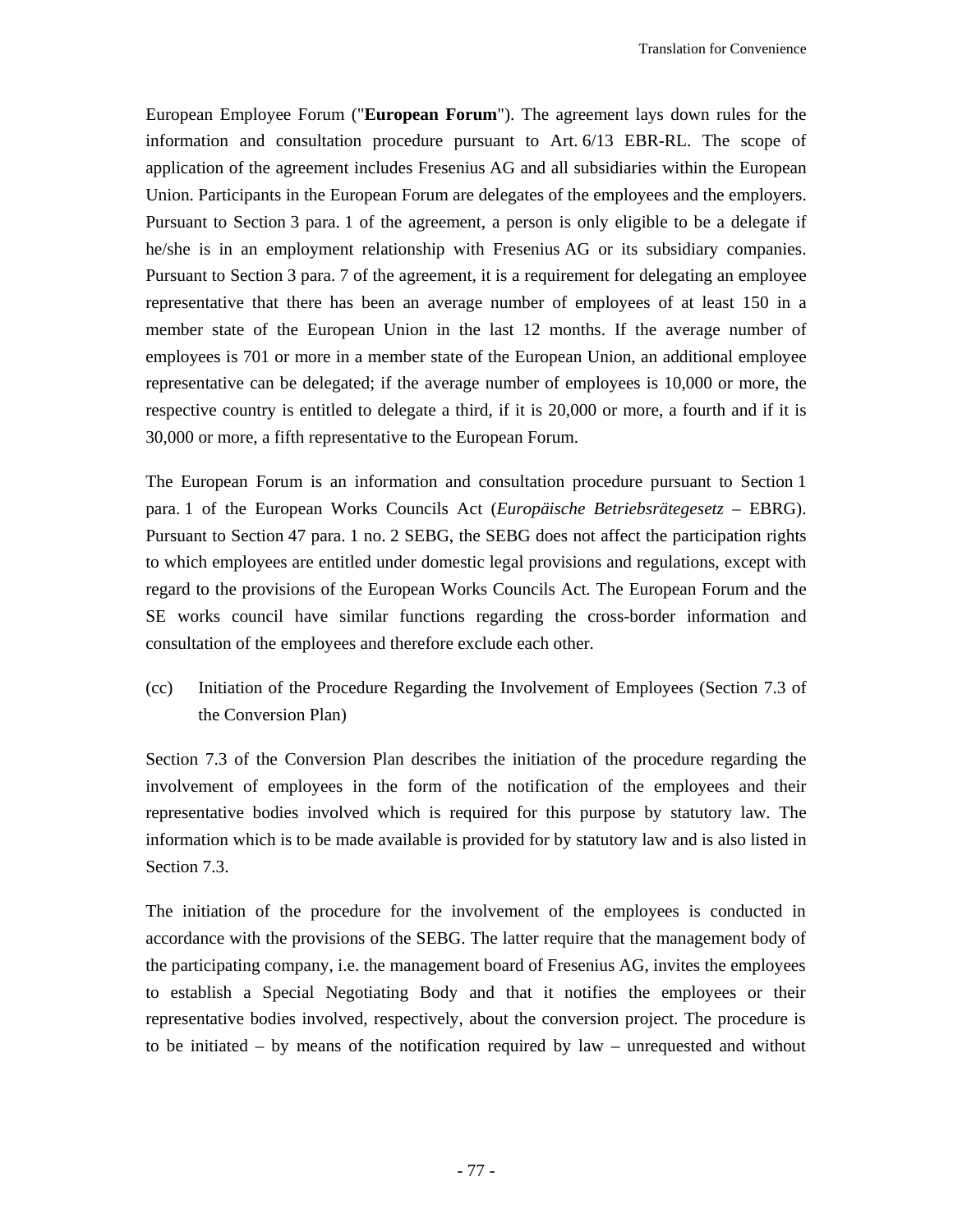European Employee Forum ("**European Forum**"). The agreement lays down rules for the information and consultation procedure pursuant to Art. 6/13 EBR-RL. The scope of application of the agreement includes Fresenius AG and all subsidiaries within the European Union. Participants in the European Forum are delegates of the employees and the employers. Pursuant to Section 3 para. 1 of the agreement, a person is only eligible to be a delegate if he/she is in an employment relationship with Fresenius AG or its subsidiary companies. Pursuant to Section 3 para. 7 of the agreement, it is a requirement for delegating an employee representative that there has been an average number of employees of at least 150 in a member state of the European Union in the last 12 months. If the average number of employees is 701 or more in a member state of the European Union, an additional employee representative can be delegated; if the average number of employees is 10,000 or more, the respective country is entitled to delegate a third, if it is 20,000 or more, a fourth and if it is 30,000 or more, a fifth representative to the European Forum.

The European Forum is an information and consultation procedure pursuant to Section 1 para. 1 of the European Works Councils Act (*Europäische Betriebsrätegesetz* – EBRG). Pursuant to Section 47 para. 1 no. 2 SEBG, the SEBG does not affect the participation rights to which employees are entitled under domestic legal provisions and regulations, except with regard to the provisions of the European Works Councils Act. The European Forum and the SE works council have similar functions regarding the cross-border information and consultation of the employees and therefore exclude each other.

(cc) Initiation of the Procedure Regarding the Involvement of Employees (Section 7.3 of the Conversion Plan)

Section 7.3 of the Conversion Plan describes the initiation of the procedure regarding the involvement of employees in the form of the notification of the employees and their representative bodies involved which is required for this purpose by statutory law. The information which is to be made available is provided for by statutory law and is also listed in Section 7.3.

The initiation of the procedure for the involvement of the employees is conducted in accordance with the provisions of the SEBG. The latter require that the management body of the participating company, i.e. the management board of Fresenius AG, invites the employees to establish a Special Negotiating Body and that it notifies the employees or their representative bodies involved, respectively, about the conversion project. The procedure is to be initiated – by means of the notification required by law – unrequested and without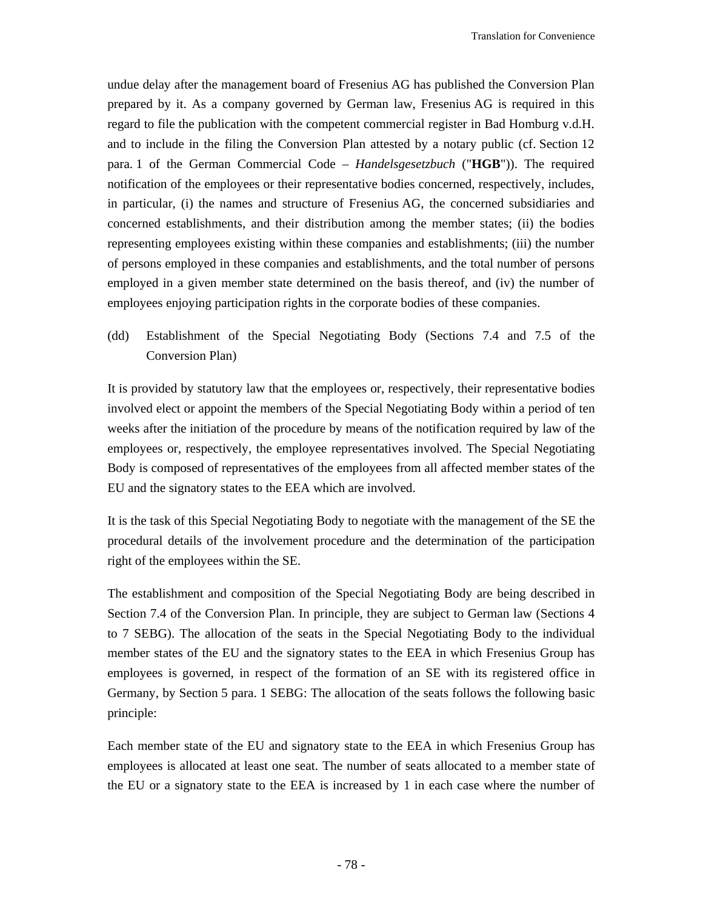undue delay after the management board of Fresenius AG has published the Conversion Plan prepared by it. As a company governed by German law, Fresenius AG is required in this regard to file the publication with the competent commercial register in Bad Homburg v.d.H. and to include in the filing the Conversion Plan attested by a notary public (cf. Section 12 para. 1 of the German Commercial Code – *Handelsgesetzbuch* ("**HGB**")). The required notification of the employees or their representative bodies concerned, respectively, includes, in particular, (i) the names and structure of Fresenius AG, the concerned subsidiaries and concerned establishments, and their distribution among the member states; (ii) the bodies representing employees existing within these companies and establishments; (iii) the number of persons employed in these companies and establishments, and the total number of persons employed in a given member state determined on the basis thereof, and (iv) the number of employees enjoying participation rights in the corporate bodies of these companies.

(dd) Establishment of the Special Negotiating Body (Sections 7.4 and 7.5 of the Conversion Plan)

It is provided by statutory law that the employees or, respectively, their representative bodies involved elect or appoint the members of the Special Negotiating Body within a period of ten weeks after the initiation of the procedure by means of the notification required by law of the employees or, respectively, the employee representatives involved. The Special Negotiating Body is composed of representatives of the employees from all affected member states of the EU and the signatory states to the EEA which are involved.

It is the task of this Special Negotiating Body to negotiate with the management of the SE the procedural details of the involvement procedure and the determination of the participation right of the employees within the SE.

The establishment and composition of the Special Negotiating Body are being described in Section 7.4 of the Conversion Plan. In principle, they are subject to German law (Sections 4 to 7 SEBG). The allocation of the seats in the Special Negotiating Body to the individual member states of the EU and the signatory states to the EEA in which Fresenius Group has employees is governed, in respect of the formation of an SE with its registered office in Germany, by Section 5 para. 1 SEBG: The allocation of the seats follows the following basic principle:

Each member state of the EU and signatory state to the EEA in which Fresenius Group has employees is allocated at least one seat. The number of seats allocated to a member state of the EU or a signatory state to the EEA is increased by 1 in each case where the number of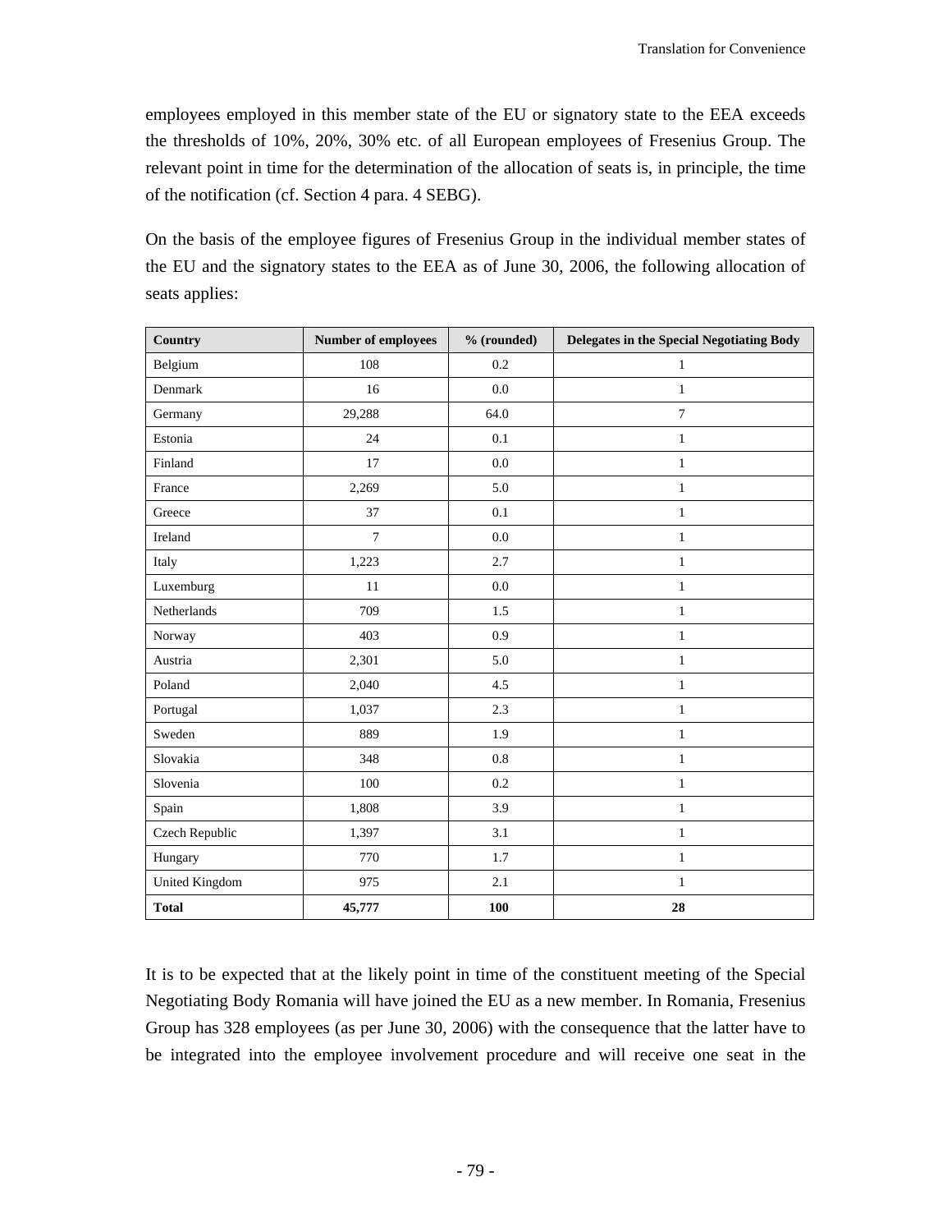employees employed in this member state of the EU or signatory state to the EEA exceeds the thresholds of 10%, 20%, 30% etc. of all European employees of Fresenius Group. The relevant point in time for the determination of the allocation of seats is, in principle, the time of the notification (cf. Section 4 para. 4 SEBG).

On the basis of the employee figures of Fresenius Group in the individual member states of the EU and the signatory states to the EEA as of June 30, 2006, the following allocation of seats applies:

| Country | Number of employees | % (rounded) | Delegates in the Special Negotiating Body |
|---|---|---|---|
| Belgium | 108 | 0.2 | 1 |
| Denmark | 16 | 0.0 | 1 |
| Germany | 29,288 | 64.0 | 7 |
| Estonia | 24 | 0.1 | 1 |
| Finland | 17 | 0.0 | 1 |
| France | 2,269 | 5.0 | 1 |
| Greece | 37 | 0.1 | 1 |
| Ireland | 7 | 0.0 | 1 |
| Italy | 1,223 | 2.7 | 1 |
| Luxemburg | 11 | 0.0 | 1 |
| Netherlands | 709 | 1.5 | 1 |
| Norway | 403 | 0.9 | 1 |
| Austria | 2,301 | 5.0 | 1 |
| Poland | 2,040 | 4.5 | 1 |
| Portugal | 1,037 | 2.3 | 1 |
| Sweden | 889 | 1.9 | 1 |
| Slovakia | 348 | 0.8 | 1 |
| Slovenia | 100 | 0.2 | 1 |
| Spain | 1,808 | 3.9 | 1 |
| Czech Republic | 1,397 | 3.1 | 1 |
| Hungary | 770 | 1.7 | 1 |
| United Kingdom | 975 | 2.1 | 1 |
| **Total** | **45,777** | **100** | **28** |

It is to be expected that at the likely point in time of the constituent meeting of the Special Negotiating Body Romania will have joined the EU as a new member. In Romania, Fresenius Group has 328 employees (as per June 30, 2006) with the consequence that the latter have to be integrated into the employee involvement procedure and will receive one seat in the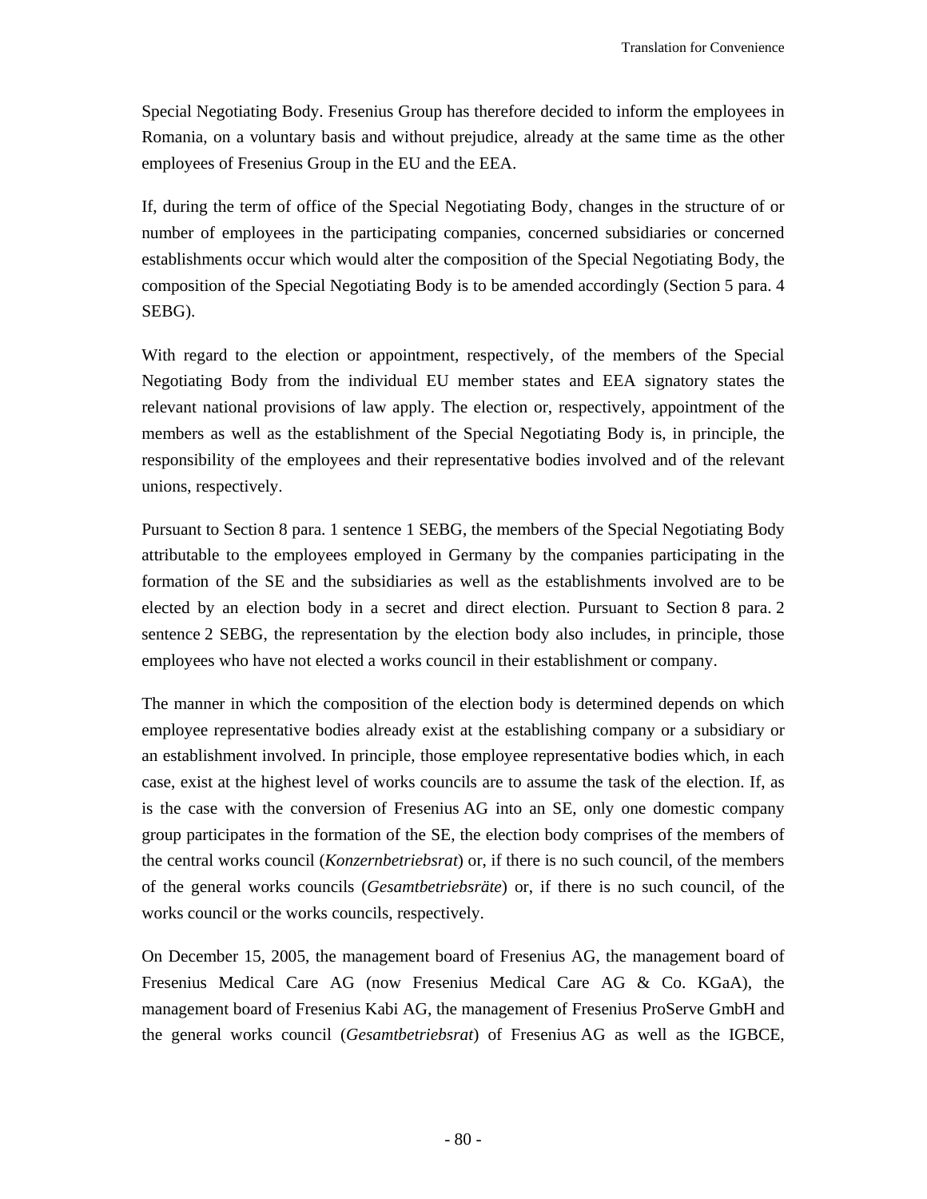Special Negotiating Body. Fresenius Group has therefore decided to inform the employees in Romania, on a voluntary basis and without prejudice, already at the same time as the other employees of Fresenius Group in the EU and the EEA.

If, during the term of office of the Special Negotiating Body, changes in the structure of or number of employees in the participating companies, concerned subsidiaries or concerned establishments occur which would alter the composition of the Special Negotiating Body, the composition of the Special Negotiating Body is to be amended accordingly (Section 5 para. 4 SEBG).

With regard to the election or appointment, respectively, of the members of the Special Negotiating Body from the individual EU member states and EEA signatory states the relevant national provisions of law apply. The election or, respectively, appointment of the members as well as the establishment of the Special Negotiating Body is, in principle, the responsibility of the employees and their representative bodies involved and of the relevant unions, respectively.

Pursuant to Section 8 para. 1 sentence 1 SEBG, the members of the Special Negotiating Body attributable to the employees employed in Germany by the companies participating in the formation of the SE and the subsidiaries as well as the establishments involved are to be elected by an election body in a secret and direct election. Pursuant to Section 8 para. 2 sentence 2 SEBG, the representation by the election body also includes, in principle, those employees who have not elected a works council in their establishment or company.

The manner in which the composition of the election body is determined depends on which employee representative bodies already exist at the establishing company or a subsidiary or an establishment involved. In principle, those employee representative bodies which, in each case, exist at the highest level of works councils are to assume the task of the election. If, as is the case with the conversion of Fresenius AG into an SE, only one domestic company group participates in the formation of the SE, the election body comprises of the members of the central works council (*Konzernbetriebsrat*) or, if there is no such council, of the members of the general works councils (*Gesamtbetriebsräte*) or, if there is no such council, of the works council or the works councils, respectively.

On December 15, 2005, the management board of Fresenius AG, the management board of Fresenius Medical Care AG (now Fresenius Medical Care AG & Co. KGaA), the management board of Fresenius Kabi AG, the management of Fresenius ProServe GmbH and the general works council (*Gesamtbetriebsrat*) of Fresenius AG as well as the IGBCE,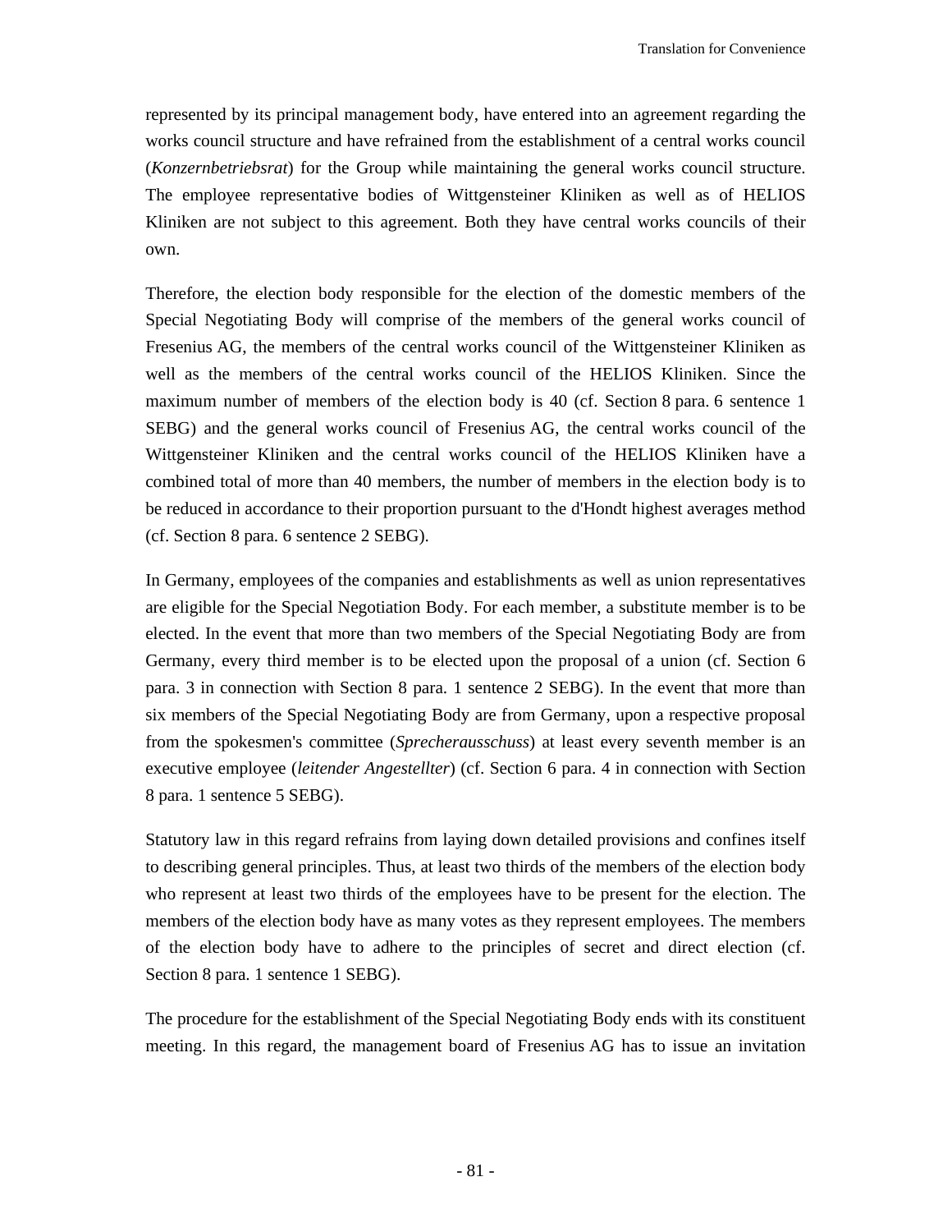represented by its principal management body, have entered into an agreement regarding the works council structure and have refrained from the establishment of a central works council (*Konzernbetriebsrat*) for the Group while maintaining the general works council structure. The employee representative bodies of Wittgensteiner Kliniken as well as of HELIOS Kliniken are not subject to this agreement. Both they have central works councils of their own.

Therefore, the election body responsible for the election of the domestic members of the Special Negotiating Body will comprise of the members of the general works council of Fresenius AG, the members of the central works council of the Wittgensteiner Kliniken as well as the members of the central works council of the HELIOS Kliniken. Since the maximum number of members of the election body is 40 (cf. Section 8 para. 6 sentence 1 SEBG) and the general works council of Fresenius AG, the central works council of the Wittgensteiner Kliniken and the central works council of the HELIOS Kliniken have a combined total of more than 40 members, the number of members in the election body is to be reduced in accordance to their proportion pursuant to the d'Hondt highest averages method (cf. Section 8 para. 6 sentence 2 SEBG).

In Germany, employees of the companies and establishments as well as union representatives are eligible for the Special Negotiation Body. For each member, a substitute member is to be elected. In the event that more than two members of the Special Negotiating Body are from Germany, every third member is to be elected upon the proposal of a union (cf. Section 6 para. 3 in connection with Section 8 para. 1 sentence 2 SEBG). In the event that more than six members of the Special Negotiating Body are from Germany, upon a respective proposal from the spokesmen's committee (*Sprecherausschuss*) at least every seventh member is an executive employee (*leitender Angestellter*) (cf. Section 6 para. 4 in connection with Section 8 para. 1 sentence 5 SEBG).

Statutory law in this regard refrains from laying down detailed provisions and confines itself to describing general principles. Thus, at least two thirds of the members of the election body who represent at least two thirds of the employees have to be present for the election. The members of the election body have as many votes as they represent employees. The members of the election body have to adhere to the principles of secret and direct election (cf. Section 8 para. 1 sentence 1 SEBG).

The procedure for the establishment of the Special Negotiating Body ends with its constituent meeting. In this regard, the management board of Fresenius AG has to issue an invitation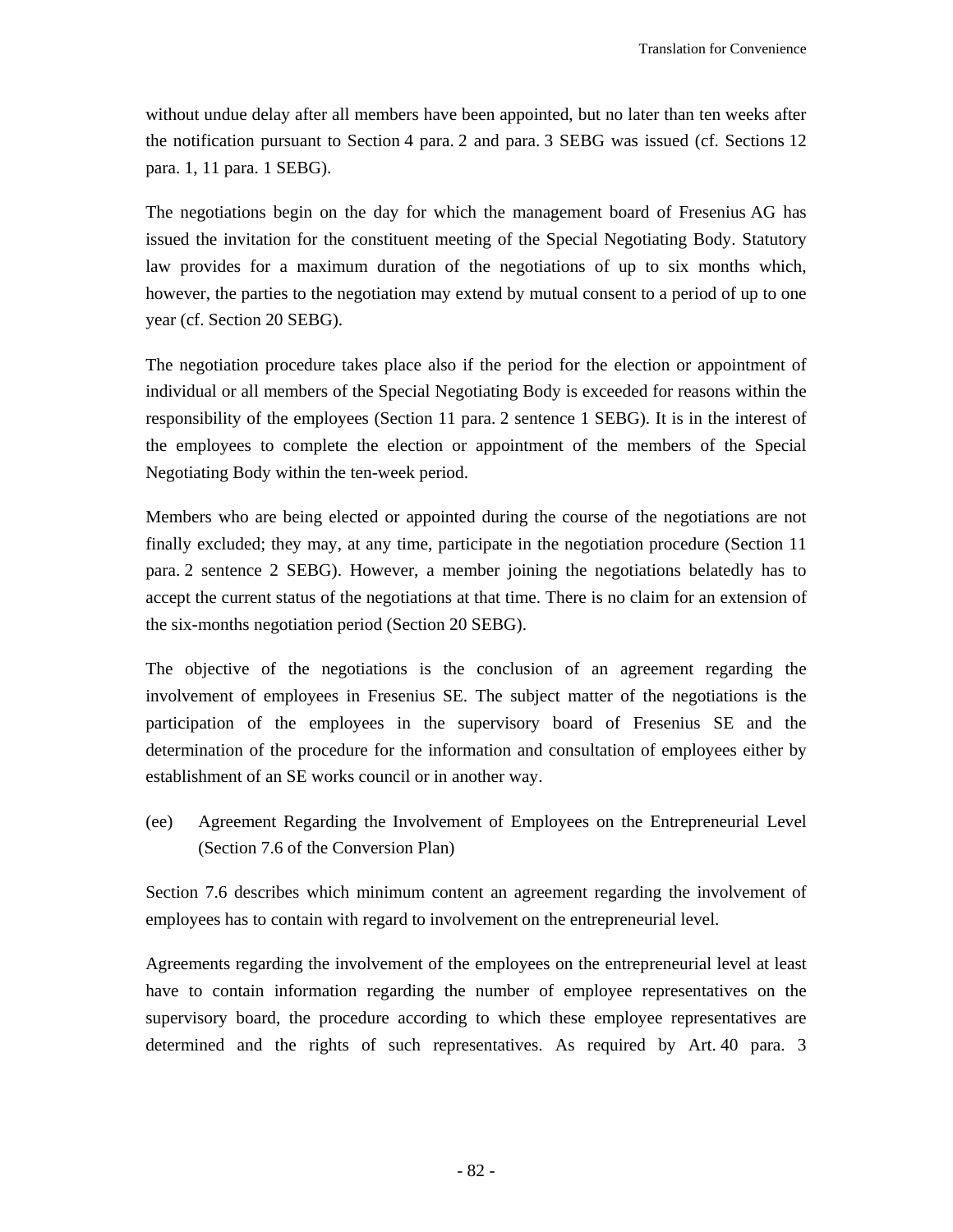without undue delay after all members have been appointed, but no later than ten weeks after the notification pursuant to Section 4 para. 2 and para. 3 SEBG was issued (cf. Sections 12 para. 1, 11 para. 1 SEBG).

The negotiations begin on the day for which the management board of Fresenius AG has issued the invitation for the constituent meeting of the Special Negotiating Body. Statutory law provides for a maximum duration of the negotiations of up to six months which, however, the parties to the negotiation may extend by mutual consent to a period of up to one year (cf. Section 20 SEBG).

The negotiation procedure takes place also if the period for the election or appointment of individual or all members of the Special Negotiating Body is exceeded for reasons within the responsibility of the employees (Section 11 para. 2 sentence 1 SEBG). It is in the interest of the employees to complete the election or appointment of the members of the Special Negotiating Body within the ten-week period.

Members who are being elected or appointed during the course of the negotiations are not finally excluded; they may, at any time, participate in the negotiation procedure (Section 11 para. 2 sentence 2 SEBG). However, a member joining the negotiations belatedly has to accept the current status of the negotiations at that time. There is no claim for an extension of the six-months negotiation period (Section 20 SEBG).

The objective of the negotiations is the conclusion of an agreement regarding the involvement of employees in Fresenius SE. The subject matter of the negotiations is the participation of the employees in the supervisory board of Fresenius SE and the determination of the procedure for the information and consultation of employees either by establishment of an SE works council or in another way.

(ee) Agreement Regarding the Involvement of Employees on the Entrepreneurial Level (Section 7.6 of the Conversion Plan)

Section 7.6 describes which minimum content an agreement regarding the involvement of employees has to contain with regard to involvement on the entrepreneurial level.

Agreements regarding the involvement of the employees on the entrepreneurial level at least have to contain information regarding the number of employee representatives on the supervisory board, the procedure according to which these employee representatives are determined and the rights of such representatives. As required by Art. 40 para. 3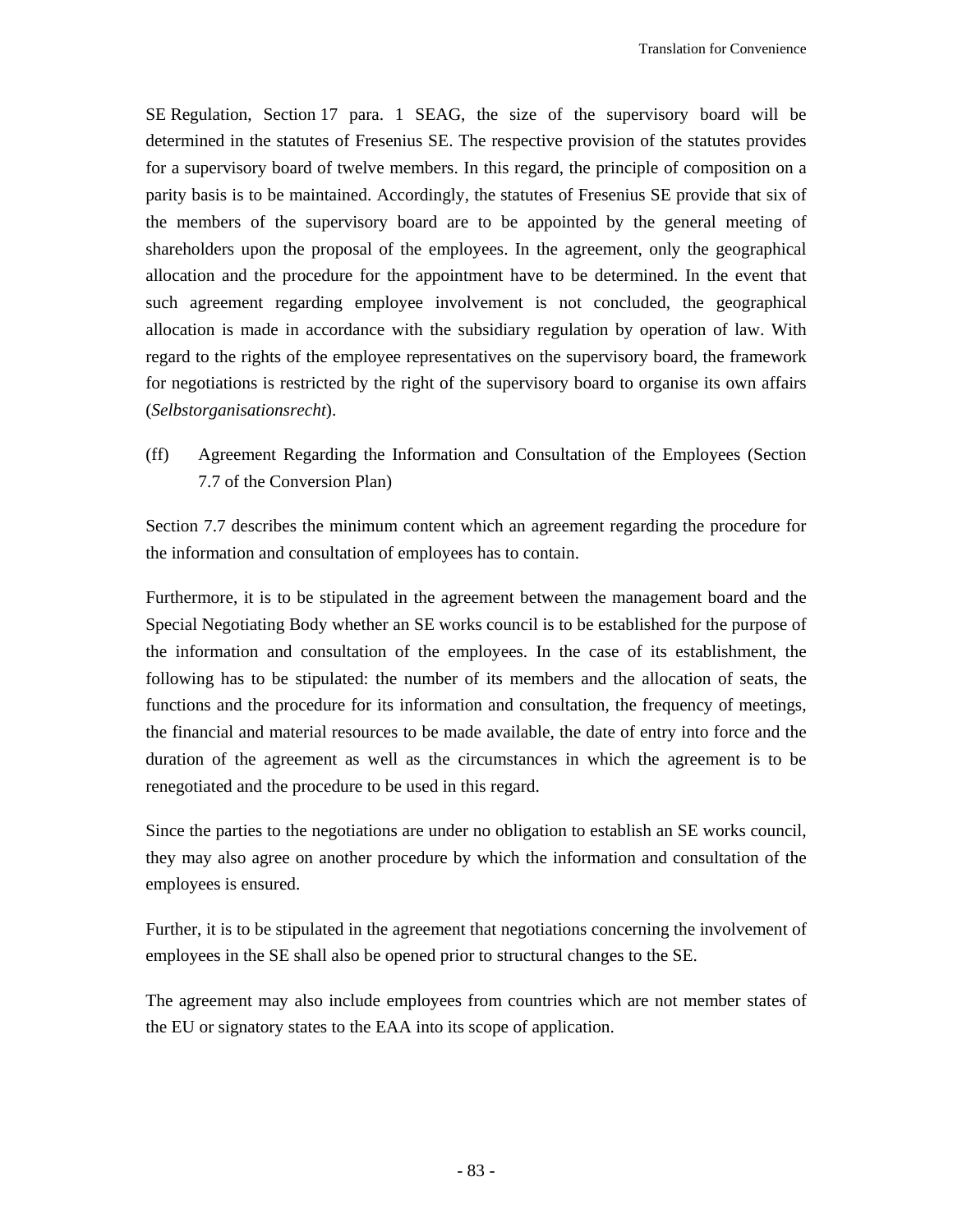SE Regulation, Section 17 para. 1 SEAG, the size of the supervisory board will be determined in the statutes of Fresenius SE. The respective provision of the statutes provides for a supervisory board of twelve members. In this regard, the principle of composition on a parity basis is to be maintained. Accordingly, the statutes of Fresenius SE provide that six of the members of the supervisory board are to be appointed by the general meeting of shareholders upon the proposal of the employees. In the agreement, only the geographical allocation and the procedure for the appointment have to be determined. In the event that such agreement regarding employee involvement is not concluded, the geographical allocation is made in accordance with the subsidiary regulation by operation of law. With regard to the rights of the employee representatives on the supervisory board, the framework for negotiations is restricted by the right of the supervisory board to organise its own affairs (*Selbstorganisationsrecht*).

(ff) Agreement Regarding the Information and Consultation of the Employees (Section 7.7 of the Conversion Plan)

Section 7.7 describes the minimum content which an agreement regarding the procedure for the information and consultation of employees has to contain.

Furthermore, it is to be stipulated in the agreement between the management board and the Special Negotiating Body whether an SE works council is to be established for the purpose of the information and consultation of the employees. In the case of its establishment, the following has to be stipulated: the number of its members and the allocation of seats, the functions and the procedure for its information and consultation, the frequency of meetings, the financial and material resources to be made available, the date of entry into force and the duration of the agreement as well as the circumstances in which the agreement is to be renegotiated and the procedure to be used in this regard.

Since the parties to the negotiations are under no obligation to establish an SE works council, they may also agree on another procedure by which the information and consultation of the employees is ensured.

Further, it is to be stipulated in the agreement that negotiations concerning the involvement of employees in the SE shall also be opened prior to structural changes to the SE.

The agreement may also include employees from countries which are not member states of the EU or signatory states to the EAA into its scope of application.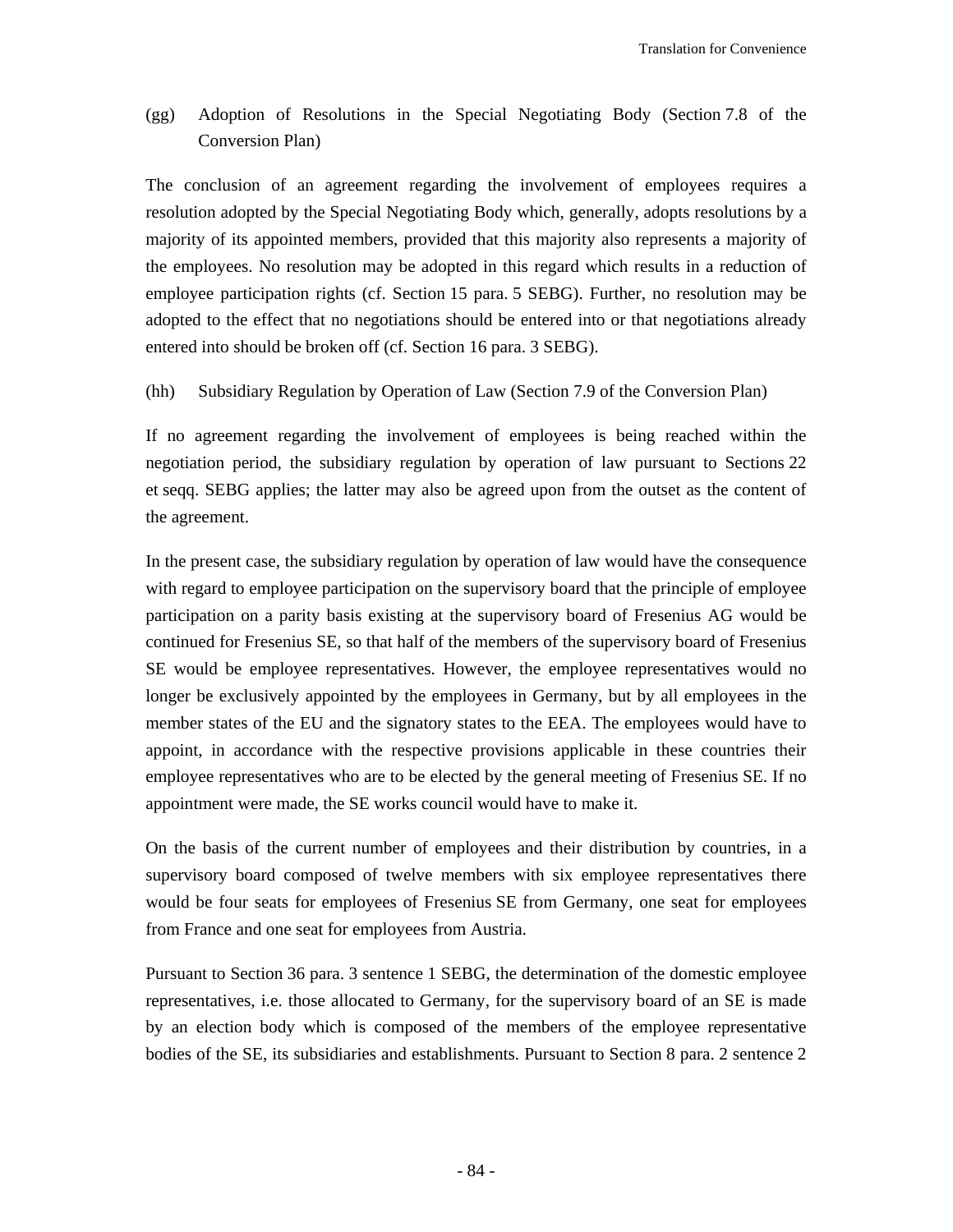(gg) Adoption of Resolutions in the Special Negotiating Body (Section 7.8 of the Conversion Plan)

The conclusion of an agreement regarding the involvement of employees requires a resolution adopted by the Special Negotiating Body which, generally, adopts resolutions by a majority of its appointed members, provided that this majority also represents a majority of the employees. No resolution may be adopted in this regard which results in a reduction of employee participation rights (cf. Section 15 para. 5 SEBG). Further, no resolution may be adopted to the effect that no negotiations should be entered into or that negotiations already entered into should be broken off (cf. Section 16 para. 3 SEBG).

(hh) Subsidiary Regulation by Operation of Law (Section 7.9 of the Conversion Plan)

If no agreement regarding the involvement of employees is being reached within the negotiation period, the subsidiary regulation by operation of law pursuant to Sections 22 et seqq. SEBG applies; the latter may also be agreed upon from the outset as the content of the agreement.

In the present case, the subsidiary regulation by operation of law would have the consequence with regard to employee participation on the supervisory board that the principle of employee participation on a parity basis existing at the supervisory board of Fresenius AG would be continued for Fresenius SE, so that half of the members of the supervisory board of Fresenius SE would be employee representatives. However, the employee representatives would no longer be exclusively appointed by the employees in Germany, but by all employees in the member states of the EU and the signatory states to the EEA. The employees would have to appoint, in accordance with the respective provisions applicable in these countries their employee representatives who are to be elected by the general meeting of Fresenius SE. If no appointment were made, the SE works council would have to make it.

On the basis of the current number of employees and their distribution by countries, in a supervisory board composed of twelve members with six employee representatives there would be four seats for employees of Fresenius SE from Germany, one seat for employees from France and one seat for employees from Austria.

Pursuant to Section 36 para. 3 sentence 1 SEBG, the determination of the domestic employee representatives, i.e. those allocated to Germany, for the supervisory board of an SE is made by an election body which is composed of the members of the employee representative bodies of the SE, its subsidiaries and establishments. Pursuant to Section 8 para. 2 sentence 2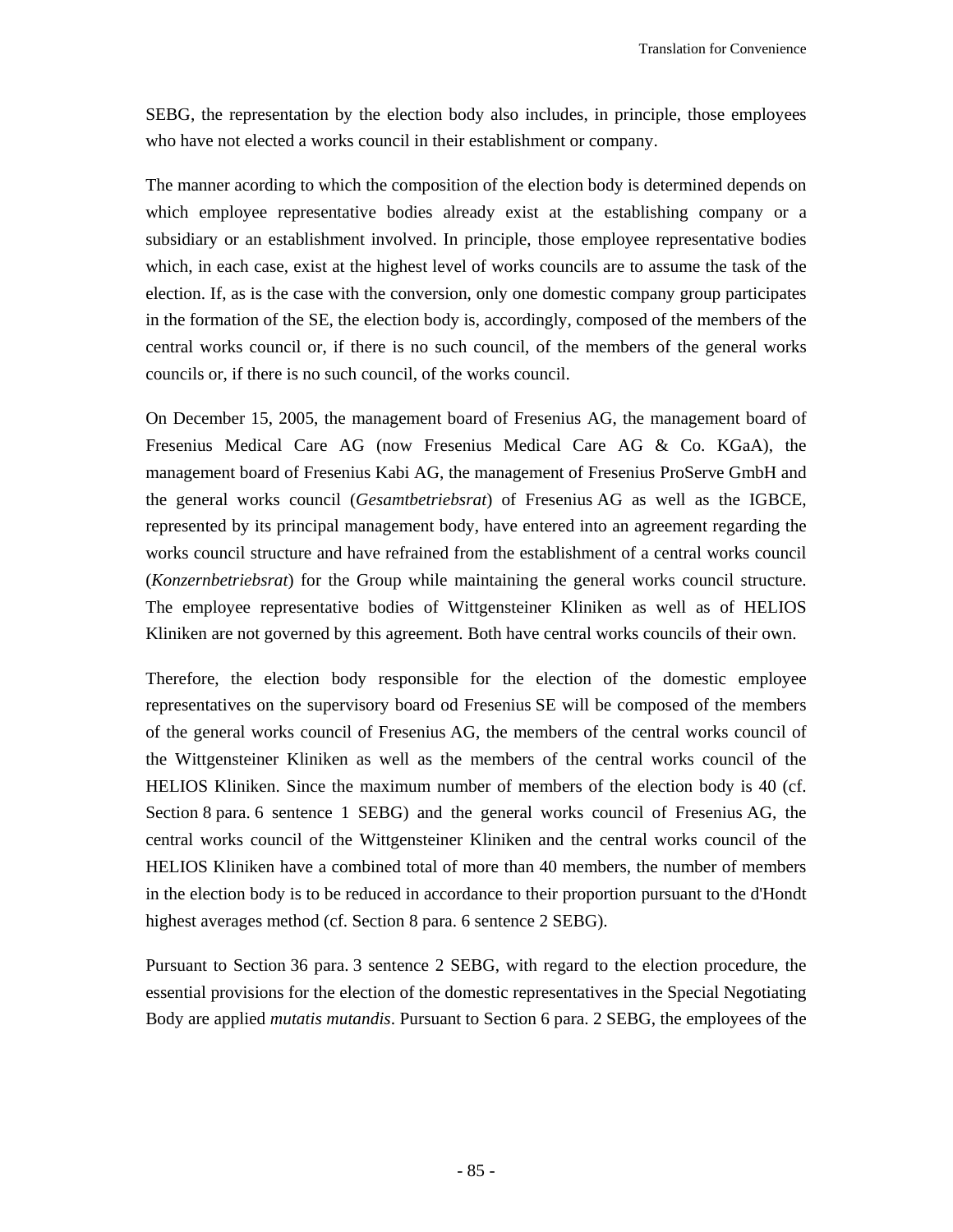SEBG, the representation by the election body also includes, in principle, those employees who have not elected a works council in their establishment or company.

The manner acording to which the composition of the election body is determined depends on which employee representative bodies already exist at the establishing company or a subsidiary or an establishment involved. In principle, those employee representative bodies which, in each case, exist at the highest level of works councils are to assume the task of the election. If, as is the case with the conversion, only one domestic company group participates in the formation of the SE, the election body is, accordingly, composed of the members of the central works council or, if there is no such council, of the members of the general works councils or, if there is no such council, of the works council.

On December 15, 2005, the management board of Fresenius AG, the management board of Fresenius Medical Care AG (now Fresenius Medical Care AG & Co. KGaA), the management board of Fresenius Kabi AG, the management of Fresenius ProServe GmbH and the general works council (*Gesamtbetriebsrat*) of Fresenius AG as well as the IGBCE, represented by its principal management body, have entered into an agreement regarding the works council structure and have refrained from the establishment of a central works council (*Konzernbetriebsrat*) for the Group while maintaining the general works council structure. The employee representative bodies of Wittgensteiner Kliniken as well as of HELIOS Kliniken are not governed by this agreement. Both have central works councils of their own.

Therefore, the election body responsible for the election of the domestic employee representatives on the supervisory board od Fresenius SE will be composed of the members of the general works council of Fresenius AG, the members of the central works council of the Wittgensteiner Kliniken as well as the members of the central works council of the HELIOS Kliniken. Since the maximum number of members of the election body is 40 (cf. Section 8 para. 6 sentence 1 SEBG) and the general works council of Fresenius AG, the central works council of the Wittgensteiner Kliniken and the central works council of the HELIOS Kliniken have a combined total of more than 40 members, the number of members in the election body is to be reduced in accordance to their proportion pursuant to the d'Hondt highest averages method (cf. Section 8 para. 6 sentence 2 SEBG).

Pursuant to Section 36 para. 3 sentence 2 SEBG, with regard to the election procedure, the essential provisions for the election of the domestic representatives in the Special Negotiating Body are applied *mutatis mutandis*. Pursuant to Section 6 para. 2 SEBG, the employees of the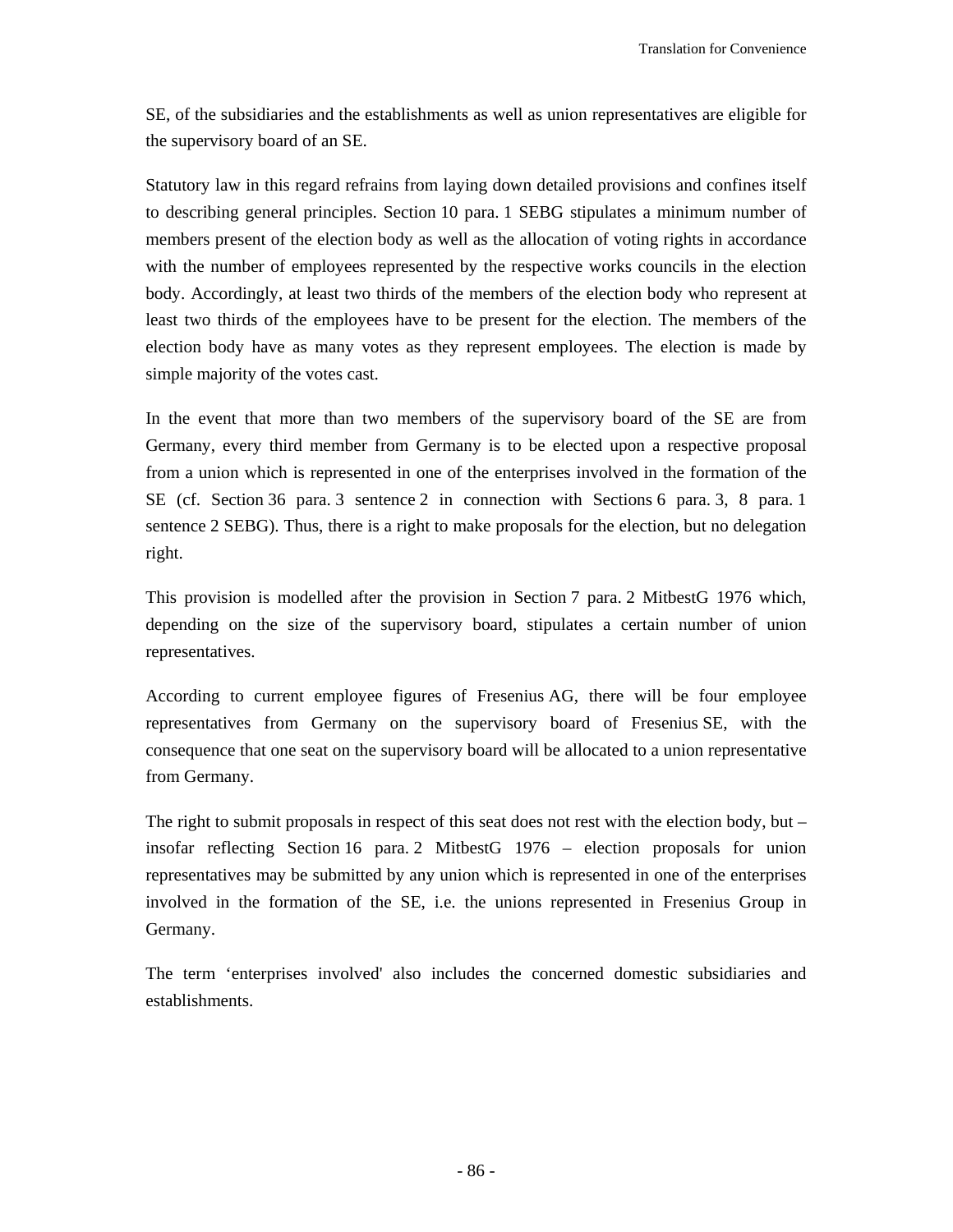SE, of the subsidiaries and the establishments as well as union representatives are eligible for the supervisory board of an SE.

Statutory law in this regard refrains from laying down detailed provisions and confines itself to describing general principles. Section 10 para. 1 SEBG stipulates a minimum number of members present of the election body as well as the allocation of voting rights in accordance with the number of employees represented by the respective works councils in the election body. Accordingly, at least two thirds of the members of the election body who represent at least two thirds of the employees have to be present for the election. The members of the election body have as many votes as they represent employees. The election is made by simple majority of the votes cast.

In the event that more than two members of the supervisory board of the SE are from Germany, every third member from Germany is to be elected upon a respective proposal from a union which is represented in one of the enterprises involved in the formation of the SE (cf. Section 36 para. 3 sentence 2 in connection with Sections 6 para. 3, 8 para. 1 sentence 2 SEBG). Thus, there is a right to make proposals for the election, but no delegation right.

This provision is modelled after the provision in Section 7 para. 2 MitbestG 1976 which, depending on the size of the supervisory board, stipulates a certain number of union representatives.

According to current employee figures of Fresenius AG, there will be four employee representatives from Germany on the supervisory board of Fresenius SE, with the consequence that one seat on the supervisory board will be allocated to a union representative from Germany.

The right to submit proposals in respect of this seat does not rest with the election body, but – insofar reflecting Section 16 para. 2 MitbestG 1976 – election proposals for union representatives may be submitted by any union which is represented in one of the enterprises involved in the formation of the SE, i.e. the unions represented in Fresenius Group in Germany.

The term 'enterprises involved' also includes the concerned domestic subsidiaries and establishments.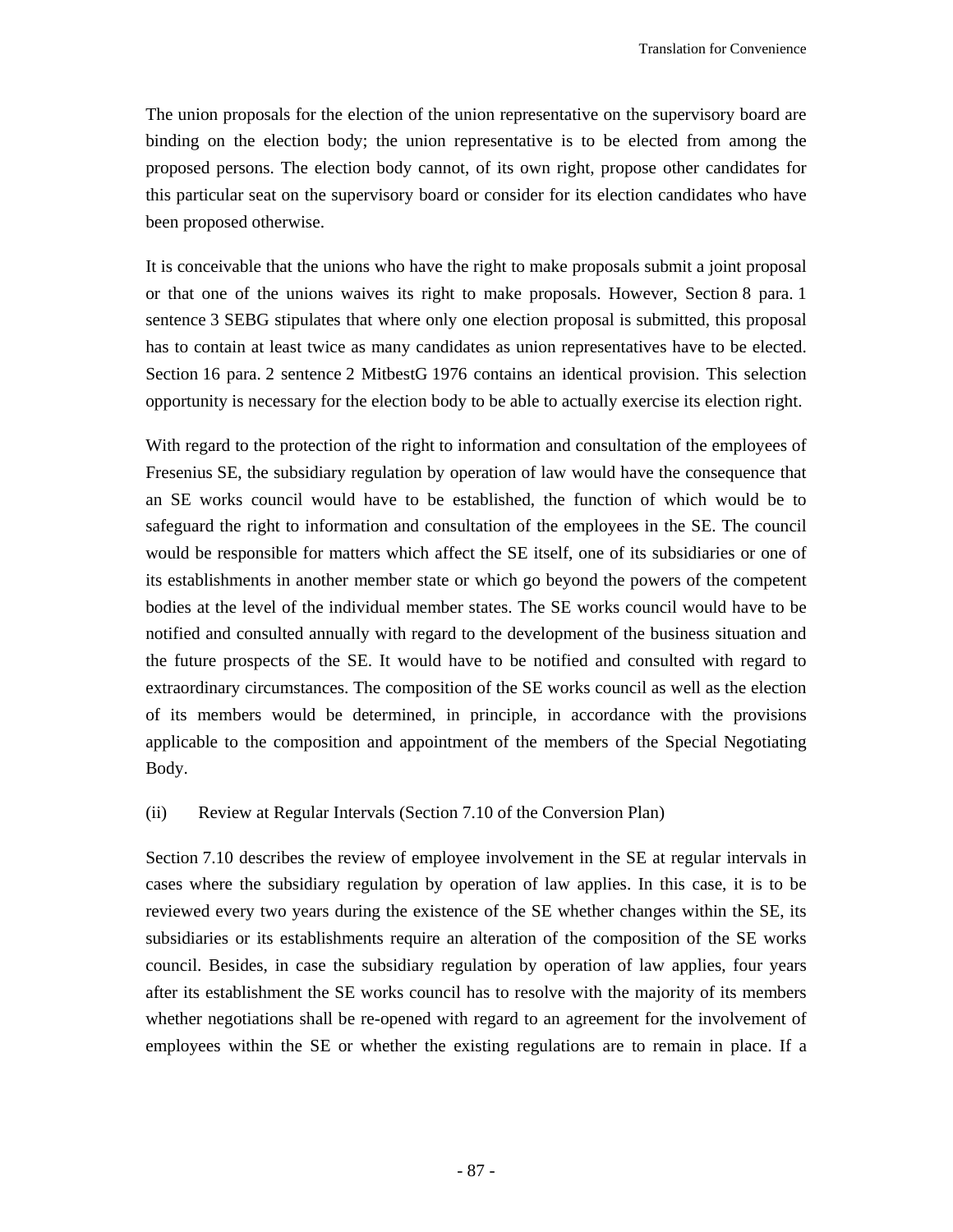The union proposals for the election of the union representative on the supervisory board are binding on the election body; the union representative is to be elected from among the proposed persons. The election body cannot, of its own right, propose other candidates for this particular seat on the supervisory board or consider for its election candidates who have been proposed otherwise.

It is conceivable that the unions who have the right to make proposals submit a joint proposal or that one of the unions waives its right to make proposals. However, Section 8 para. 1 sentence 3 SEBG stipulates that where only one election proposal is submitted, this proposal has to contain at least twice as many candidates as union representatives have to be elected. Section 16 para. 2 sentence 2 MitbestG 1976 contains an identical provision. This selection opportunity is necessary for the election body to be able to actually exercise its election right.

With regard to the protection of the right to information and consultation of the employees of Fresenius SE, the subsidiary regulation by operation of law would have the consequence that an SE works council would have to be established, the function of which would be to safeguard the right to information and consultation of the employees in the SE. The council would be responsible for matters which affect the SE itself, one of its subsidiaries or one of its establishments in another member state or which go beyond the powers of the competent bodies at the level of the individual member states. The SE works council would have to be notified and consulted annually with regard to the development of the business situation and the future prospects of the SE. It would have to be notified and consulted with regard to extraordinary circumstances. The composition of the SE works council as well as the election of its members would be determined, in principle, in accordance with the provisions applicable to the composition and appointment of the members of the Special Negotiating Body.

(ii) Review at Regular Intervals (Section 7.10 of the Conversion Plan)

Section 7.10 describes the review of employee involvement in the SE at regular intervals in cases where the subsidiary regulation by operation of law applies. In this case, it is to be reviewed every two years during the existence of the SE whether changes within the SE, its subsidiaries or its establishments require an alteration of the composition of the SE works council. Besides, in case the subsidiary regulation by operation of law applies, four years after its establishment the SE works council has to resolve with the majority of its members whether negotiations shall be re-opened with regard to an agreement for the involvement of employees within the SE or whether the existing regulations are to remain in place. If a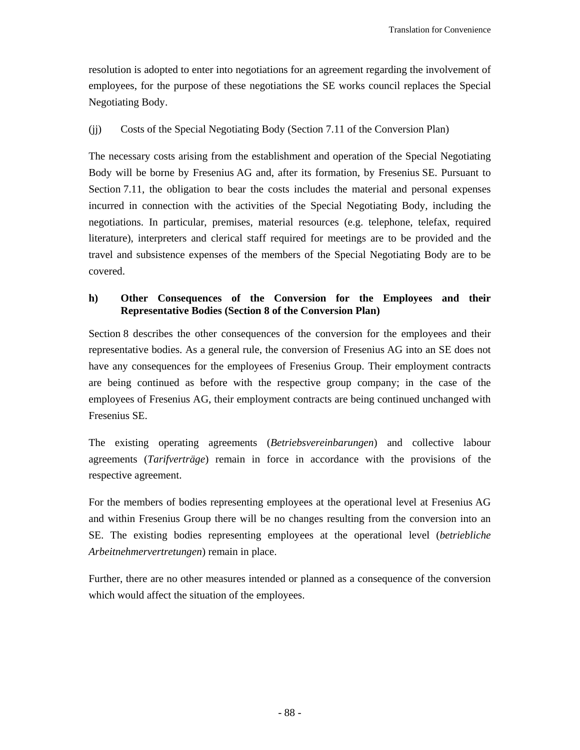resolution is adopted to enter into negotiations for an agreement regarding the involvement of employees, for the purpose of these negotiations the SE works council replaces the Special Negotiating Body.

(jj) Costs of the Special Negotiating Body (Section 7.11 of the Conversion Plan)

The necessary costs arising from the establishment and operation of the Special Negotiating Body will be borne by Fresenius AG and, after its formation, by Fresenius SE. Pursuant to Section 7.11, the obligation to bear the costs includes the material and personal expenses incurred in connection with the activities of the Special Negotiating Body, including the negotiations. In particular, premises, material resources (e.g. telephone, telefax, required literature), interpreters and clerical staff required for meetings are to be provided and the travel and subsistence expenses of the members of the Special Negotiating Body are to be covered.

**h) Other Consequences of the Conversion for the Employees and their Representative Bodies (Section 8 of the Conversion Plan)**

Section 8 describes the other consequences of the conversion for the employees and their representative bodies. As a general rule, the conversion of Fresenius AG into an SE does not have any consequences for the employees of Fresenius Group. Their employment contracts are being continued as before with the respective group company; in the case of the employees of Fresenius AG, their employment contracts are being continued unchanged with Fresenius SE.

The existing operating agreements (*Betriebsvereinbarungen*) and collective labour agreements (*Tarifverträge*) remain in force in accordance with the provisions of the respective agreement.

For the members of bodies representing employees at the operational level at Fresenius AG and within Fresenius Group there will be no changes resulting from the conversion into an SE. The existing bodies representing employees at the operational level (*betriebliche Arbeitnehmervertretungen*) remain in place.

Further, there are no other measures intended or planned as a consequence of the conversion which would affect the situation of the employees.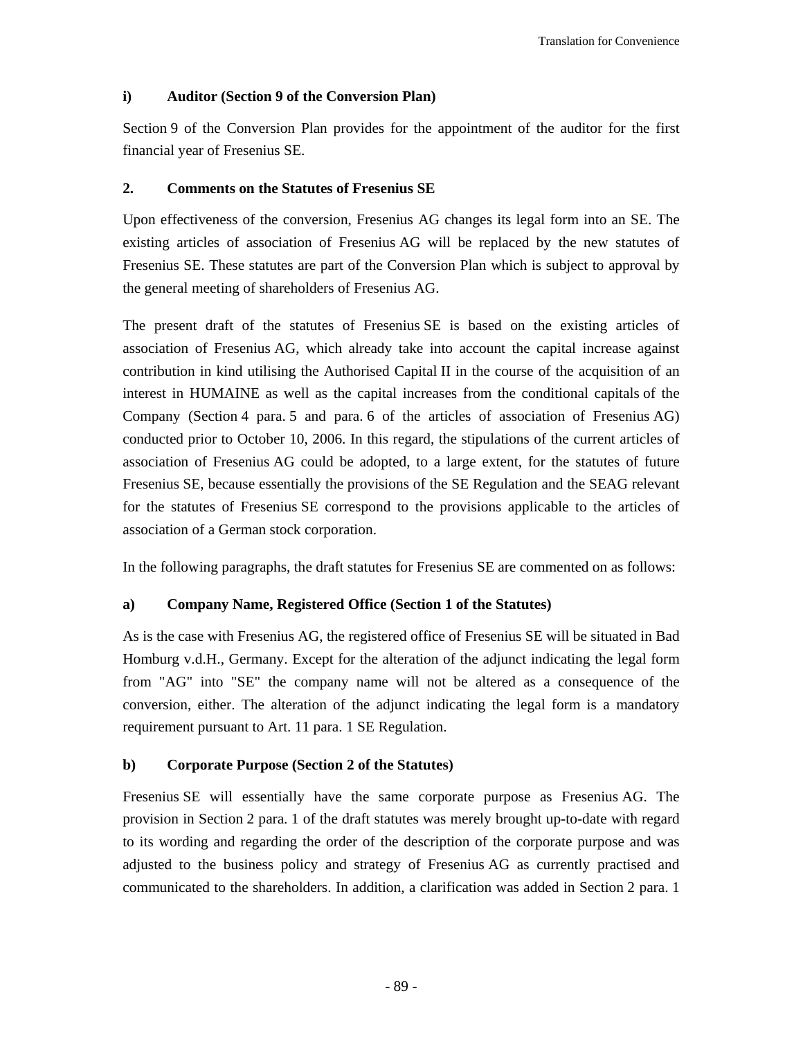### i) Auditor (Section 9 of the Conversion Plan)

Section 9 of the Conversion Plan provides for the appointment of the auditor for the first financial year of Fresenius SE.

## 2. Comments on the Statutes of Fresenius SE

Upon effectiveness of the conversion, Fresenius AG changes its legal form into an SE. The existing articles of association of Fresenius AG will be replaced by the new statutes of Fresenius SE. These statutes are part of the Conversion Plan which is subject to approval by the general meeting of shareholders of Fresenius AG.

The present draft of the statutes of Fresenius SE is based on the existing articles of association of Fresenius AG, which already take into account the capital increase against contribution in kind utilising the Authorised Capital II in the course of the acquisition of an interest in HUMAINE as well as the capital increases from the conditional capitals of the Company (Section 4 para. 5 and para. 6 of the articles of association of Fresenius AG) conducted prior to October 10, 2006. In this regard, the stipulations of the current articles of association of Fresenius AG could be adopted, to a large extent, for the statutes of future Fresenius SE, because essentially the provisions of the SE Regulation and the SEAG relevant for the statutes of Fresenius SE correspond to the provisions applicable to the articles of association of a German stock corporation.

In the following paragraphs, the draft statutes for Fresenius SE are commented on as follows:

### a) Company Name, Registered Office (Section 1 of the Statutes)

As is the case with Fresenius AG, the registered office of Fresenius SE will be situated in Bad Homburg v.d.H., Germany. Except for the alteration of the adjunct indicating the legal form from "AG" into "SE" the company name will not be altered as a consequence of the conversion, either. The alteration of the adjunct indicating the legal form is a mandatory requirement pursuant to Art. 11 para. 1 SE Regulation.

### b) Corporate Purpose (Section 2 of the Statutes)

Fresenius SE will essentially have the same corporate purpose as Fresenius AG. The provision in Section 2 para. 1 of the draft statutes was merely brought up-to-date with regard to its wording and regarding the order of the description of the corporate purpose and was adjusted to the business policy and strategy of Fresenius AG as currently practised and communicated to the shareholders. In addition, a clarification was added in Section 2 para. 1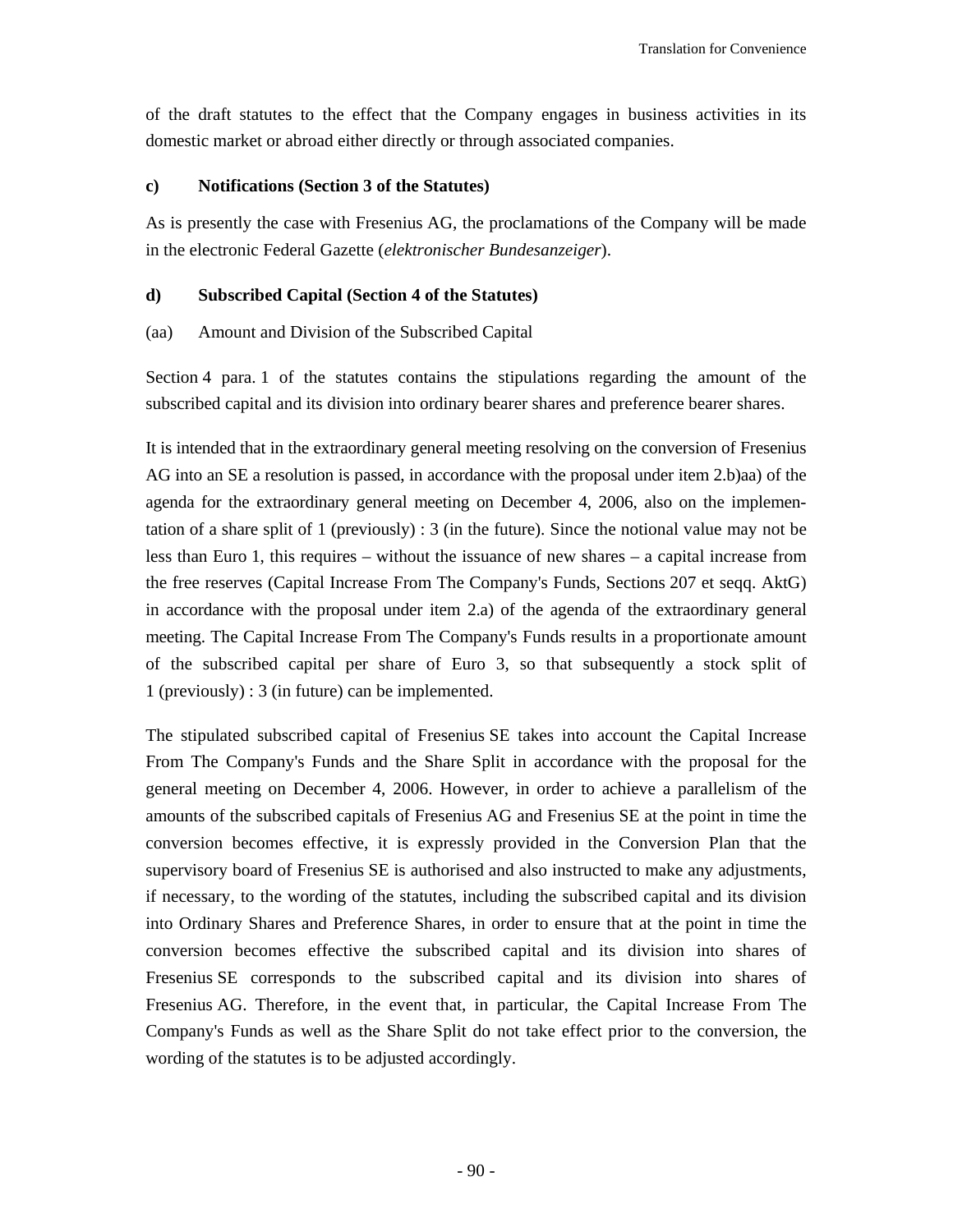of the draft statutes to the effect that the Company engages in business activities in its domestic market or abroad either directly or through associated companies.

**c) Notifications (Section 3 of the Statutes)**

As is presently the case with Fresenius AG, the proclamations of the Company will be made in the electronic Federal Gazette (*elektronischer Bundesanzeiger*).

**d) Subscribed Capital (Section 4 of the Statutes)**

(aa) Amount and Division of the Subscribed Capital

Section 4 para. 1 of the statutes contains the stipulations regarding the amount of the subscribed capital and its division into ordinary bearer shares and preference bearer shares.

It is intended that in the extraordinary general meeting resolving on the conversion of Fresenius AG into an SE a resolution is passed, in accordance with the proposal under item 2.b)aa) of the agenda for the extraordinary general meeting on December 4, 2006, also on the implementation of a share split of 1 (previously) : 3 (in the future). Since the notional value may not be less than Euro 1, this requires – without the issuance of new shares – a capital increase from the free reserves (Capital Increase From The Company's Funds, Sections 207 et seqq. AktG) in accordance with the proposal under item 2.a) of the agenda of the extraordinary general meeting. The Capital Increase From The Company's Funds results in a proportionate amount of the subscribed capital per share of Euro 3, so that subsequently a stock split of 1 (previously) : 3 (in future) can be implemented.

The stipulated subscribed capital of Fresenius SE takes into account the Capital Increase From The Company's Funds and the Share Split in accordance with the proposal for the general meeting on December 4, 2006. However, in order to achieve a parallelism of the amounts of the subscribed capitals of Fresenius AG and Fresenius SE at the point in time the conversion becomes effective, it is expressly provided in the Conversion Plan that the supervisory board of Fresenius SE is authorised and also instructed to make any adjustments, if necessary, to the wording of the statutes, including the subscribed capital and its division into Ordinary Shares and Preference Shares, in order to ensure that at the point in time the conversion becomes effective the subscribed capital and its division into shares of Fresenius SE corresponds to the subscribed capital and its division into shares of Fresenius AG. Therefore, in the event that, in particular, the Capital Increase From The Company's Funds as well as the Share Split do not take effect prior to the conversion, the wording of the statutes is to be adjusted accordingly.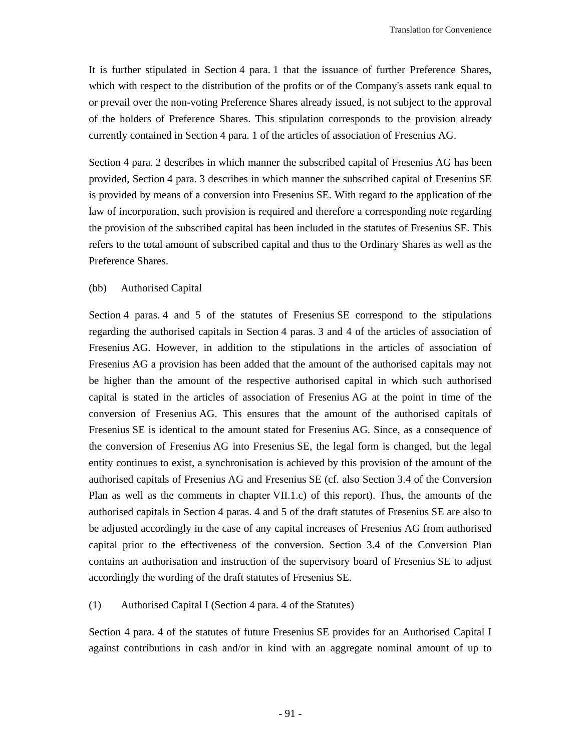It is further stipulated in Section 4 para. 1 that the issuance of further Preference Shares, which with respect to the distribution of the profits or of the Company's assets rank equal to or prevail over the non-voting Preference Shares already issued, is not subject to the approval of the holders of Preference Shares. This stipulation corresponds to the provision already currently contained in Section 4 para. 1 of the articles of association of Fresenius AG.

Section 4 para. 2 describes in which manner the subscribed capital of Fresenius AG has been provided, Section 4 para. 3 describes in which manner the subscribed capital of Fresenius SE is provided by means of a conversion into Fresenius SE. With regard to the application of the law of incorporation, such provision is required and therefore a corresponding note regarding the provision of the subscribed capital has been included in the statutes of Fresenius SE. This refers to the total amount of subscribed capital and thus to the Ordinary Shares as well as the Preference Shares.

(bb) Authorised Capital

Section 4 paras. 4 and 5 of the statutes of Fresenius SE correspond to the stipulations regarding the authorised capitals in Section 4 paras. 3 and 4 of the articles of association of Fresenius AG. However, in addition to the stipulations in the articles of association of Fresenius AG a provision has been added that the amount of the authorised capitals may not be higher than the amount of the respective authorised capital in which such authorised capital is stated in the articles of association of Fresenius AG at the point in time of the conversion of Fresenius AG. This ensures that the amount of the authorised capitals of Fresenius SE is identical to the amount stated for Fresenius AG. Since, as a consequence of the conversion of Fresenius AG into Fresenius SE, the legal form is changed, but the legal entity continues to exist, a synchronisation is achieved by this provision of the amount of the authorised capitals of Fresenius AG and Fresenius SE (cf. also Section 3.4 of the Conversion Plan as well as the comments in chapter VII.1.c) of this report). Thus, the amounts of the authorised capitals in Section 4 paras. 4 and 5 of the draft statutes of Fresenius SE are also to be adjusted accordingly in the case of any capital increases of Fresenius AG from authorised capital prior to the effectiveness of the conversion. Section 3.4 of the Conversion Plan contains an authorisation and instruction of the supervisory board of Fresenius SE to adjust accordingly the wording of the draft statutes of Fresenius SE.

(1) Authorised Capital I (Section 4 para. 4 of the Statutes)

Section 4 para. 4 of the statutes of future Fresenius SE provides for an Authorised Capital I against contributions in cash and/or in kind with an aggregate nominal amount of up to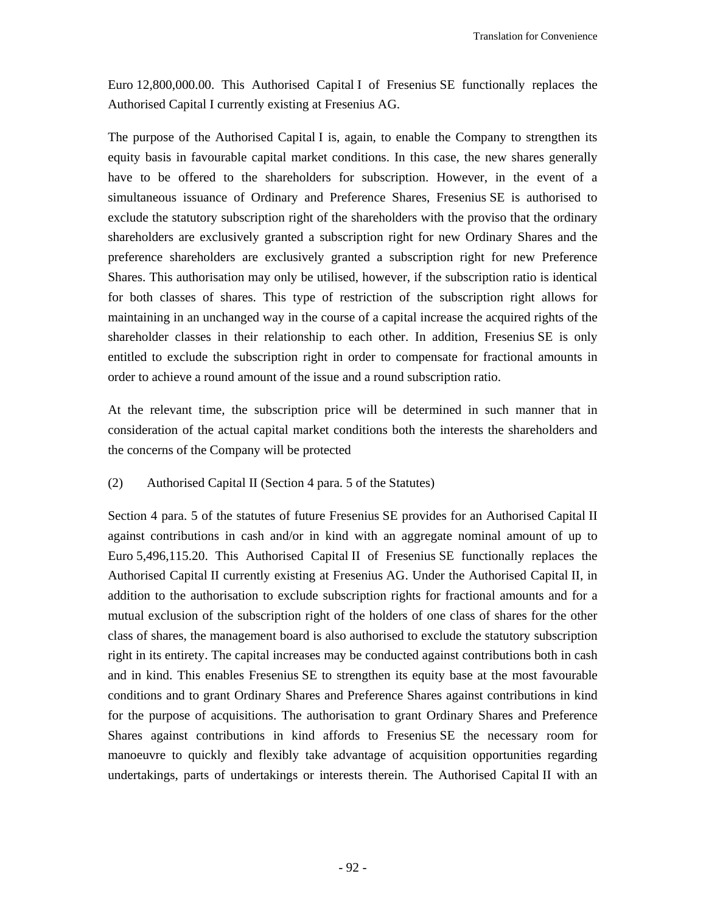Euro 12,800,000.00. This Authorised Capital I of Fresenius SE functionally replaces the Authorised Capital I currently existing at Fresenius AG.

The purpose of the Authorised Capital I is, again, to enable the Company to strengthen its equity basis in favourable capital market conditions. In this case, the new shares generally have to be offered to the shareholders for subscription. However, in the event of a simultaneous issuance of Ordinary and Preference Shares, Fresenius SE is authorised to exclude the statutory subscription right of the shareholders with the proviso that the ordinary shareholders are exclusively granted a subscription right for new Ordinary Shares and the preference shareholders are exclusively granted a subscription right for new Preference Shares. This authorisation may only be utilised, however, if the subscription ratio is identical for both classes of shares. This type of restriction of the subscription right allows for maintaining in an unchanged way in the course of a capital increase the acquired rights of the shareholder classes in their relationship to each other. In addition, Fresenius SE is only entitled to exclude the subscription right in order to compensate for fractional amounts in order to achieve a round amount of the issue and a round subscription ratio.

At the relevant time, the subscription price will be determined in such manner that in consideration of the actual capital market conditions both the interests the shareholders and the concerns of the Company will be protected

(2) Authorised Capital II (Section 4 para. 5 of the Statutes)

Section 4 para. 5 of the statutes of future Fresenius SE provides for an Authorised Capital II against contributions in cash and/or in kind with an aggregate nominal amount of up to Euro 5,496,115.20. This Authorised Capital II of Fresenius SE functionally replaces the Authorised Capital II currently existing at Fresenius AG. Under the Authorised Capital II, in addition to the authorisation to exclude subscription rights for fractional amounts and for a mutual exclusion of the subscription right of the holders of one class of shares for the other class of shares, the management board is also authorised to exclude the statutory subscription right in its entirety. The capital increases may be conducted against contributions both in cash and in kind. This enables Fresenius SE to strengthen its equity base at the most favourable conditions and to grant Ordinary Shares and Preference Shares against contributions in kind for the purpose of acquisitions. The authorisation to grant Ordinary Shares and Preference Shares against contributions in kind affords to Fresenius SE the necessary room for manoeuvre to quickly and flexibly take advantage of acquisition opportunities regarding undertakings, parts of undertakings or interests therein. The Authorised Capital II with an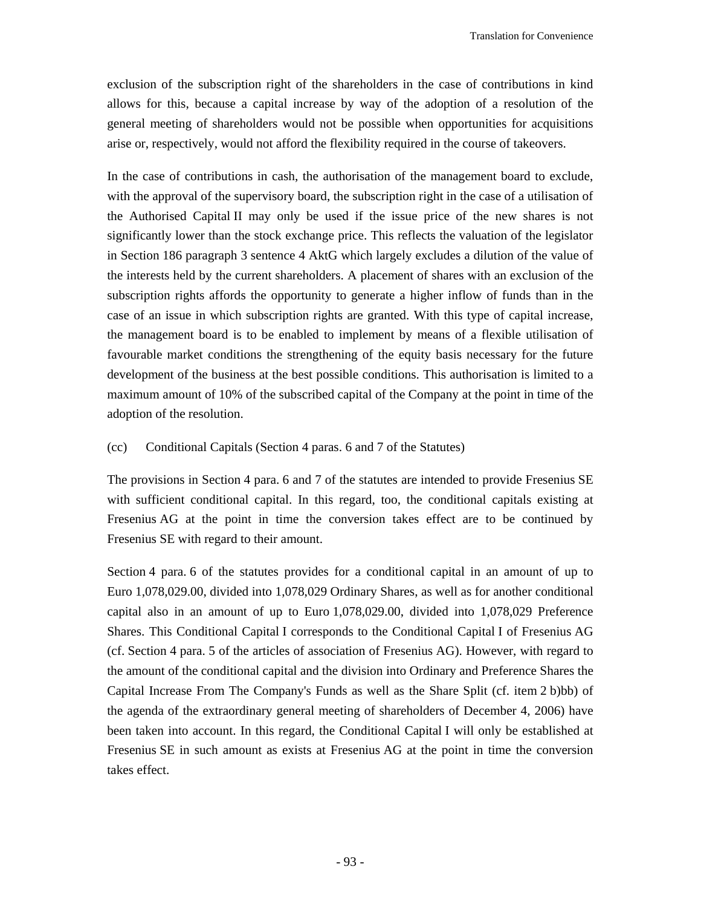exclusion of the subscription right of the shareholders in the case of contributions in kind allows for this, because a capital increase by way of the adoption of a resolution of the general meeting of shareholders would not be possible when opportunities for acquisitions arise or, respectively, would not afford the flexibility required in the course of takeovers.

In the case of contributions in cash, the authorisation of the management board to exclude, with the approval of the supervisory board, the subscription right in the case of a utilisation of the Authorised Capital II may only be used if the issue price of the new shares is not significantly lower than the stock exchange price. This reflects the valuation of the legislator in Section 186 paragraph 3 sentence 4 AktG which largely excludes a dilution of the value of the interests held by the current shareholders. A placement of shares with an exclusion of the subscription rights affords the opportunity to generate a higher inflow of funds than in the case of an issue in which subscription rights are granted. With this type of capital increase, the management board is to be enabled to implement by means of a flexible utilisation of favourable market conditions the strengthening of the equity basis necessary for the future development of the business at the best possible conditions. This authorisation is limited to a maximum amount of 10% of the subscribed capital of the Company at the point in time of the adoption of the resolution.

(cc) Conditional Capitals (Section 4 paras. 6 and 7 of the Statutes)

The provisions in Section 4 para. 6 and 7 of the statutes are intended to provide Fresenius SE with sufficient conditional capital. In this regard, too, the conditional capitals existing at Fresenius AG at the point in time the conversion takes effect are to be continued by Fresenius SE with regard to their amount.

Section 4 para. 6 of the statutes provides for a conditional capital in an amount of up to Euro 1,078,029.00, divided into 1,078,029 Ordinary Shares, as well as for another conditional capital also in an amount of up to Euro 1,078,029.00, divided into 1,078,029 Preference Shares. This Conditional Capital I corresponds to the Conditional Capital I of Fresenius AG (cf. Section 4 para. 5 of the articles of association of Fresenius AG). However, with regard to the amount of the conditional capital and the division into Ordinary and Preference Shares the Capital Increase From The Company's Funds as well as the Share Split (cf. item 2 b)bb) of the agenda of the extraordinary general meeting of shareholders of December 4, 2006) have been taken into account. In this regard, the Conditional Capital I will only be established at Fresenius SE in such amount as exists at Fresenius AG at the point in time the conversion takes effect.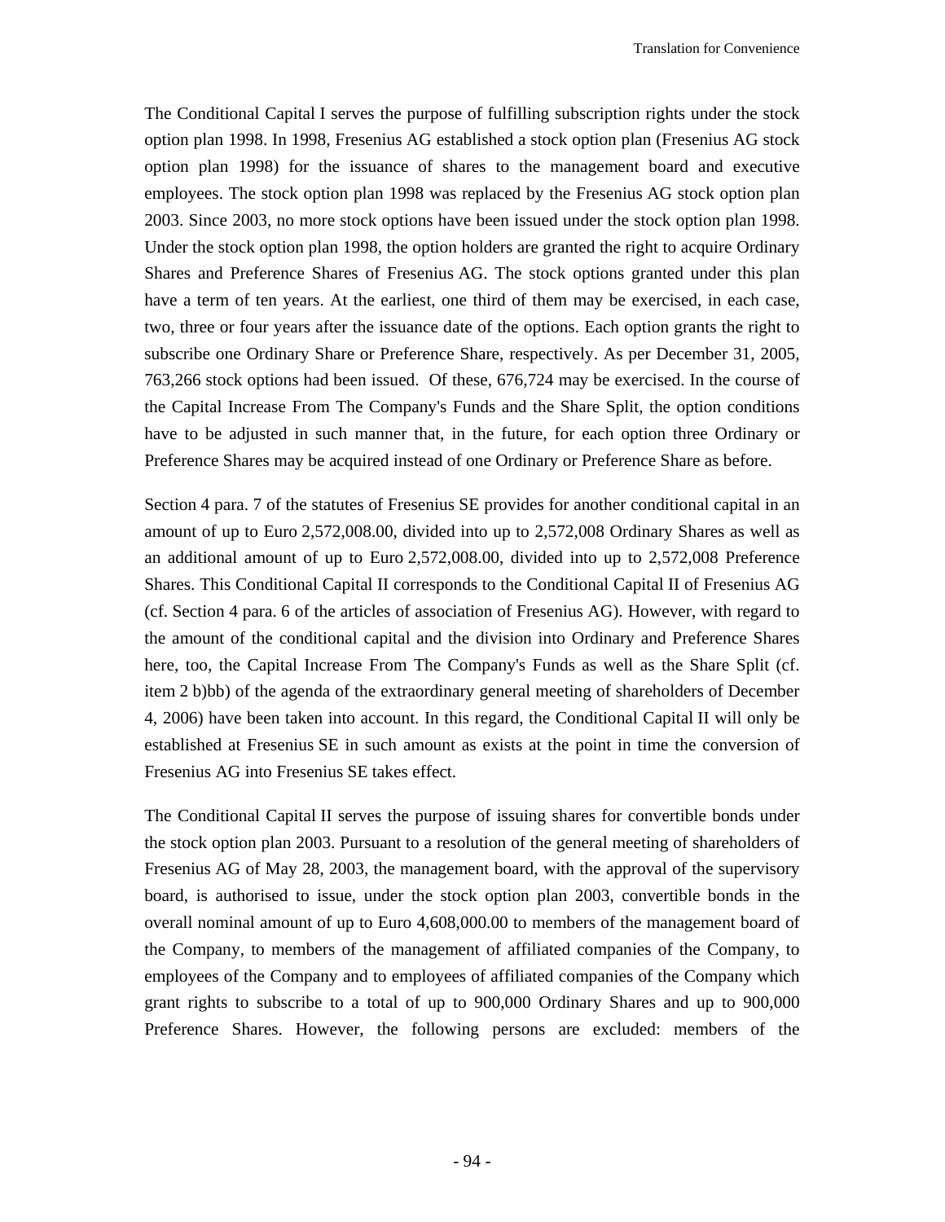The Conditional Capital I serves the purpose of fulfilling subscription rights under the stock option plan 1998. In 1998, Fresenius AG established a stock option plan (Fresenius AG stock option plan 1998) for the issuance of shares to the management board and executive employees. The stock option plan 1998 was replaced by the Fresenius AG stock option plan 2003. Since 2003, no more stock options have been issued under the stock option plan 1998. Under the stock option plan 1998, the option holders are granted the right to acquire Ordinary Shares and Preference Shares of Fresenius AG. The stock options granted under this plan have a term of ten years. At the earliest, one third of them may be exercised, in each case, two, three or four years after the issuance date of the options. Each option grants the right to subscribe one Ordinary Share or Preference Share, respectively. As per December 31, 2005, 763,266 stock options had been issued. Of these, 676,724 may be exercised. In the course of the Capital Increase From The Company's Funds and the Share Split, the option conditions have to be adjusted in such manner that, in the future, for each option three Ordinary or Preference Shares may be acquired instead of one Ordinary or Preference Share as before.

Section 4 para. 7 of the statutes of Fresenius SE provides for another conditional capital in an amount of up to Euro 2,572,008.00, divided into up to 2,572,008 Ordinary Shares as well as an additional amount of up to Euro 2,572,008.00, divided into up to 2,572,008 Preference Shares. This Conditional Capital II corresponds to the Conditional Capital II of Fresenius AG (cf. Section 4 para. 6 of the articles of association of Fresenius AG). However, with regard to the amount of the conditional capital and the division into Ordinary and Preference Shares here, too, the Capital Increase From The Company's Funds as well as the Share Split (cf. item 2 b)bb) of the agenda of the extraordinary general meeting of shareholders of December 4, 2006) have been taken into account. In this regard, the Conditional Capital II will only be established at Fresenius SE in such amount as exists at the point in time the conversion of Fresenius AG into Fresenius SE takes effect.

The Conditional Capital II serves the purpose of issuing shares for convertible bonds under the stock option plan 2003. Pursuant to a resolution of the general meeting of shareholders of Fresenius AG of May 28, 2003, the management board, with the approval of the supervisory board, is authorised to issue, under the stock option plan 2003, convertible bonds in the overall nominal amount of up to Euro 4,608,000.00 to members of the management board of the Company, to members of the management of affiliated companies of the Company, to employees of the Company and to employees of affiliated companies of the Company which grant rights to subscribe to a total of up to 900,000 Ordinary Shares and up to 900,000 Preference Shares. However, the following persons are excluded: members of the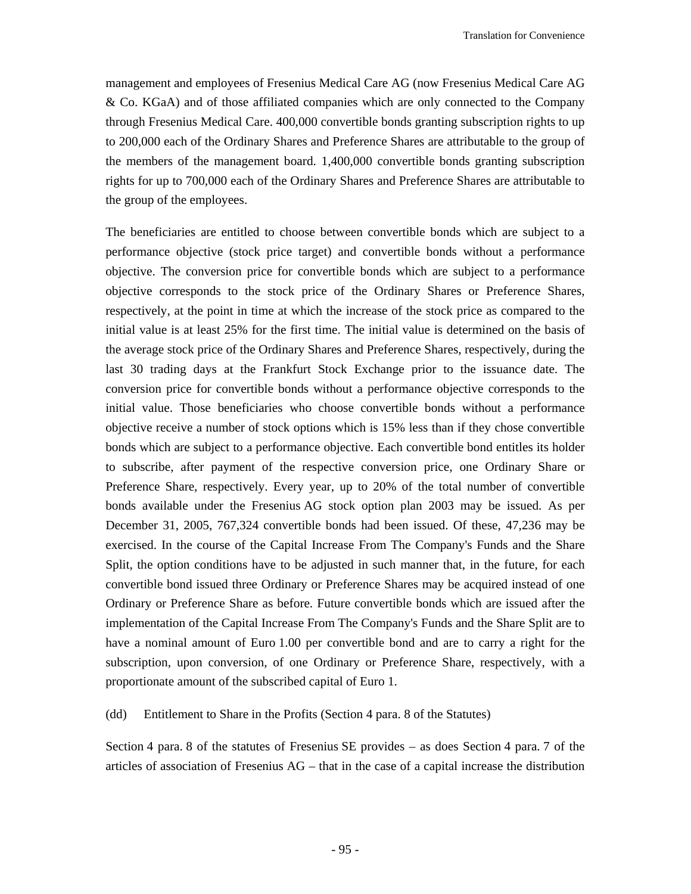management and employees of Fresenius Medical Care AG (now Fresenius Medical Care AG & Co. KGaA) and of those affiliated companies which are only connected to the Company through Fresenius Medical Care. 400,000 convertible bonds granting subscription rights to up to 200,000 each of the Ordinary Shares and Preference Shares are attributable to the group of the members of the management board. 1,400,000 convertible bonds granting subscription rights for up to 700,000 each of the Ordinary Shares and Preference Shares are attributable to the group of the employees.

The beneficiaries are entitled to choose between convertible bonds which are subject to a performance objective (stock price target) and convertible bonds without a performance objective. The conversion price for convertible bonds which are subject to a performance objective corresponds to the stock price of the Ordinary Shares or Preference Shares, respectively, at the point in time at which the increase of the stock price as compared to the initial value is at least 25% for the first time. The initial value is determined on the basis of the average stock price of the Ordinary Shares and Preference Shares, respectively, during the last 30 trading days at the Frankfurt Stock Exchange prior to the issuance date. The conversion price for convertible bonds without a performance objective corresponds to the initial value. Those beneficiaries who choose convertible bonds without a performance objective receive a number of stock options which is 15% less than if they chose convertible bonds which are subject to a performance objective. Each convertible bond entitles its holder to subscribe, after payment of the respective conversion price, one Ordinary Share or Preference Share, respectively. Every year, up to 20% of the total number of convertible bonds available under the Fresenius AG stock option plan 2003 may be issued. As per December 31, 2005, 767,324 convertible bonds had been issued. Of these, 47,236 may be exercised. In the course of the Capital Increase From The Company's Funds and the Share Split, the option conditions have to be adjusted in such manner that, in the future, for each convertible bond issued three Ordinary or Preference Shares may be acquired instead of one Ordinary or Preference Share as before. Future convertible bonds which are issued after the implementation of the Capital Increase From The Company's Funds and the Share Split are to have a nominal amount of Euro 1.00 per convertible bond and are to carry a right for the subscription, upon conversion, of one Ordinary or Preference Share, respectively, with a proportionate amount of the subscribed capital of Euro 1.

(dd) Entitlement to Share in the Profits (Section 4 para. 8 of the Statutes)

Section 4 para. 8 of the statutes of Fresenius SE provides – as does Section 4 para. 7 of the articles of association of Fresenius AG – that in the case of a capital increase the distribution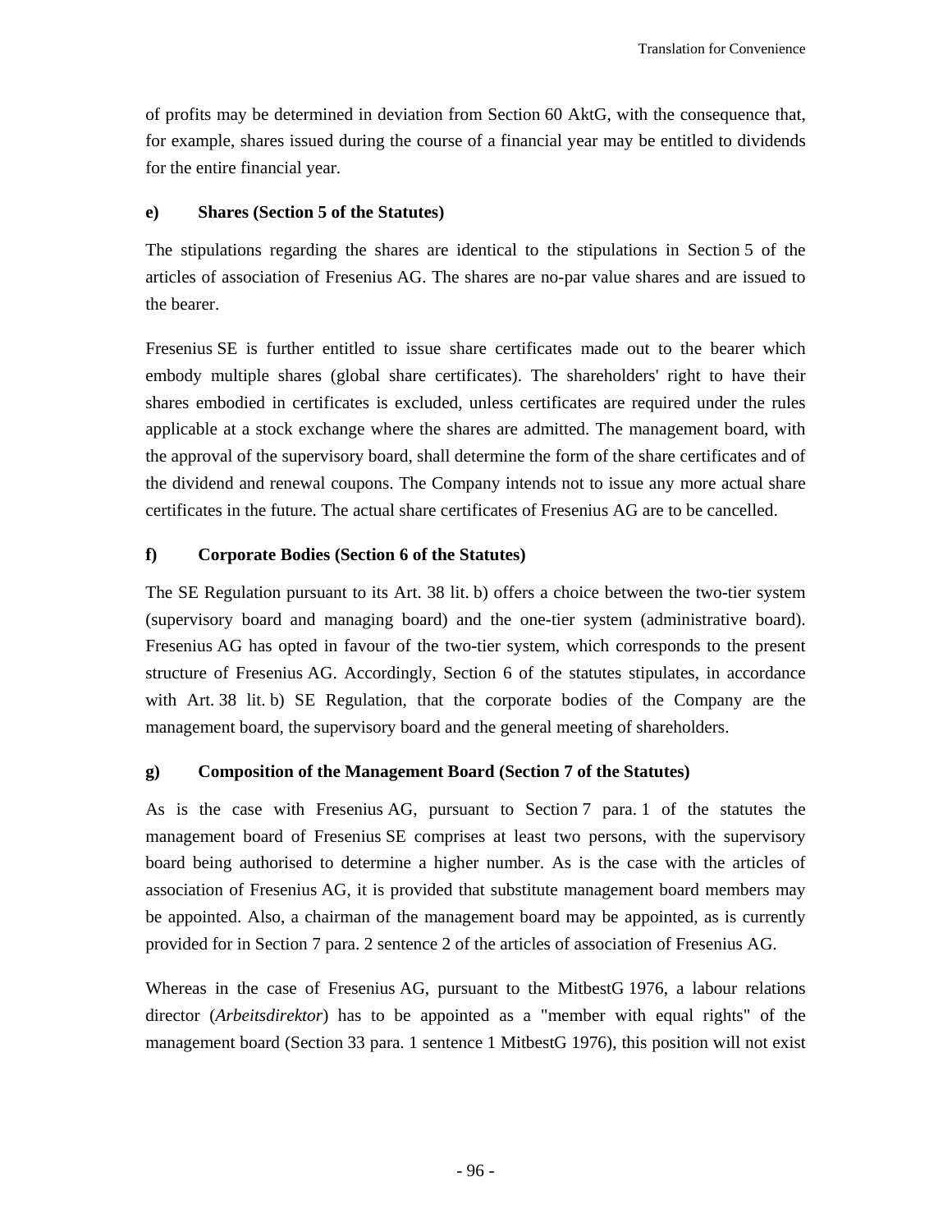of profits may be determined in deviation from Section 60 AktG, with the consequence that, for example, shares issued during the course of a financial year may be entitled to dividends for the entire financial year.

**e) Shares (Section 5 of the Statutes)**

The stipulations regarding the shares are identical to the stipulations in Section 5 of the articles of association of Fresenius AG. The shares are no-par value shares and are issued to the bearer.

Fresenius SE is further entitled to issue share certificates made out to the bearer which embody multiple shares (global share certificates). The shareholders' right to have their shares embodied in certificates is excluded, unless certificates are required under the rules applicable at a stock exchange where the shares are admitted. The management board, with the approval of the supervisory board, shall determine the form of the share certificates and of the dividend and renewal coupons. The Company intends not to issue any more actual share certificates in the future. The actual share certificates of Fresenius AG are to be cancelled.

**f) Corporate Bodies (Section 6 of the Statutes)**

The SE Regulation pursuant to its Art. 38 lit. b) offers a choice between the two-tier system (supervisory board and managing board) and the one-tier system (administrative board). Fresenius AG has opted in favour of the two-tier system, which corresponds to the present structure of Fresenius AG. Accordingly, Section 6 of the statutes stipulates, in accordance with Art. 38 lit. b) SE Regulation, that the corporate bodies of the Company are the management board, the supervisory board and the general meeting of shareholders.

**g) Composition of the Management Board (Section 7 of the Statutes)**

As is the case with Fresenius AG, pursuant to Section 7 para. 1 of the statutes the management board of Fresenius SE comprises at least two persons, with the supervisory board being authorised to determine a higher number. As is the case with the articles of association of Fresenius AG, it is provided that substitute management board members may be appointed. Also, a chairman of the management board may be appointed, as is currently provided for in Section 7 para. 2 sentence 2 of the articles of association of Fresenius AG.

Whereas in the case of Fresenius AG, pursuant to the MitbestG 1976, a labour relations director (*Arbeitsdirektor*) has to be appointed as a "member with equal rights" of the management board (Section 33 para. 1 sentence 1 MitbestG 1976), this position will not exist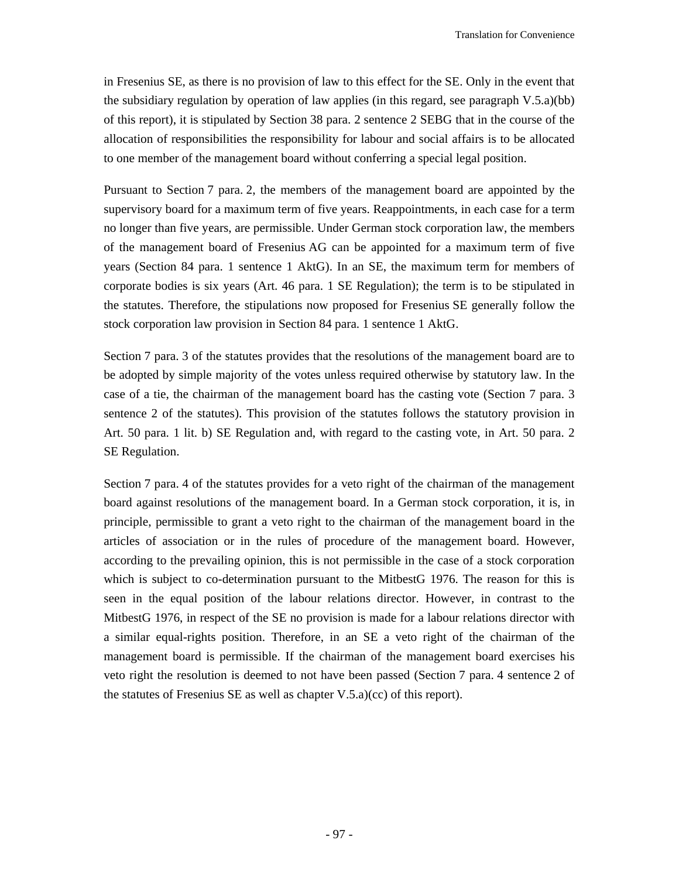in Fresenius SE, as there is no provision of law to this effect for the SE. Only in the event that the subsidiary regulation by operation of law applies (in this regard, see paragraph V.5.a)(bb) of this report), it is stipulated by Section 38 para. 2 sentence 2 SEBG that in the course of the allocation of responsibilities the responsibility for labour and social affairs is to be allocated to one member of the management board without conferring a special legal position.

Pursuant to Section 7 para. 2, the members of the management board are appointed by the supervisory board for a maximum term of five years. Reappointments, in each case for a term no longer than five years, are permissible. Under German stock corporation law, the members of the management board of Fresenius AG can be appointed for a maximum term of five years (Section 84 para. 1 sentence 1 AktG). In an SE, the maximum term for members of corporate bodies is six years (Art. 46 para. 1 SE Regulation); the term is to be stipulated in the statutes. Therefore, the stipulations now proposed for Fresenius SE generally follow the stock corporation law provision in Section 84 para. 1 sentence 1 AktG.

Section 7 para. 3 of the statutes provides that the resolutions of the management board are to be adopted by simple majority of the votes unless required otherwise by statutory law. In the case of a tie, the chairman of the management board has the casting vote (Section 7 para. 3 sentence 2 of the statutes). This provision of the statutes follows the statutory provision in Art. 50 para. 1 lit. b) SE Regulation and, with regard to the casting vote, in Art. 50 para. 2 SE Regulation.

Section 7 para. 4 of the statutes provides for a veto right of the chairman of the management board against resolutions of the management board. In a German stock corporation, it is, in principle, permissible to grant a veto right to the chairman of the management board in the articles of association or in the rules of procedure of the management board. However, according to the prevailing opinion, this is not permissible in the case of a stock corporation which is subject to co-determination pursuant to the MitbestG 1976. The reason for this is seen in the equal position of the labour relations director. However, in contrast to the MitbestG 1976, in respect of the SE no provision is made for a labour relations director with a similar equal-rights position. Therefore, in an SE a veto right of the chairman of the management board is permissible. If the chairman of the management board exercises his veto right the resolution is deemed to not have been passed (Section 7 para. 4 sentence 2 of the statutes of Fresenius SE as well as chapter V.5.a)(cc) of this report).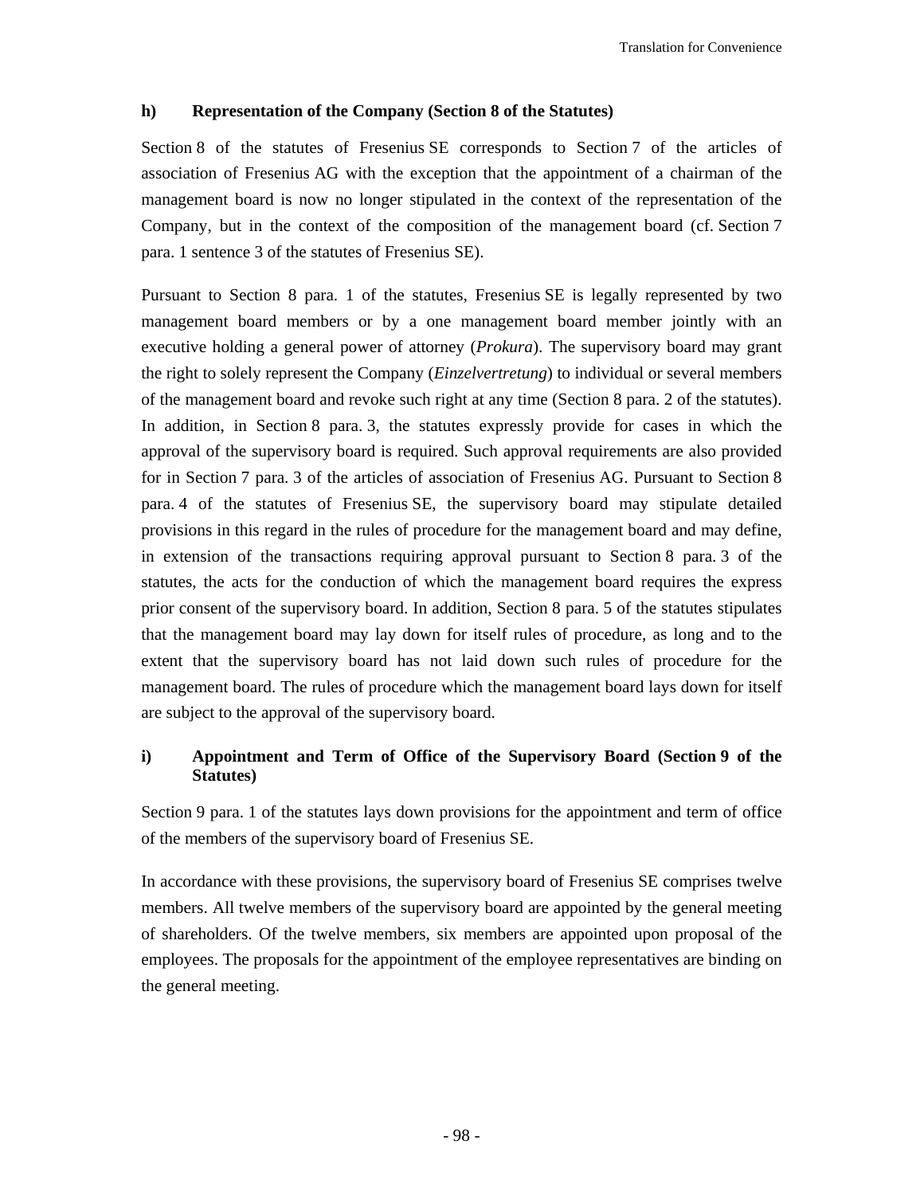#### h) Representation of the Company (Section 8 of the Statutes)

Section 8 of the statutes of Fresenius SE corresponds to Section 7 of the articles of association of Fresenius AG with the exception that the appointment of a chairman of the management board is now no longer stipulated in the context of the representation of the Company, but in the context of the composition of the management board (cf. Section 7 para. 1 sentence 3 of the statutes of Fresenius SE).

Pursuant to Section 8 para. 1 of the statutes, Fresenius SE is legally represented by two management board members or by a one management board member jointly with an executive holding a general power of attorney (*Prokura*). The supervisory board may grant the right to solely represent the Company (*Einzelvertretung*) to individual or several members of the management board and revoke such right at any time (Section 8 para. 2 of the statutes). In addition, in Section 8 para. 3, the statutes expressly provide for cases in which the approval of the supervisory board is required. Such approval requirements are also provided for in Section 7 para. 3 of the articles of association of Fresenius AG. Pursuant to Section 8 para. 4 of the statutes of Fresenius SE, the supervisory board may stipulate detailed provisions in this regard in the rules of procedure for the management board and may define, in extension of the transactions requiring approval pursuant to Section 8 para. 3 of the statutes, the acts for the conduction of which the management board requires the express prior consent of the supervisory board. In addition, Section 8 para. 5 of the statutes stipulates that the management board may lay down for itself rules of procedure, as long and to the extent that the supervisory board has not laid down such rules of procedure for the management board. The rules of procedure which the management board lays down for itself are subject to the approval of the supervisory board.

#### i) Appointment and Term of Office of the Supervisory Board (Section 9 of the Statutes)

Section 9 para. 1 of the statutes lays down provisions for the appointment and term of office of the members of the supervisory board of Fresenius SE.

In accordance with these provisions, the supervisory board of Fresenius SE comprises twelve members. All twelve members of the supervisory board are appointed by the general meeting of shareholders. Of the twelve members, six members are appointed upon proposal of the employees. The proposals for the appointment of the employee representatives are binding on the general meeting.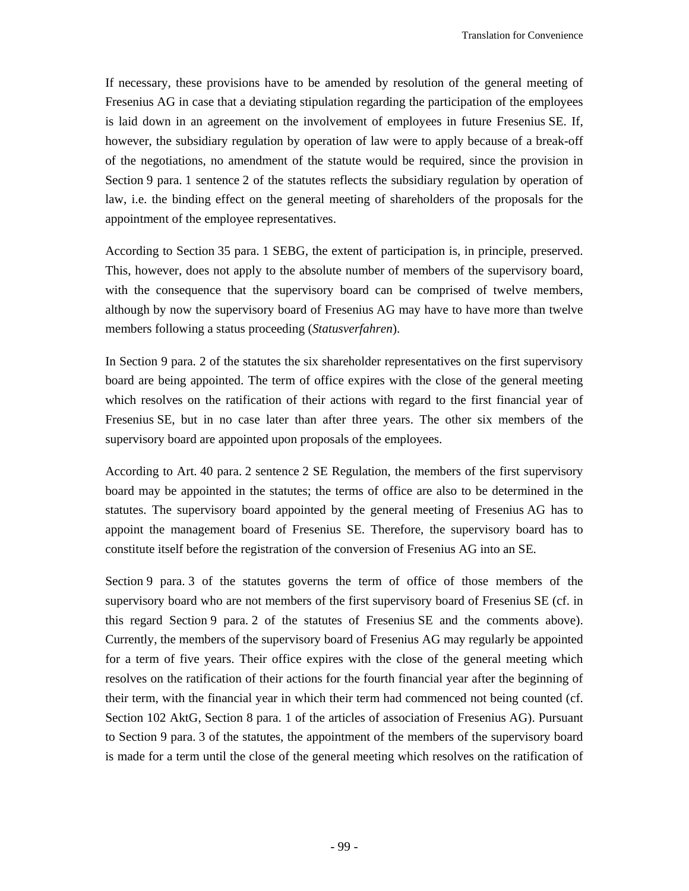If necessary, these provisions have to be amended by resolution of the general meeting of Fresenius AG in case that a deviating stipulation regarding the participation of the employees is laid down in an agreement on the involvement of employees in future Fresenius SE. If, however, the subsidiary regulation by operation of law were to apply because of a break-off of the negotiations, no amendment of the statute would be required, since the provision in Section 9 para. 1 sentence 2 of the statutes reflects the subsidiary regulation by operation of law, i.e. the binding effect on the general meeting of shareholders of the proposals for the appointment of the employee representatives.

According to Section 35 para. 1 SEBG, the extent of participation is, in principle, preserved. This, however, does not apply to the absolute number of members of the supervisory board, with the consequence that the supervisory board can be comprised of twelve members, although by now the supervisory board of Fresenius AG may have to have more than twelve members following a status proceeding (*Statusverfahren*).

In Section 9 para. 2 of the statutes the six shareholder representatives on the first supervisory board are being appointed. The term of office expires with the close of the general meeting which resolves on the ratification of their actions with regard to the first financial year of Fresenius SE, but in no case later than after three years. The other six members of the supervisory board are appointed upon proposals of the employees.

According to Art. 40 para. 2 sentence 2 SE Regulation, the members of the first supervisory board may be appointed in the statutes; the terms of office are also to be determined in the statutes. The supervisory board appointed by the general meeting of Fresenius AG has to appoint the management board of Fresenius SE. Therefore, the supervisory board has to constitute itself before the registration of the conversion of Fresenius AG into an SE.

Section 9 para. 3 of the statutes governs the term of office of those members of the supervisory board who are not members of the first supervisory board of Fresenius SE (cf. in this regard Section 9 para. 2 of the statutes of Fresenius SE and the comments above). Currently, the members of the supervisory board of Fresenius AG may regularly be appointed for a term of five years. Their office expires with the close of the general meeting which resolves on the ratification of their actions for the fourth financial year after the beginning of their term, with the financial year in which their term had commenced not being counted (cf. Section 102 AktG, Section 8 para. 1 of the articles of association of Fresenius AG). Pursuant to Section 9 para. 3 of the statutes, the appointment of the members of the supervisory board is made for a term until the close of the general meeting which resolves on the ratification of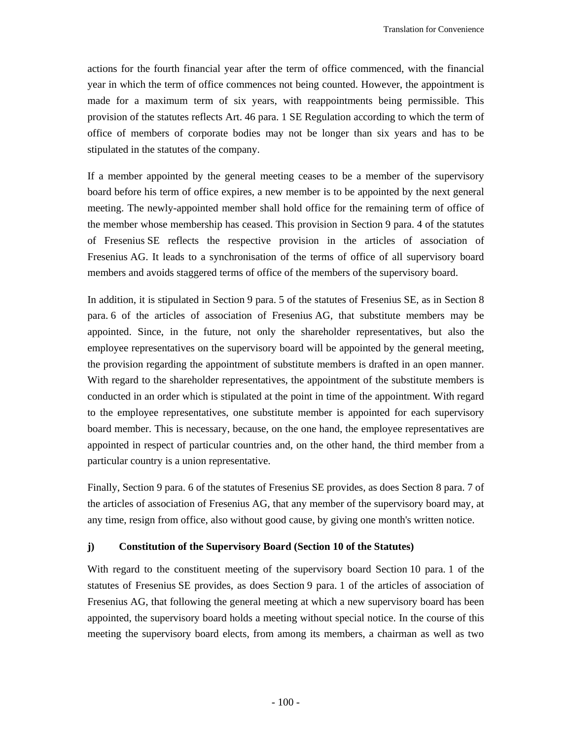actions for the fourth financial year after the term of office commenced, with the financial year in which the term of office commences not being counted. However, the appointment is made for a maximum term of six years, with reappointments being permissible. This provision of the statutes reflects Art. 46 para. 1 SE Regulation according to which the term of office of members of corporate bodies may not be longer than six years and has to be stipulated in the statutes of the company.

If a member appointed by the general meeting ceases to be a member of the supervisory board before his term of office expires, a new member is to be appointed by the next general meeting. The newly-appointed member shall hold office for the remaining term of office of the member whose membership has ceased. This provision in Section 9 para. 4 of the statutes of Fresenius SE reflects the respective provision in the articles of association of Fresenius AG. It leads to a synchronisation of the terms of office of all supervisory board members and avoids staggered terms of office of the members of the supervisory board.

In addition, it is stipulated in Section 9 para. 5 of the statutes of Fresenius SE, as in Section 8 para. 6 of the articles of association of Fresenius AG, that substitute members may be appointed. Since, in the future, not only the shareholder representatives, but also the employee representatives on the supervisory board will be appointed by the general meeting, the provision regarding the appointment of substitute members is drafted in an open manner. With regard to the shareholder representatives, the appointment of the substitute members is conducted in an order which is stipulated at the point in time of the appointment. With regard to the employee representatives, one substitute member is appointed for each supervisory board member. This is necessary, because, on the one hand, the employee representatives are appointed in respect of particular countries and, on the other hand, the third member from a particular country is a union representative.

Finally, Section 9 para. 6 of the statutes of Fresenius SE provides, as does Section 8 para. 7 of the articles of association of Fresenius AG, that any member of the supervisory board may, at any time, resign from office, also without good cause, by giving one month's written notice.

**j) Constitution of the Supervisory Board (Section 10 of the Statutes)**

With regard to the constituent meeting of the supervisory board Section 10 para. 1 of the statutes of Fresenius SE provides, as does Section 9 para. 1 of the articles of association of Fresenius AG, that following the general meeting at which a new supervisory board has been appointed, the supervisory board holds a meeting without special notice. In the course of this meeting the supervisory board elects, from among its members, a chairman as well as two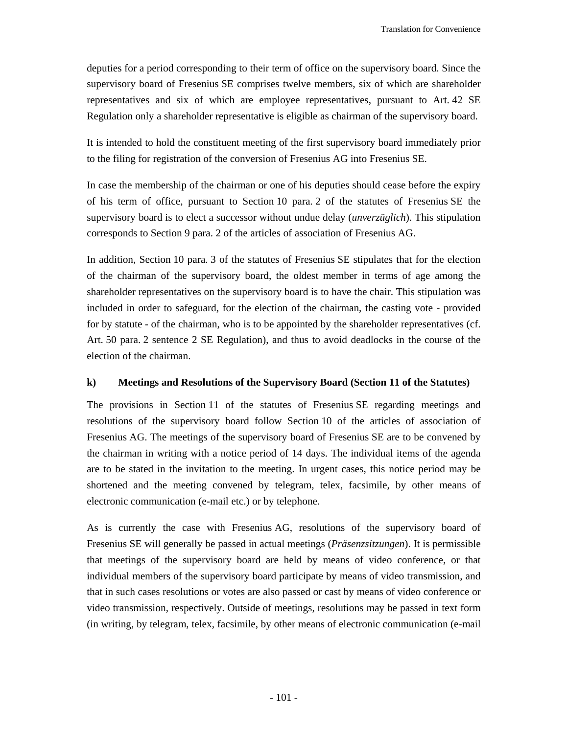deputies for a period corresponding to their term of office on the supervisory board. Since the supervisory board of Fresenius SE comprises twelve members, six of which are shareholder representatives and six of which are employee representatives, pursuant to Art. 42 SE Regulation only a shareholder representative is eligible as chairman of the supervisory board.

It is intended to hold the constituent meeting of the first supervisory board immediately prior to the filing for registration of the conversion of Fresenius AG into Fresenius SE.

In case the membership of the chairman or one of his deputies should cease before the expiry of his term of office, pursuant to Section 10 para. 2 of the statutes of Fresenius SE the supervisory board is to elect a successor without undue delay (*unverzüglich*). This stipulation corresponds to Section 9 para. 2 of the articles of association of Fresenius AG.

In addition, Section 10 para. 3 of the statutes of Fresenius SE stipulates that for the election of the chairman of the supervisory board, the oldest member in terms of age among the shareholder representatives on the supervisory board is to have the chair. This stipulation was included in order to safeguard, for the election of the chairman, the casting vote - provided for by statute - of the chairman, who is to be appointed by the shareholder representatives (cf. Art. 50 para. 2 sentence 2 SE Regulation), and thus to avoid deadlocks in the course of the election of the chairman.

**k) Meetings and Resolutions of the Supervisory Board (Section 11 of the Statutes)**

The provisions in Section 11 of the statutes of Fresenius SE regarding meetings and resolutions of the supervisory board follow Section 10 of the articles of association of Fresenius AG. The meetings of the supervisory board of Fresenius SE are to be convened by the chairman in writing with a notice period of 14 days. The individual items of the agenda are to be stated in the invitation to the meeting. In urgent cases, this notice period may be shortened and the meeting convened by telegram, telex, facsimile, by other means of electronic communication (e-mail etc.) or by telephone.

As is currently the case with Fresenius AG, resolutions of the supervisory board of Fresenius SE will generally be passed in actual meetings (*Präsenzsitzungen*). It is permissible that meetings of the supervisory board are held by means of video conference, or that individual members of the supervisory board participate by means of video transmission, and that in such cases resolutions or votes are also passed or cast by means of video conference or video transmission, respectively. Outside of meetings, resolutions may be passed in text form (in writing, by telegram, telex, facsimile, by other means of electronic communication (e-mail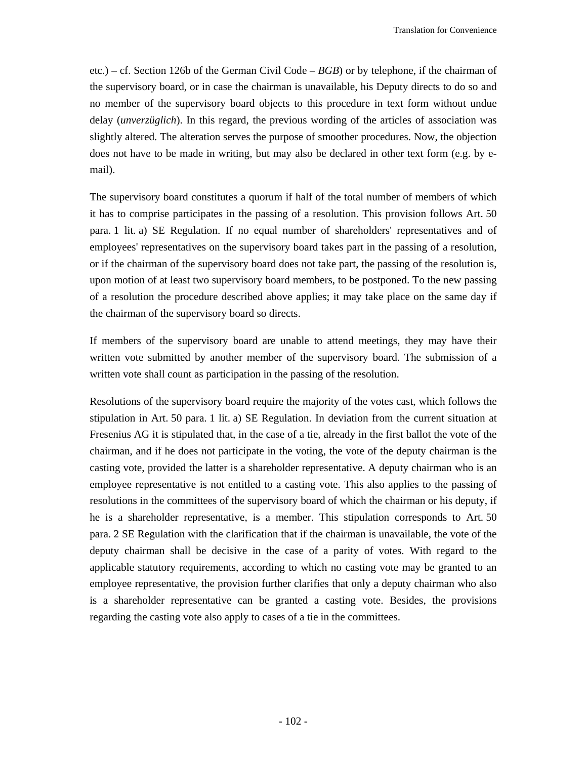etc.) – cf. Section 126b of the German Civil Code – *BGB*) or by telephone, if the chairman of the supervisory board, or in case the chairman is unavailable, his Deputy directs to do so and no member of the supervisory board objects to this procedure in text form without undue delay (*unverzüglich*). In this regard, the previous wording of the articles of association was slightly altered. The alteration serves the purpose of smoother procedures. Now, the objection does not have to be made in writing, but may also be declared in other text form (e.g. by e-mail).

The supervisory board constitutes a quorum if half of the total number of members of which it has to comprise participates in the passing of a resolution. This provision follows Art. 50 para. 1 lit. a) SE Regulation. If no equal number of shareholders' representatives and of employees' representatives on the supervisory board takes part in the passing of a resolution, or if the chairman of the supervisory board does not take part, the passing of the resolution is, upon motion of at least two supervisory board members, to be postponed. To the new passing of a resolution the procedure described above applies; it may take place on the same day if the chairman of the supervisory board so directs.

If members of the supervisory board are unable to attend meetings, they may have their written vote submitted by another member of the supervisory board. The submission of a written vote shall count as participation in the passing of the resolution.

Resolutions of the supervisory board require the majority of the votes cast, which follows the stipulation in Art. 50 para. 1 lit. a) SE Regulation. In deviation from the current situation at Fresenius AG it is stipulated that, in the case of a tie, already in the first ballot the vote of the chairman, and if he does not participate in the voting, the vote of the deputy chairman is the casting vote, provided the latter is a shareholder representative. A deputy chairman who is an employee representative is not entitled to a casting vote. This also applies to the passing of resolutions in the committees of the supervisory board of which the chairman or his deputy, if he is a shareholder representative, is a member. This stipulation corresponds to Art. 50 para. 2 SE Regulation with the clarification that if the chairman is unavailable, the vote of the deputy chairman shall be decisive in the case of a parity of votes. With regard to the applicable statutory requirements, according to which no casting vote may be granted to an employee representative, the provision further clarifies that only a deputy chairman who also is a shareholder representative can be granted a casting vote. Besides, the provisions regarding the casting vote also apply to cases of a tie in the committees.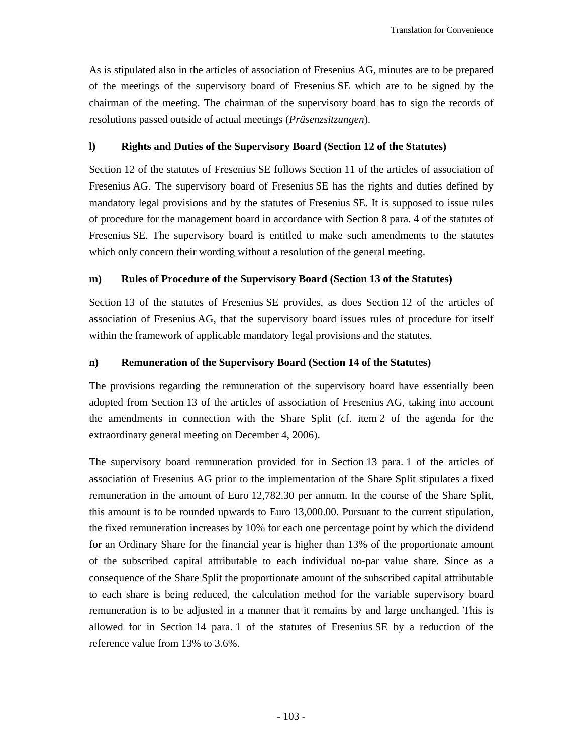As is stipulated also in the articles of association of Fresenius AG, minutes are to be prepared of the meetings of the supervisory board of Fresenius SE which are to be signed by the chairman of the meeting. The chairman of the supervisory board has to sign the records of resolutions passed outside of actual meetings (*Präsenzsitzungen*).

**l) Rights and Duties of the Supervisory Board (Section 12 of the Statutes)**

Section 12 of the statutes of Fresenius SE follows Section 11 of the articles of association of Fresenius AG. The supervisory board of Fresenius SE has the rights and duties defined by mandatory legal provisions and by the statutes of Fresenius SE. It is supposed to issue rules of procedure for the management board in accordance with Section 8 para. 4 of the statutes of Fresenius SE. The supervisory board is entitled to make such amendments to the statutes which only concern their wording without a resolution of the general meeting.

**m) Rules of Procedure of the Supervisory Board (Section 13 of the Statutes)**

Section 13 of the statutes of Fresenius SE provides, as does Section 12 of the articles of association of Fresenius AG, that the supervisory board issues rules of procedure for itself within the framework of applicable mandatory legal provisions and the statutes.

**n) Remuneration of the Supervisory Board (Section 14 of the Statutes)**

The provisions regarding the remuneration of the supervisory board have essentially been adopted from Section 13 of the articles of association of Fresenius AG, taking into account the amendments in connection with the Share Split (cf. item 2 of the agenda for the extraordinary general meeting on December 4, 2006).

The supervisory board remuneration provided for in Section 13 para. 1 of the articles of association of Fresenius AG prior to the implementation of the Share Split stipulates a fixed remuneration in the amount of Euro 12,782.30 per annum. In the course of the Share Split, this amount is to be rounded upwards to Euro 13,000.00. Pursuant to the current stipulation, the fixed remuneration increases by 10% for each one percentage point by which the dividend for an Ordinary Share for the financial year is higher than 13% of the proportionate amount of the subscribed capital attributable to each individual no-par value share. Since as a consequence of the Share Split the proportionate amount of the subscribed capital attributable to each share is being reduced, the calculation method for the variable supervisory board remuneration is to be adjusted in a manner that it remains by and large unchanged. This is allowed for in Section 14 para. 1 of the statutes of Fresenius SE by a reduction of the reference value from 13% to 3.6%.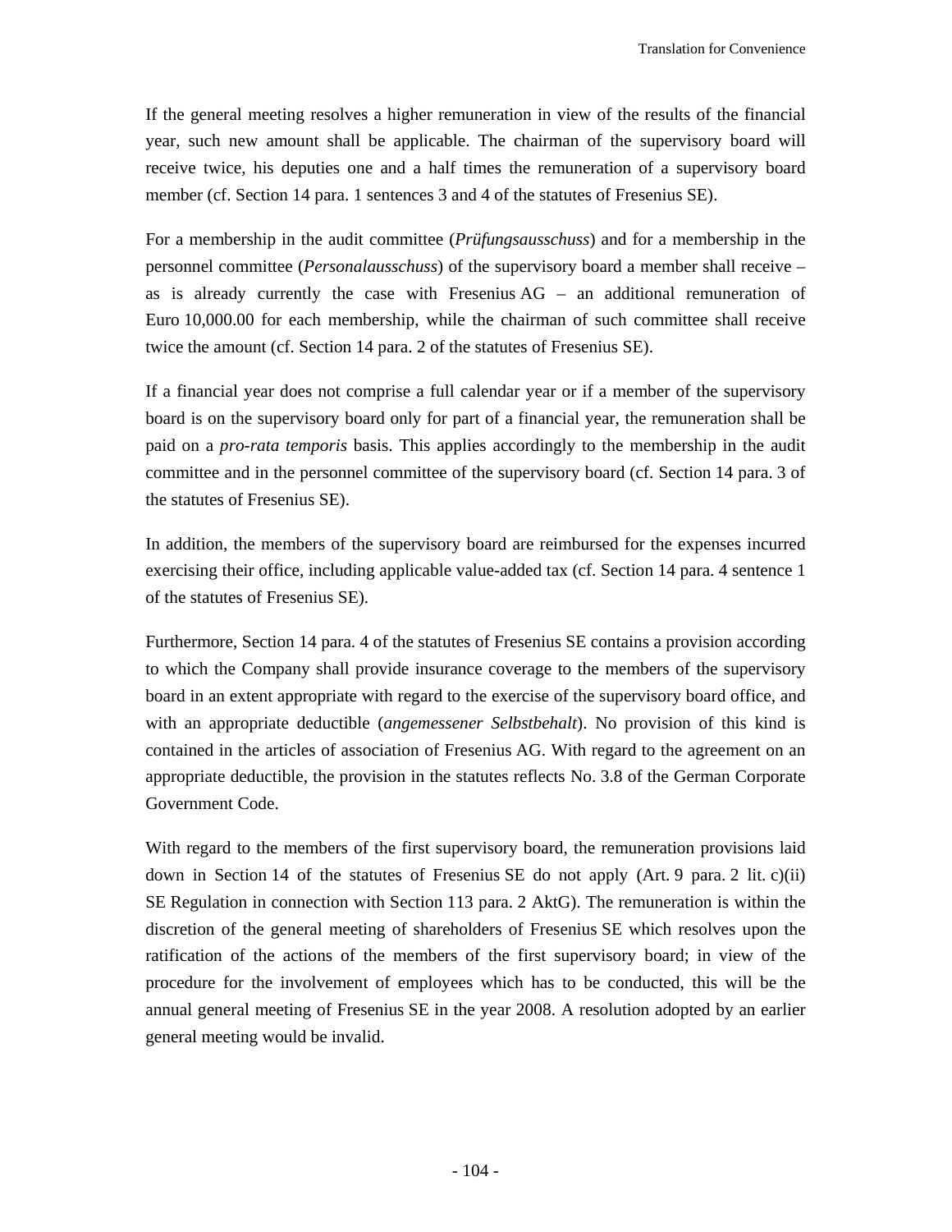If the general meeting resolves a higher remuneration in view of the results of the financial year, such new amount shall be applicable. The chairman of the supervisory board will receive twice, his deputies one and a half times the remuneration of a supervisory board member (cf. Section 14 para. 1 sentences 3 and 4 of the statutes of Fresenius SE).

For a membership in the audit committee (*Prüfungsausschuss*) and for a membership in the personnel committee (*Personalausschuss*) of the supervisory board a member shall receive – as is already currently the case with Fresenius AG – an additional remuneration of Euro 10,000.00 for each membership, while the chairman of such committee shall receive twice the amount (cf. Section 14 para. 2 of the statutes of Fresenius SE).

If a financial year does not comprise a full calendar year or if a member of the supervisory board is on the supervisory board only for part of a financial year, the remuneration shall be paid on a *pro-rata temporis* basis. This applies accordingly to the membership in the audit committee and in the personnel committee of the supervisory board (cf. Section 14 para. 3 of the statutes of Fresenius SE).

In addition, the members of the supervisory board are reimbursed for the expenses incurred exercising their office, including applicable value-added tax (cf. Section 14 para. 4 sentence 1 of the statutes of Fresenius SE).

Furthermore, Section 14 para. 4 of the statutes of Fresenius SE contains a provision according to which the Company shall provide insurance coverage to the members of the supervisory board in an extent appropriate with regard to the exercise of the supervisory board office, and with an appropriate deductible (*angemessener Selbstbehalt*). No provision of this kind is contained in the articles of association of Fresenius AG. With regard to the agreement on an appropriate deductible, the provision in the statutes reflects No. 3.8 of the German Corporate Government Code.

With regard to the members of the first supervisory board, the remuneration provisions laid down in Section 14 of the statutes of Fresenius SE do not apply (Art. 9 para. 2 lit. c)(ii) SE Regulation in connection with Section 113 para. 2 AktG). The remuneration is within the discretion of the general meeting of shareholders of Fresenius SE which resolves upon the ratification of the actions of the members of the first supervisory board; in view of the procedure for the involvement of employees which has to be conducted, this will be the annual general meeting of Fresenius SE in the year 2008. A resolution adopted by an earlier general meeting would be invalid.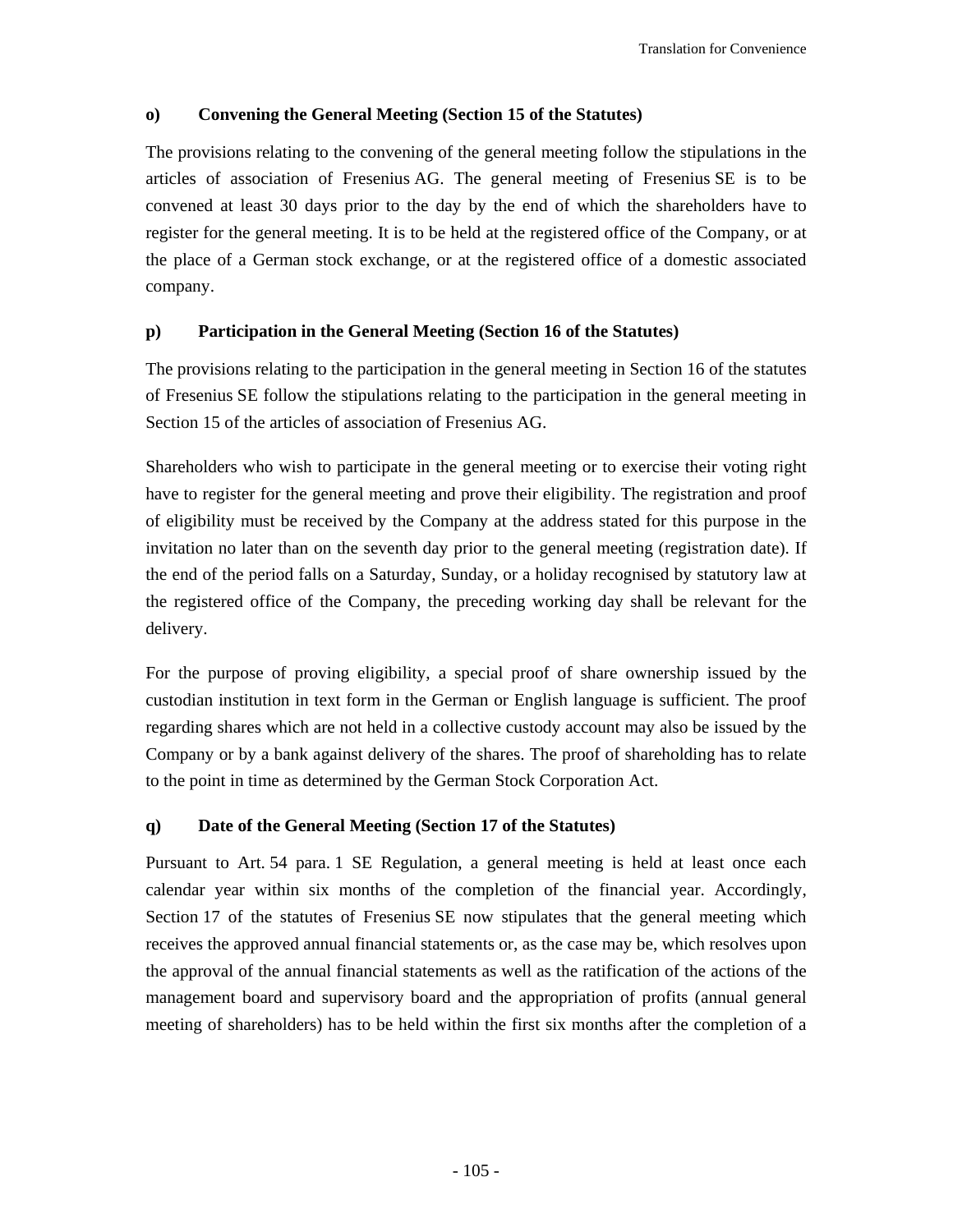**o) Convening the General Meeting (Section 15 of the Statutes)**

The provisions relating to the convening of the general meeting follow the stipulations in the articles of association of Fresenius AG. The general meeting of Fresenius SE is to be convened at least 30 days prior to the day by the end of which the shareholders have to register for the general meeting. It is to be held at the registered office of the Company, or at the place of a German stock exchange, or at the registered office of a domestic associated company.

**p) Participation in the General Meeting (Section 16 of the Statutes)**

The provisions relating to the participation in the general meeting in Section 16 of the statutes of Fresenius SE follow the stipulations relating to the participation in the general meeting in Section 15 of the articles of association of Fresenius AG.

Shareholders who wish to participate in the general meeting or to exercise their voting right have to register for the general meeting and prove their eligibility. The registration and proof of eligibility must be received by the Company at the address stated for this purpose in the invitation no later than on the seventh day prior to the general meeting (registration date). If the end of the period falls on a Saturday, Sunday, or a holiday recognised by statutory law at the registered office of the Company, the preceding working day shall be relevant for the delivery.

For the purpose of proving eligibility, a special proof of share ownership issued by the custodian institution in text form in the German or English language is sufficient. The proof regarding shares which are not held in a collective custody account may also be issued by the Company or by a bank against delivery of the shares. The proof of shareholding has to relate to the point in time as determined by the German Stock Corporation Act.

**q) Date of the General Meeting (Section 17 of the Statutes)**

Pursuant to Art. 54 para. 1 SE Regulation, a general meeting is held at least once each calendar year within six months of the completion of the financial year. Accordingly, Section 17 of the statutes of Fresenius SE now stipulates that the general meeting which receives the approved annual financial statements or, as the case may be, which resolves upon the approval of the annual financial statements as well as the ratification of the actions of the management board and supervisory board and the appropriation of profits (annual general meeting of shareholders) has to be held within the first six months after the completion of a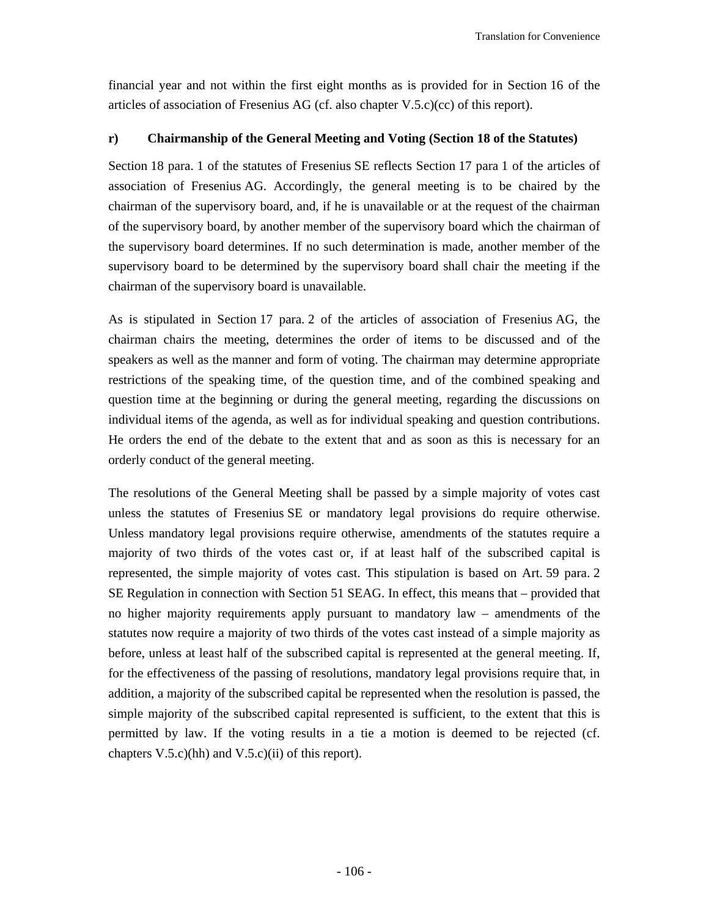financial year and not within the first eight months as is provided for in Section 16 of the articles of association of Fresenius AG (cf. also chapter V.5.c)(cc) of this report).

### r) Chairmanship of the General Meeting and Voting (Section 18 of the Statutes)

Section 18 para. 1 of the statutes of Fresenius SE reflects Section 17 para 1 of the articles of association of Fresenius AG. Accordingly, the general meeting is to be chaired by the chairman of the supervisory board, and, if he is unavailable or at the request of the chairman of the supervisory board, by another member of the supervisory board which the chairman of the supervisory board determines. If no such determination is made, another member of the supervisory board to be determined by the supervisory board shall chair the meeting if the chairman of the supervisory board is unavailable.

As is stipulated in Section 17 para. 2 of the articles of association of Fresenius AG, the chairman chairs the meeting, determines the order of items to be discussed and of the speakers as well as the manner and form of voting. The chairman may determine appropriate restrictions of the speaking time, of the question time, and of the combined speaking and question time at the beginning or during the general meeting, regarding the discussions on individual items of the agenda, as well as for individual speaking and question contributions. He orders the end of the debate to the extent that and as soon as this is necessary for an orderly conduct of the general meeting.

The resolutions of the General Meeting shall be passed by a simple majority of votes cast unless the statutes of Fresenius SE or mandatory legal provisions do require otherwise. Unless mandatory legal provisions require otherwise, amendments of the statutes require a majority of two thirds of the votes cast or, if at least half of the subscribed capital is represented, the simple majority of votes cast. This stipulation is based on Art. 59 para. 2 SE Regulation in connection with Section 51 SEAG. In effect, this means that – provided that no higher majority requirements apply pursuant to mandatory law – amendments of the statutes now require a majority of two thirds of the votes cast instead of a simple majority as before, unless at least half of the subscribed capital is represented at the general meeting. If, for the effectiveness of the passing of resolutions, mandatory legal provisions require that, in addition, a majority of the subscribed capital be represented when the resolution is passed, the simple majority of the subscribed capital represented is sufficient, to the extent that this is permitted by law. If the voting results in a tie a motion is deemed to be rejected (cf. chapters V.5.c)(hh) and V.5.c)(ii) of this report).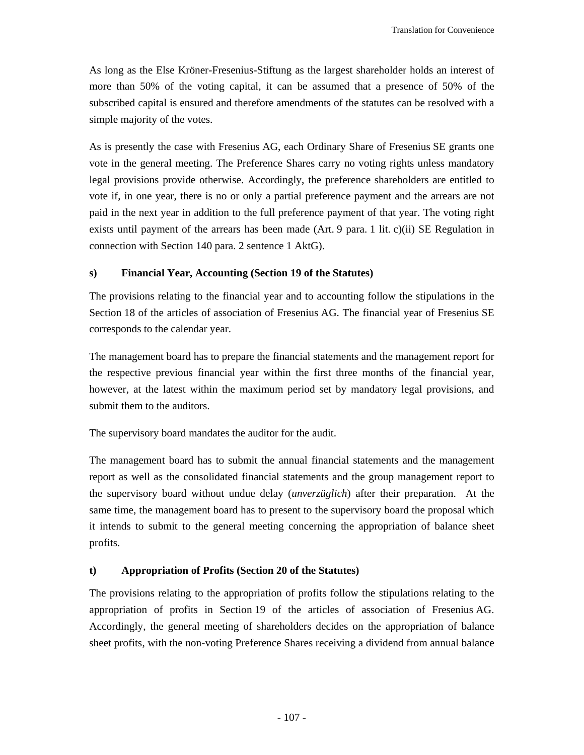As long as the Else Kröner-Fresenius-Stiftung as the largest shareholder holds an interest of more than 50% of the voting capital, it can be assumed that a presence of 50% of the subscribed capital is ensured and therefore amendments of the statutes can be resolved with a simple majority of the votes.

As is presently the case with Fresenius AG, each Ordinary Share of Fresenius SE grants one vote in the general meeting. The Preference Shares carry no voting rights unless mandatory legal provisions provide otherwise. Accordingly, the preference shareholders are entitled to vote if, in one year, there is no or only a partial preference payment and the arrears are not paid in the next year in addition to the full preference payment of that year. The voting right exists until payment of the arrears has been made (Art. 9 para. 1 lit. c)(ii) SE Regulation in connection with Section 140 para. 2 sentence 1 AktG).

**s) Financial Year, Accounting (Section 19 of the Statutes)**

The provisions relating to the financial year and to accounting follow the stipulations in the Section 18 of the articles of association of Fresenius AG. The financial year of Fresenius SE corresponds to the calendar year.

The management board has to prepare the financial statements and the management report for the respective previous financial year within the first three months of the financial year, however, at the latest within the maximum period set by mandatory legal provisions, and submit them to the auditors.

The supervisory board mandates the auditor for the audit.

The management board has to submit the annual financial statements and the management report as well as the consolidated financial statements and the group management report to the supervisory board without undue delay (*unverzüglich*) after their preparation. At the same time, the management board has to present to the supervisory board the proposal which it intends to submit to the general meeting concerning the appropriation of balance sheet profits.

**t) Appropriation of Profits (Section 20 of the Statutes)**

The provisions relating to the appropriation of profits follow the stipulations relating to the appropriation of profits in Section 19 of the articles of association of Fresenius AG. Accordingly, the general meeting of shareholders decides on the appropriation of balance sheet profits, with the non-voting Preference Shares receiving a dividend from annual balance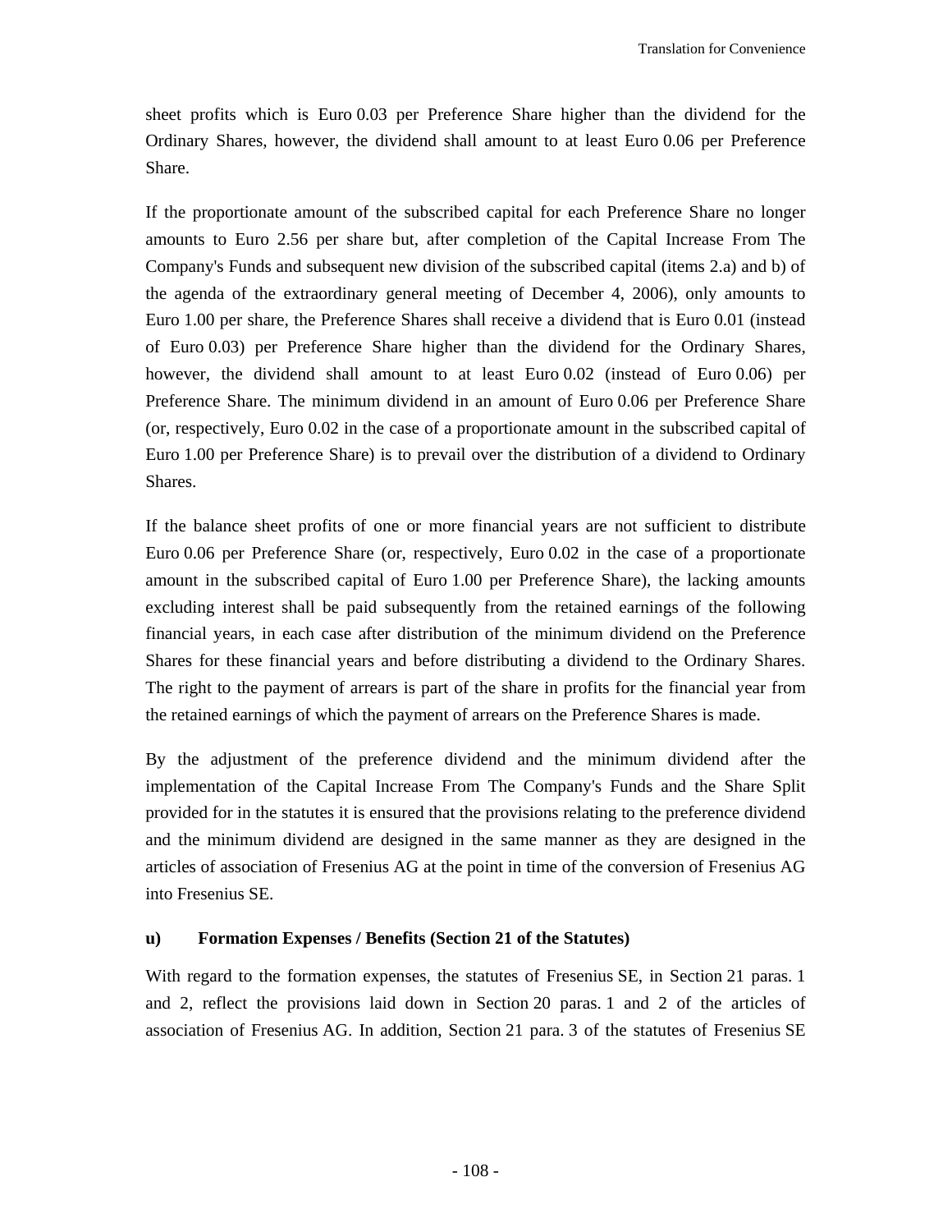sheet profits which is Euro 0.03 per Preference Share higher than the dividend for the Ordinary Shares, however, the dividend shall amount to at least Euro 0.06 per Preference Share.

If the proportionate amount of the subscribed capital for each Preference Share no longer amounts to Euro 2.56 per share but, after completion of the Capital Increase From The Company's Funds and subsequent new division of the subscribed capital (items 2.a) and b) of the agenda of the extraordinary general meeting of December 4, 2006), only amounts to Euro 1.00 per share, the Preference Shares shall receive a dividend that is Euro 0.01 (instead of Euro 0.03) per Preference Share higher than the dividend for the Ordinary Shares, however, the dividend shall amount to at least Euro 0.02 (instead of Euro 0.06) per Preference Share. The minimum dividend in an amount of Euro 0.06 per Preference Share (or, respectively, Euro 0.02 in the case of a proportionate amount in the subscribed capital of Euro 1.00 per Preference Share) is to prevail over the distribution of a dividend to Ordinary Shares.

If the balance sheet profits of one or more financial years are not sufficient to distribute Euro 0.06 per Preference Share (or, respectively, Euro 0.02 in the case of a proportionate amount in the subscribed capital of Euro 1.00 per Preference Share), the lacking amounts excluding interest shall be paid subsequently from the retained earnings of the following financial years, in each case after distribution of the minimum dividend on the Preference Shares for these financial years and before distributing a dividend to the Ordinary Shares. The right to the payment of arrears is part of the share in profits for the financial year from the retained earnings of which the payment of arrears on the Preference Shares is made.

By the adjustment of the preference dividend and the minimum dividend after the implementation of the Capital Increase From The Company's Funds and the Share Split provided for in the statutes it is ensured that the provisions relating to the preference dividend and the minimum dividend are designed in the same manner as they are designed in the articles of association of Fresenius AG at the point in time of the conversion of Fresenius AG into Fresenius SE.

**u) Formation Expenses / Benefits (Section 21 of the Statutes)**

With regard to the formation expenses, the statutes of Fresenius SE, in Section 21 paras. 1 and 2, reflect the provisions laid down in Section 20 paras. 1 and 2 of the articles of association of Fresenius AG. In addition, Section 21 para. 3 of the statutes of Fresenius SE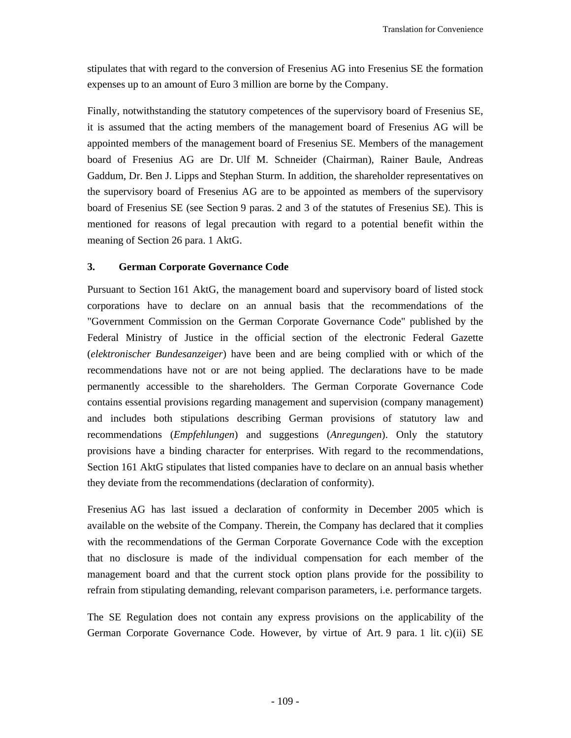stipulates that with regard to the conversion of Fresenius AG into Fresenius SE the formation expenses up to an amount of Euro 3 million are borne by the Company.

Finally, notwithstanding the statutory competences of the supervisory board of Fresenius SE, it is assumed that the acting members of the management board of Fresenius AG will be appointed members of the management board of Fresenius SE. Members of the management board of Fresenius AG are Dr. Ulf M. Schneider (Chairman), Rainer Baule, Andreas Gaddum, Dr. Ben J. Lipps and Stephan Sturm. In addition, the shareholder representatives on the supervisory board of Fresenius AG are to be appointed as members of the supervisory board of Fresenius SE (see Section 9 paras. 2 and 3 of the statutes of Fresenius SE). This is mentioned for reasons of legal precaution with regard to a potential benefit within the meaning of Section 26 para. 1 AktG.

### 3. German Corporate Governance Code

Pursuant to Section 161 AktG, the management board and supervisory board of listed stock corporations have to declare on an annual basis that the recommendations of the "Government Commission on the German Corporate Governance Code" published by the Federal Ministry of Justice in the official section of the electronic Federal Gazette (*elektronischer Bundesanzeiger*) have been and are being complied with or which of the recommendations have not or are not being applied. The declarations have to be made permanently accessible to the shareholders. The German Corporate Governance Code contains essential provisions regarding management and supervision (company management) and includes both stipulations describing German provisions of statutory law and recommendations (*Empfehlungen*) and suggestions (*Anregungen*). Only the statutory provisions have a binding character for enterprises. With regard to the recommendations, Section 161 AktG stipulates that listed companies have to declare on an annual basis whether they deviate from the recommendations (declaration of conformity).

Fresenius AG has last issued a declaration of conformity in December 2005 which is available on the website of the Company. Therein, the Company has declared that it complies with the recommendations of the German Corporate Governance Code with the exception that no disclosure is made of the individual compensation for each member of the management board and that the current stock option plans provide for the possibility to refrain from stipulating demanding, relevant comparison parameters, i.e. performance targets.

The SE Regulation does not contain any express provisions on the applicability of the German Corporate Governance Code. However, by virtue of Art. 9 para. 1 lit. c)(ii) SE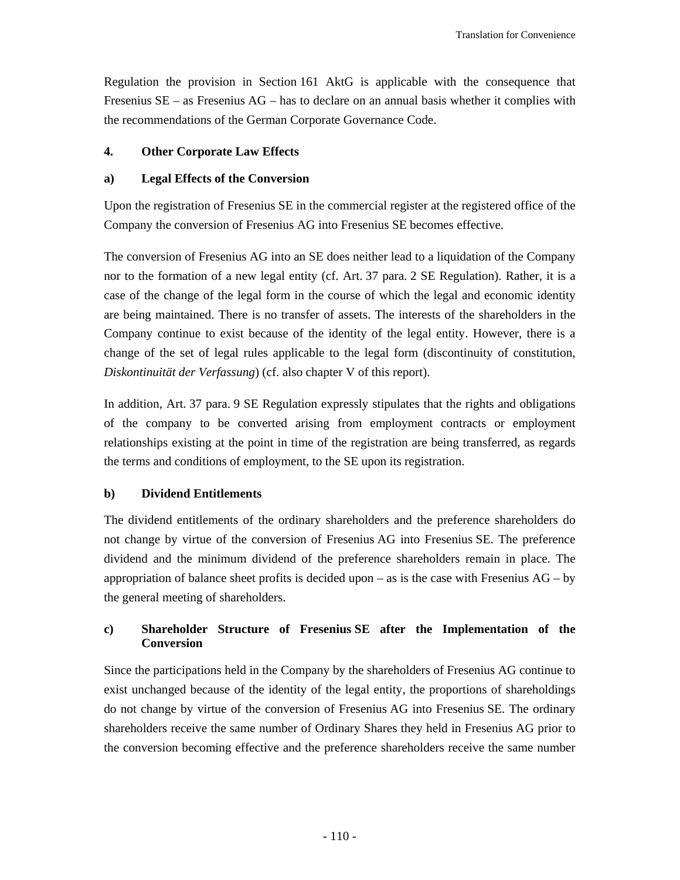Regulation the provision in Section 161 AktG is applicable with the consequence that Fresenius SE – as Fresenius AG – has to declare on an annual basis whether it complies with the recommendations of the German Corporate Governance Code.

### 4. Other Corporate Law Effects

#### a) Legal Effects of the Conversion

Upon the registration of Fresenius SE in the commercial register at the registered office of the Company the conversion of Fresenius AG into Fresenius SE becomes effective.

The conversion of Fresenius AG into an SE does neither lead to a liquidation of the Company nor to the formation of a new legal entity (cf. Art. 37 para. 2 SE Regulation). Rather, it is a case of the change of the legal form in the course of which the legal and economic identity are being maintained. There is no transfer of assets. The interests of the shareholders in the Company continue to exist because of the identity of the legal entity. However, there is a change of the set of legal rules applicable to the legal form (discontinuity of constitution, *Diskontinuität der Verfassung*) (cf. also chapter V of this report).

In addition, Art. 37 para. 9 SE Regulation expressly stipulates that the rights and obligations of the company to be converted arising from employment contracts or employment relationships existing at the point in time of the registration are being transferred, as regards the terms and conditions of employment, to the SE upon its registration.

#### b) Dividend Entitlements

The dividend entitlements of the ordinary shareholders and the preference shareholders do not change by virtue of the conversion of Fresenius AG into Fresenius SE. The preference dividend and the minimum dividend of the preference shareholders remain in place. The appropriation of balance sheet profits is decided upon – as is the case with Fresenius AG – by the general meeting of shareholders.

#### c) Shareholder Structure of Fresenius SE after the Implementation of the Conversion

Since the participations held in the Company by the shareholders of Fresenius AG continue to exist unchanged because of the identity of the legal entity, the proportions of shareholdings do not change by virtue of the conversion of Fresenius AG into Fresenius SE. The ordinary shareholders receive the same number of Ordinary Shares they held in Fresenius AG prior to the conversion becoming effective and the preference shareholders receive the same number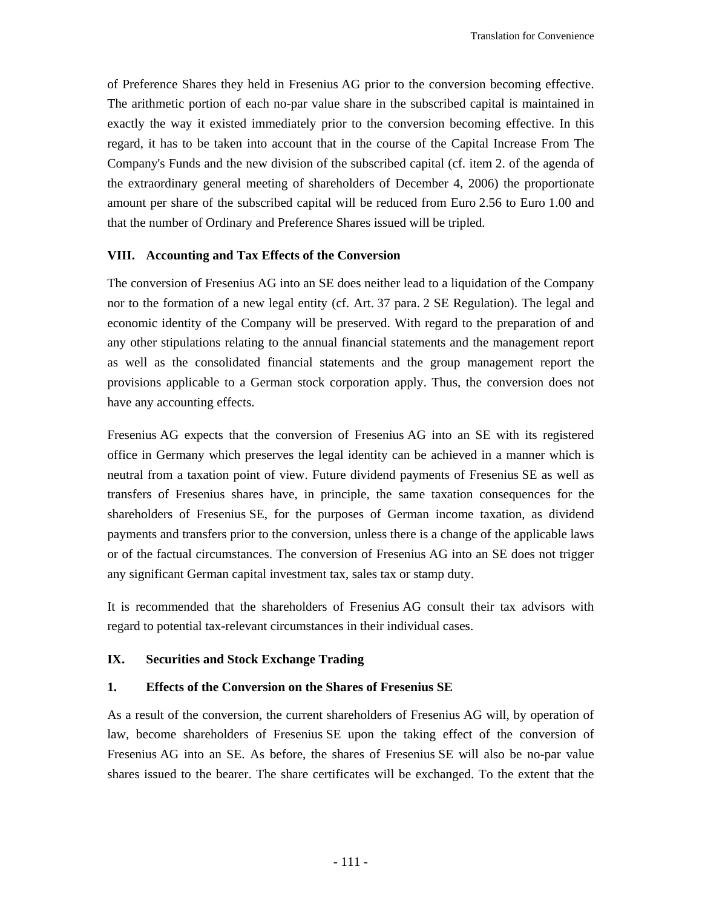of Preference Shares they held in Fresenius AG prior to the conversion becoming effective. The arithmetic portion of each no-par value share in the subscribed capital is maintained in exactly the way it existed immediately prior to the conversion becoming effective. In this regard, it has to be taken into account that in the course of the Capital Increase From The Company's Funds and the new division of the subscribed capital (cf. item 2. of the agenda of the extraordinary general meeting of shareholders of December 4, 2006) the proportionate amount per share of the subscribed capital will be reduced from Euro 2.56 to Euro 1.00 and that the number of Ordinary and Preference Shares issued will be tripled.

## VIII. Accounting and Tax Effects of the Conversion

The conversion of Fresenius AG into an SE does neither lead to a liquidation of the Company nor to the formation of a new legal entity (cf. Art. 37 para. 2 SE Regulation). The legal and economic identity of the Company will be preserved. With regard to the preparation of and any other stipulations relating to the annual financial statements and the management report as well as the consolidated financial statements and the group management report the provisions applicable to a German stock corporation apply. Thus, the conversion does not have any accounting effects.

Fresenius AG expects that the conversion of Fresenius AG into an SE with its registered office in Germany which preserves the legal identity can be achieved in a manner which is neutral from a taxation point of view. Future dividend payments of Fresenius SE as well as transfers of Fresenius shares have, in principle, the same taxation consequences for the shareholders of Fresenius SE, for the purposes of German income taxation, as dividend payments and transfers prior to the conversion, unless there is a change of the applicable laws or of the factual circumstances. The conversion of Fresenius AG into an SE does not trigger any significant German capital investment tax, sales tax or stamp duty.

It is recommended that the shareholders of Fresenius AG consult their tax advisors with regard to potential tax-relevant circumstances in their individual cases.

## IX. Securities and Stock Exchange Trading

### 1. Effects of the Conversion on the Shares of Fresenius SE

As a result of the conversion, the current shareholders of Fresenius AG will, by operation of law, become shareholders of Fresenius SE upon the taking effect of the conversion of Fresenius AG into an SE. As before, the shares of Fresenius SE will also be no-par value shares issued to the bearer. The share certificates will be exchanged. To the extent that the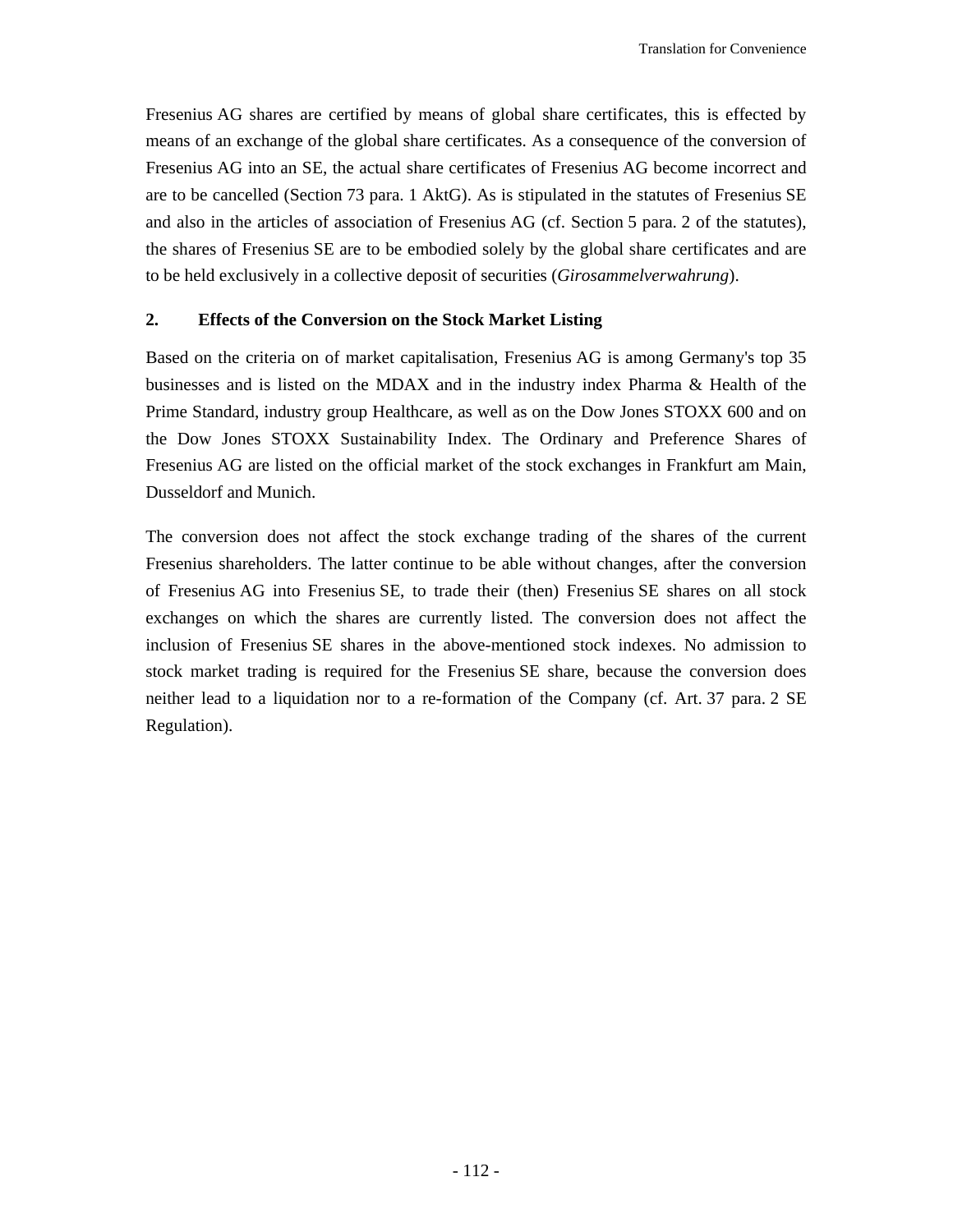Fresenius AG shares are certified by means of global share certificates, this is effected by means of an exchange of the global share certificates. As a consequence of the conversion of Fresenius AG into an SE, the actual share certificates of Fresenius AG become incorrect and are to be cancelled (Section 73 para. 1 AktG). As is stipulated in the statutes of Fresenius SE and also in the articles of association of Fresenius AG (cf. Section 5 para. 2 of the statutes), the shares of Fresenius SE are to be embodied solely by the global share certificates and are to be held exclusively in a collective deposit of securities (*Girosammelverwahrung*).

## 2. Effects of the Conversion on the Stock Market Listing

Based on the criteria on of market capitalisation, Fresenius AG is among Germany's top 35 businesses and is listed on the MDAX and in the industry index Pharma & Health of the Prime Standard, industry group Healthcare, as well as on the Dow Jones STOXX 600 and on the Dow Jones STOXX Sustainability Index. The Ordinary and Preference Shares of Fresenius AG are listed on the official market of the stock exchanges in Frankfurt am Main, Dusseldorf and Munich.

The conversion does not affect the stock exchange trading of the shares of the current Fresenius shareholders. The latter continue to be able without changes, after the conversion of Fresenius AG into Fresenius SE, to trade their (then) Fresenius SE shares on all stock exchanges on which the shares are currently listed. The conversion does not affect the inclusion of Fresenius SE shares in the above-mentioned stock indexes. No admission to stock market trading is required for the Fresenius SE share, because the conversion does neither lead to a liquidation nor to a re-formation of the Company (cf. Art. 37 para. 2 SE Regulation).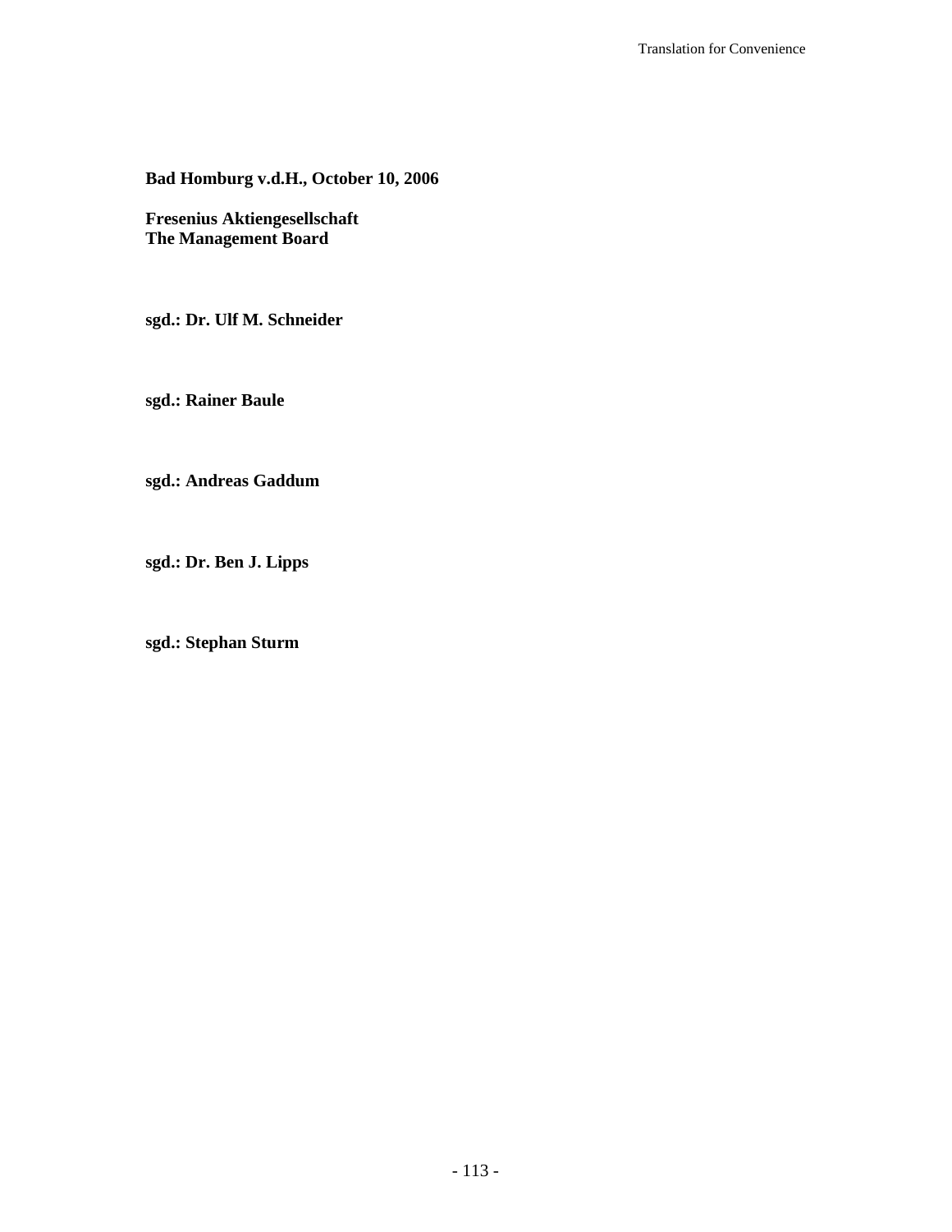**Bad Homburg v.d.H., October 10, 2006**

**Fresenius Aktiengesellschaft**
**The Management Board**

**sgd.: Dr. Ulf M. Schneider**

**sgd.: Rainer Baule**

**sgd.: Andreas Gaddum**

**sgd.: Dr. Ben J. Lipps**

**sgd.: Stephan Sturm**